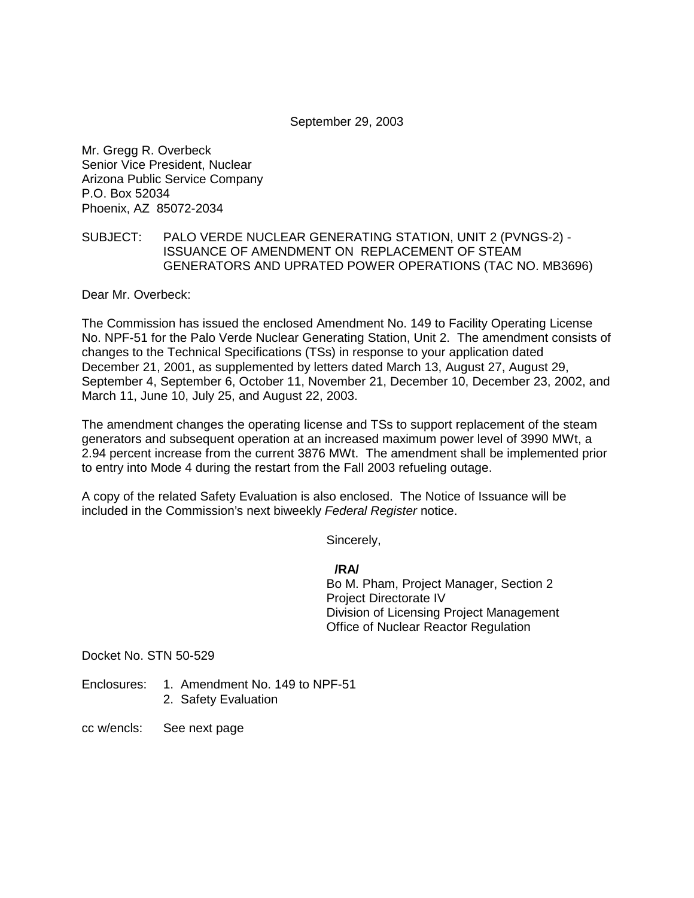September 29, 2003

Mr. Gregg R. Overbeck
Senior Vice President, Nuclear
Arizona Public Service Company
P.O. Box 52034
Phoenix, AZ 85072-2034

SUBJECT: PALO VERDE NUCLEAR GENERATING STATION, UNIT 2 (PVNGS-2) - ISSUANCE OF AMENDMENT ON REPLACEMENT OF STEAM GENERATORS AND UPRATED POWER OPERATIONS (TAC NO. MB3696)

Dear Mr. Overbeck:

The Commission has issued the enclosed Amendment No. 149 to Facility Operating License No. NPF-51 for the Palo Verde Nuclear Generating Station, Unit 2. The amendment consists of changes to the Technical Specifications (TSs) in response to your application dated December 21, 2001, as supplemented by letters dated March 13, August 27, August 29, September 4, September 6, October 11, November 21, December 10, December 23, 2002, and March 11, June 10, July 25, and August 22, 2003.

The amendment changes the operating license and TSs to support replacement of the steam generators and subsequent operation at an increased maximum power level of 3990 MWt, a 2.94 percent increase from the current 3876 MWt. The amendment shall be implemented prior to entry into Mode 4 during the restart from the Fall 2003 refueling outage.

A copy of the related Safety Evaluation is also enclosed. The Notice of Issuance will be included in the Commission's next biweekly *Federal Register* notice.

Sincerely,

**/RA/**
Bo M. Pham, Project Manager, Section 2
Project Directorate IV
Division of Licensing Project Management
Office of Nuclear Reactor Regulation

Docket No. STN 50-529

Enclosures:
1. Amendment No. 149 to NPF-51
2. Safety Evaluation

cc w/encls: See next page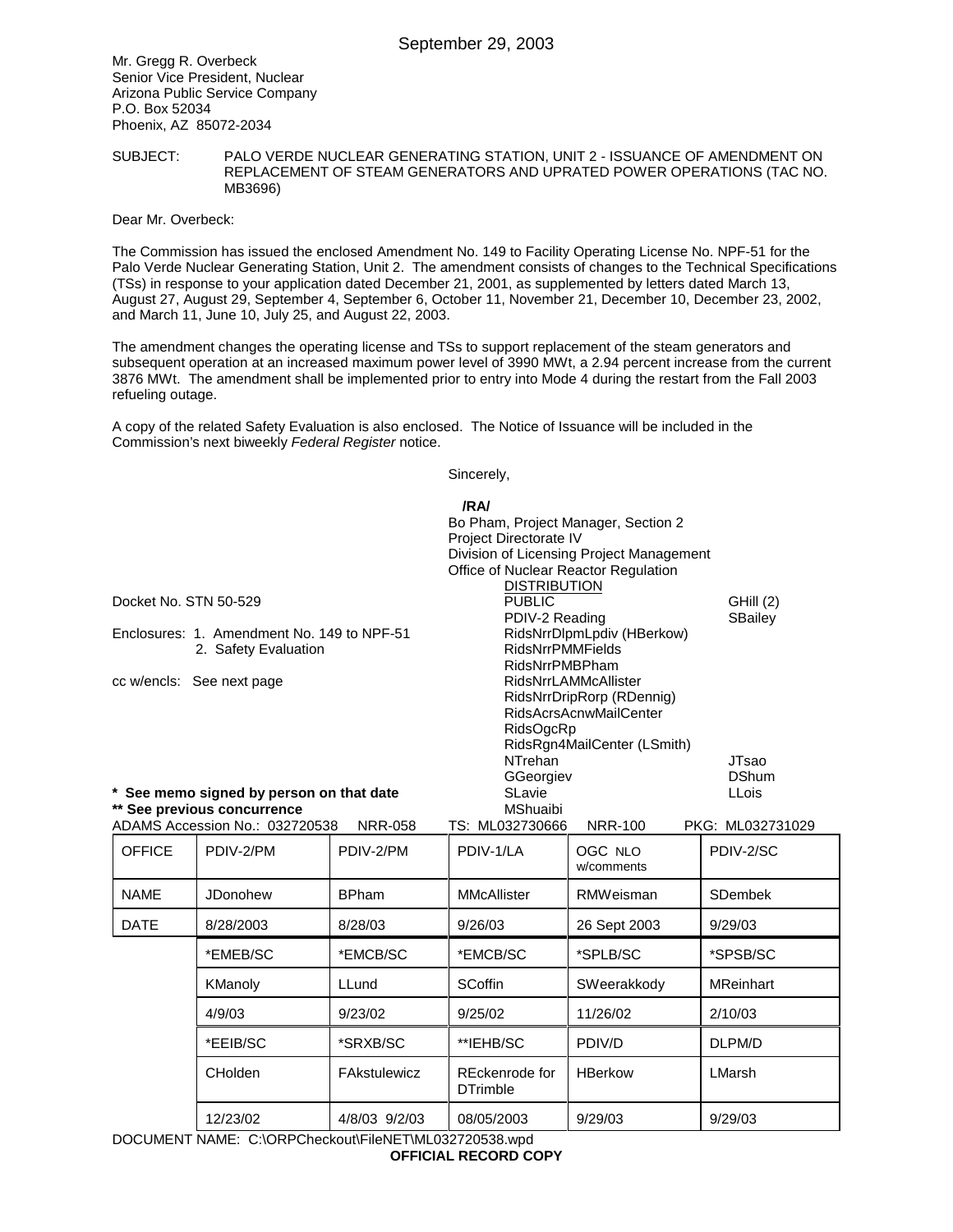September 29, 2003

Mr. Gregg R. Overbeck
Senior Vice President, Nuclear
Arizona Public Service Company
P.O. Box 52034
Phoenix, AZ 85072-2034

SUBJECT: PALO VERDE NUCLEAR GENERATING STATION, UNIT 2 - ISSUANCE OF AMENDMENT ON REPLACEMENT OF STEAM GENERATORS AND UPRATED POWER OPERATIONS (TAC NO. MB3696)

Dear Mr. Overbeck:

The Commission has issued the enclosed Amendment No. 149 to Facility Operating License No. NPF-51 for the Palo Verde Nuclear Generating Station, Unit 2. The amendment consists of changes to the Technical Specifications (TSs) in response to your application dated December 21, 2001, as supplemented by letters dated March 13, August 27, August 29, September 4, September 6, October 11, November 21, December 10, December 23, 2002, and March 11, June 10, July 25, and August 22, 2003.

The amendment changes the operating license and TSs to support replacement of the steam generators and subsequent operation at an increased maximum power level of 3990 MWt, a 2.94 percent increase from the current 3876 MWt. The amendment shall be implemented prior to entry into Mode 4 during the restart from the Fall 2003 refueling outage.

A copy of the related Safety Evaluation is also enclosed. The Notice of Issuance will be included in the Commission's next biweekly *Federal Register* notice.

Sincerely,

**/RA/**

Bo Pham, Project Manager, Section 2
Project Directorate IV
Division of Licensing Project Management
Office of Nuclear Reactor Regulation

Docket No. STN 50-529

Enclosures: 1. Amendment No. 149 to NPF-51
2. Safety Evaluation

cc w/encls: See next page

DISTRIBUTION
PUBLIC
PDIV-2 Reading
RidsNrrDlpmLpdiv (HBerkow)
RidsNrrPMMFields
RidsNrrPMBPham
RidsNrrLAMMcAllister
RidsNrrDripRorp (RDennig)
RidsAcrsAcnwMailCenter
RidsOgcRp
RidsRgn4MailCenter (LSmith)
NTrehan
GGeorgiev
SLavie
MShuaibi
GHill (2)
SBailey
JTsao
DShum
LLois

**\* See memo signed by person on that date**
**\*\* See previous concurrence**

ADAMS Accession No.: 032720538 NRR-058 TS: ML032730666 NRR-100 PKG: ML032731029

| OFFICE | PDIV-2/PM | PDIV-2/PM | PDIV-1/LA | OGC NLO w/comments | PDIV-2/SC |
|---|---|---|---|---|---|
| NAME | JDonohew | BPham | MMcAllister | RMWeisman | SDembek |
| DATE | 8/28/2003 | 8/28/03 | 9/26/03 | 26 Sept 2003 | 9/29/03 |
| | *EMEB/SC | *EMCB/SC | *EMCB/SC | *SPLB/SC | *SPSB/SC |
| | KManoly | LLund | SCoffin | SWeerakkody | MReinhart |
| | 4/9/03 | 9/23/02 | 9/25/02 | 11/26/02 | 2/10/03 |
| | *EEIB/SC | *SRXB/SC | **IEHB/SC | PDIV/D | DLPM/D |
| | CHolden | FAkstulewicz | REckenrode for DTrimble | HBerkow | LMarsh |
| | 12/23/02 | 4/8/03 9/2/03 | 08/05/2003 | 9/29/03 | 9/29/03 |

DOCUMENT NAME: C:\ORPCheckout\FileNET\ML032720538.wpd

**OFFICIAL RECORD COPY**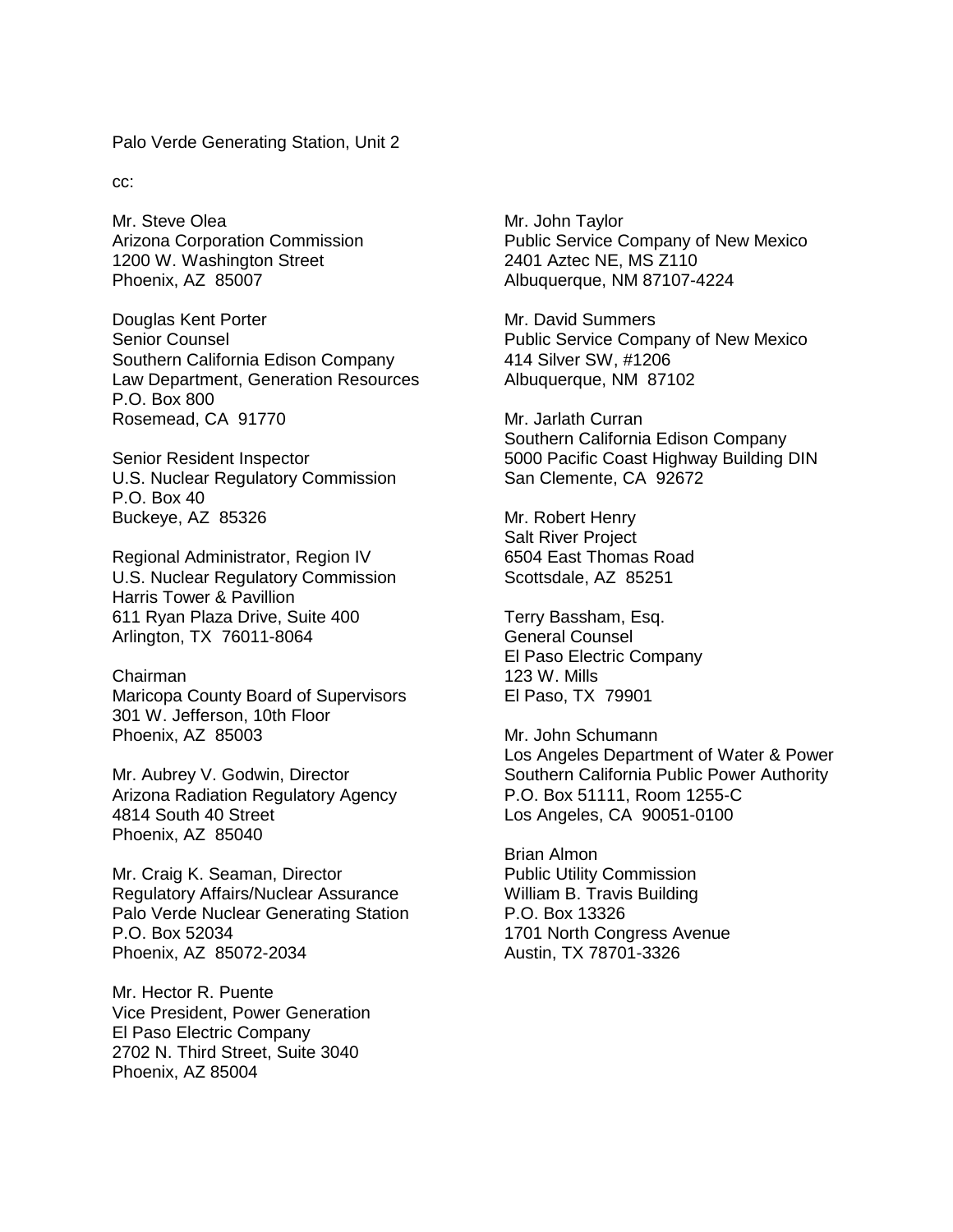Palo Verde Generating Station, Unit 2

cc:

Mr. Steve Olea
Arizona Corporation Commission
1200 W. Washington Street
Phoenix, AZ 85007

Douglas Kent Porter
Senior Counsel
Southern California Edison Company
Law Department, Generation Resources
P.O. Box 800
Rosemead, CA 91770

Senior Resident Inspector
U.S. Nuclear Regulatory Commission
P.O. Box 40
Buckeye, AZ 85326

Regional Administrator, Region IV
U.S. Nuclear Regulatory Commission
Harris Tower & Pavillion
611 Ryan Plaza Drive, Suite 400
Arlington, TX 76011-8064

Chairman
Maricopa County Board of Supervisors
301 W. Jefferson, 10th Floor
Phoenix, AZ 85003

Mr. Aubrey V. Godwin, Director
Arizona Radiation Regulatory Agency
4814 South 40 Street
Phoenix, AZ 85040

Mr. Craig K. Seaman, Director
Regulatory Affairs/Nuclear Assurance
Palo Verde Nuclear Generating Station
P.O. Box 52034
Phoenix, AZ 85072-2034

Mr. Hector R. Puente
Vice President, Power Generation
El Paso Electric Company
2702 N. Third Street, Suite 3040
Phoenix, AZ 85004

Mr. John Taylor
Public Service Company of New Mexico
2401 Aztec NE, MS Z110
Albuquerque, NM 87107-4224

Mr. David Summers
Public Service Company of New Mexico
414 Silver SW, #1206
Albuquerque, NM 87102

Mr. Jarlath Curran
Southern California Edison Company
5000 Pacific Coast Highway Building DIN
San Clemente, CA 92672

Mr. Robert Henry
Salt River Project
6504 East Thomas Road
Scottsdale, AZ 85251

Terry Bassham, Esq.
General Counsel
El Paso Electric Company
123 W. Mills
El Paso, TX 79901

Mr. John Schumann
Los Angeles Department of Water & Power
Southern California Public Power Authority
P.O. Box 51111, Room 1255-C
Los Angeles, CA 90051-0100

Brian Almon
Public Utility Commission
William B. Travis Building
P.O. Box 13326
1701 North Congress Avenue
Austin, TX 78701-3326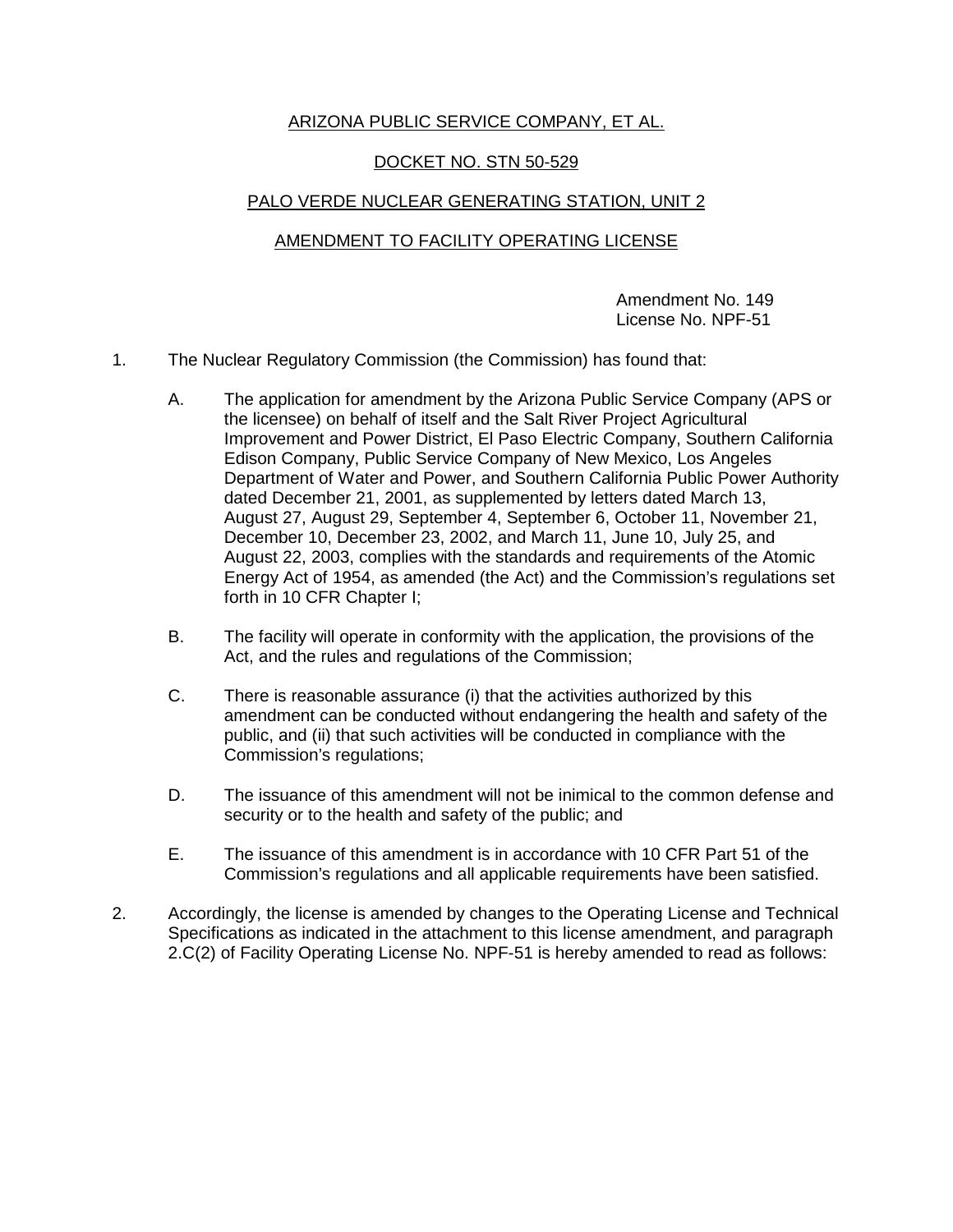ARIZONA PUBLIC SERVICE COMPANY, ET AL.

DOCKET NO. STN 50-529

PALO VERDE NUCLEAR GENERATING STATION, UNIT 2

AMENDMENT TO FACILITY OPERATING LICENSE

Amendment No. 149
License No. NPF-51

1. The Nuclear Regulatory Commission (the Commission) has found that:

   A. The application for amendment by the Arizona Public Service Company (APS or the licensee) on behalf of itself and the Salt River Project Agricultural Improvement and Power District, El Paso Electric Company, Southern California Edison Company, Public Service Company of New Mexico, Los Angeles Department of Water and Power, and Southern California Public Power Authority dated December 21, 2001, as supplemented by letters dated March 13, August 27, August 29, September 4, September 6, October 11, November 21, December 10, December 23, 2002, and March 11, June 10, July 25, and August 22, 2003, complies with the standards and requirements of the Atomic Energy Act of 1954, as amended (the Act) and the Commission's regulations set forth in 10 CFR Chapter I;

   B. The facility will operate in conformity with the application, the provisions of the Act, and the rules and regulations of the Commission;

   C. There is reasonable assurance (i) that the activities authorized by this amendment can be conducted without endangering the health and safety of the public, and (ii) that such activities will be conducted in compliance with the Commission's regulations;

   D. The issuance of this amendment will not be inimical to the common defense and security or to the health and safety of the public; and

   E. The issuance of this amendment is in accordance with 10 CFR Part 51 of the Commission's regulations and all applicable requirements have been satisfied.

2. Accordingly, the license is amended by changes to the Operating License and Technical Specifications as indicated in the attachment to this license amendment, and paragraph 2.C(2) of Facility Operating License No. NPF-51 is hereby amended to read as follows: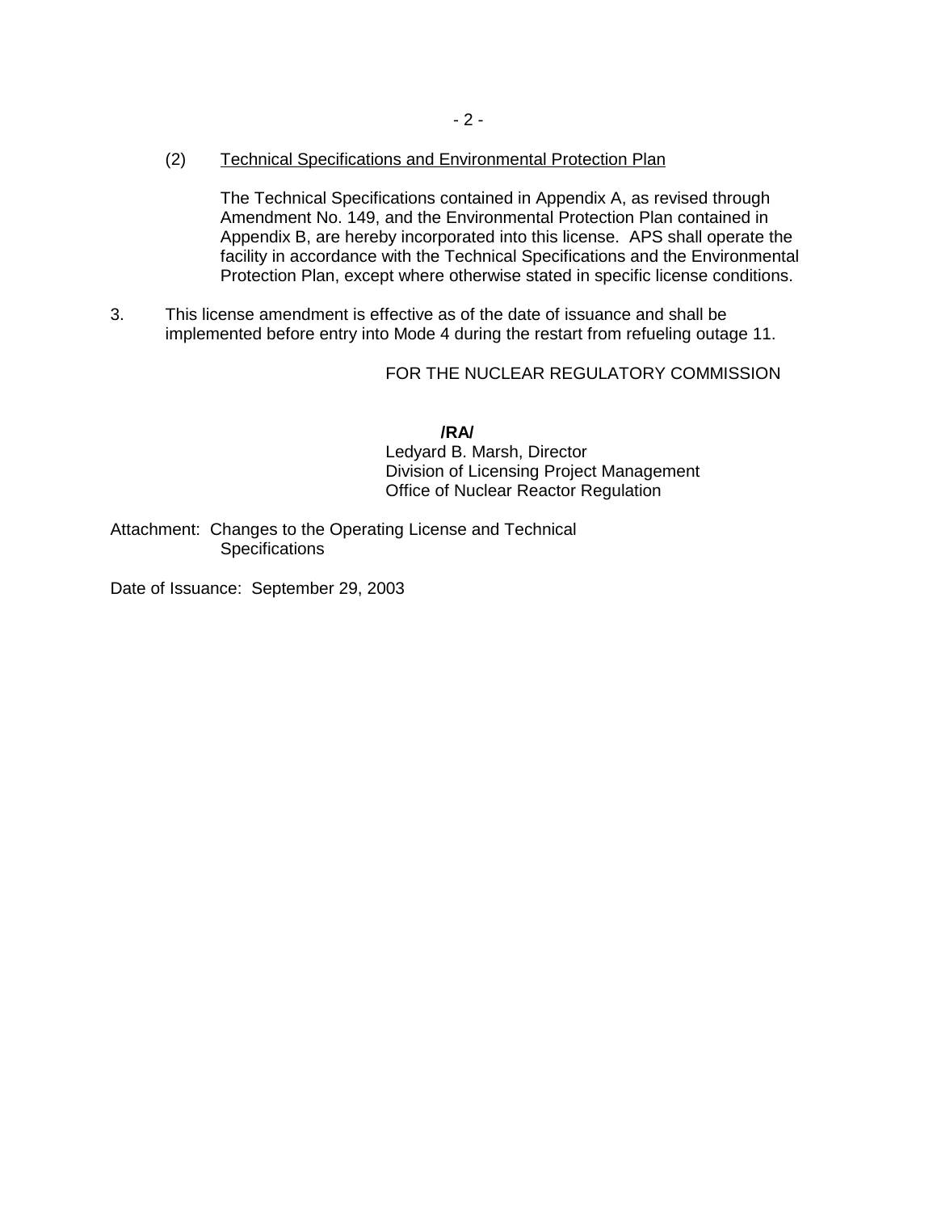(2) Technical Specifications and Environmental Protection Plan

The Technical Specifications contained in Appendix A, as revised through Amendment No. 149, and the Environmental Protection Plan contained in Appendix B, are hereby incorporated into this license. APS shall operate the facility in accordance with the Technical Specifications and the Environmental Protection Plan, except where otherwise stated in specific license conditions.

3. This license amendment is effective as of the date of issuance and shall be implemented before entry into Mode 4 during the restart from refueling outage 11.

FOR THE NUCLEAR REGULATORY COMMISSION

**/RA/**

Ledyard B. Marsh, Director
Division of Licensing Project Management
Office of Nuclear Reactor Regulation

Attachment: Changes to the Operating License and Technical Specifications

Date of Issuance: September 29, 2003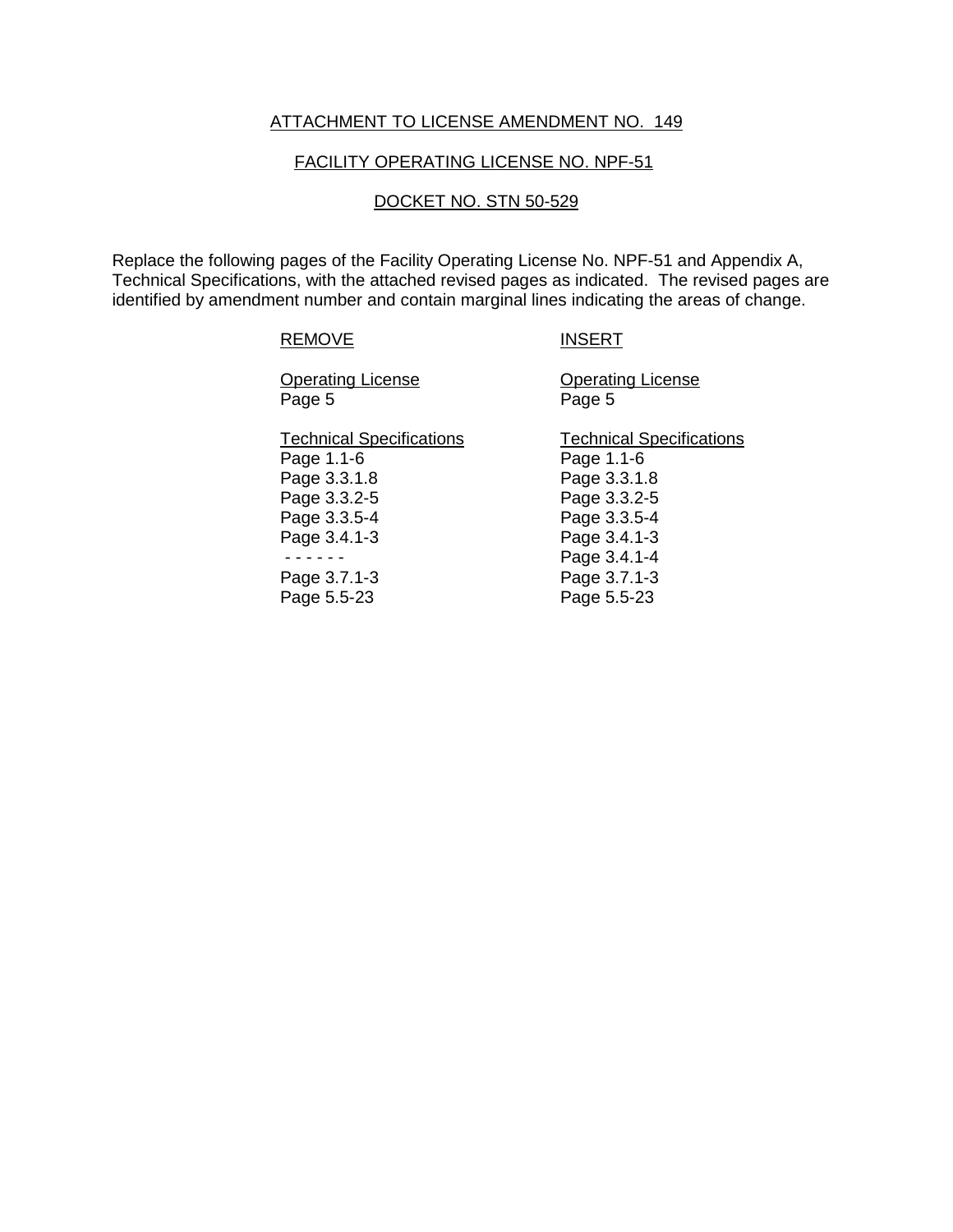ATTACHMENT TO LICENSE AMENDMENT NO. 149

FACILITY OPERATING LICENSE NO. NPF-51

DOCKET NO. STN 50-529

Replace the following pages of the Facility Operating License No. NPF-51 and Appendix A, Technical Specifications, with the attached revised pages as indicated. The revised pages are identified by amendment number and contain marginal lines indicating the areas of change.

| REMOVE | INSERT |
|---|---|
| Operating License | Operating License |
| Page 5 | Page 5 |
| | |
| Technical Specifications | Technical Specifications |
| Page 1.1-6 | Page 1.1-6 |
| Page 3.3.1.8 | Page 3.3.1.8 |
| Page 3.3.2-5 | Page 3.3.2-5 |
| Page 3.3.5-4 | Page 3.3.5-4 |
| Page 3.4.1-3 | Page 3.4.1-3 |
| - - - - - - | Page 3.4.1-4 |
| Page 3.7.1-3 | Page 3.7.1-3 |
| Page 5.5-23 | Page 5.5-23 |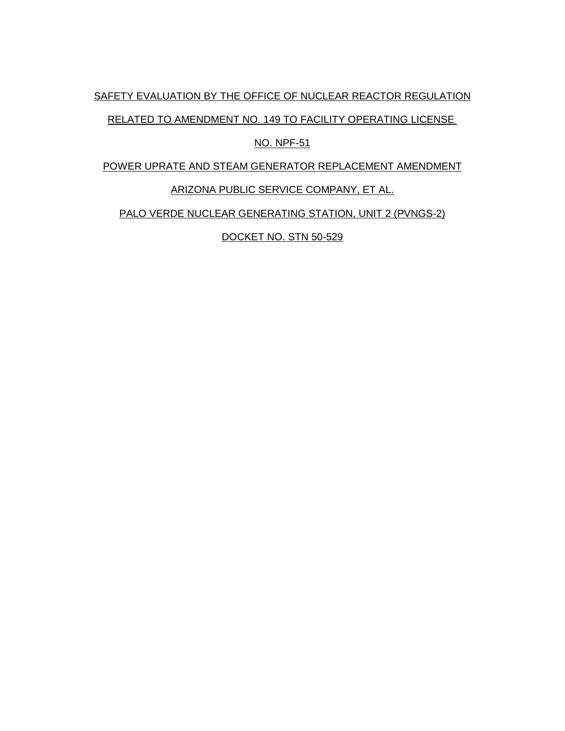SAFETY EVALUATION BY THE OFFICE OF NUCLEAR REACTOR REGULATION

RELATED TO AMENDMENT NO. 149 TO FACILITY OPERATING LICENSE

NO. NPF-51

POWER UPRATE AND STEAM GENERATOR REPLACEMENT AMENDMENT

ARIZONA PUBLIC SERVICE COMPANY, ET AL.

PALO VERDE NUCLEAR GENERATING STATION, UNIT 2 (PVNGS-2)

DOCKET NO. STN 50-529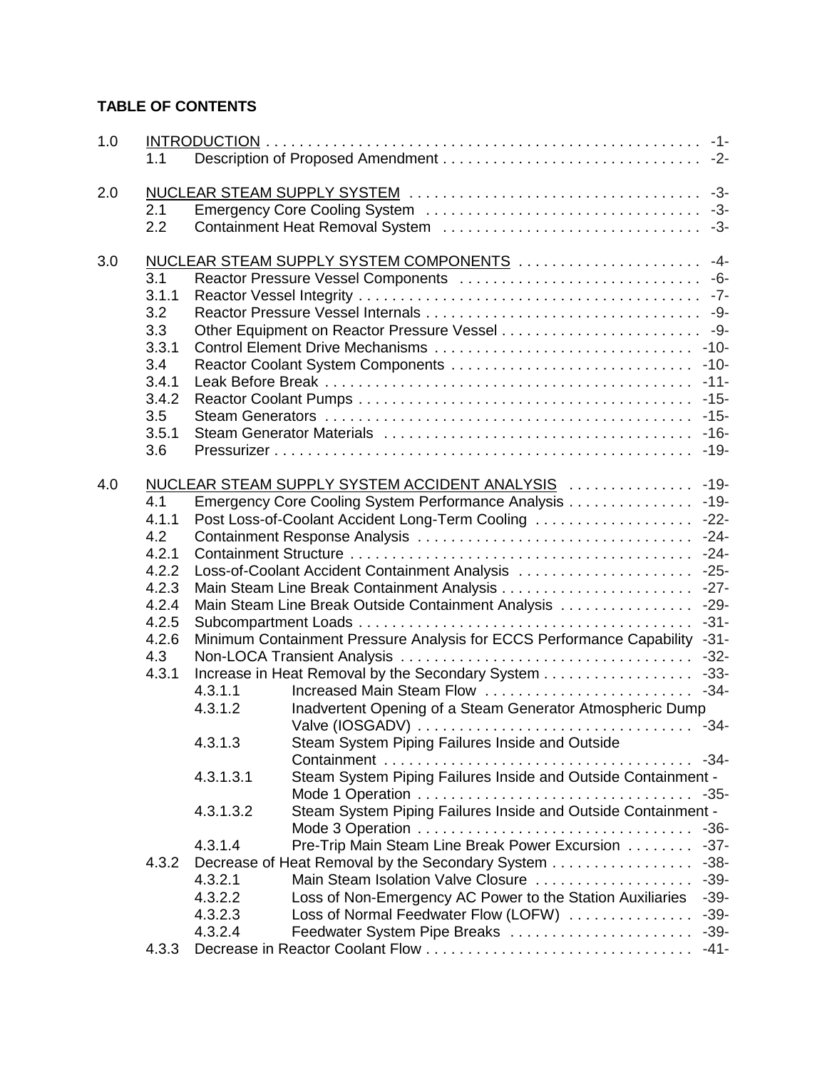**TABLE OF CONTENTS**

| | | | |
|---|---|---|---|
| 1.0 | INTRODUCTION | | -1- |
| | 1.1 | Description of Proposed Amendment | -2- |
| 2.0 | NUCLEAR STEAM SUPPLY SYSTEM | | -3- |
| | 2.1 | Emergency Core Cooling System | -3- |
| | 2.2 | Containment Heat Removal System | -3- |
| 3.0 | NUCLEAR STEAM SUPPLY SYSTEM COMPONENTS | | -4- |
| | 3.1 | Reactor Pressure Vessel Components | -6- |
| | 3.1.1 | Reactor Vessel Integrity | -7- |
| | 3.2 | Reactor Pressure Vessel Internals | -9- |
| | 3.3 | Other Equipment on Reactor Pressure Vessel | -9- |
| | 3.3.1 | Control Element Drive Mechanisms | -10- |
| | 3.4 | Reactor Coolant System Components | -10- |
| | 3.4.1 | Leak Before Break | -11- |
| | 3.4.2 | Reactor Coolant Pumps | -15- |
| | 3.5 | Steam Generators | -15- |
| | 3.5.1 | Steam Generator Materials | -16- |
| | 3.6 | Pressurizer | -19- |
| 4.0 | NUCLEAR STEAM SUPPLY SYSTEM ACCIDENT ANALYSIS | | -19- |
| | 4.1 | Emergency Core Cooling System Performance Analysis | -19- |
| | 4.1.1 | Post Loss-of-Coolant Accident Long-Term Cooling | -22- |
| | 4.2 | Containment Response Analysis | -24- |
| | 4.2.1 | Containment Structure | -24- |
| | 4.2.2 | Loss-of-Coolant Accident Containment Analysis | -25- |
| | 4.2.3 | Main Steam Line Break Containment Analysis | -27- |
| | 4.2.4 | Main Steam Line Break Outside Containment Analysis | -29- |
| | 4.2.5 | Subcompartment Loads | -31- |
| | 4.2.6 | Minimum Containment Pressure Analysis for ECCS Performance Capability | -31- |
| | 4.3 | Non-LOCA Transient Analysis | -32- |
| | 4.3.1 | Increase in Heat Removal by the Secondary System | -33- |
| | | 4.3.1.1 Increased Main Steam Flow | -34- |
| | | 4.3.1.2 Inadvertent Opening of a Steam Generator Atmospheric Dump Valve (IOSGADV) | -34- |
| | | 4.3.1.3 Steam System Piping Failures Inside and Outside Containment | -34- |
| | | 4.3.1.3.1 Steam System Piping Failures Inside and Outside Containment - Mode 1 Operation | -35- |
| | | 4.3.1.3.2 Steam System Piping Failures Inside and Outside Containment - Mode 3 Operation | -36- |
| | | 4.3.1.4 Pre-Trip Main Steam Line Break Power Excursion | -37- |
| | 4.3.2 | Decrease of Heat Removal by the Secondary System | -38- |
| | | 4.3.2.1 Main Steam Isolation Valve Closure | -39- |
| | | 4.3.2.2 Loss of Non-Emergency AC Power to the Station Auxiliaries | -39- |
| | | 4.3.2.3 Loss of Normal Feedwater Flow (LOFW) | -39- |
| | | 4.3.2.4 Feedwater System Pipe Breaks | -39- |
| | 4.3.3 | Decrease in Reactor Coolant Flow | -41- |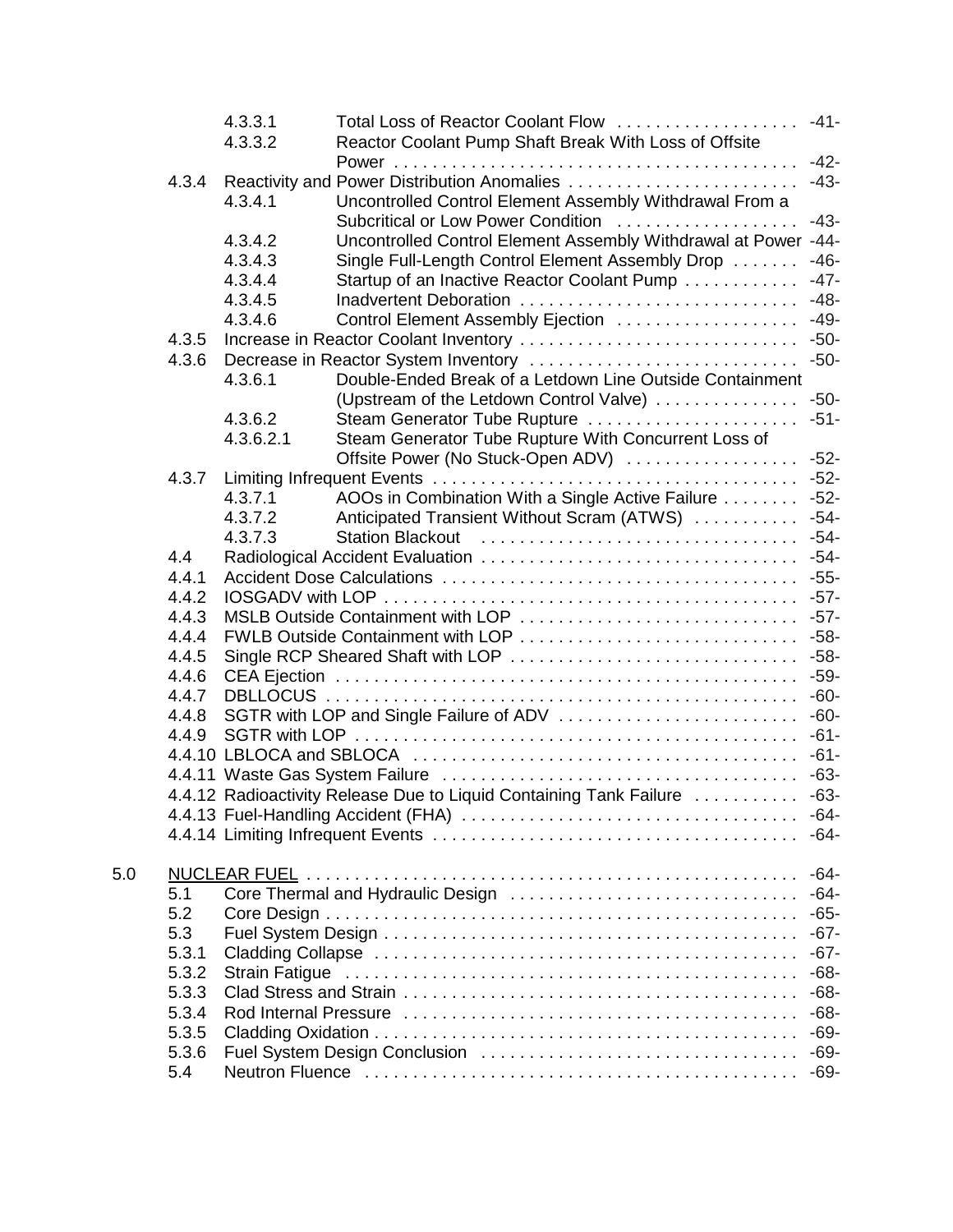| | | | |
|---|---|---|---|
| | 4.3.3.1 | Total Loss of Reactor Coolant Flow | -41- |
| | 4.3.3.2 | Reactor Coolant Pump Shaft Break With Loss of Offsite Power | -42- |
| 4.3.4 | | Reactivity and Power Distribution Anomalies | -43- |
| | 4.3.4.1 | Uncontrolled Control Element Assembly Withdrawal From a Subcritical or Low Power Condition | -43- |
| | 4.3.4.2 | Uncontrolled Control Element Assembly Withdrawal at Power | -44- |
| | 4.3.4.3 | Single Full-Length Control Element Assembly Drop | -46- |
| | 4.3.4.4 | Startup of an Inactive Reactor Coolant Pump | -47- |
| | 4.3.4.5 | Inadvertent Deboration | -48- |
| | 4.3.4.6 | Control Element Assembly Ejection | -49- |
| 4.3.5 | | Increase in Reactor Coolant Inventory | -50- |
| 4.3.6 | | Decrease in Reactor System Inventory | -50- |
| | 4.3.6.1 | Double-Ended Break of a Letdown Line Outside Containment (Upstream of the Letdown Control Valve) | -50- |
| | 4.3.6.2 | Steam Generator Tube Rupture | -51- |
| | 4.3.6.2.1 | Steam Generator Tube Rupture With Concurrent Loss of Offsite Power (No Stuck-Open ADV) | -52- |
| 4.3.7 | | Limiting Infrequent Events | -52- |
| | 4.3.7.1 | AOOs in Combination With a Single Active Failure | -52- |
| | 4.3.7.2 | Anticipated Transient Without Scram (ATWS) | -54- |
| | 4.3.7.3 | Station Blackout | -54- |
| 4.4 | | Radiological Accident Evaluation | -54- |
| 4.4.1 | | Accident Dose Calculations | -55- |
| 4.4.2 | | IOSGADV with LOP | -57- |
| 4.4.3 | | MSLB Outside Containment with LOP | -57- |
| 4.4.4 | | FWLB Outside Containment with LOP | -58- |
| 4.4.5 | | Single RCP Sheared Shaft with LOP | -58- |
| 4.4.6 | | CEA Ejection | -59- |
| 4.4.7 | | DBLLOCUS | -60- |
| 4.4.8 | | SGTR with LOP and Single Failure of ADV | -60- |
| 4.4.9 | | SGTR with LOP | -61- |
| 4.4.10 | | LBLOCA and SBLOCA | -61- |
| 4.4.11 | | Waste Gas System Failure | -63- |
| 4.4.12 | | Radioactivity Release Due to Liquid Containing Tank Failure | -63- |
| 4.4.13 | | Fuel-Handling Accident (FHA) | -64- |
| 4.4.14 | | Limiting Infrequent Events | -64- |

| | | | |
|---|---|---|---|
| 5.0 | | NUCLEAR FUEL | -64- |
| | 5.1 | Core Thermal and Hydraulic Design | -64- |
| | 5.2 | Core Design | -65- |
| | 5.3 | Fuel System Design | -67- |
| | 5.3.1 | Cladding Collapse | -67- |
| | 5.3.2 | Strain Fatigue | -68- |
| | 5.3.3 | Clad Stress and Strain | -68- |
| | 5.3.4 | Rod Internal Pressure | -68- |
| | 5.3.5 | Cladding Oxidation | -69- |
| | 5.3.6 | Fuel System Design Conclusion | -69- |
| | 5.4 | Neutron Fluence | -69- |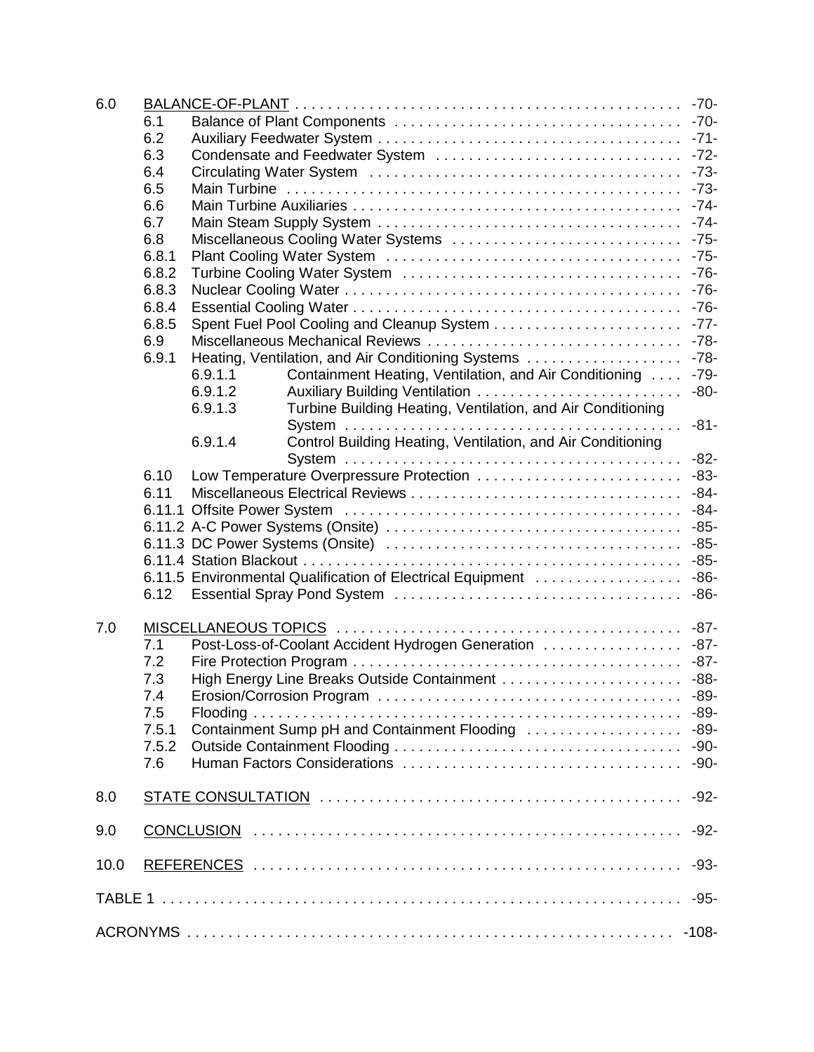| | | | |
|---|---|---|---|
| 6.0 | BALANCE-OF-PLANT | | -70- |
| | 6.1 | Balance of Plant Components | -70- |
| | 6.2 | Auxiliary Feedwater System | -71- |
| | 6.3 | Condensate and Feedwater System | -72- |
| | 6.4 | Circulating Water System | -73- |
| | 6.5 | Main Turbine | -73- |
| | 6.6 | Main Turbine Auxiliaries | -74- |
| | 6.7 | Main Steam Supply System | -74- |
| | 6.8 | Miscellaneous Cooling Water Systems | -75- |
| | 6.8.1 | Plant Cooling Water System | -75- |
| | 6.8.2 | Turbine Cooling Water System | -76- |
| | 6.8.3 | Nuclear Cooling Water | -76- |
| | 6.8.4 | Essential Cooling Water | -76- |
| | 6.8.5 | Spent Fuel Pool Cooling and Cleanup System | -77- |
| | 6.9 | Miscellaneous Mechanical Reviews | -78- |
| | 6.9.1 | Heating, Ventilation, and Air Conditioning Systems | -78- |
| | | 6.9.1.1 Containment Heating, Ventilation, and Air Conditioning | -79- |
| | | 6.9.1.2 Auxiliary Building Ventilation | -80- |
| | | 6.9.1.3 Turbine Building Heating, Ventilation, and Air Conditioning System | -81- |
| | | 6.9.1.4 Control Building Heating, Ventilation, and Air Conditioning System | -82- |
| | 6.10 | Low Temperature Overpressure Protection | -83- |
| | 6.11 | Miscellaneous Electrical Reviews | -84- |
| | 6.11.1 | Offsite Power System | -84- |
| | 6.11.2 | A-C Power Systems (Onsite) | -85- |
| | 6.11.3 | DC Power Systems (Onsite) | -85- |
| | 6.11.4 | Station Blackout | -85- |
| | 6.11.5 | Environmental Qualification of Electrical Equipment | -86- |
| | 6.12 | Essential Spray Pond System | -86- |
| 7.0 | MISCELLANEOUS TOPICS | | -87- |
| | 7.1 | Post-Loss-of-Coolant Accident Hydrogen Generation | -87- |
| | 7.2 | Fire Protection Program | -87- |
| | 7.3 | High Energy Line Breaks Outside Containment | -88- |
| | 7.4 | Erosion/Corrosion Program | -89- |
| | 7.5 | Flooding | -89- |
| | 7.5.1 | Containment Sump pH and Containment Flooding | -89- |
| | 7.5.2 | Outside Containment Flooding | -90- |
| | 7.6 | Human Factors Considerations | -90- |
| 8.0 | STATE CONSULTATION | | -92- |
| 9.0 | CONCLUSION | | -92- |
| 10.0 | REFERENCES | | -93- |
| TABLE 1 | | | -95- |
| ACRONYMS | | | -108- |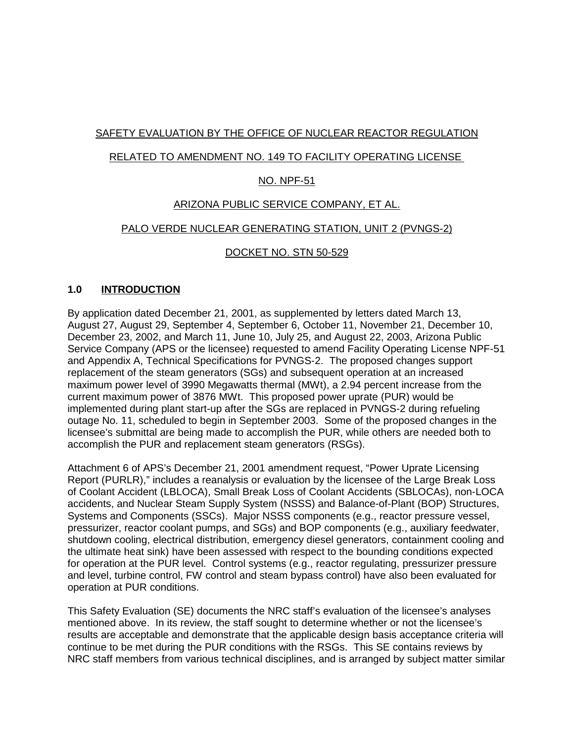SAFETY EVALUATION BY THE OFFICE OF NUCLEAR REACTOR REGULATION

RELATED TO AMENDMENT NO. 149 TO FACILITY OPERATING LICENSE

NO. NPF-51

ARIZONA PUBLIC SERVICE COMPANY, ET AL.

PALO VERDE NUCLEAR GENERATING STATION, UNIT 2 (PVNGS-2)

DOCKET NO. STN 50-529

## 1.0 INTRODUCTION

By application dated December 21, 2001, as supplemented by letters dated March 13, August 27, August 29, September 4, September 6, October 11, November 21, December 10, December 23, 2002, and March 11, June 10, July 25, and August 22, 2003, Arizona Public Service Company (APS or the licensee) requested to amend Facility Operating License NPF-51 and Appendix A, Technical Specifications for PVNGS-2. The proposed changes support replacement of the steam generators (SGs) and subsequent operation at an increased maximum power level of 3990 Megawatts thermal (MWt), a 2.94 percent increase from the current maximum power of 3876 MWt. This proposed power uprate (PUR) would be implemented during plant start-up after the SGs are replaced in PVNGS-2 during refueling outage No. 11, scheduled to begin in September 2003. Some of the proposed changes in the licensee's submittal are being made to accomplish the PUR, while others are needed both to accomplish the PUR and replacement steam generators (RSGs).

Attachment 6 of APS's December 21, 2001 amendment request, "Power Uprate Licensing Report (PURLR)," includes a reanalysis or evaluation by the licensee of the Large Break Loss of Coolant Accident (LBLOCA), Small Break Loss of Coolant Accidents (SBLOCAs), non-LOCA accidents, and Nuclear Steam Supply System (NSSS) and Balance-of-Plant (BOP) Structures, Systems and Components (SSCs). Major NSSS components (e.g., reactor pressure vessel, pressurizer, reactor coolant pumps, and SGs) and BOP components (e.g., auxiliary feedwater, shutdown cooling, electrical distribution, emergency diesel generators, containment cooling and the ultimate heat sink) have been assessed with respect to the bounding conditions expected for operation at the PUR level. Control systems (e.g., reactor regulating, pressurizer pressure and level, turbine control, FW control and steam bypass control) have also been evaluated for operation at PUR conditions.

This Safety Evaluation (SE) documents the NRC staff's evaluation of the licensee's analyses mentioned above. In its review, the staff sought to determine whether or not the licensee's results are acceptable and demonstrate that the applicable design basis acceptance criteria will continue to be met during the PUR conditions with the RSGs. This SE contains reviews by NRC staff members from various technical disciplines, and is arranged by subject matter similar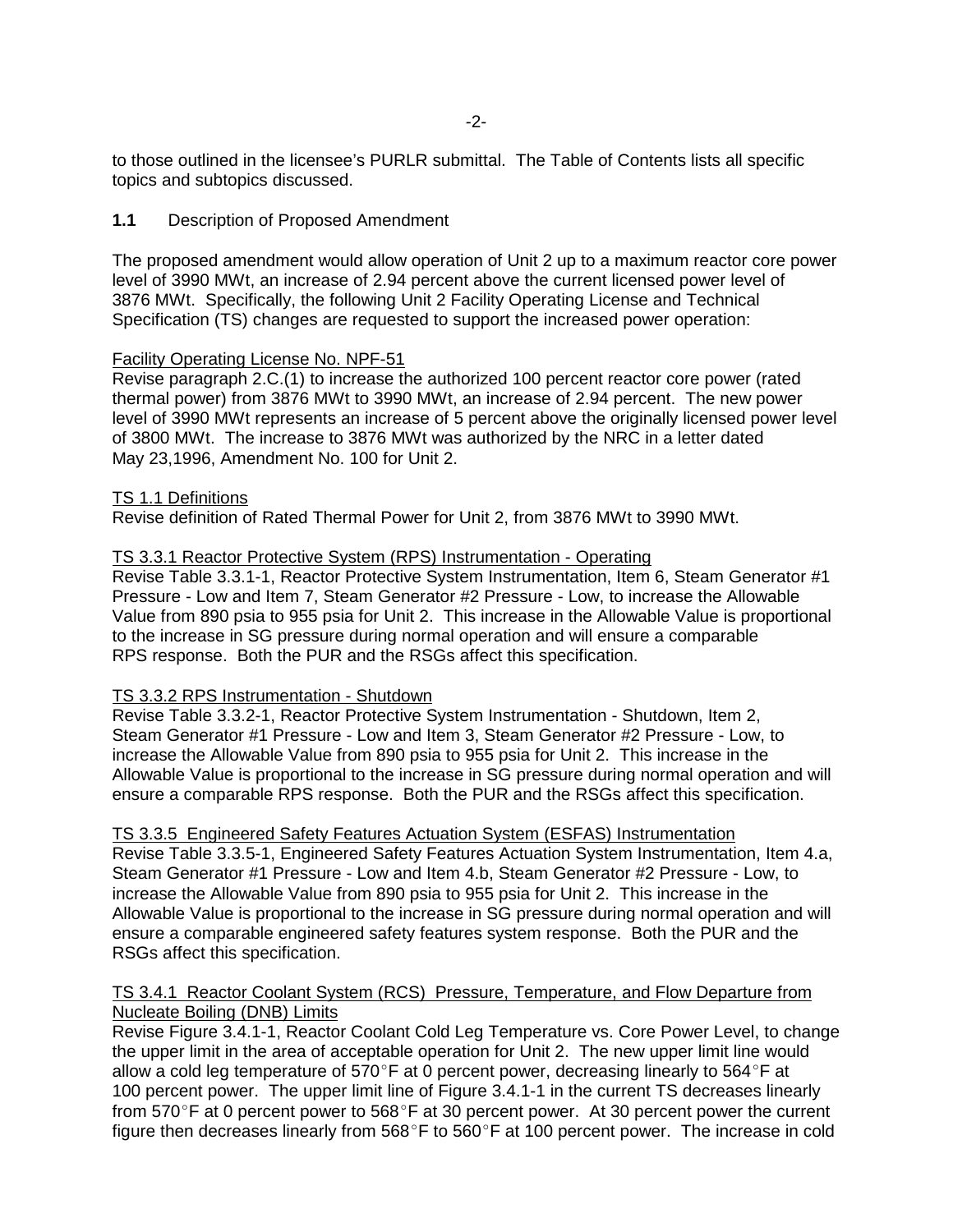to those outlined in the licensee's PURLR submittal. The Table of Contents lists all specific topics and subtopics discussed.

**1.1** Description of Proposed Amendment

The proposed amendment would allow operation of Unit 2 up to a maximum reactor core power level of 3990 MWt, an increase of 2.94 percent above the current licensed power level of 3876 MWt. Specifically, the following Unit 2 Facility Operating License and Technical Specification (TS) changes are requested to support the increased power operation:

Facility Operating License No. NPF-51
Revise paragraph 2.C.(1) to increase the authorized 100 percent reactor core power (rated thermal power) from 3876 MWt to 3990 MWt, an increase of 2.94 percent. The new power level of 3990 MWt represents an increase of 5 percent above the originally licensed power level of 3800 MWt. The increase to 3876 MWt was authorized by the NRC in a letter dated May 23,1996, Amendment No. 100 for Unit 2.

TS 1.1 Definitions
Revise definition of Rated Thermal Power for Unit 2, from 3876 MWt to 3990 MWt.

TS 3.3.1 Reactor Protective System (RPS) Instrumentation - Operating
Revise Table 3.3.1-1, Reactor Protective System Instrumentation, Item 6, Steam Generator #1 Pressure - Low and Item 7, Steam Generator #2 Pressure - Low, to increase the Allowable Value from 890 psia to 955 psia for Unit 2. This increase in the Allowable Value is proportional to the increase in SG pressure during normal operation and will ensure a comparable RPS response. Both the PUR and the RSGs affect this specification.

TS 3.3.2 RPS Instrumentation - Shutdown
Revise Table 3.3.2-1, Reactor Protective System Instrumentation - Shutdown, Item 2, Steam Generator #1 Pressure - Low and Item 3, Steam Generator #2 Pressure - Low, to increase the Allowable Value from 890 psia to 955 psia for Unit 2. This increase in the Allowable Value is proportional to the increase in SG pressure during normal operation and will ensure a comparable RPS response. Both the PUR and the RSGs affect this specification.

TS 3.3.5 Engineered Safety Features Actuation System (ESFAS) Instrumentation
Revise Table 3.3.5-1, Engineered Safety Features Actuation System Instrumentation, Item 4.a, Steam Generator #1 Pressure - Low and Item 4.b, Steam Generator #2 Pressure - Low, to increase the Allowable Value from 890 psia to 955 psia for Unit 2. This increase in the Allowable Value is proportional to the increase in SG pressure during normal operation and will ensure a comparable engineered safety features system response. Both the PUR and the RSGs affect this specification.

TS 3.4.1 Reactor Coolant System (RCS) Pressure, Temperature, and Flow Departure from Nucleate Boiling (DNB) Limits
Revise Figure 3.4.1-1, Reactor Coolant Cold Leg Temperature vs. Core Power Level, to change the upper limit in the area of acceptable operation for Unit 2. The new upper limit line would allow a cold leg temperature of 570°F at 0 percent power, decreasing linearly to 564°F at 100 percent power. The upper limit line of Figure 3.4.1-1 in the current TS decreases linearly from 570°F at 0 percent power to 568°F at 30 percent power. At 30 percent power the current figure then decreases linearly from 568°F to 560°F at 100 percent power. The increase in cold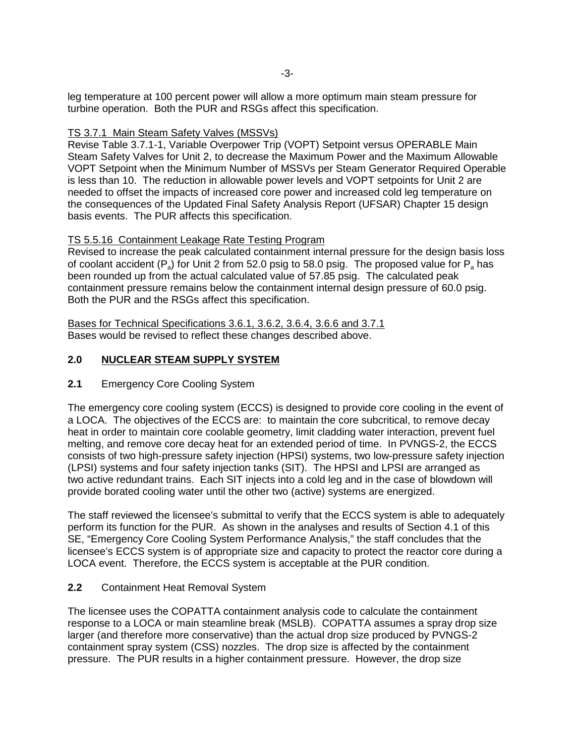leg temperature at 100 percent power will allow a more optimum main steam pressure for turbine operation. Both the PUR and RSGs affect this specification.

TS 3.7.1 Main Steam Safety Valves (MSSVs)

Revise Table 3.7.1-1, Variable Overpower Trip (VOPT) Setpoint versus OPERABLE Main Steam Safety Valves for Unit 2, to decrease the Maximum Power and the Maximum Allowable VOPT Setpoint when the Minimum Number of MSSVs per Steam Generator Required Operable is less than 10. The reduction in allowable power levels and VOPT setpoints for Unit 2 are needed to offset the impacts of increased core power and increased cold leg temperature on the consequences of the Updated Final Safety Analysis Report (UFSAR) Chapter 15 design basis events. The PUR affects this specification.

TS 5.5.16 Containment Leakage Rate Testing Program

Revised to increase the peak calculated containment internal pressure for the design basis loss of coolant accident ($P_a$) for Unit 2 from 52.0 psig to 58.0 psig. The proposed value for $P_a$ has been rounded up from the actual calculated value of 57.85 psig. The calculated peak containment pressure remains below the containment internal design pressure of 60.0 psig. Both the PUR and the RSGs affect this specification.

Bases for Technical Specifications 3.6.1, 3.6.2, 3.6.4, 3.6.6 and 3.7.1

Bases would be revised to reflect these changes described above.

## 2.0 NUCLEAR STEAM SUPPLY SYSTEM

### 2.1 Emergency Core Cooling System

The emergency core cooling system (ECCS) is designed to provide core cooling in the event of a LOCA. The objectives of the ECCS are: to maintain the core subcritical, to remove decay heat in order to maintain core coolable geometry, limit cladding water interaction, prevent fuel melting, and remove core decay heat for an extended period of time. In PVNGS-2, the ECCS consists of two high-pressure safety injection (HPSI) systems, two low-pressure safety injection (LPSI) systems and four safety injection tanks (SIT). The HPSI and LPSI are arranged as two active redundant trains. Each SIT injects into a cold leg and in the case of blowdown will provide borated cooling water until the other two (active) systems are energized.

The staff reviewed the licensee's submittal to verify that the ECCS system is able to adequately perform its function for the PUR. As shown in the analyses and results of Section 4.1 of this SE, "Emergency Core Cooling System Performance Analysis," the staff concludes that the licensee's ECCS system is of appropriate size and capacity to protect the reactor core during a LOCA event. Therefore, the ECCS system is acceptable at the PUR condition.

### 2.2 Containment Heat Removal System

The licensee uses the COPATTA containment analysis code to calculate the containment response to a LOCA or main steamline break (MSLB). COPATTA assumes a spray drop size larger (and therefore more conservative) than the actual drop size produced by PVNGS-2 containment spray system (CSS) nozzles. The drop size is affected by the containment pressure. The PUR results in a higher containment pressure. However, the drop size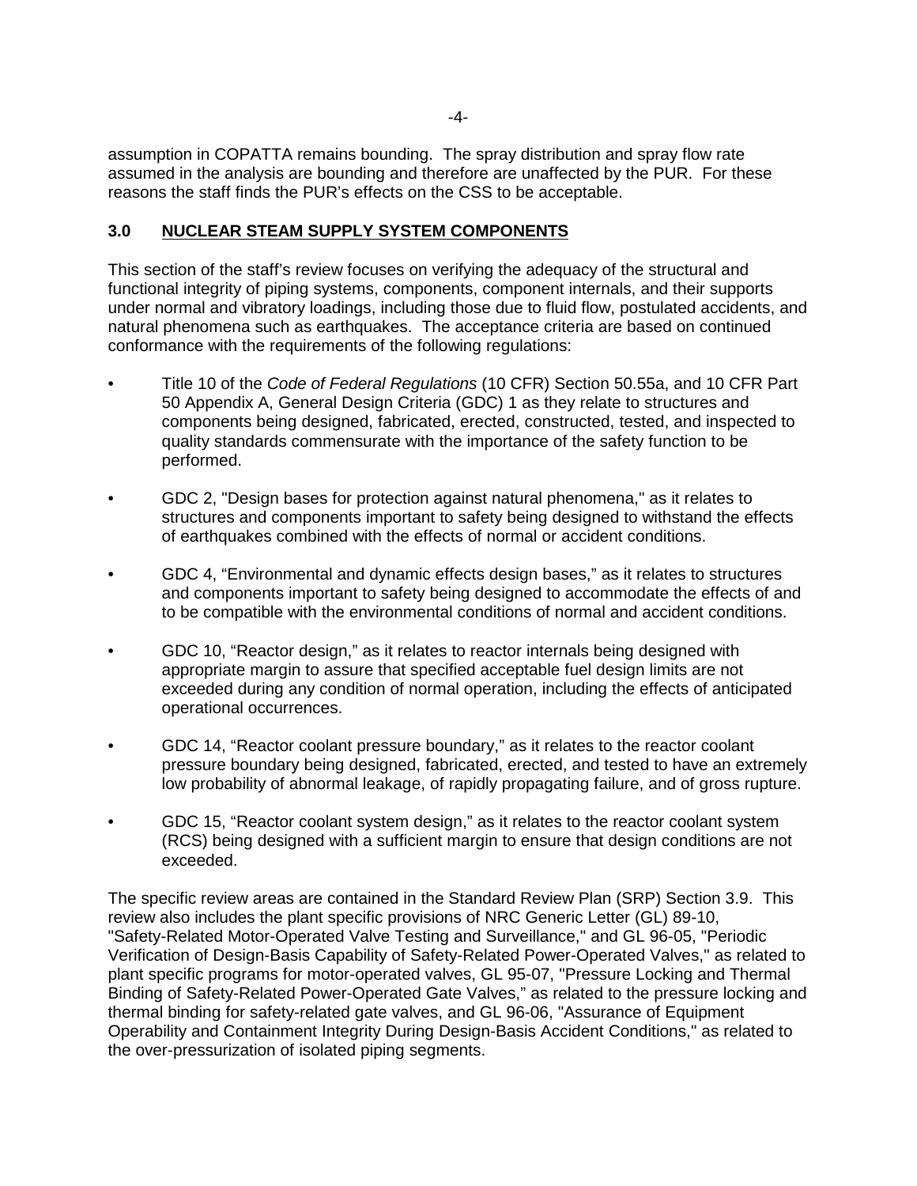assumption in COPATTA remains bounding. The spray distribution and spray flow rate assumed in the analysis are bounding and therefore are unaffected by the PUR. For these reasons the staff finds the PUR's effects on the CSS to be acceptable.

## 3.0 NUCLEAR STEAM SUPPLY SYSTEM COMPONENTS

This section of the staff's review focuses on verifying the adequacy of the structural and functional integrity of piping systems, components, component internals, and their supports under normal and vibratory loadings, including those due to fluid flow, postulated accidents, and natural phenomena such as earthquakes. The acceptance criteria are based on continued conformance with the requirements of the following regulations:

- Title 10 of the *Code of Federal Regulations* (10 CFR) Section 50.55a, and 10 CFR Part 50 Appendix A, General Design Criteria (GDC) 1 as they relate to structures and components being designed, fabricated, erected, constructed, tested, and inspected to quality standards commensurate with the importance of the safety function to be performed.
- GDC 2, "Design bases for protection against natural phenomena," as it relates to structures and components important to safety being designed to withstand the effects of earthquakes combined with the effects of normal or accident conditions.
- GDC 4, "Environmental and dynamic effects design bases," as it relates to structures and components important to safety being designed to accommodate the effects of and to be compatible with the environmental conditions of normal and accident conditions.
- GDC 10, "Reactor design," as it relates to reactor internals being designed with appropriate margin to assure that specified acceptable fuel design limits are not exceeded during any condition of normal operation, including the effects of anticipated operational occurrences.
- GDC 14, "Reactor coolant pressure boundary," as it relates to the reactor coolant pressure boundary being designed, fabricated, erected, and tested to have an extremely low probability of abnormal leakage, of rapidly propagating failure, and of gross rupture.
- GDC 15, "Reactor coolant system design," as it relates to the reactor coolant system (RCS) being designed with a sufficient margin to ensure that design conditions are not exceeded.

The specific review areas are contained in the Standard Review Plan (SRP) Section 3.9. This review also includes the plant specific provisions of NRC Generic Letter (GL) 89-10, "Safety-Related Motor-Operated Valve Testing and Surveillance," and GL 96-05, "Periodic Verification of Design-Basis Capability of Safety-Related Power-Operated Valves," as related to plant specific programs for motor-operated valves, GL 95-07, "Pressure Locking and Thermal Binding of Safety-Related Power-Operated Gate Valves," as related to the pressure locking and thermal binding for safety-related gate valves, and GL 96-06, "Assurance of Equipment Operability and Containment Integrity During Design-Basis Accident Conditions," as related to the over-pressurization of isolated piping segments.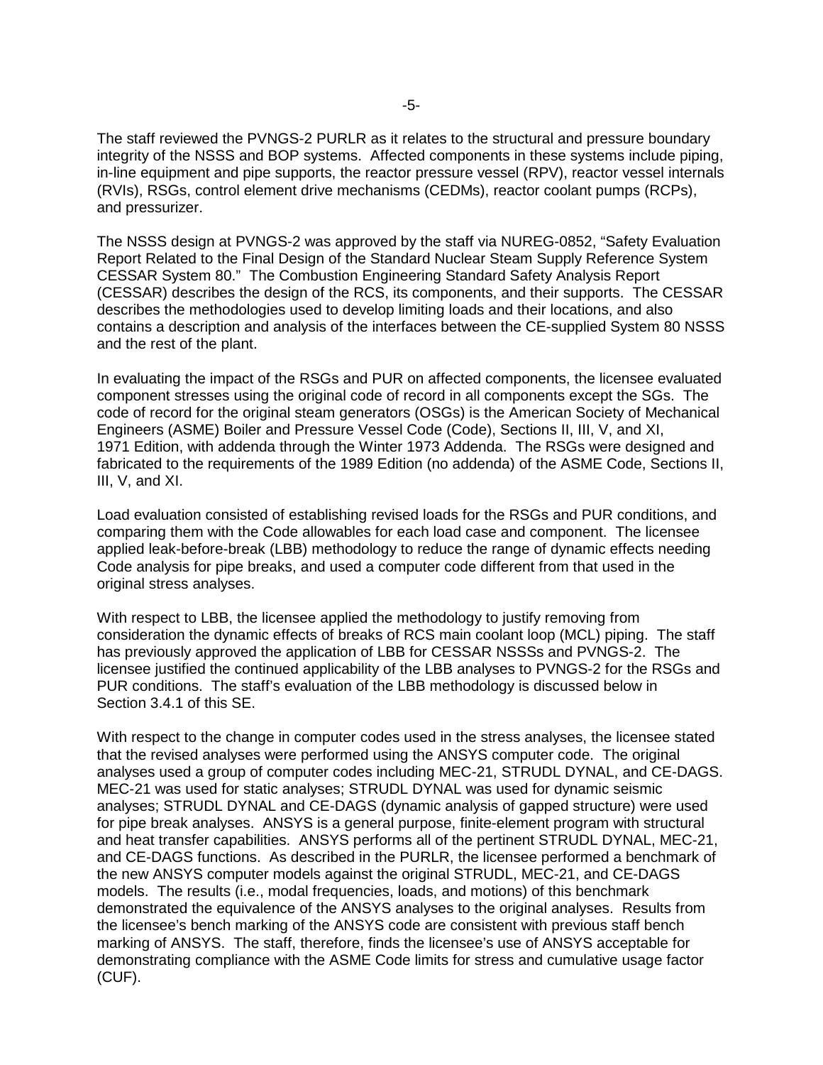The staff reviewed the PVNGS-2 PURLR as it relates to the structural and pressure boundary integrity of the NSSS and BOP systems. Affected components in these systems include piping, in-line equipment and pipe supports, the reactor pressure vessel (RPV), reactor vessel internals (RVIs), RSGs, control element drive mechanisms (CEDMs), reactor coolant pumps (RCPs), and pressurizer.

The NSSS design at PVNGS-2 was approved by the staff via NUREG-0852, "Safety Evaluation Report Related to the Final Design of the Standard Nuclear Steam Supply Reference System CESSAR System 80." The Combustion Engineering Standard Safety Analysis Report (CESSAR) describes the design of the RCS, its components, and their supports. The CESSAR describes the methodologies used to develop limiting loads and their locations, and also contains a description and analysis of the interfaces between the CE-supplied System 80 NSSS and the rest of the plant.

In evaluating the impact of the RSGs and PUR on affected components, the licensee evaluated component stresses using the original code of record in all components except the SGs. The code of record for the original steam generators (OSGs) is the American Society of Mechanical Engineers (ASME) Boiler and Pressure Vessel Code (Code), Sections II, III, V, and XI, 1971 Edition, with addenda through the Winter 1973 Addenda. The RSGs were designed and fabricated to the requirements of the 1989 Edition (no addenda) of the ASME Code, Sections II, III, V, and XI.

Load evaluation consisted of establishing revised loads for the RSGs and PUR conditions, and comparing them with the Code allowables for each load case and component. The licensee applied leak-before-break (LBB) methodology to reduce the range of dynamic effects needing Code analysis for pipe breaks, and used a computer code different from that used in the original stress analyses.

With respect to LBB, the licensee applied the methodology to justify removing from consideration the dynamic effects of breaks of RCS main coolant loop (MCL) piping. The staff has previously approved the application of LBB for CESSAR NSSSs and PVNGS-2. The licensee justified the continued applicability of the LBB analyses to PVNGS-2 for the RSGs and PUR conditions. The staff's evaluation of the LBB methodology is discussed below in Section 3.4.1 of this SE.

With respect to the change in computer codes used in the stress analyses, the licensee stated that the revised analyses were performed using the ANSYS computer code. The original analyses used a group of computer codes including MEC-21, STRUDL DYNAL, and CE-DAGS. MEC-21 was used for static analyses; STRUDL DYNAL was used for dynamic seismic analyses; STRUDL DYNAL and CE-DAGS (dynamic analysis of gapped structure) were used for pipe break analyses. ANSYS is a general purpose, finite-element program with structural and heat transfer capabilities. ANSYS performs all of the pertinent STRUDL DYNAL, MEC-21, and CE-DAGS functions. As described in the PURLR, the licensee performed a benchmark of the new ANSYS computer models against the original STRUDL, MEC-21, and CE-DAGS models. The results (i.e., modal frequencies, loads, and motions) of this benchmark demonstrated the equivalence of the ANSYS analyses to the original analyses. Results from the licensee's bench marking of the ANSYS code are consistent with previous staff bench marking of ANSYS. The staff, therefore, finds the licensee's use of ANSYS acceptable for demonstrating compliance with the ASME Code limits for stress and cumulative usage factor (CUF).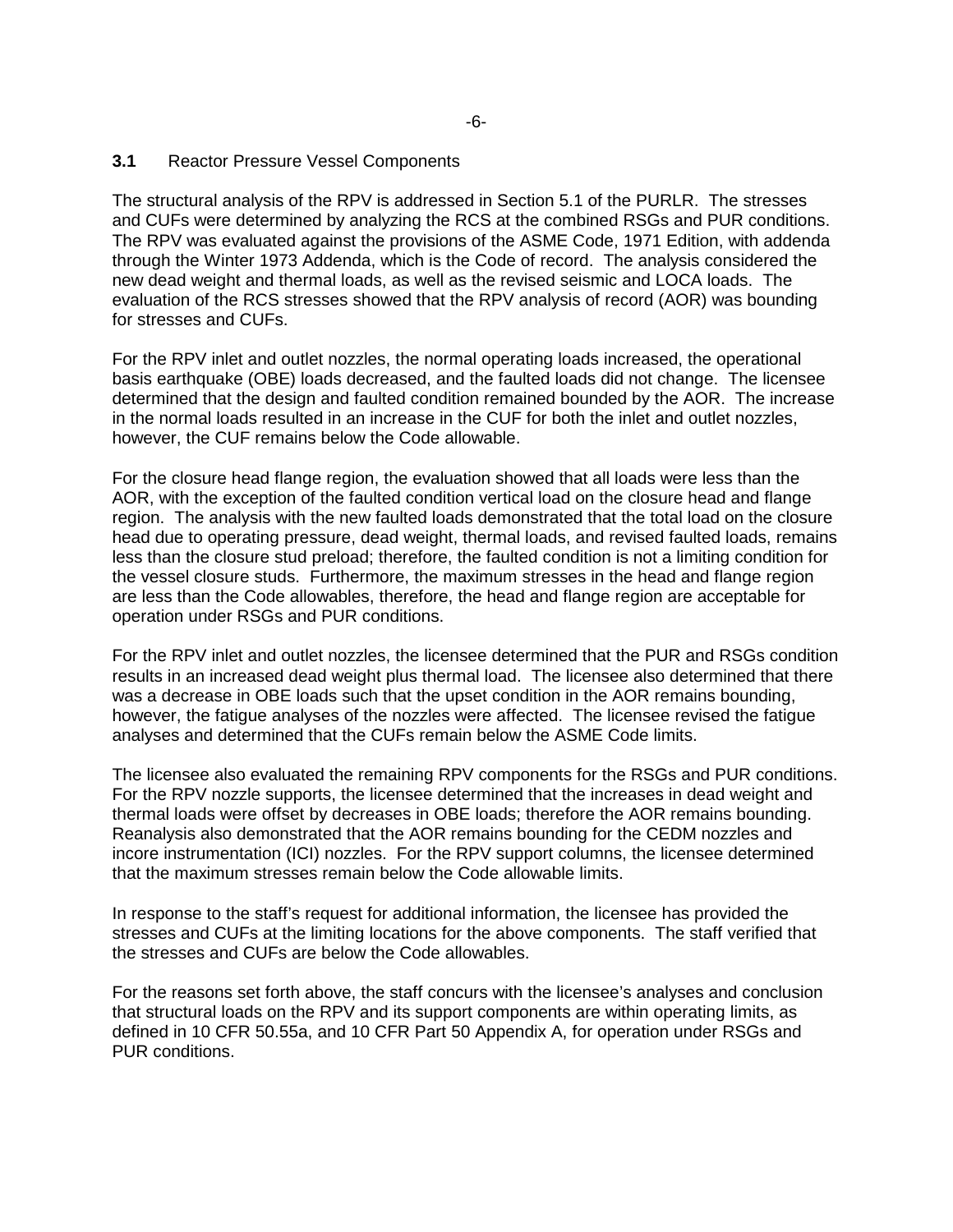### 3.1 Reactor Pressure Vessel Components

The structural analysis of the RPV is addressed in Section 5.1 of the PURLR. The stresses and CUFs were determined by analyzing the RCS at the combined RSGs and PUR conditions. The RPV was evaluated against the provisions of the ASME Code, 1971 Edition, with addenda through the Winter 1973 Addenda, which is the Code of record. The analysis considered the new dead weight and thermal loads, as well as the revised seismic and LOCA loads. The evaluation of the RCS stresses showed that the RPV analysis of record (AOR) was bounding for stresses and CUFs.

For the RPV inlet and outlet nozzles, the normal operating loads increased, the operational basis earthquake (OBE) loads decreased, and the faulted loads did not change. The licensee determined that the design and faulted condition remained bounded by the AOR. The increase in the normal loads resulted in an increase in the CUF for both the inlet and outlet nozzles, however, the CUF remains below the Code allowable.

For the closure head flange region, the evaluation showed that all loads were less than the AOR, with the exception of the faulted condition vertical load on the closure head and flange region. The analysis with the new faulted loads demonstrated that the total load on the closure head due to operating pressure, dead weight, thermal loads, and revised faulted loads, remains less than the closure stud preload; therefore, the faulted condition is not a limiting condition for the vessel closure studs. Furthermore, the maximum stresses in the head and flange region are less than the Code allowables, therefore, the head and flange region are acceptable for operation under RSGs and PUR conditions.

For the RPV inlet and outlet nozzles, the licensee determined that the PUR and RSGs condition results in an increased dead weight plus thermal load. The licensee also determined that there was a decrease in OBE loads such that the upset condition in the AOR remains bounding, however, the fatigue analyses of the nozzles were affected. The licensee revised the fatigue analyses and determined that the CUFs remain below the ASME Code limits.

The licensee also evaluated the remaining RPV components for the RSGs and PUR conditions. For the RPV nozzle supports, the licensee determined that the increases in dead weight and thermal loads were offset by decreases in OBE loads; therefore the AOR remains bounding. Reanalysis also demonstrated that the AOR remains bounding for the CEDM nozzles and incore instrumentation (ICI) nozzles. For the RPV support columns, the licensee determined that the maximum stresses remain below the Code allowable limits.

In response to the staff's request for additional information, the licensee has provided the stresses and CUFs at the limiting locations for the above components. The staff verified that the stresses and CUFs are below the Code allowables.

For the reasons set forth above, the staff concurs with the licensee's analyses and conclusion that structural loads on the RPV and its support components are within operating limits, as defined in 10 CFR 50.55a, and 10 CFR Part 50 Appendix A, for operation under RSGs and PUR conditions.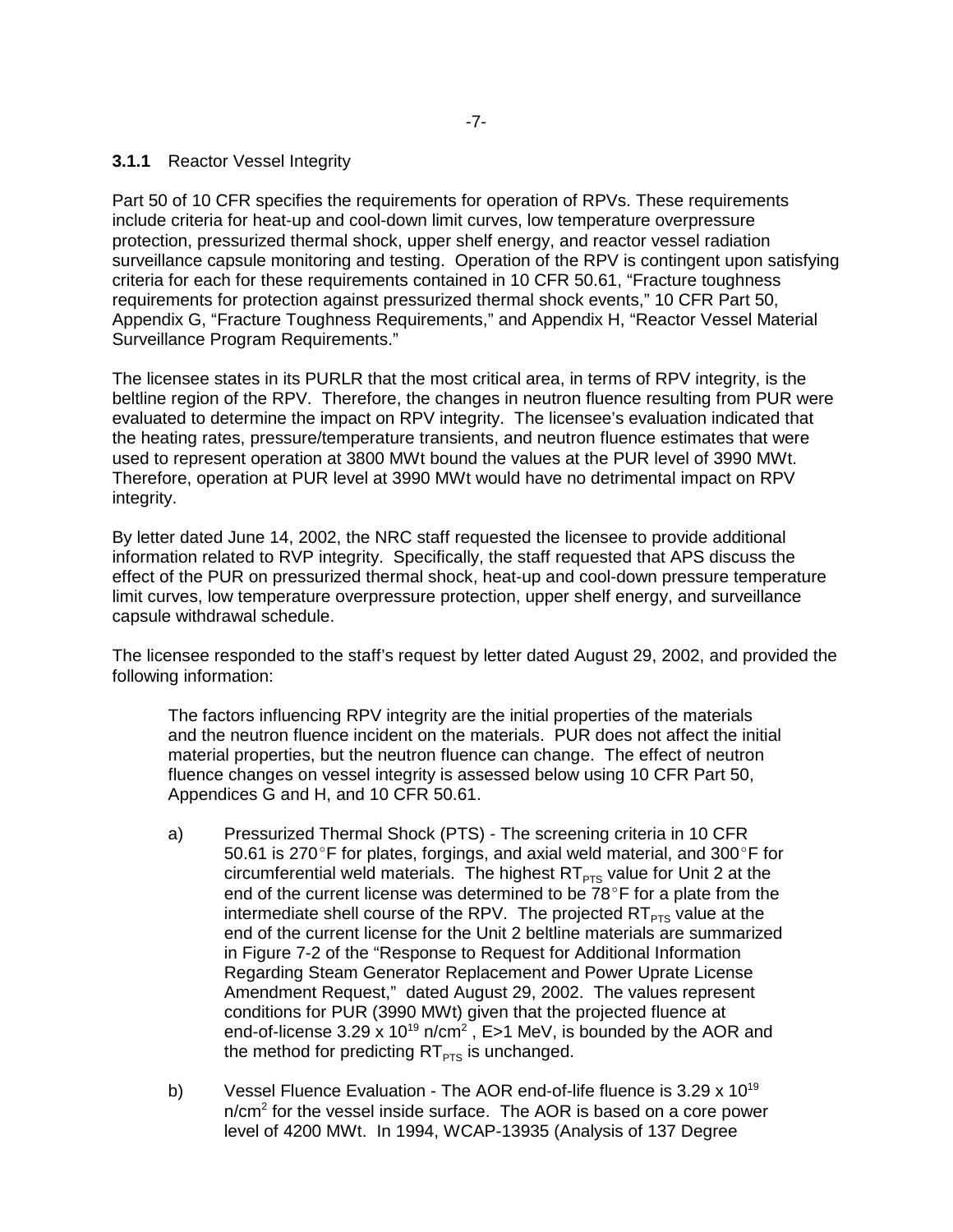### 3.1.1 Reactor Vessel Integrity

Part 50 of 10 CFR specifies the requirements for operation of RPVs. These requirements include criteria for heat-up and cool-down limit curves, low temperature overpressure protection, pressurized thermal shock, upper shelf energy, and reactor vessel radiation surveillance capsule monitoring and testing. Operation of the RPV is contingent upon satisfying criteria for each for these requirements contained in 10 CFR 50.61, "Fracture toughness requirements for protection against pressurized thermal shock events," 10 CFR Part 50, Appendix G, "Fracture Toughness Requirements," and Appendix H, "Reactor Vessel Material Surveillance Program Requirements."

The licensee states in its PURLR that the most critical area, in terms of RPV integrity, is the beltline region of the RPV. Therefore, the changes in neutron fluence resulting from PUR were evaluated to determine the impact on RPV integrity. The licensee's evaluation indicated that the heating rates, pressure/temperature transients, and neutron fluence estimates that were used to represent operation at 3800 MWt bound the values at the PUR level of 3990 MWt. Therefore, operation at PUR level at 3990 MWt would have no detrimental impact on RPV integrity.

By letter dated June 14, 2002, the NRC staff requested the licensee to provide additional information related to RVP integrity. Specifically, the staff requested that APS discuss the effect of the PUR on pressurized thermal shock, heat-up and cool-down pressure temperature limit curves, low temperature overpressure protection, upper shelf energy, and surveillance capsule withdrawal schedule.

The licensee responded to the staff's request by letter dated August 29, 2002, and provided the following information:

> The factors influencing RPV integrity are the initial properties of the materials and the neutron fluence incident on the materials. PUR does not affect the initial material properties, but the neutron fluence can change. The effect of neutron fluence changes on vessel integrity is assessed below using 10 CFR Part 50, Appendices G and H, and 10 CFR 50.61.
>
> a) Pressurized Thermal Shock (PTS) - The screening criteria in 10 CFR 50.61 is 270°F for plates, forgings, and axial weld material, and 300°F for circumferential weld materials. The highest $RT_{PTS}$ value for Unit 2 at the end of the current license was determined to be 78°F for a plate from the intermediate shell course of the RPV. The projected $RT_{PTS}$ value at the end of the current license for the Unit 2 beltline materials are summarized in Figure 7-2 of the "Response to Request for Additional Information Regarding Steam Generator Replacement and Power Uprate License Amendment Request," dated August 29, 2002. The values represent conditions for PUR (3990 MWt) given that the projected fluence at end-of-license $3.29 \times 10^{19}$ n/cm$^2$ , E>1 MeV, is bounded by the AOR and the method for predicting $RT_{PTS}$ is unchanged.
>
> b) Vessel Fluence Evaluation - The AOR end-of-life fluence is $3.29 \times 10^{19}$ n/cm$^2$ for the vessel inside surface. The AOR is based on a core power level of 4200 MWt. In 1994, WCAP-13935 (Analysis of 137 Degree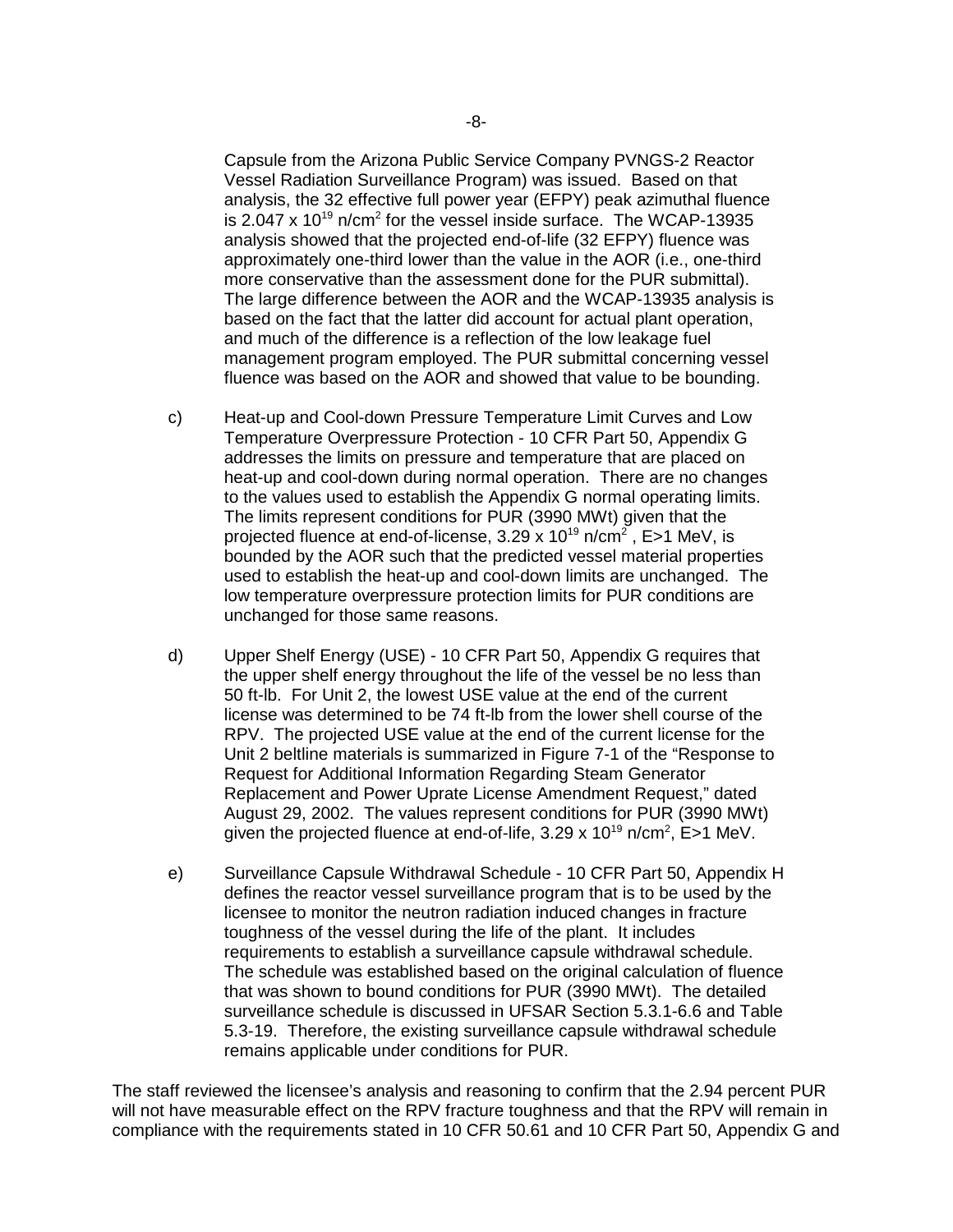Capsule from the Arizona Public Service Company PVNGS-2 Reactor Vessel Radiation Surveillance Program) was issued. Based on that analysis, the 32 effective full power year (EFPY) peak azimuthal fluence is $2.047 \times 10^{19}$ n/cm$^2$ for the vessel inside surface. The WCAP-13935 analysis showed that the projected end-of-life (32 EFPY) fluence was approximately one-third lower than the value in the AOR (i.e., one-third more conservative than the assessment done for the PUR submittal). The large difference between the AOR and the WCAP-13935 analysis is based on the fact that the latter did account for actual plant operation, and much of the difference is a reflection of the low leakage fuel management program employed. The PUR submittal concerning vessel fluence was based on the AOR and showed that value to be bounding.

c) Heat-up and Cool-down Pressure Temperature Limit Curves and Low Temperature Overpressure Protection - 10 CFR Part 50, Appendix G addresses the limits on pressure and temperature that are placed on heat-up and cool-down during normal operation. There are no changes to the values used to establish the Appendix G normal operating limits. The limits represent conditions for PUR (3990 MWt) given that the projected fluence at end-of-license, $3.29 \times 10^{19}$ n/cm$^2$ , E>1 MeV, is bounded by the AOR such that the predicted vessel material properties used to establish the heat-up and cool-down limits are unchanged. The low temperature overpressure protection limits for PUR conditions are unchanged for those same reasons.

d) Upper Shelf Energy (USE) - 10 CFR Part 50, Appendix G requires that the upper shelf energy throughout the life of the vessel be no less than 50 ft-lb. For Unit 2, the lowest USE value at the end of the current license was determined to be 74 ft-lb from the lower shell course of the RPV. The projected USE value at the end of the current license for the Unit 2 beltline materials is summarized in Figure 7-1 of the "Response to Request for Additional Information Regarding Steam Generator Replacement and Power Uprate License Amendment Request," dated August 29, 2002. The values represent conditions for PUR (3990 MWt) given the projected fluence at end-of-life, $3.29 \times 10^{19}$ n/cm$^2$, E>1 MeV.

e) Surveillance Capsule Withdrawal Schedule - 10 CFR Part 50, Appendix H defines the reactor vessel surveillance program that is to be used by the licensee to monitor the neutron radiation induced changes in fracture toughness of the vessel during the life of the plant. It includes requirements to establish a surveillance capsule withdrawal schedule. The schedule was established based on the original calculation of fluence that was shown to bound conditions for PUR (3990 MWt). The detailed surveillance schedule is discussed in UFSAR Section 5.3.1-6.6 and Table 5.3-19. Therefore, the existing surveillance capsule withdrawal schedule remains applicable under conditions for PUR.

The staff reviewed the licensee's analysis and reasoning to confirm that the 2.94 percent PUR will not have measurable effect on the RPV fracture toughness and that the RPV will remain in compliance with the requirements stated in 10 CFR 50.61 and 10 CFR Part 50, Appendix G and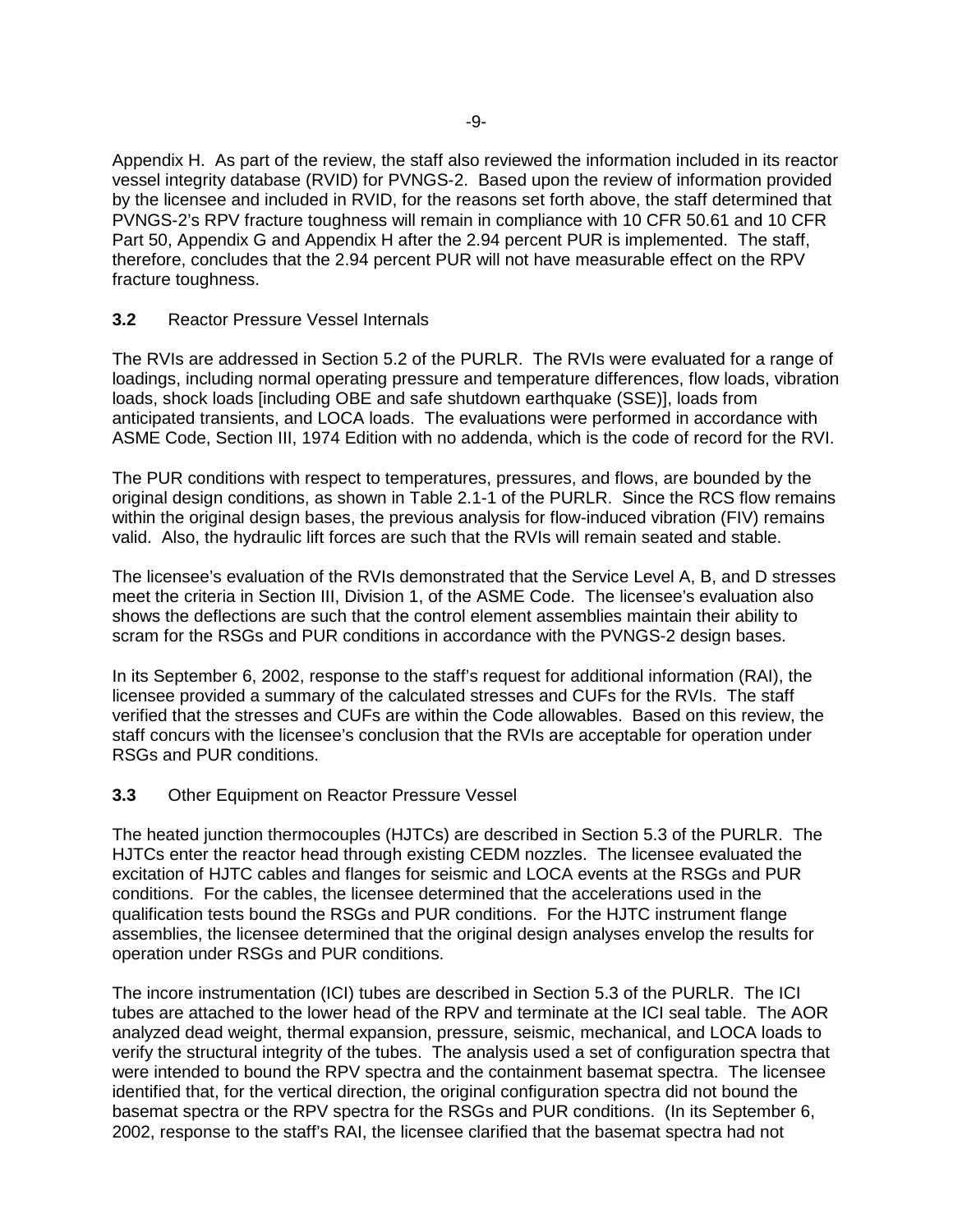Appendix H. As part of the review, the staff also reviewed the information included in its reactor vessel integrity database (RVID) for PVNGS-2. Based upon the review of information provided by the licensee and included in RVID, for the reasons set forth above, the staff determined that PVNGS-2's RPV fracture toughness will remain in compliance with 10 CFR 50.61 and 10 CFR Part 50, Appendix G and Appendix H after the 2.94 percent PUR is implemented. The staff, therefore, concludes that the 2.94 percent PUR will not have measurable effect on the RPV fracture toughness.

### **3.2** Reactor Pressure Vessel Internals

The RVIs are addressed in Section 5.2 of the PURLR. The RVIs were evaluated for a range of loadings, including normal operating pressure and temperature differences, flow loads, vibration loads, shock loads [including OBE and safe shutdown earthquake (SSE)], loads from anticipated transients, and LOCA loads. The evaluations were performed in accordance with ASME Code, Section III, 1974 Edition with no addenda, which is the code of record for the RVI.

The PUR conditions with respect to temperatures, pressures, and flows, are bounded by the original design conditions, as shown in Table 2.1-1 of the PURLR. Since the RCS flow remains within the original design bases, the previous analysis for flow-induced vibration (FIV) remains valid. Also, the hydraulic lift forces are such that the RVIs will remain seated and stable.

The licensee's evaluation of the RVIs demonstrated that the Service Level A, B, and D stresses meet the criteria in Section III, Division 1, of the ASME Code. The licensee's evaluation also shows the deflections are such that the control element assemblies maintain their ability to scram for the RSGs and PUR conditions in accordance with the PVNGS-2 design bases.

In its September 6, 2002, response to the staff's request for additional information (RAI), the licensee provided a summary of the calculated stresses and CUFs for the RVIs. The staff verified that the stresses and CUFs are within the Code allowables. Based on this review, the staff concurs with the licensee's conclusion that the RVIs are acceptable for operation under RSGs and PUR conditions.

### **3.3** Other Equipment on Reactor Pressure Vessel

The heated junction thermocouples (HJTCs) are described in Section 5.3 of the PURLR. The HJTCs enter the reactor head through existing CEDM nozzles. The licensee evaluated the excitation of HJTC cables and flanges for seismic and LOCA events at the RSGs and PUR conditions. For the cables, the licensee determined that the accelerations used in the qualification tests bound the RSGs and PUR conditions. For the HJTC instrument flange assemblies, the licensee determined that the original design analyses envelop the results for operation under RSGs and PUR conditions.

The incore instrumentation (ICI) tubes are described in Section 5.3 of the PURLR. The ICI tubes are attached to the lower head of the RPV and terminate at the ICI seal table. The AOR analyzed dead weight, thermal expansion, pressure, seismic, mechanical, and LOCA loads to verify the structural integrity of the tubes. The analysis used a set of configuration spectra that were intended to bound the RPV spectra and the containment basemat spectra. The licensee identified that, for the vertical direction, the original configuration spectra did not bound the basemat spectra or the RPV spectra for the RSGs and PUR conditions. (In its September 6, 2002, response to the staff's RAI, the licensee clarified that the basemat spectra had not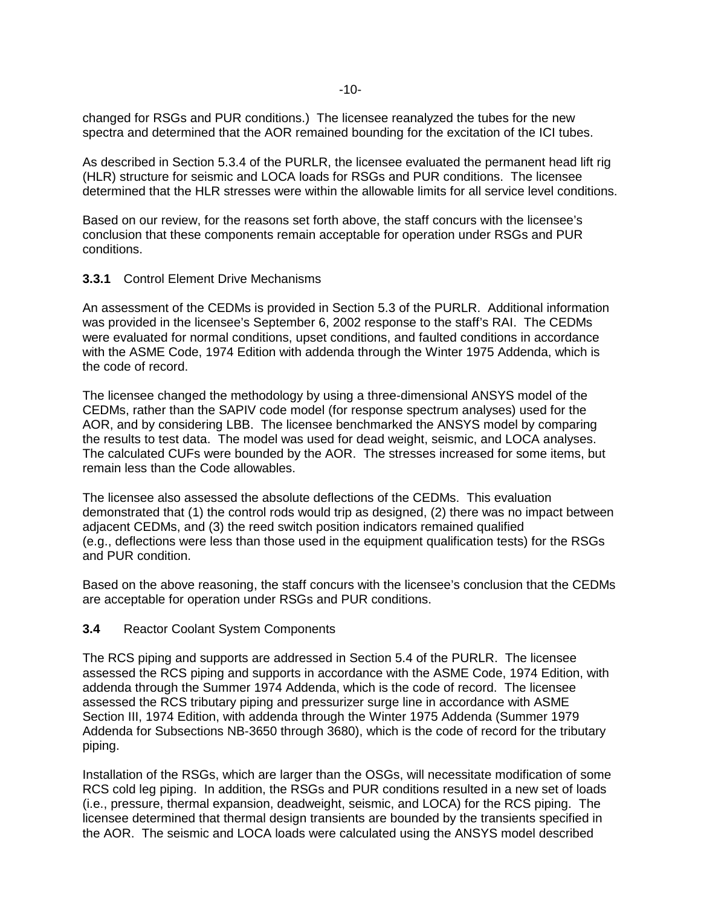changed for RSGs and PUR conditions.) The licensee reanalyzed the tubes for the new spectra and determined that the AOR remained bounding for the excitation of the ICI tubes.

As described in Section 5.3.4 of the PURLR, the licensee evaluated the permanent head lift rig (HLR) structure for seismic and LOCA loads for RSGs and PUR conditions. The licensee determined that the HLR stresses were within the allowable limits for all service level conditions.

Based on our review, for the reasons set forth above, the staff concurs with the licensee's conclusion that these components remain acceptable for operation under RSGs and PUR conditions.

### 3.3.1 Control Element Drive Mechanisms

An assessment of the CEDMs is provided in Section 5.3 of the PURLR. Additional information was provided in the licensee's September 6, 2002 response to the staff's RAI. The CEDMs were evaluated for normal conditions, upset conditions, and faulted conditions in accordance with the ASME Code, 1974 Edition with addenda through the Winter 1975 Addenda, which is the code of record.

The licensee changed the methodology by using a three-dimensional ANSYS model of the CEDMs, rather than the SAPIV code model (for response spectrum analyses) used for the AOR, and by considering LBB. The licensee benchmarked the ANSYS model by comparing the results to test data. The model was used for dead weight, seismic, and LOCA analyses. The calculated CUFs were bounded by the AOR. The stresses increased for some items, but remain less than the Code allowables.

The licensee also assessed the absolute deflections of the CEDMs. This evaluation demonstrated that (1) the control rods would trip as designed, (2) there was no impact between adjacent CEDMs, and (3) the reed switch position indicators remained qualified (e.g., deflections were less than those used in the equipment qualification tests) for the RSGs and PUR condition.

Based on the above reasoning, the staff concurs with the licensee's conclusion that the CEDMs are acceptable for operation under RSGs and PUR conditions.

## 3.4 Reactor Coolant System Components

The RCS piping and supports are addressed in Section 5.4 of the PURLR. The licensee assessed the RCS piping and supports in accordance with the ASME Code, 1974 Edition, with addenda through the Summer 1974 Addenda, which is the code of record. The licensee assessed the RCS tributary piping and pressurizer surge line in accordance with ASME Section III, 1974 Edition, with addenda through the Winter 1975 Addenda (Summer 1979 Addenda for Subsections NB-3650 through 3680), which is the code of record for the tributary piping.

Installation of the RSGs, which are larger than the OSGs, will necessitate modification of some RCS cold leg piping. In addition, the RSGs and PUR conditions resulted in a new set of loads (i.e., pressure, thermal expansion, deadweight, seismic, and LOCA) for the RCS piping. The licensee determined that thermal design transients are bounded by the transients specified in the AOR. The seismic and LOCA loads were calculated using the ANSYS model described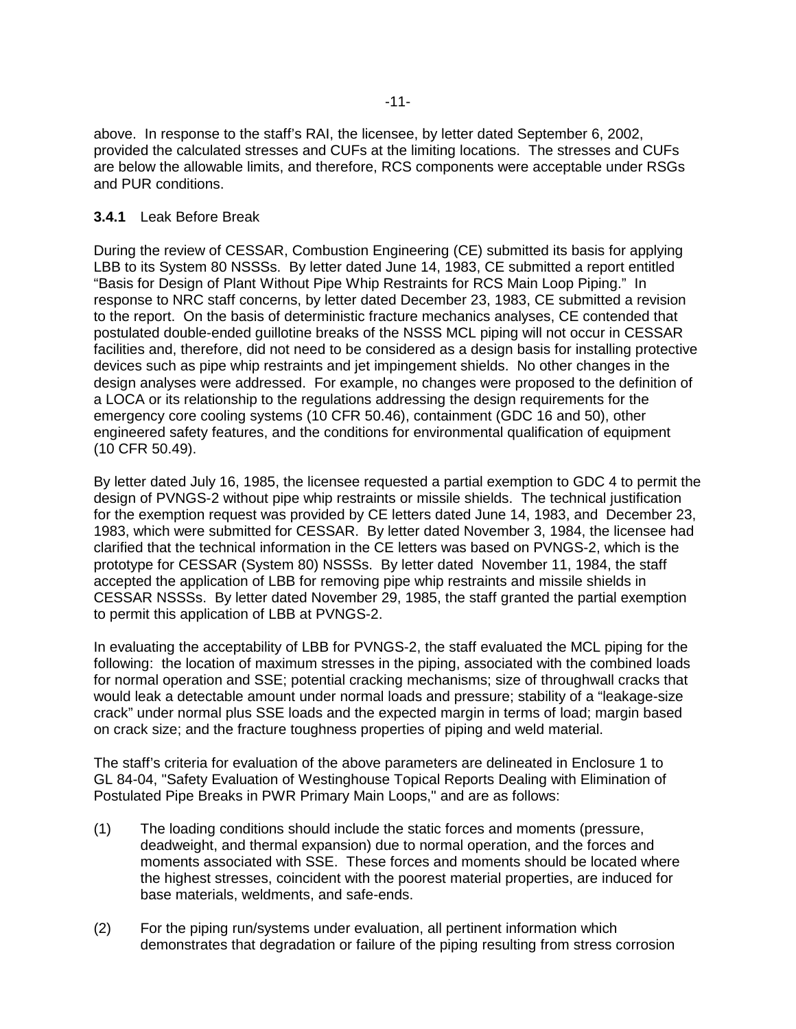above. In response to the staff's RAI, the licensee, by letter dated September 6, 2002, provided the calculated stresses and CUFs at the limiting locations. The stresses and CUFs are below the allowable limits, and therefore, RCS components were acceptable under RSGs and PUR conditions.

### **3.4.1** Leak Before Break

During the review of CESSAR, Combustion Engineering (CE) submitted its basis for applying LBB to its System 80 NSSSs. By letter dated June 14, 1983, CE submitted a report entitled "Basis for Design of Plant Without Pipe Whip Restraints for RCS Main Loop Piping." In response to NRC staff concerns, by letter dated December 23, 1983, CE submitted a revision to the report. On the basis of deterministic fracture mechanics analyses, CE contended that postulated double-ended guillotine breaks of the NSSS MCL piping will not occur in CESSAR facilities and, therefore, did not need to be considered as a design basis for installing protective devices such as pipe whip restraints and jet impingement shields. No other changes in the design analyses were addressed. For example, no changes were proposed to the definition of a LOCA or its relationship to the regulations addressing the design requirements for the emergency core cooling systems (10 CFR 50.46), containment (GDC 16 and 50), other engineered safety features, and the conditions for environmental qualification of equipment (10 CFR 50.49).

By letter dated July 16, 1985, the licensee requested a partial exemption to GDC 4 to permit the design of PVNGS-2 without pipe whip restraints or missile shields. The technical justification for the exemption request was provided by CE letters dated June 14, 1983, and December 23, 1983, which were submitted for CESSAR. By letter dated November 3, 1984, the licensee had clarified that the technical information in the CE letters was based on PVNGS-2, which is the prototype for CESSAR (System 80) NSSSs. By letter dated November 11, 1984, the staff accepted the application of LBB for removing pipe whip restraints and missile shields in CESSAR NSSSs. By letter dated November 29, 1985, the staff granted the partial exemption to permit this application of LBB at PVNGS-2.

In evaluating the acceptability of LBB for PVNGS-2, the staff evaluated the MCL piping for the following: the location of maximum stresses in the piping, associated with the combined loads for normal operation and SSE; potential cracking mechanisms; size of throughwall cracks that would leak a detectable amount under normal loads and pressure; stability of a "leakage-size crack" under normal plus SSE loads and the expected margin in terms of load; margin based on crack size; and the fracture toughness properties of piping and weld material.

The staff's criteria for evaluation of the above parameters are delineated in Enclosure 1 to GL 84-04, "Safety Evaluation of Westinghouse Topical Reports Dealing with Elimination of Postulated Pipe Breaks in PWR Primary Main Loops," and are as follows:

(1) The loading conditions should include the static forces and moments (pressure, deadweight, and thermal expansion) due to normal operation, and the forces and moments associated with SSE. These forces and moments should be located where the highest stresses, coincident with the poorest material properties, are induced for base materials, weldments, and safe-ends.

(2) For the piping run/systems under evaluation, all pertinent information which demonstrates that degradation or failure of the piping resulting from stress corrosion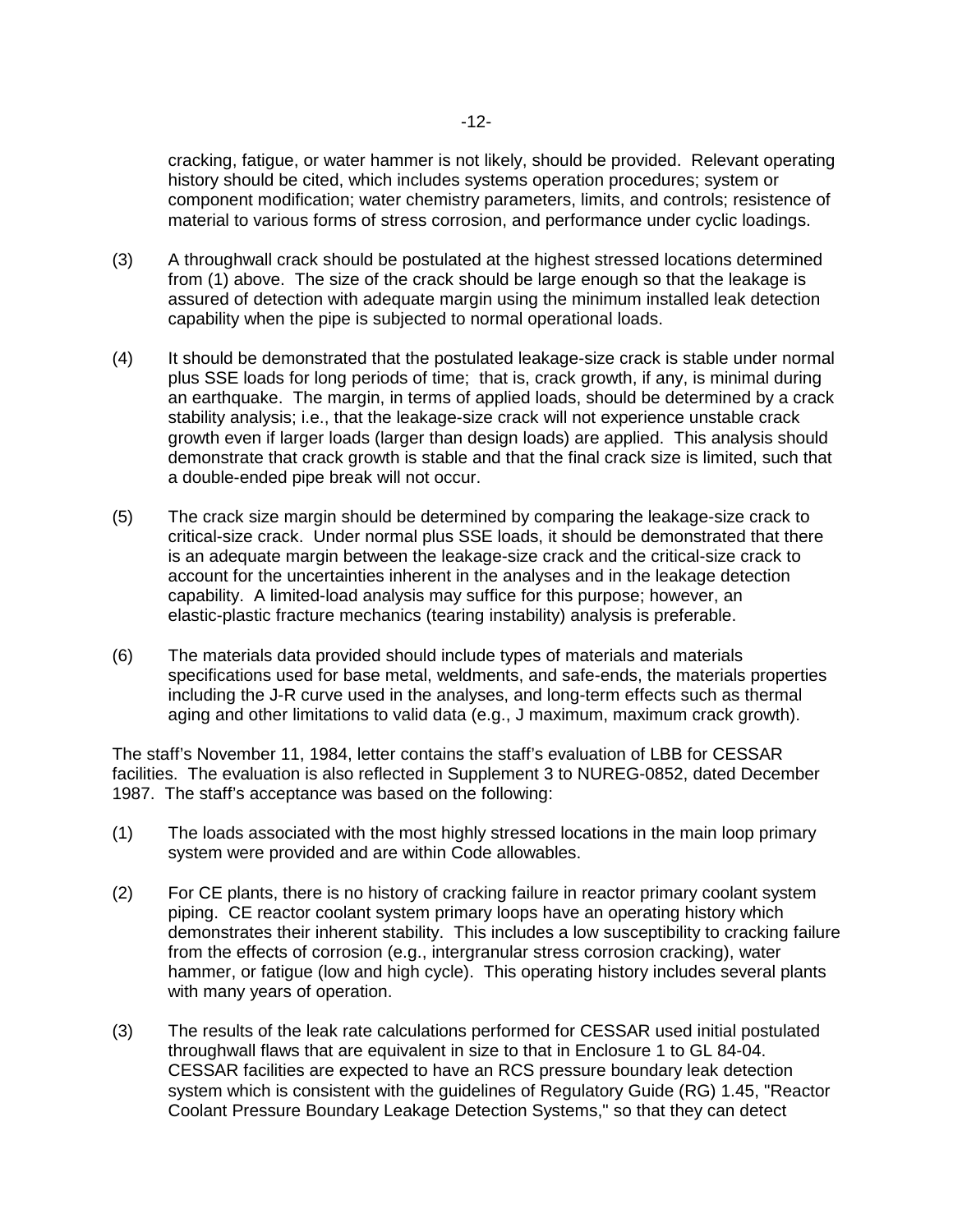cracking, fatigue, or water hammer is not likely, should be provided. Relevant operating history should be cited, which includes systems operation procedures; system or component modification; water chemistry parameters, limits, and controls; resistence of material to various forms of stress corrosion, and performance under cyclic loadings.

(3) A throughwall crack should be postulated at the highest stressed locations determined from (1) above. The size of the crack should be large enough so that the leakage is assured of detection with adequate margin using the minimum installed leak detection capability when the pipe is subjected to normal operational loads.

(4) It should be demonstrated that the postulated leakage-size crack is stable under normal plus SSE loads for long periods of time; that is, crack growth, if any, is minimal during an earthquake. The margin, in terms of applied loads, should be determined by a crack stability analysis; i.e., that the leakage-size crack will not experience unstable crack growth even if larger loads (larger than design loads) are applied. This analysis should demonstrate that crack growth is stable and that the final crack size is limited, such that a double-ended pipe break will not occur.

(5) The crack size margin should be determined by comparing the leakage-size crack to critical-size crack. Under normal plus SSE loads, it should be demonstrated that there is an adequate margin between the leakage-size crack and the critical-size crack to account for the uncertainties inherent in the analyses and in the leakage detection capability. A limited-load analysis may suffice for this purpose; however, an elastic-plastic fracture mechanics (tearing instability) analysis is preferable.

(6) The materials data provided should include types of materials and materials specifications used for base metal, weldments, and safe-ends, the materials properties including the J-R curve used in the analyses, and long-term effects such as thermal aging and other limitations to valid data (e.g., J maximum, maximum crack growth).

The staff's November 11, 1984, letter contains the staff's evaluation of LBB for CESSAR facilities. The evaluation is also reflected in Supplement 3 to NUREG-0852, dated December 1987. The staff's acceptance was based on the following:

(1) The loads associated with the most highly stressed locations in the main loop primary system were provided and are within Code allowables.

(2) For CE plants, there is no history of cracking failure in reactor primary coolant system piping. CE reactor coolant system primary loops have an operating history which demonstrates their inherent stability. This includes a low susceptibility to cracking failure from the effects of corrosion (e.g., intergranular stress corrosion cracking), water hammer, or fatigue (low and high cycle). This operating history includes several plants with many years of operation.

(3) The results of the leak rate calculations performed for CESSAR used initial postulated throughwall flaws that are equivalent in size to that in Enclosure 1 to GL 84-04. CESSAR facilities are expected to have an RCS pressure boundary leak detection system which is consistent with the guidelines of Regulatory Guide (RG) 1.45, "Reactor Coolant Pressure Boundary Leakage Detection Systems," so that they can detect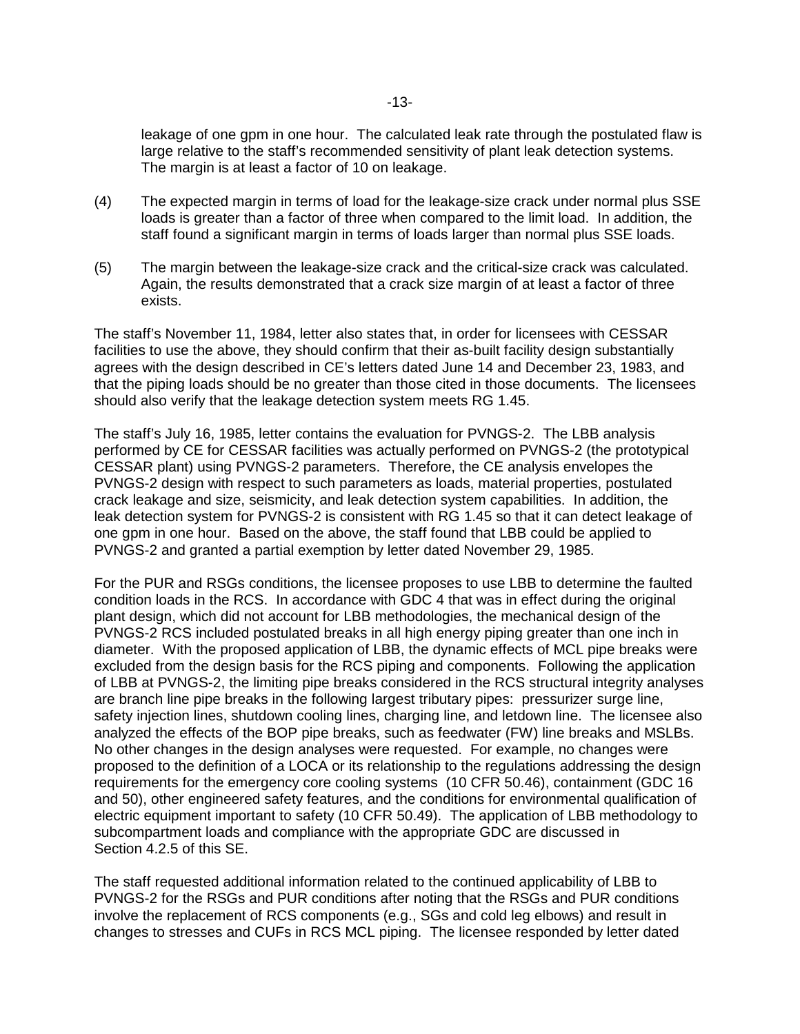leakage of one gpm in one hour. The calculated leak rate through the postulated flaw is large relative to the staff's recommended sensitivity of plant leak detection systems. The margin is at least a factor of 10 on leakage.

(4) The expected margin in terms of load for the leakage-size crack under normal plus SSE loads is greater than a factor of three when compared to the limit load. In addition, the staff found a significant margin in terms of loads larger than normal plus SSE loads.

(5) The margin between the leakage-size crack and the critical-size crack was calculated. Again, the results demonstrated that a crack size margin of at least a factor of three exists.

The staff's November 11, 1984, letter also states that, in order for licensees with CESSAR facilities to use the above, they should confirm that their as-built facility design substantially agrees with the design described in CE's letters dated June 14 and December 23, 1983, and that the piping loads should be no greater than those cited in those documents. The licensees should also verify that the leakage detection system meets RG 1.45.

The staff's July 16, 1985, letter contains the evaluation for PVNGS-2. The LBB analysis performed by CE for CESSAR facilities was actually performed on PVNGS-2 (the prototypical CESSAR plant) using PVNGS-2 parameters. Therefore, the CE analysis envelopes the PVNGS-2 design with respect to such parameters as loads, material properties, postulated crack leakage and size, seismicity, and leak detection system capabilities. In addition, the leak detection system for PVNGS-2 is consistent with RG 1.45 so that it can detect leakage of one gpm in one hour. Based on the above, the staff found that LBB could be applied to PVNGS-2 and granted a partial exemption by letter dated November 29, 1985.

For the PUR and RSGs conditions, the licensee proposes to use LBB to determine the faulted condition loads in the RCS. In accordance with GDC 4 that was in effect during the original plant design, which did not account for LBB methodologies, the mechanical design of the PVNGS-2 RCS included postulated breaks in all high energy piping greater than one inch in diameter. With the proposed application of LBB, the dynamic effects of MCL pipe breaks were excluded from the design basis for the RCS piping and components. Following the application of LBB at PVNGS-2, the limiting pipe breaks considered in the RCS structural integrity analyses are branch line pipe breaks in the following largest tributary pipes: pressurizer surge line, safety injection lines, shutdown cooling lines, charging line, and letdown line. The licensee also analyzed the effects of the BOP pipe breaks, such as feedwater (FW) line breaks and MSLBs. No other changes in the design analyses were requested. For example, no changes were proposed to the definition of a LOCA or its relationship to the regulations addressing the design requirements for the emergency core cooling systems (10 CFR 50.46), containment (GDC 16 and 50), other engineered safety features, and the conditions for environmental qualification of electric equipment important to safety (10 CFR 50.49). The application of LBB methodology to subcompartment loads and compliance with the appropriate GDC are discussed in Section 4.2.5 of this SE.

The staff requested additional information related to the continued applicability of LBB to PVNGS-2 for the RSGs and PUR conditions after noting that the RSGs and PUR conditions involve the replacement of RCS components (e.g., SGs and cold leg elbows) and result in changes to stresses and CUFs in RCS MCL piping. The licensee responded by letter dated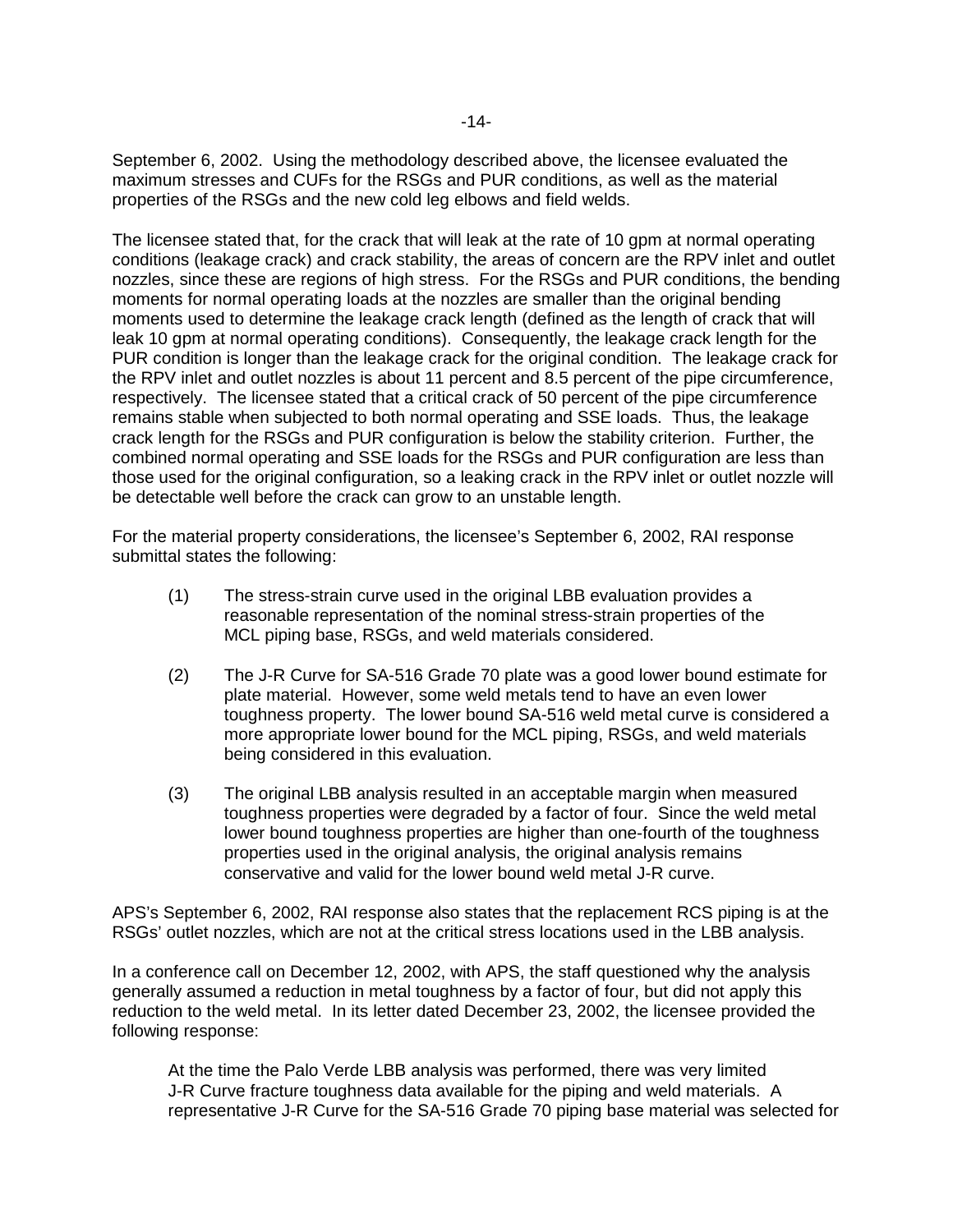September 6, 2002. Using the methodology described above, the licensee evaluated the maximum stresses and CUFs for the RSGs and PUR conditions, as well as the material properties of the RSGs and the new cold leg elbows and field welds.

The licensee stated that, for the crack that will leak at the rate of 10 gpm at normal operating conditions (leakage crack) and crack stability, the areas of concern are the RPV inlet and outlet nozzles, since these are regions of high stress. For the RSGs and PUR conditions, the bending moments for normal operating loads at the nozzles are smaller than the original bending moments used to determine the leakage crack length (defined as the length of crack that will leak 10 gpm at normal operating conditions). Consequently, the leakage crack length for the PUR condition is longer than the leakage crack for the original condition. The leakage crack for the RPV inlet and outlet nozzles is about 11 percent and 8.5 percent of the pipe circumference, respectively. The licensee stated that a critical crack of 50 percent of the pipe circumference remains stable when subjected to both normal operating and SSE loads. Thus, the leakage crack length for the RSGs and PUR configuration is below the stability criterion. Further, the combined normal operating and SSE loads for the RSGs and PUR configuration are less than those used for the original configuration, so a leaking crack in the RPV inlet or outlet nozzle will be detectable well before the crack can grow to an unstable length.

For the material property considerations, the licensee's September 6, 2002, RAI response submittal states the following:

(1) The stress-strain curve used in the original LBB evaluation provides a reasonable representation of the nominal stress-strain properties of the MCL piping base, RSGs, and weld materials considered.

(2) The J-R Curve for SA-516 Grade 70 plate was a good lower bound estimate for plate material. However, some weld metals tend to have an even lower toughness property. The lower bound SA-516 weld metal curve is considered a more appropriate lower bound for the MCL piping, RSGs, and weld materials being considered in this evaluation.

(3) The original LBB analysis resulted in an acceptable margin when measured toughness properties were degraded by a factor of four. Since the weld metal lower bound toughness properties are higher than one-fourth of the toughness properties used in the original analysis, the original analysis remains conservative and valid for the lower bound weld metal J-R curve.

APS's September 6, 2002, RAI response also states that the replacement RCS piping is at the RSGs' outlet nozzles, which are not at the critical stress locations used in the LBB analysis.

In a conference call on December 12, 2002, with APS, the staff questioned why the analysis generally assumed a reduction in metal toughness by a factor of four, but did not apply this reduction to the weld metal. In its letter dated December 23, 2002, the licensee provided the following response:

> At the time the Palo Verde LBB analysis was performed, there was very limited J-R Curve fracture toughness data available for the piping and weld materials. A representative J-R Curve for the SA-516 Grade 70 piping base material was selected for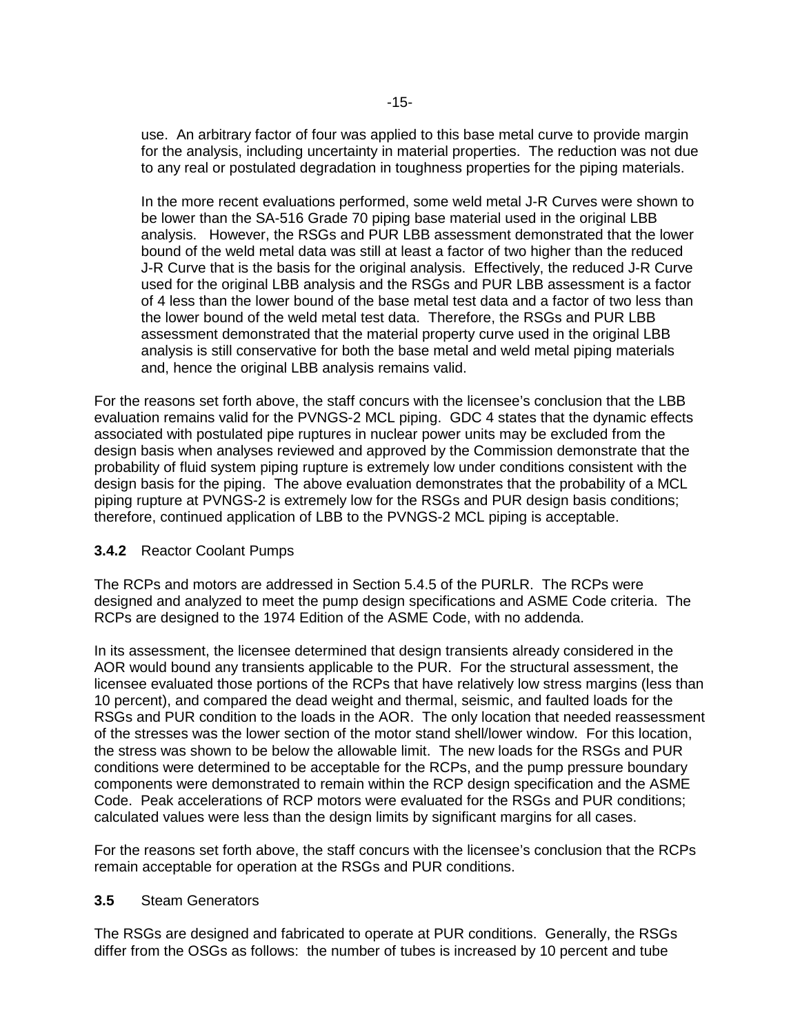use. An arbitrary factor of four was applied to this base metal curve to provide margin for the analysis, including uncertainty in material properties. The reduction was not due to any real or postulated degradation in toughness properties for the piping materials.

In the more recent evaluations performed, some weld metal J-R Curves were shown to be lower than the SA-516 Grade 70 piping base material used in the original LBB analysis. However, the RSGs and PUR LBB assessment demonstrated that the lower bound of the weld metal data was still at least a factor of two higher than the reduced J-R Curve that is the basis for the original analysis. Effectively, the reduced J-R Curve used for the original LBB analysis and the RSGs and PUR LBB assessment is a factor of 4 less than the lower bound of the base metal test data and a factor of two less than the lower bound of the weld metal test data. Therefore, the RSGs and PUR LBB assessment demonstrated that the material property curve used in the original LBB analysis is still conservative for both the base metal and weld metal piping materials and, hence the original LBB analysis remains valid.

For the reasons set forth above, the staff concurs with the licensee's conclusion that the LBB evaluation remains valid for the PVNGS-2 MCL piping. GDC 4 states that the dynamic effects associated with postulated pipe ruptures in nuclear power units may be excluded from the design basis when analyses reviewed and approved by the Commission demonstrate that the probability of fluid system piping rupture is extremely low under conditions consistent with the design basis for the piping. The above evaluation demonstrates that the probability of a MCL piping rupture at PVNGS-2 is extremely low for the RSGs and PUR design basis conditions; therefore, continued application of LBB to the PVNGS-2 MCL piping is acceptable.

### 3.4.2 Reactor Coolant Pumps

The RCPs and motors are addressed in Section 5.4.5 of the PURLR. The RCPs were designed and analyzed to meet the pump design specifications and ASME Code criteria. The RCPs are designed to the 1974 Edition of the ASME Code, with no addenda.

In its assessment, the licensee determined that design transients already considered in the AOR would bound any transients applicable to the PUR. For the structural assessment, the licensee evaluated those portions of the RCPs that have relatively low stress margins (less than 10 percent), and compared the dead weight and thermal, seismic, and faulted loads for the RSGs and PUR condition to the loads in the AOR. The only location that needed reassessment of the stresses was the lower section of the motor stand shell/lower window. For this location, the stress was shown to be below the allowable limit. The new loads for the RSGs and PUR conditions were determined to be acceptable for the RCPs, and the pump pressure boundary components were demonstrated to remain within the RCP design specification and the ASME Code. Peak accelerations of RCP motors were evaluated for the RSGs and PUR conditions; calculated values were less than the design limits by significant margins for all cases.

For the reasons set forth above, the staff concurs with the licensee's conclusion that the RCPs remain acceptable for operation at the RSGs and PUR conditions.

## 3.5 Steam Generators

The RSGs are designed and fabricated to operate at PUR conditions. Generally, the RSGs differ from the OSGs as follows: the number of tubes is increased by 10 percent and tube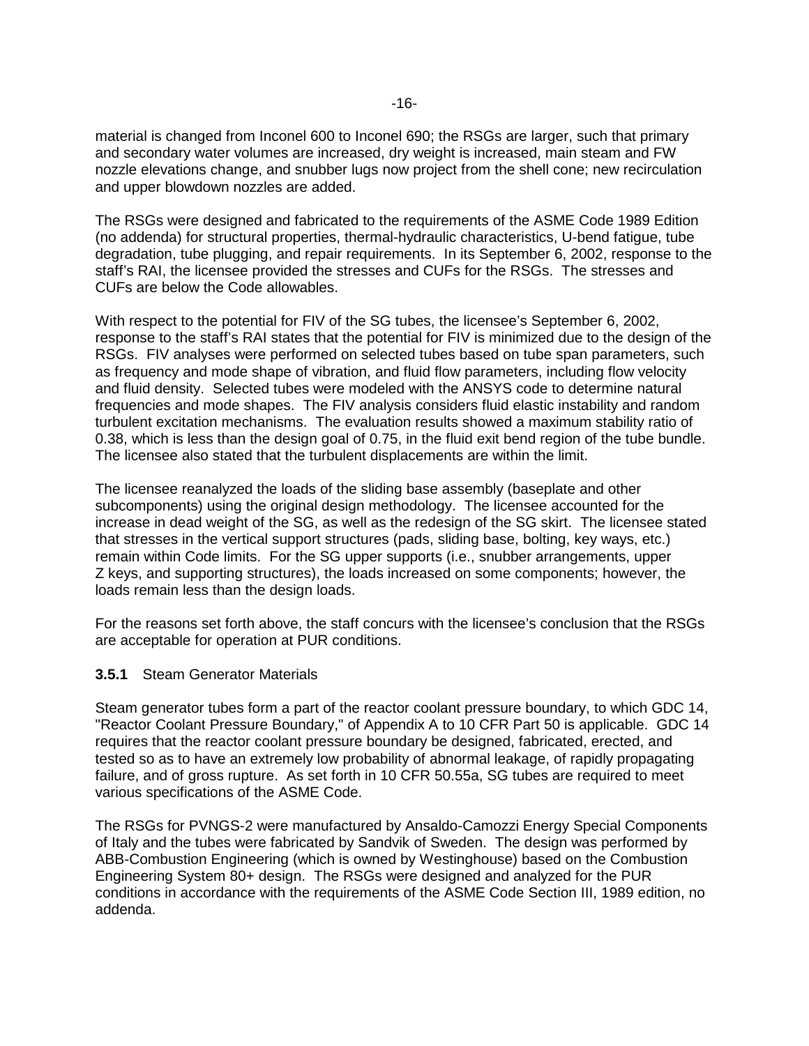material is changed from Inconel 600 to Inconel 690; the RSGs are larger, such that primary and secondary water volumes are increased, dry weight is increased, main steam and FW nozzle elevations change, and snubber lugs now project from the shell cone; new recirculation and upper blowdown nozzles are added.

The RSGs were designed and fabricated to the requirements of the ASME Code 1989 Edition (no addenda) for structural properties, thermal-hydraulic characteristics, U-bend fatigue, tube degradation, tube plugging, and repair requirements. In its September 6, 2002, response to the staff's RAI, the licensee provided the stresses and CUFs for the RSGs. The stresses and CUFs are below the Code allowables.

With respect to the potential for FIV of the SG tubes, the licensee's September 6, 2002, response to the staff's RAI states that the potential for FIV is minimized due to the design of the RSGs. FIV analyses were performed on selected tubes based on tube span parameters, such as frequency and mode shape of vibration, and fluid flow parameters, including flow velocity and fluid density. Selected tubes were modeled with the ANSYS code to determine natural frequencies and mode shapes. The FIV analysis considers fluid elastic instability and random turbulent excitation mechanisms. The evaluation results showed a maximum stability ratio of 0.38, which is less than the design goal of 0.75, in the fluid exit bend region of the tube bundle. The licensee also stated that the turbulent displacements are within the limit.

The licensee reanalyzed the loads of the sliding base assembly (baseplate and other subcomponents) using the original design methodology. The licensee accounted for the increase in dead weight of the SG, as well as the redesign of the SG skirt. The licensee stated that stresses in the vertical support structures (pads, sliding base, bolting, key ways, etc.) remain within Code limits. For the SG upper supports (i.e., snubber arrangements, upper Z keys, and supporting structures), the loads increased on some components; however, the loads remain less than the design loads.

For the reasons set forth above, the staff concurs with the licensee's conclusion that the RSGs are acceptable for operation at PUR conditions.

### **3.5.1** Steam Generator Materials

Steam generator tubes form a part of the reactor coolant pressure boundary, to which GDC 14, "Reactor Coolant Pressure Boundary," of Appendix A to 10 CFR Part 50 is applicable. GDC 14 requires that the reactor coolant pressure boundary be designed, fabricated, erected, and tested so as to have an extremely low probability of abnormal leakage, of rapidly propagating failure, and of gross rupture. As set forth in 10 CFR 50.55a, SG tubes are required to meet various specifications of the ASME Code.

The RSGs for PVNGS-2 were manufactured by Ansaldo-Camozzi Energy Special Components of Italy and the tubes were fabricated by Sandvik of Sweden. The design was performed by ABB-Combustion Engineering (which is owned by Westinghouse) based on the Combustion Engineering System 80+ design. The RSGs were designed and analyzed for the PUR conditions in accordance with the requirements of the ASME Code Section III, 1989 edition, no addenda.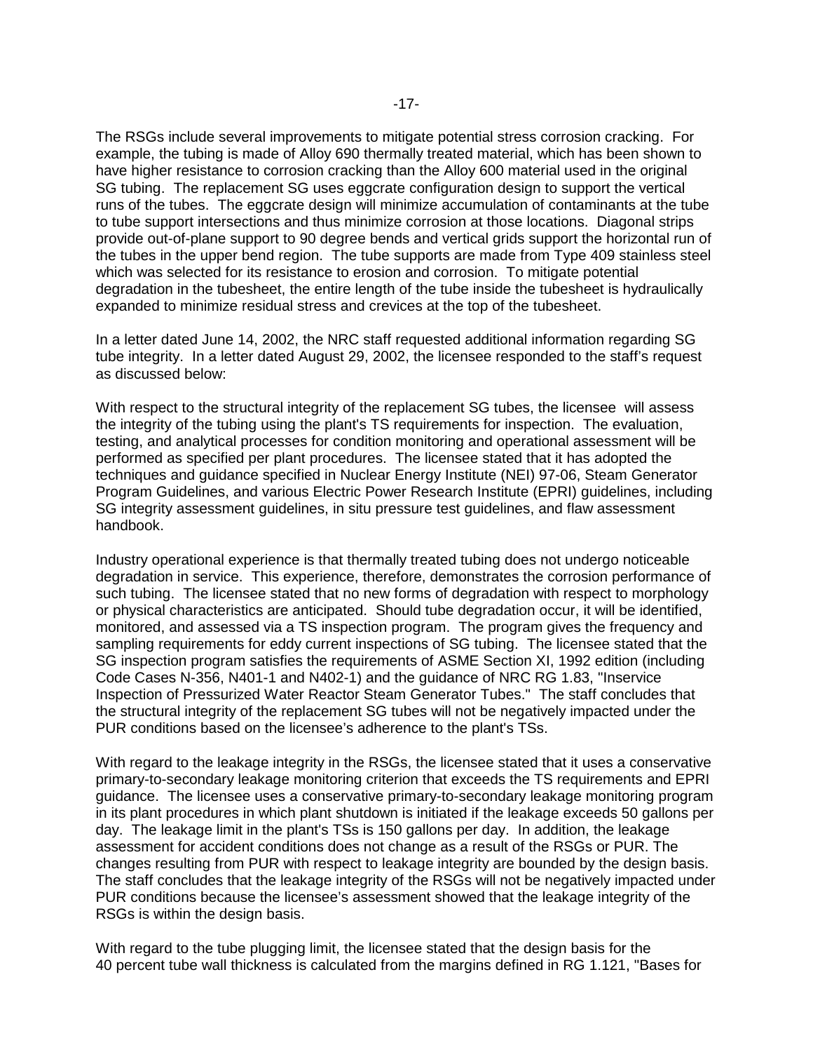The RSGs include several improvements to mitigate potential stress corrosion cracking. For example, the tubing is made of Alloy 690 thermally treated material, which has been shown to have higher resistance to corrosion cracking than the Alloy 600 material used in the original SG tubing. The replacement SG uses eggcrate configuration design to support the vertical runs of the tubes. The eggcrate design will minimize accumulation of contaminants at the tube to tube support intersections and thus minimize corrosion at those locations. Diagonal strips provide out-of-plane support to 90 degree bends and vertical grids support the horizontal run of the tubes in the upper bend region. The tube supports are made from Type 409 stainless steel which was selected for its resistance to erosion and corrosion. To mitigate potential degradation in the tubesheet, the entire length of the tube inside the tubesheet is hydraulically expanded to minimize residual stress and crevices at the top of the tubesheet.

In a letter dated June 14, 2002, the NRC staff requested additional information regarding SG tube integrity. In a letter dated August 29, 2002, the licensee responded to the staff's request as discussed below:

With respect to the structural integrity of the replacement SG tubes, the licensee will assess the integrity of the tubing using the plant's TS requirements for inspection. The evaluation, testing, and analytical processes for condition monitoring and operational assessment will be performed as specified per plant procedures. The licensee stated that it has adopted the techniques and guidance specified in Nuclear Energy Institute (NEI) 97-06, Steam Generator Program Guidelines, and various Electric Power Research Institute (EPRI) guidelines, including SG integrity assessment guidelines, in situ pressure test guidelines, and flaw assessment handbook.

Industry operational experience is that thermally treated tubing does not undergo noticeable degradation in service. This experience, therefore, demonstrates the corrosion performance of such tubing. The licensee stated that no new forms of degradation with respect to morphology or physical characteristics are anticipated. Should tube degradation occur, it will be identified, monitored, and assessed via a TS inspection program. The program gives the frequency and sampling requirements for eddy current inspections of SG tubing. The licensee stated that the SG inspection program satisfies the requirements of ASME Section XI, 1992 edition (including Code Cases N-356, N401-1 and N402-1) and the guidance of NRC RG 1.83, "Inservice Inspection of Pressurized Water Reactor Steam Generator Tubes." The staff concludes that the structural integrity of the replacement SG tubes will not be negatively impacted under the PUR conditions based on the licensee's adherence to the plant's TSs.

With regard to the leakage integrity in the RSGs, the licensee stated that it uses a conservative primary-to-secondary leakage monitoring criterion that exceeds the TS requirements and EPRI guidance. The licensee uses a conservative primary-to-secondary leakage monitoring program in its plant procedures in which plant shutdown is initiated if the leakage exceeds 50 gallons per day. The leakage limit in the plant's TSs is 150 gallons per day. In addition, the leakage assessment for accident conditions does not change as a result of the RSGs or PUR. The changes resulting from PUR with respect to leakage integrity are bounded by the design basis. The staff concludes that the leakage integrity of the RSGs will not be negatively impacted under PUR conditions because the licensee's assessment showed that the leakage integrity of the RSGs is within the design basis.

With regard to the tube plugging limit, the licensee stated that the design basis for the 40 percent tube wall thickness is calculated from the margins defined in RG 1.121, "Bases for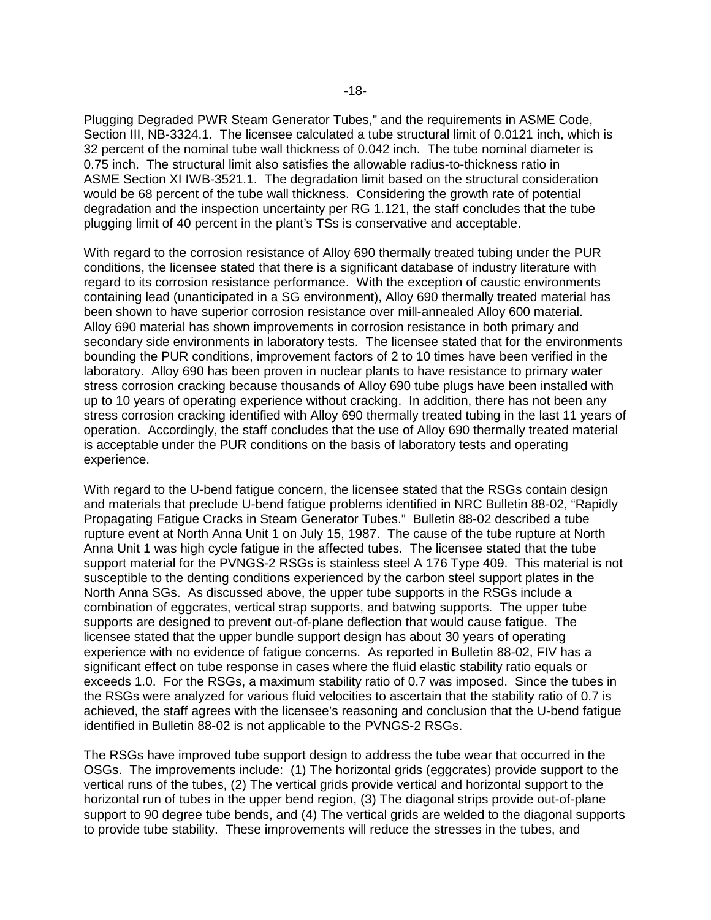Plugging Degraded PWR Steam Generator Tubes," and the requirements in ASME Code, Section III, NB-3324.1. The licensee calculated a tube structural limit of 0.0121 inch, which is 32 percent of the nominal tube wall thickness of 0.042 inch. The tube nominal diameter is 0.75 inch. The structural limit also satisfies the allowable radius-to-thickness ratio in ASME Section XI IWB-3521.1. The degradation limit based on the structural consideration would be 68 percent of the tube wall thickness. Considering the growth rate of potential degradation and the inspection uncertainty per RG 1.121, the staff concludes that the tube plugging limit of 40 percent in the plant's TSs is conservative and acceptable.

With regard to the corrosion resistance of Alloy 690 thermally treated tubing under the PUR conditions, the licensee stated that there is a significant database of industry literature with regard to its corrosion resistance performance. With the exception of caustic environments containing lead (unanticipated in a SG environment), Alloy 690 thermally treated material has been shown to have superior corrosion resistance over mill-annealed Alloy 600 material. Alloy 690 material has shown improvements in corrosion resistance in both primary and secondary side environments in laboratory tests. The licensee stated that for the environments bounding the PUR conditions, improvement factors of 2 to 10 times have been verified in the laboratory. Alloy 690 has been proven in nuclear plants to have resistance to primary water stress corrosion cracking because thousands of Alloy 690 tube plugs have been installed with up to 10 years of operating experience without cracking. In addition, there has not been any stress corrosion cracking identified with Alloy 690 thermally treated tubing in the last 11 years of operation. Accordingly, the staff concludes that the use of Alloy 690 thermally treated material is acceptable under the PUR conditions on the basis of laboratory tests and operating experience.

With regard to the U-bend fatigue concern, the licensee stated that the RSGs contain design and materials that preclude U-bend fatigue problems identified in NRC Bulletin 88-02, "Rapidly Propagating Fatigue Cracks in Steam Generator Tubes." Bulletin 88-02 described a tube rupture event at North Anna Unit 1 on July 15, 1987. The cause of the tube rupture at North Anna Unit 1 was high cycle fatigue in the affected tubes. The licensee stated that the tube support material for the PVNGS-2 RSGs is stainless steel A 176 Type 409. This material is not susceptible to the denting conditions experienced by the carbon steel support plates in the North Anna SGs. As discussed above, the upper tube supports in the RSGs include a combination of eggcrates, vertical strap supports, and batwing supports. The upper tube supports are designed to prevent out-of-plane deflection that would cause fatigue. The licensee stated that the upper bundle support design has about 30 years of operating experience with no evidence of fatigue concerns. As reported in Bulletin 88-02, FIV has a significant effect on tube response in cases where the fluid elastic stability ratio equals or exceeds 1.0. For the RSGs, a maximum stability ratio of 0.7 was imposed. Since the tubes in the RSGs were analyzed for various fluid velocities to ascertain that the stability ratio of 0.7 is achieved, the staff agrees with the licensee's reasoning and conclusion that the U-bend fatigue identified in Bulletin 88-02 is not applicable to the PVNGS-2 RSGs.

The RSGs have improved tube support design to address the tube wear that occurred in the OSGs. The improvements include: (1) The horizontal grids (eggcrates) provide support to the vertical runs of the tubes, (2) The vertical grids provide vertical and horizontal support to the horizontal run of tubes in the upper bend region, (3) The diagonal strips provide out-of-plane support to 90 degree tube bends, and (4) The vertical grids are welded to the diagonal supports to provide tube stability. These improvements will reduce the stresses in the tubes, and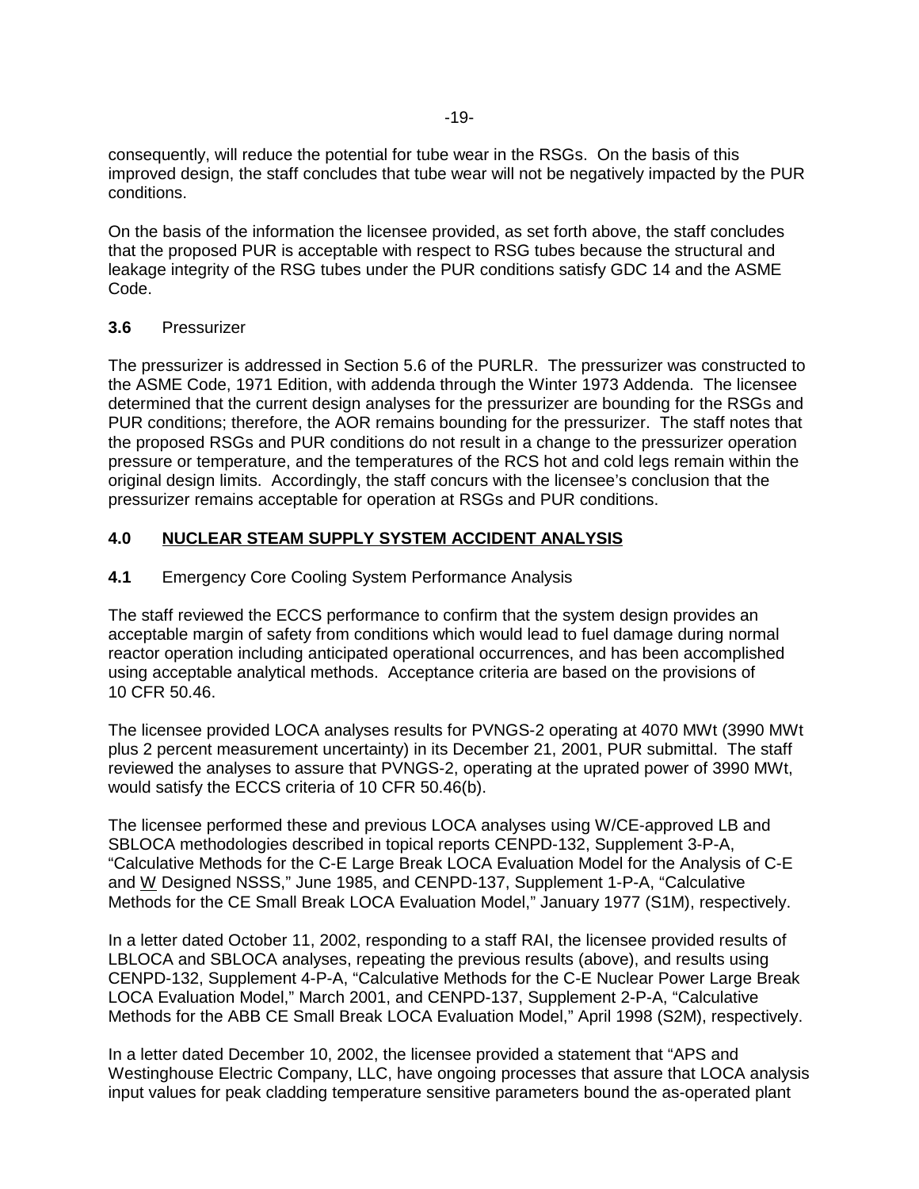consequently, will reduce the potential for tube wear in the RSGs. On the basis of this improved design, the staff concludes that tube wear will not be negatively impacted by the PUR conditions.

On the basis of the information the licensee provided, as set forth above, the staff concludes that the proposed PUR is acceptable with respect to RSG tubes because the structural and leakage integrity of the RSG tubes under the PUR conditions satisfy GDC 14 and the ASME Code.

### **3.6** Pressurizer

The pressurizer is addressed in Section 5.6 of the PURLR. The pressurizer was constructed to the ASME Code, 1971 Edition, with addenda through the Winter 1973 Addenda. The licensee determined that the current design analyses for the pressurizer are bounding for the RSGs and PUR conditions; therefore, the AOR remains bounding for the pressurizer. The staff notes that the proposed RSGs and PUR conditions do not result in a change to the pressurizer operation pressure or temperature, and the temperatures of the RCS hot and cold legs remain within the original design limits. Accordingly, the staff concurs with the licensee's conclusion that the pressurizer remains acceptable for operation at RSGs and PUR conditions.

## **4.0** **NUCLEAR STEAM SUPPLY SYSTEM ACCIDENT ANALYSIS**

### **4.1** Emergency Core Cooling System Performance Analysis

The staff reviewed the ECCS performance to confirm that the system design provides an acceptable margin of safety from conditions which would lead to fuel damage during normal reactor operation including anticipated operational occurrences, and has been accomplished using acceptable analytical methods. Acceptance criteria are based on the provisions of 10 CFR 50.46.

The licensee provided LOCA analyses results for PVNGS-2 operating at 4070 MWt (3990 MWt plus 2 percent measurement uncertainty) in its December 21, 2001, PUR submittal. The staff reviewed the analyses to assure that PVNGS-2, operating at the uprated power of 3990 MWt, would satisfy the ECCS criteria of 10 CFR 50.46(b).

The licensee performed these and previous LOCA analyses using W/CE-approved LB and SBLOCA methodologies described in topical reports CENPD-132, Supplement 3-P-A, "Calculative Methods for the C-E Large Break LOCA Evaluation Model for the Analysis of C-E and W Designed NSSS," June 1985, and CENPD-137, Supplement 1-P-A, "Calculative Methods for the CE Small Break LOCA Evaluation Model," January 1977 (S1M), respectively.

In a letter dated October 11, 2002, responding to a staff RAI, the licensee provided results of LBLOCA and SBLOCA analyses, repeating the previous results (above), and results using CENPD-132, Supplement 4-P-A, "Calculative Methods for the C-E Nuclear Power Large Break LOCA Evaluation Model," March 2001, and CENPD-137, Supplement 2-P-A, "Calculative Methods for the ABB CE Small Break LOCA Evaluation Model," April 1998 (S2M), respectively.

In a letter dated December 10, 2002, the licensee provided a statement that "APS and Westinghouse Electric Company, LLC, have ongoing processes that assure that LOCA analysis input values for peak cladding temperature sensitive parameters bound the as-operated plant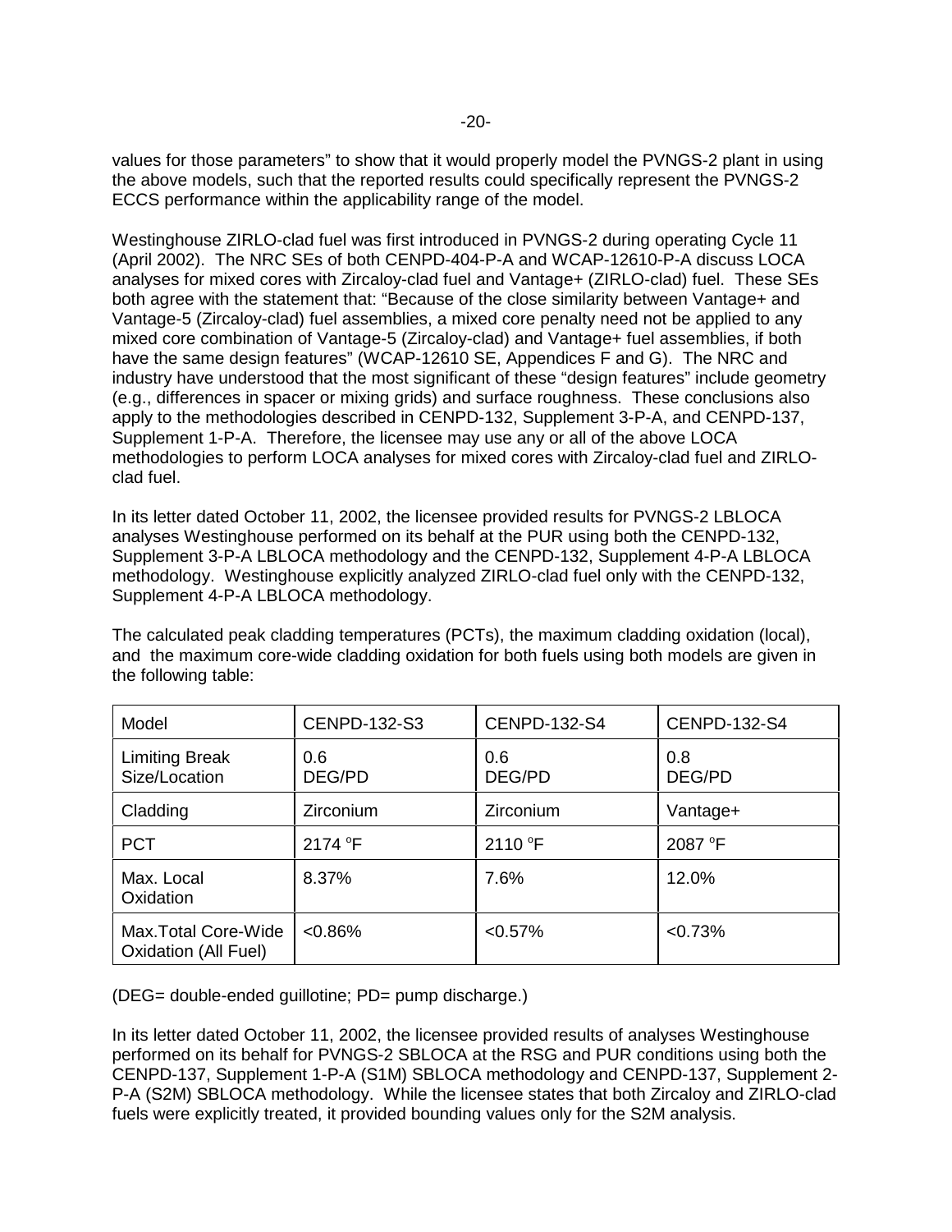values for those parameters" to show that it would properly model the PVNGS-2 plant in using the above models, such that the reported results could specifically represent the PVNGS-2 ECCS performance within the applicability range of the model.

Westinghouse ZIRLO-clad fuel was first introduced in PVNGS-2 during operating Cycle 11 (April 2002). The NRC SEs of both CENPD-404-P-A and WCAP-12610-P-A discuss LOCA analyses for mixed cores with Zircaloy-clad fuel and Vantage+ (ZIRLO-clad) fuel. These SEs both agree with the statement that: "Because of the close similarity between Vantage+ and Vantage-5 (Zircaloy-clad) fuel assemblies, a mixed core penalty need not be applied to any mixed core combination of Vantage-5 (Zircaloy-clad) and Vantage+ fuel assemblies, if both have the same design features" (WCAP-12610 SE, Appendices F and G). The NRC and industry have understood that the most significant of these "design features" include geometry (e.g., differences in spacer or mixing grids) and surface roughness. These conclusions also apply to the methodologies described in CENPD-132, Supplement 3-P-A, and CENPD-137, Supplement 1-P-A. Therefore, the licensee may use any or all of the above LOCA methodologies to perform LOCA analyses for mixed cores with Zircaloy-clad fuel and ZIRLO-clad fuel.

In its letter dated October 11, 2002, the licensee provided results for PVNGS-2 LBLOCA analyses Westinghouse performed on its behalf at the PUR using both the CENPD-132, Supplement 3-P-A LBLOCA methodology and the CENPD-132, Supplement 4-P-A LBLOCA methodology. Westinghouse explicitly analyzed ZIRLO-clad fuel only with the CENPD-132, Supplement 4-P-A LBLOCA methodology.

The calculated peak cladding temperatures (PCTs), the maximum cladding oxidation (local), and the maximum core-wide cladding oxidation for both fuels using both models are given in the following table:

| Model | CENPD-132-S3 | CENPD-132-S4 | CENPD-132-S4 |
|---|---|---|---|
| Limiting Break Size/Location | 0.6 DEG/PD | 0.6 DEG/PD | 0.8 DEG/PD |
| Cladding | Zirconium | Zirconium | Vantage+ |
| PCT | 2174 °F | 2110 °F | 2087 °F |
| Max. Local Oxidation | 8.37% | 7.6% | 12.0% |
| Max.Total Core-Wide Oxidation (All Fuel) | <0.86% | <0.57% | <0.73% |

(DEG= double-ended guillotine; PD= pump discharge.)

In its letter dated October 11, 2002, the licensee provided results of analyses Westinghouse performed on its behalf for PVNGS-2 SBLOCA at the RSG and PUR conditions using both the CENPD-137, Supplement 1-P-A (S1M) SBLOCA methodology and CENPD-137, Supplement 2-P-A (S2M) SBLOCA methodology. While the licensee states that both Zircaloy and ZIRLO-clad fuels were explicitly treated, it provided bounding values only for the S2M analysis.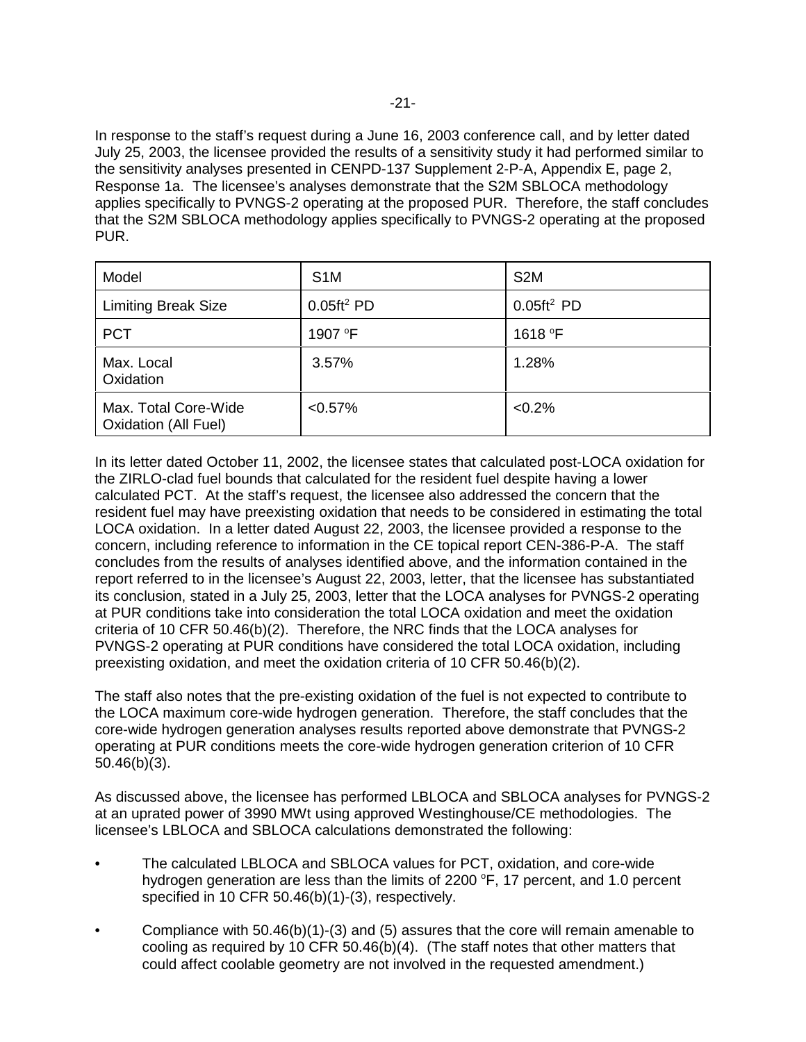In response to the staff's request during a June 16, 2003 conference call, and by letter dated July 25, 2003, the licensee provided the results of a sensitivity study it had performed similar to the sensitivity analyses presented in CENPD-137 Supplement 2-P-A, Appendix E, page 2, Response 1a. The licensee's analyses demonstrate that the S2M SBLOCA methodology applies specifically to PVNGS-2 operating at the proposed PUR. Therefore, the staff concludes that the S2M SBLOCA methodology applies specifically to PVNGS-2 operating at the proposed PUR.

| Model | S1M | S2M |
|---|---|---|
| Limiting Break Size | $0.05ft^2$ PD | $0.05ft^2$ PD |
| PCT | 1907 °F | 1618 °F |
| Max. Local Oxidation | 3.57% | 1.28% |
| Max. Total Core-Wide Oxidation (All Fuel) | <0.57% | <0.2% |

In its letter dated October 11, 2002, the licensee states that calculated post-LOCA oxidation for the ZIRLO-clad fuel bounds that calculated for the resident fuel despite having a lower calculated PCT. At the staff's request, the licensee also addressed the concern that the resident fuel may have preexisting oxidation that needs to be considered in estimating the total LOCA oxidation. In a letter dated August 22, 2003, the licensee provided a response to the concern, including reference to information in the CE topical report CEN-386-P-A. The staff concludes from the results of analyses identified above, and the information contained in the report referred to in the licensee's August 22, 2003, letter, that the licensee has substantiated its conclusion, stated in a July 25, 2003, letter that the LOCA analyses for PVNGS-2 operating at PUR conditions take into consideration the total LOCA oxidation and meet the oxidation criteria of 10 CFR 50.46(b)(2). Therefore, the NRC finds that the LOCA analyses for PVNGS-2 operating at PUR conditions have considered the total LOCA oxidation, including preexisting oxidation, and meet the oxidation criteria of 10 CFR 50.46(b)(2).

The staff also notes that the pre-existing oxidation of the fuel is not expected to contribute to the LOCA maximum core-wide hydrogen generation. Therefore, the staff concludes that the core-wide hydrogen generation analyses results reported above demonstrate that PVNGS-2 operating at PUR conditions meets the core-wide hydrogen generation criterion of 10 CFR 50.46(b)(3).

As discussed above, the licensee has performed LBLOCA and SBLOCA analyses for PVNGS-2 at an uprated power of 3990 MWt using approved Westinghouse/CE methodologies. The licensee's LBLOCA and SBLOCA calculations demonstrated the following:

- The calculated LBLOCA and SBLOCA values for PCT, oxidation, and core-wide hydrogen generation are less than the limits of 2200 °F, 17 percent, and 1.0 percent specified in 10 CFR 50.46(b)(1)-(3), respectively.
- Compliance with 50.46(b)(1)-(3) and (5) assures that the core will remain amenable to cooling as required by 10 CFR 50.46(b)(4). (The staff notes that other matters that could affect coolable geometry are not involved in the requested amendment.)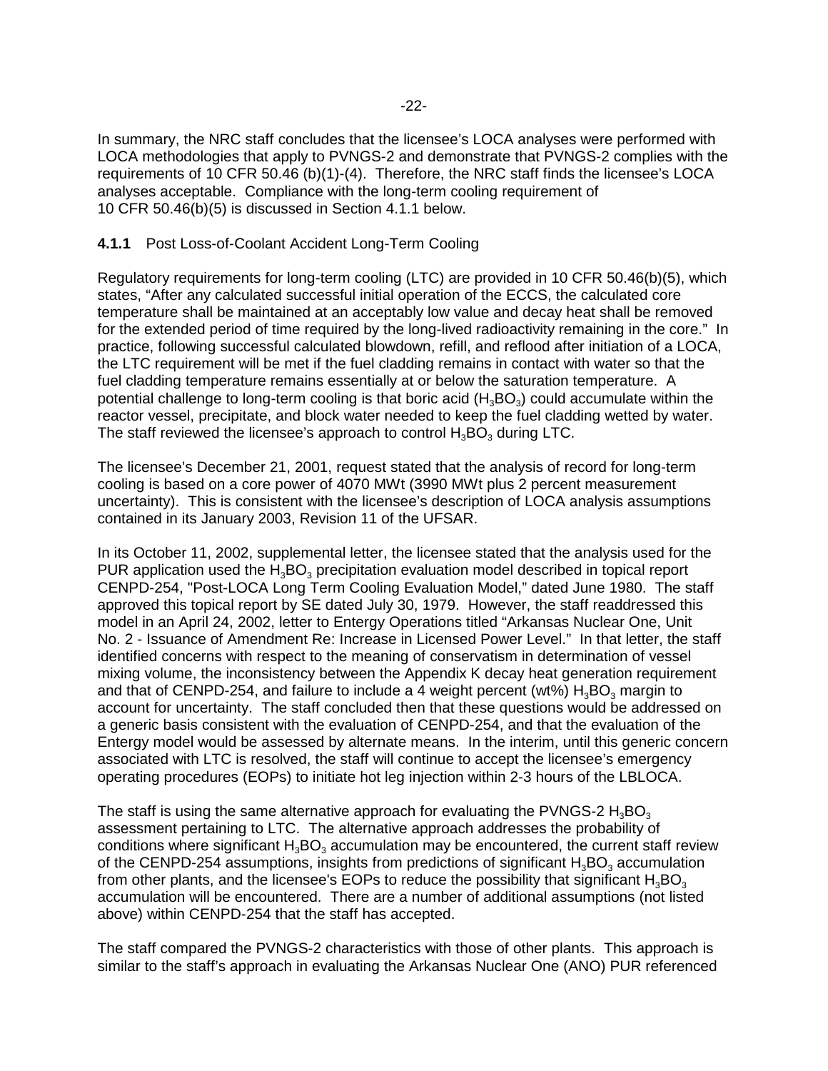In summary, the NRC staff concludes that the licensee's LOCA analyses were performed with LOCA methodologies that apply to PVNGS-2 and demonstrate that PVNGS-2 complies with the requirements of 10 CFR 50.46 (b)(1)-(4). Therefore, the NRC staff finds the licensee's LOCA analyses acceptable. Compliance with the long-term cooling requirement of 10 CFR 50.46(b)(5) is discussed in Section 4.1.1 below.

#### **4.1.1** Post Loss-of-Coolant Accident Long-Term Cooling

Regulatory requirements for long-term cooling (LTC) are provided in 10 CFR 50.46(b)(5), which states, "After any calculated successful initial operation of the ECCS, the calculated core temperature shall be maintained at an acceptably low value and decay heat shall be removed for the extended period of time required by the long-lived radioactivity remaining in the core." In practice, following successful calculated blowdown, refill, and reflood after initiation of a LOCA, the LTC requirement will be met if the fuel cladding remains in contact with water so that the fuel cladding temperature remains essentially at or below the saturation temperature. A potential challenge to long-term cooling is that boric acid ($H_3BO_3$) could accumulate within the reactor vessel, precipitate, and block water needed to keep the fuel cladding wetted by water. The staff reviewed the licensee's approach to control $H_3BO_3$ during LTC.

The licensee's December 21, 2001, request stated that the analysis of record for long-term cooling is based on a core power of 4070 MWt (3990 MWt plus 2 percent measurement uncertainty). This is consistent with the licensee's description of LOCA analysis assumptions contained in its January 2003, Revision 11 of the UFSAR.

In its October 11, 2002, supplemental letter, the licensee stated that the analysis used for the PUR application used the $H_3BO_3$ precipitation evaluation model described in topical report CENPD-254, "Post-LOCA Long Term Cooling Evaluation Model," dated June 1980. The staff approved this topical report by SE dated July 30, 1979. However, the staff readdressed this model in an April 24, 2002, letter to Entergy Operations titled "Arkansas Nuclear One, Unit No. 2 - Issuance of Amendment Re: Increase in Licensed Power Level." In that letter, the staff identified concerns with respect to the meaning of conservatism in determination of vessel mixing volume, the inconsistency between the Appendix K decay heat generation requirement and that of CENPD-254, and failure to include a 4 weight percent (wt%) $H_3BO_3$ margin to account for uncertainty. The staff concluded then that these questions would be addressed on a generic basis consistent with the evaluation of CENPD-254, and that the evaluation of the Entergy model would be assessed by alternate means. In the interim, until this generic concern associated with LTC is resolved, the staff will continue to accept the licensee's emergency operating procedures (EOPs) to initiate hot leg injection within 2-3 hours of the LBLOCA.

The staff is using the same alternative approach for evaluating the PVNGS-2 $H_3BO_3$ assessment pertaining to LTC. The alternative approach addresses the probability of conditions where significant $H_3BO_3$ accumulation may be encountered, the current staff review of the CENPD-254 assumptions, insights from predictions of significant $H_3BO_3$ accumulation from other plants, and the licensee's EOPs to reduce the possibility that significant $H_3BO_3$ accumulation will be encountered. There are a number of additional assumptions (not listed above) within CENPD-254 that the staff has accepted.

The staff compared the PVNGS-2 characteristics with those of other plants. This approach is similar to the staff's approach in evaluating the Arkansas Nuclear One (ANO) PUR referenced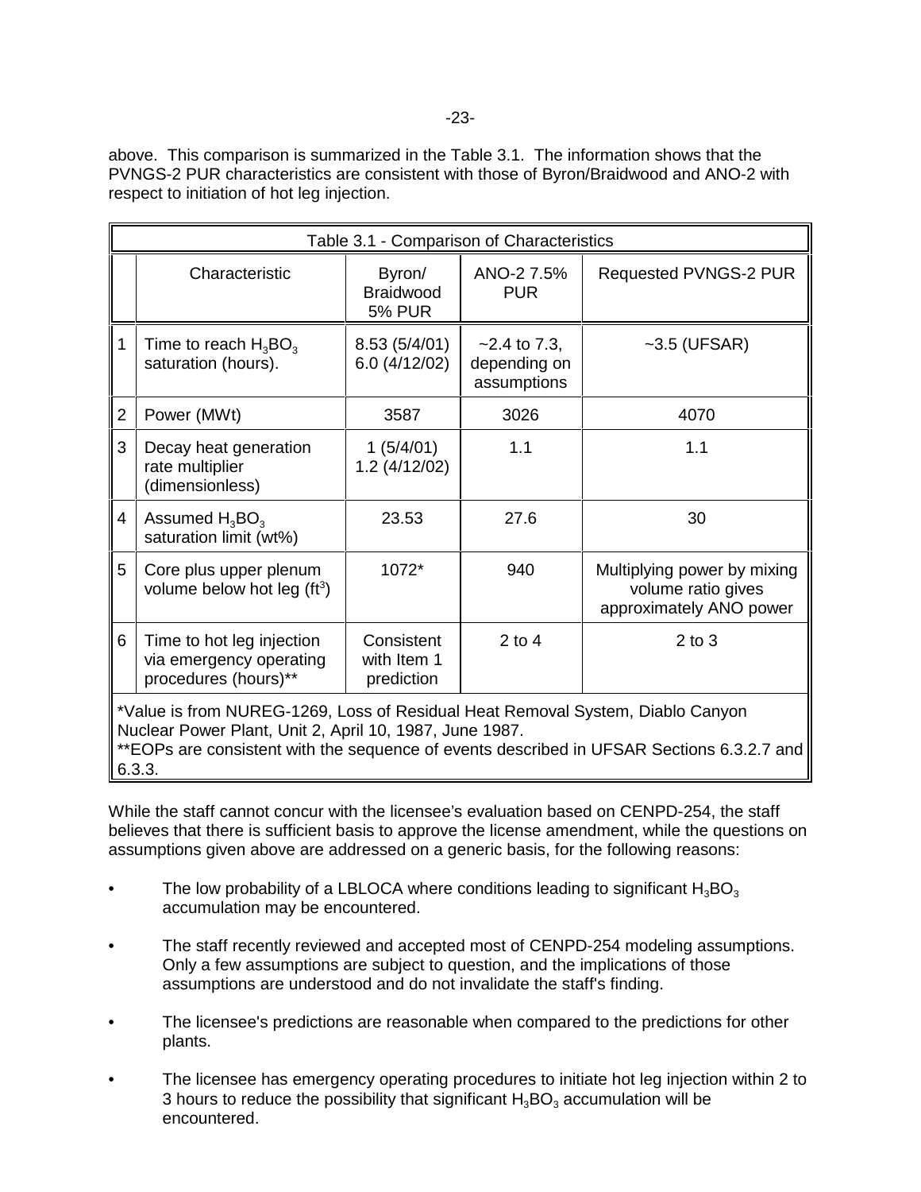above. This comparison is summarized in the Table 3.1. The information shows that the PVNGS-2 PUR characteristics are consistent with those of Byron/Braidwood and ANO-2 with respect to initiation of hot leg injection.

Table 3.1 - Comparison of Characteristics

| | Characteristic | Byron/ Braidwood 5% PUR | ANO-2 7.5% PUR | Requested PVNGS-2 PUR |
|---|---|---|---|---|
| 1 | Time to reach $H_3BO_3$ saturation (hours). | 8.53 (5/4/01) 6.0 (4/12/02) | ~2.4 to 7.3, depending on assumptions | ~3.5 (UFSAR) |
| 2 | Power (MWt) | 3587 | 3026 | 4070 |
| 3 | Decay heat generation rate multiplier (dimensionless) | 1 (5/4/01) 1.2 (4/12/02) | 1.1 | 1.1 |
| 4 | Assumed $H_3BO_3$ saturation limit (wt%) | 23.53 | 27.6 | 30 |
| 5 | Core plus upper plenum volume below hot leg ($ft^3$) | 1072* | 940 | Multiplying power by mixing volume ratio gives approximately ANO power |
| 6 | Time to hot leg injection via emergency operating procedures (hours)** | Consistent with Item 1 prediction | 2 to 4 | 2 to 3 |

*Value is from NUREG-1269, Loss of Residual Heat Removal System, Diablo Canyon Nuclear Power Plant, Unit 2, April 10, 1987, June 1987.
**EOPs are consistent with the sequence of events described in UFSAR Sections 6.3.2.7 and 6.3.3.

While the staff cannot concur with the licensee's evaluation based on CENPD-254, the staff believes that there is sufficient basis to approve the license amendment, while the questions on assumptions given above are addressed on a generic basis, for the following reasons:

- The low probability of a LBLOCA where conditions leading to significant $H_3BO_3$ accumulation may be encountered.
- The staff recently reviewed and accepted most of CENPD-254 modeling assumptions. Only a few assumptions are subject to question, and the implications of those assumptions are understood and do not invalidate the staff's finding.
- The licensee's predictions are reasonable when compared to the predictions for other plants.
- The licensee has emergency operating procedures to initiate hot leg injection within 2 to 3 hours to reduce the possibility that significant $H_3BO_3$ accumulation will be encountered.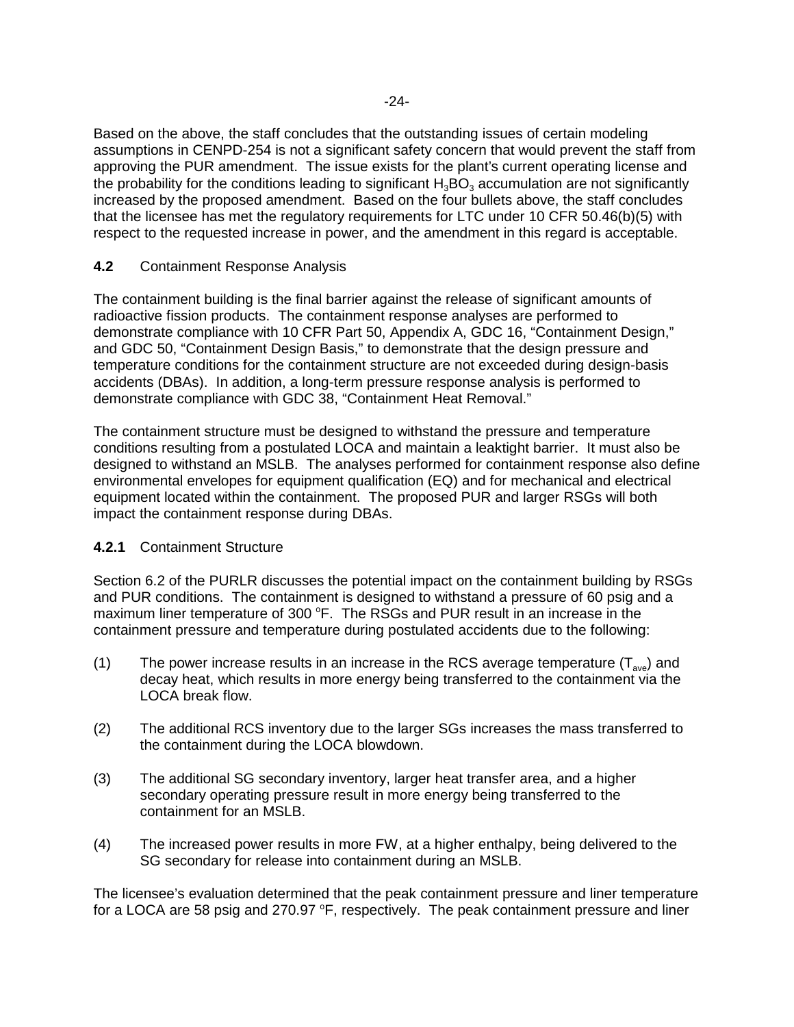Based on the above, the staff concludes that the outstanding issues of certain modeling assumptions in CENPD-254 is not a significant safety concern that would prevent the staff from approving the PUR amendment. The issue exists for the plant's current operating license and the probability for the conditions leading to significant $H_3BO_3$ accumulation are not significantly increased by the proposed amendment. Based on the four bullets above, the staff concludes that the licensee has met the regulatory requirements for LTC under 10 CFR 50.46(b)(5) with respect to the requested increase in power, and the amendment in this regard is acceptable.

### **4.2** Containment Response Analysis

The containment building is the final barrier against the release of significant amounts of radioactive fission products. The containment response analyses are performed to demonstrate compliance with 10 CFR Part 50, Appendix A, GDC 16, "Containment Design," and GDC 50, "Containment Design Basis," to demonstrate that the design pressure and temperature conditions for the containment structure are not exceeded during design-basis accidents (DBAs). In addition, a long-term pressure response analysis is performed to demonstrate compliance with GDC 38, "Containment Heat Removal."

The containment structure must be designed to withstand the pressure and temperature conditions resulting from a postulated LOCA and maintain a leaktight barrier. It must also be designed to withstand an MSLB. The analyses performed for containment response also define environmental envelopes for equipment qualification (EQ) and for mechanical and electrical equipment located within the containment. The proposed PUR and larger RSGs will both impact the containment response during DBAs.

#### **4.2.1** Containment Structure

Section 6.2 of the PURLR discusses the potential impact on the containment building by RSGs and PUR conditions. The containment is designed to withstand a pressure of 60 psig and a maximum liner temperature of 300 °F. The RSGs and PUR result in an increase in the containment pressure and temperature during postulated accidents due to the following:

(1) The power increase results in an increase in the RCS average temperature ($T_{ave}$) and decay heat, which results in more energy being transferred to the containment via the LOCA break flow.

(2) The additional RCS inventory due to the larger SGs increases the mass transferred to the containment during the LOCA blowdown.

(3) The additional SG secondary inventory, larger heat transfer area, and a higher secondary operating pressure result in more energy being transferred to the containment for an MSLB.

(4) The increased power results in more FW, at a higher enthalpy, being delivered to the SG secondary for release into containment during an MSLB.

The licensee's evaluation determined that the peak containment pressure and liner temperature for a LOCA are 58 psig and 270.97 °F, respectively. The peak containment pressure and liner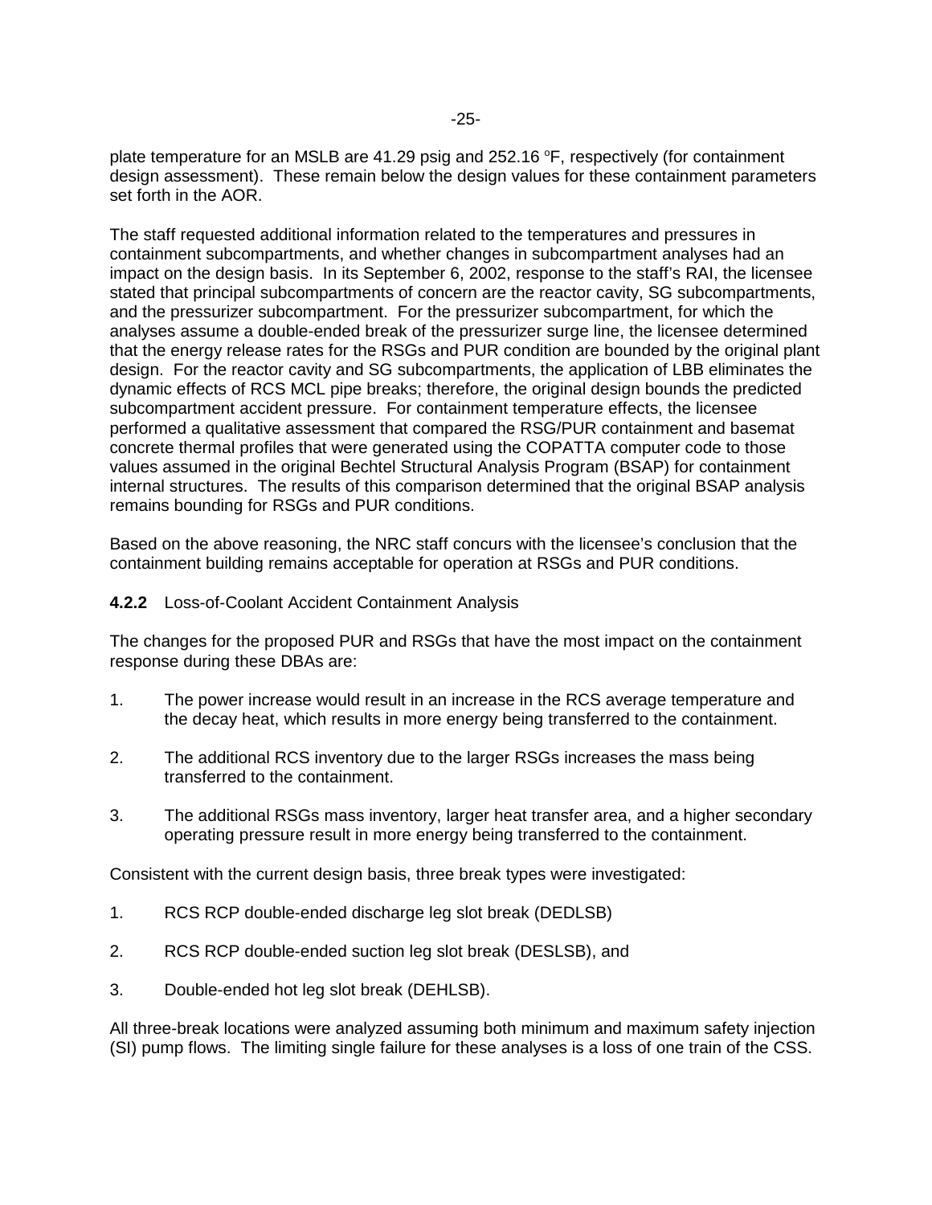plate temperature for an MSLB are 41.29 psig and 252.16 °F, respectively (for containment design assessment). These remain below the design values for these containment parameters set forth in the AOR.

The staff requested additional information related to the temperatures and pressures in containment subcompartments, and whether changes in subcompartment analyses had an impact on the design basis. In its September 6, 2002, response to the staff's RAI, the licensee stated that principal subcompartments of concern are the reactor cavity, SG subcompartments, and the pressurizer subcompartment. For the pressurizer subcompartment, for which the analyses assume a double-ended break of the pressurizer surge line, the licensee determined that the energy release rates for the RSGs and PUR condition are bounded by the original plant design. For the reactor cavity and SG subcompartments, the application of LBB eliminates the dynamic effects of RCS MCL pipe breaks; therefore, the original design bounds the predicted subcompartment accident pressure. For containment temperature effects, the licensee performed a qualitative assessment that compared the RSG/PUR containment and basemat concrete thermal profiles that were generated using the COPATTA computer code to those values assumed in the original Bechtel Structural Analysis Program (BSAP) for containment internal structures. The results of this comparison determined that the original BSAP analysis remains bounding for RSGs and PUR conditions.

Based on the above reasoning, the NRC staff concurs with the licensee's conclusion that the containment building remains acceptable for operation at RSGs and PUR conditions.

### **4.2.2** Loss-of-Coolant Accident Containment Analysis

The changes for the proposed PUR and RSGs that have the most impact on the containment response during these DBAs are:

1. The power increase would result in an increase in the RCS average temperature and the decay heat, which results in more energy being transferred to the containment.

2. The additional RCS inventory due to the larger RSGs increases the mass being transferred to the containment.

3. The additional RSGs mass inventory, larger heat transfer area, and a higher secondary operating pressure result in more energy being transferred to the containment.

Consistent with the current design basis, three break types were investigated:

1. RCS RCP double-ended discharge leg slot break (DEDLSB)

2. RCS RCP double-ended suction leg slot break (DESLSB), and

3. Double-ended hot leg slot break (DEHLSB).

All three-break locations were analyzed assuming both minimum and maximum safety injection (SI) pump flows. The limiting single failure for these analyses is a loss of one train of the CSS.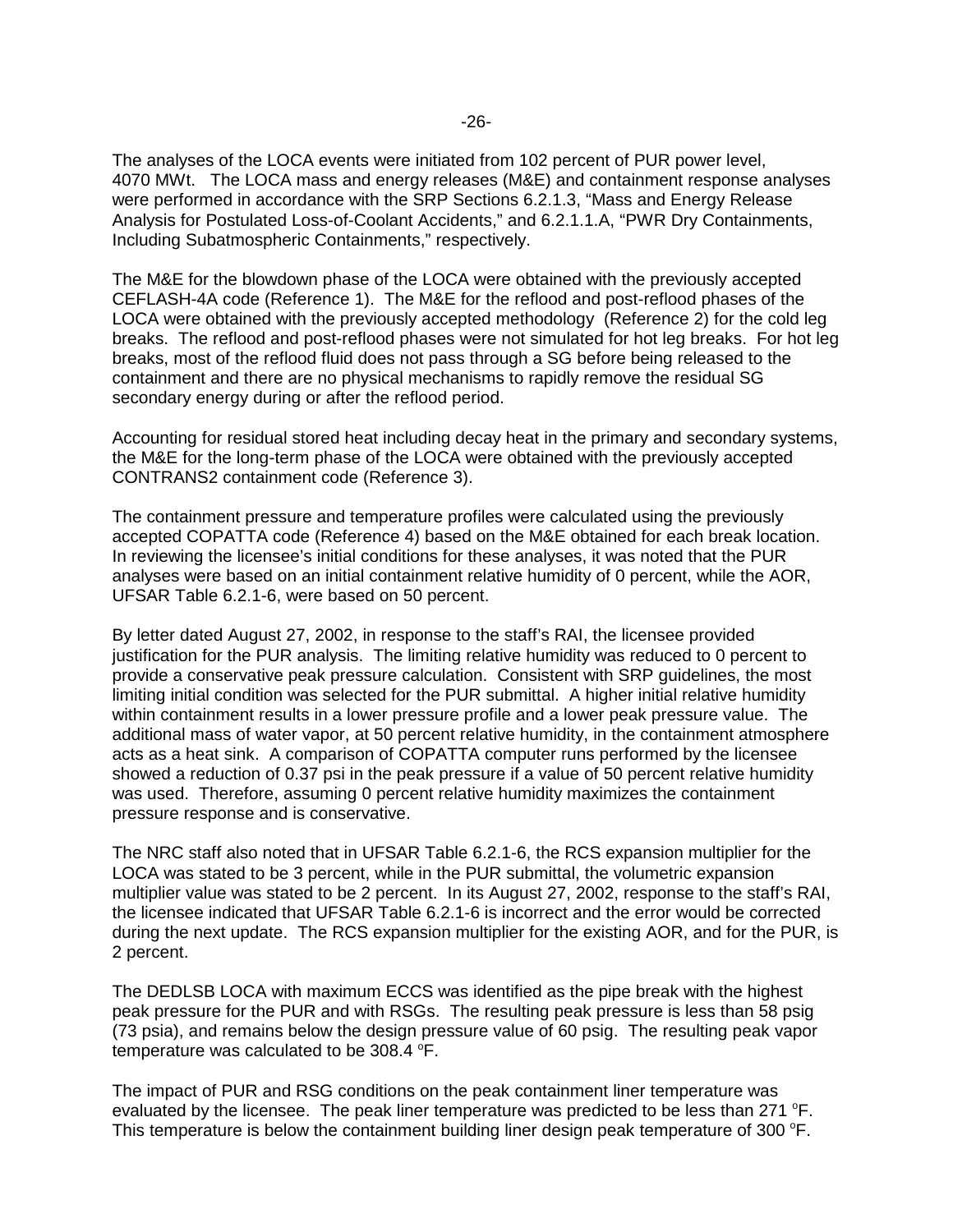The analyses of the LOCA events were initiated from 102 percent of PUR power level, 4070 MWt. The LOCA mass and energy releases (M&E) and containment response analyses were performed in accordance with the SRP Sections 6.2.1.3, "Mass and Energy Release Analysis for Postulated Loss-of-Coolant Accidents," and 6.2.1.1.A, "PWR Dry Containments, Including Subatmospheric Containments," respectively.

The M&E for the blowdown phase of the LOCA were obtained with the previously accepted CEFLASH-4A code (Reference 1). The M&E for the reflood and post-reflood phases of the LOCA were obtained with the previously accepted methodology (Reference 2) for the cold leg breaks. The reflood and post-reflood phases were not simulated for hot leg breaks. For hot leg breaks, most of the reflood fluid does not pass through a SG before being released to the containment and there are no physical mechanisms to rapidly remove the residual SG secondary energy during or after the reflood period.

Accounting for residual stored heat including decay heat in the primary and secondary systems, the M&E for the long-term phase of the LOCA were obtained with the previously accepted CONTRANS2 containment code (Reference 3).

The containment pressure and temperature profiles were calculated using the previously accepted COPATTA code (Reference 4) based on the M&E obtained for each break location. In reviewing the licensee's initial conditions for these analyses, it was noted that the PUR analyses were based on an initial containment relative humidity of 0 percent, while the AOR, UFSAR Table 6.2.1-6, were based on 50 percent.

By letter dated August 27, 2002, in response to the staff's RAI, the licensee provided justification for the PUR analysis. The limiting relative humidity was reduced to 0 percent to provide a conservative peak pressure calculation. Consistent with SRP guidelines, the most limiting initial condition was selected for the PUR submittal. A higher initial relative humidity within containment results in a lower pressure profile and a lower peak pressure value. The additional mass of water vapor, at 50 percent relative humidity, in the containment atmosphere acts as a heat sink. A comparison of COPATTA computer runs performed by the licensee showed a reduction of 0.37 psi in the peak pressure if a value of 50 percent relative humidity was used. Therefore, assuming 0 percent relative humidity maximizes the containment pressure response and is conservative.

The NRC staff also noted that in UFSAR Table 6.2.1-6, the RCS expansion multiplier for the LOCA was stated to be 3 percent, while in the PUR submittal, the volumetric expansion multiplier value was stated to be 2 percent. In its August 27, 2002, response to the staff's RAI, the licensee indicated that UFSAR Table 6.2.1-6 is incorrect and the error would be corrected during the next update. The RCS expansion multiplier for the existing AOR, and for the PUR, is 2 percent.

The DEDLSB LOCA with maximum ECCS was identified as the pipe break with the highest peak pressure for the PUR and with RSGs. The resulting peak pressure is less than 58 psig (73 psia), and remains below the design pressure value of 60 psig. The resulting peak vapor temperature was calculated to be 308.4 °F.

The impact of PUR and RSG conditions on the peak containment liner temperature was evaluated by the licensee. The peak liner temperature was predicted to be less than 271 °F. This temperature is below the containment building liner design peak temperature of 300 °F.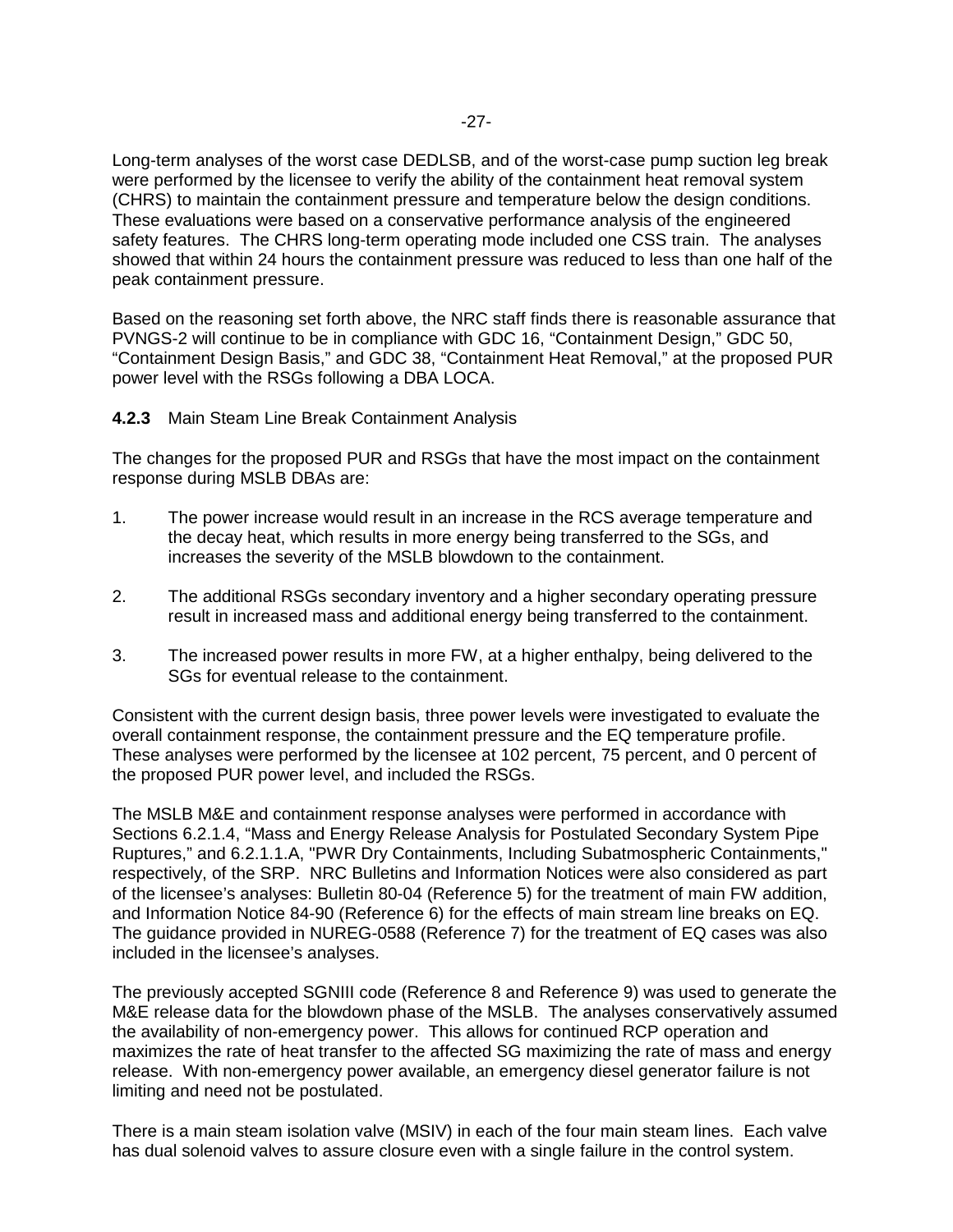Long-term analyses of the worst case DEDLSB, and of the worst-case pump suction leg break were performed by the licensee to verify the ability of the containment heat removal system (CHRS) to maintain the containment pressure and temperature below the design conditions. These evaluations were based on a conservative performance analysis of the engineered safety features. The CHRS long-term operating mode included one CSS train. The analyses showed that within 24 hours the containment pressure was reduced to less than one half of the peak containment pressure.

Based on the reasoning set forth above, the NRC staff finds there is reasonable assurance that PVNGS-2 will continue to be in compliance with GDC 16, “Containment Design,” GDC 50, “Containment Design Basis,” and GDC 38, “Containment Heat Removal,” at the proposed PUR power level with the RSGs following a DBA LOCA.

**4.2.3** Main Steam Line Break Containment Analysis

The changes for the proposed PUR and RSGs that have the most impact on the containment response during MSLB DBAs are:

1. The power increase would result in an increase in the RCS average temperature and the decay heat, which results in more energy being transferred to the SGs, and increases the severity of the MSLB blowdown to the containment.

2. The additional RSGs secondary inventory and a higher secondary operating pressure result in increased mass and additional energy being transferred to the containment.

3. The increased power results in more FW, at a higher enthalpy, being delivered to the SGs for eventual release to the containment.

Consistent with the current design basis, three power levels were investigated to evaluate the overall containment response, the containment pressure and the EQ temperature profile. These analyses were performed by the licensee at 102 percent, 75 percent, and 0 percent of the proposed PUR power level, and included the RSGs.

The MSLB M&E and containment response analyses were performed in accordance with Sections 6.2.1.4, “Mass and Energy Release Analysis for Postulated Secondary System Pipe Ruptures,” and 6.2.1.1.A, "PWR Dry Containments, Including Subatmospheric Containments," respectively, of the SRP. NRC Bulletins and Information Notices were also considered as part of the licensee’s analyses: Bulletin 80-04 (Reference 5) for the treatment of main FW addition, and Information Notice 84-90 (Reference 6) for the effects of main stream line breaks on EQ. The guidance provided in NUREG-0588 (Reference 7) for the treatment of EQ cases was also included in the licensee’s analyses.

The previously accepted SGNIII code (Reference 8 and Reference 9) was used to generate the M&E release data for the blowdown phase of the MSLB. The analyses conservatively assumed the availability of non-emergency power. This allows for continued RCP operation and maximizes the rate of heat transfer to the affected SG maximizing the rate of mass and energy release. With non-emergency power available, an emergency diesel generator failure is not limiting and need not be postulated.

There is a main steam isolation valve (MSIV) in each of the four main steam lines. Each valve has dual solenoid valves to assure closure even with a single failure in the control system.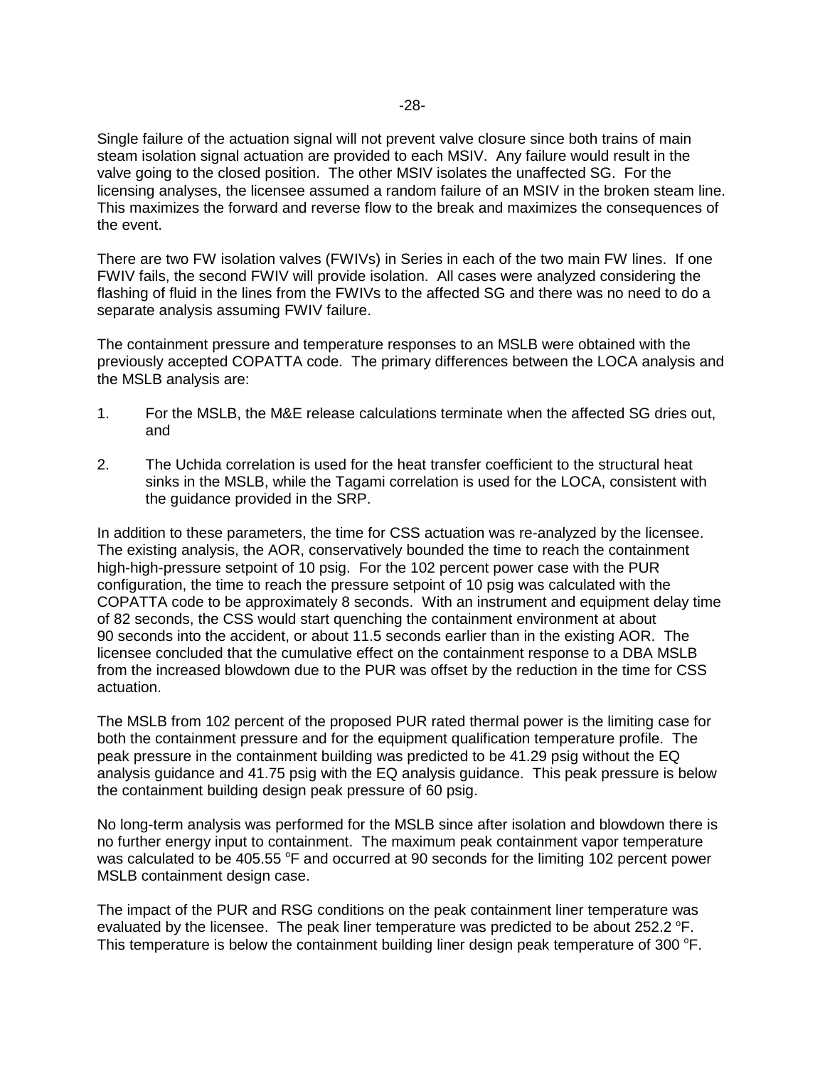Single failure of the actuation signal will not prevent valve closure since both trains of main steam isolation signal actuation are provided to each MSIV. Any failure would result in the valve going to the closed position. The other MSIV isolates the unaffected SG. For the licensing analyses, the licensee assumed a random failure of an MSIV in the broken steam line. This maximizes the forward and reverse flow to the break and maximizes the consequences of the event.

There are two FW isolation valves (FWIVs) in Series in each of the two main FW lines. If one FWIV fails, the second FWIV will provide isolation. All cases were analyzed considering the flashing of fluid in the lines from the FWIVs to the affected SG and there was no need to do a separate analysis assuming FWIV failure.

The containment pressure and temperature responses to an MSLB were obtained with the previously accepted COPATTA code. The primary differences between the LOCA analysis and the MSLB analysis are:

1. For the MSLB, the M&E release calculations terminate when the affected SG dries out, and

2. The Uchida correlation is used for the heat transfer coefficient to the structural heat sinks in the MSLB, while the Tagami correlation is used for the LOCA, consistent with the guidance provided in the SRP.

In addition to these parameters, the time for CSS actuation was re-analyzed by the licensee. The existing analysis, the AOR, conservatively bounded the time to reach the containment high-high-pressure setpoint of 10 psig. For the 102 percent power case with the PUR configuration, the time to reach the pressure setpoint of 10 psig was calculated with the COPATTA code to be approximately 8 seconds. With an instrument and equipment delay time of 82 seconds, the CSS would start quenching the containment environment at about 90 seconds into the accident, or about 11.5 seconds earlier than in the existing AOR. The licensee concluded that the cumulative effect on the containment response to a DBA MSLB from the increased blowdown due to the PUR was offset by the reduction in the time for CSS actuation.

The MSLB from 102 percent of the proposed PUR rated thermal power is the limiting case for both the containment pressure and for the equipment qualification temperature profile. The peak pressure in the containment building was predicted to be 41.29 psig without the EQ analysis guidance and 41.75 psig with the EQ analysis guidance. This peak pressure is below the containment building design peak pressure of 60 psig.

No long-term analysis was performed for the MSLB since after isolation and blowdown there is no further energy input to containment. The maximum peak containment vapor temperature was calculated to be 405.55 °F and occurred at 90 seconds for the limiting 102 percent power MSLB containment design case.

The impact of the PUR and RSG conditions on the peak containment liner temperature was evaluated by the licensee. The peak liner temperature was predicted to be about 252.2 °F. This temperature is below the containment building liner design peak temperature of 300 °F.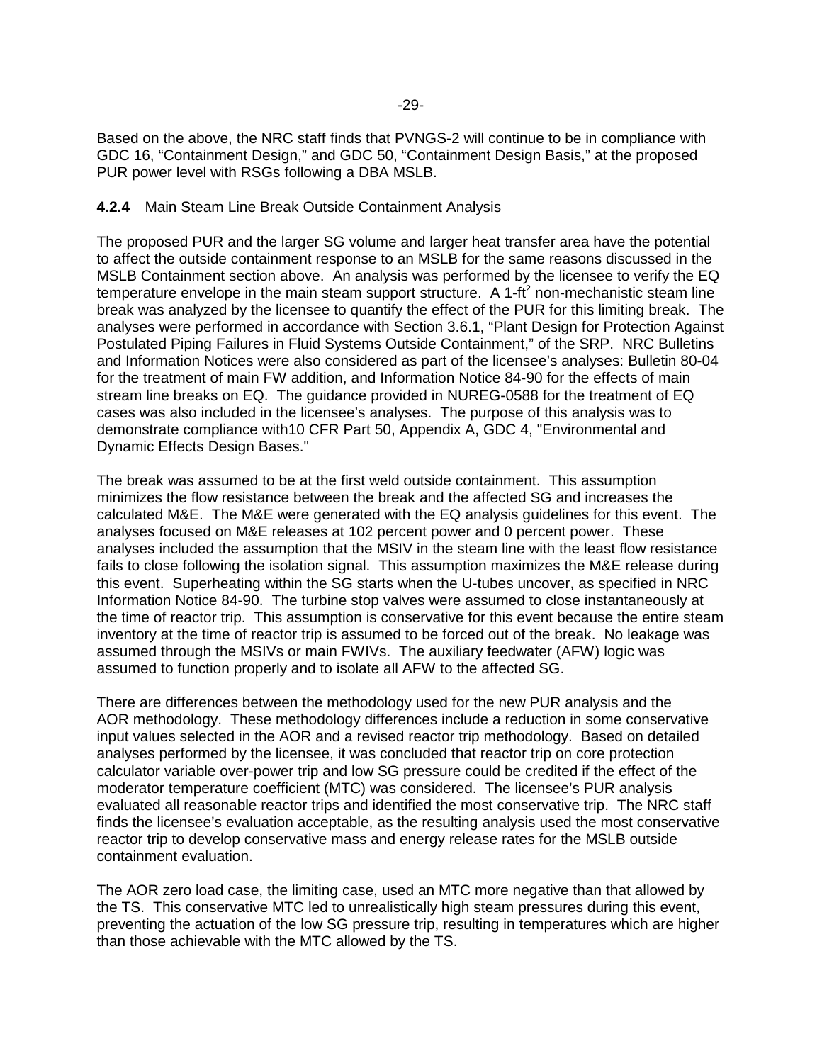Based on the above, the NRC staff finds that PVNGS-2 will continue to be in compliance with GDC 16, "Containment Design," and GDC 50, "Containment Design Basis," at the proposed PUR power level with RSGs following a DBA MSLB.

**4.2.4** Main Steam Line Break Outside Containment Analysis

The proposed PUR and the larger SG volume and larger heat transfer area have the potential to affect the outside containment response to an MSLB for the same reasons discussed in the MSLB Containment section above. An analysis was performed by the licensee to verify the EQ temperature envelope in the main steam support structure. A 1-$ft^2$ non-mechanistic steam line break was analyzed by the licensee to quantify the effect of the PUR for this limiting break. The analyses were performed in accordance with Section 3.6.1, "Plant Design for Protection Against Postulated Piping Failures in Fluid Systems Outside Containment," of the SRP. NRC Bulletins and Information Notices were also considered as part of the licensee's analyses: Bulletin 80-04 for the treatment of main FW addition, and Information Notice 84-90 for the effects of main stream line breaks on EQ. The guidance provided in NUREG-0588 for the treatment of EQ cases was also included in the licensee's analyses. The purpose of this analysis was to demonstrate compliance with10 CFR Part 50, Appendix A, GDC 4, "Environmental and Dynamic Effects Design Bases."

The break was assumed to be at the first weld outside containment. This assumption minimizes the flow resistance between the break and the affected SG and increases the calculated M&E. The M&E were generated with the EQ analysis guidelines for this event. The analyses focused on M&E releases at 102 percent power and 0 percent power. These analyses included the assumption that the MSIV in the steam line with the least flow resistance fails to close following the isolation signal. This assumption maximizes the M&E release during this event. Superheating within the SG starts when the U-tubes uncover, as specified in NRC Information Notice 84-90. The turbine stop valves were assumed to close instantaneously at the time of reactor trip. This assumption is conservative for this event because the entire steam inventory at the time of reactor trip is assumed to be forced out of the break. No leakage was assumed through the MSIVs or main FWIVs. The auxiliary feedwater (AFW) logic was assumed to function properly and to isolate all AFW to the affected SG.

There are differences between the methodology used for the new PUR analysis and the AOR methodology. These methodology differences include a reduction in some conservative input values selected in the AOR and a revised reactor trip methodology. Based on detailed analyses performed by the licensee, it was concluded that reactor trip on core protection calculator variable over-power trip and low SG pressure could be credited if the effect of the moderator temperature coefficient (MTC) was considered. The licensee's PUR analysis evaluated all reasonable reactor trips and identified the most conservative trip. The NRC staff finds the licensee's evaluation acceptable, as the resulting analysis used the most conservative reactor trip to develop conservative mass and energy release rates for the MSLB outside containment evaluation.

The AOR zero load case, the limiting case, used an MTC more negative than that allowed by the TS. This conservative MTC led to unrealistically high steam pressures during this event, preventing the actuation of the low SG pressure trip, resulting in temperatures which are higher than those achievable with the MTC allowed by the TS.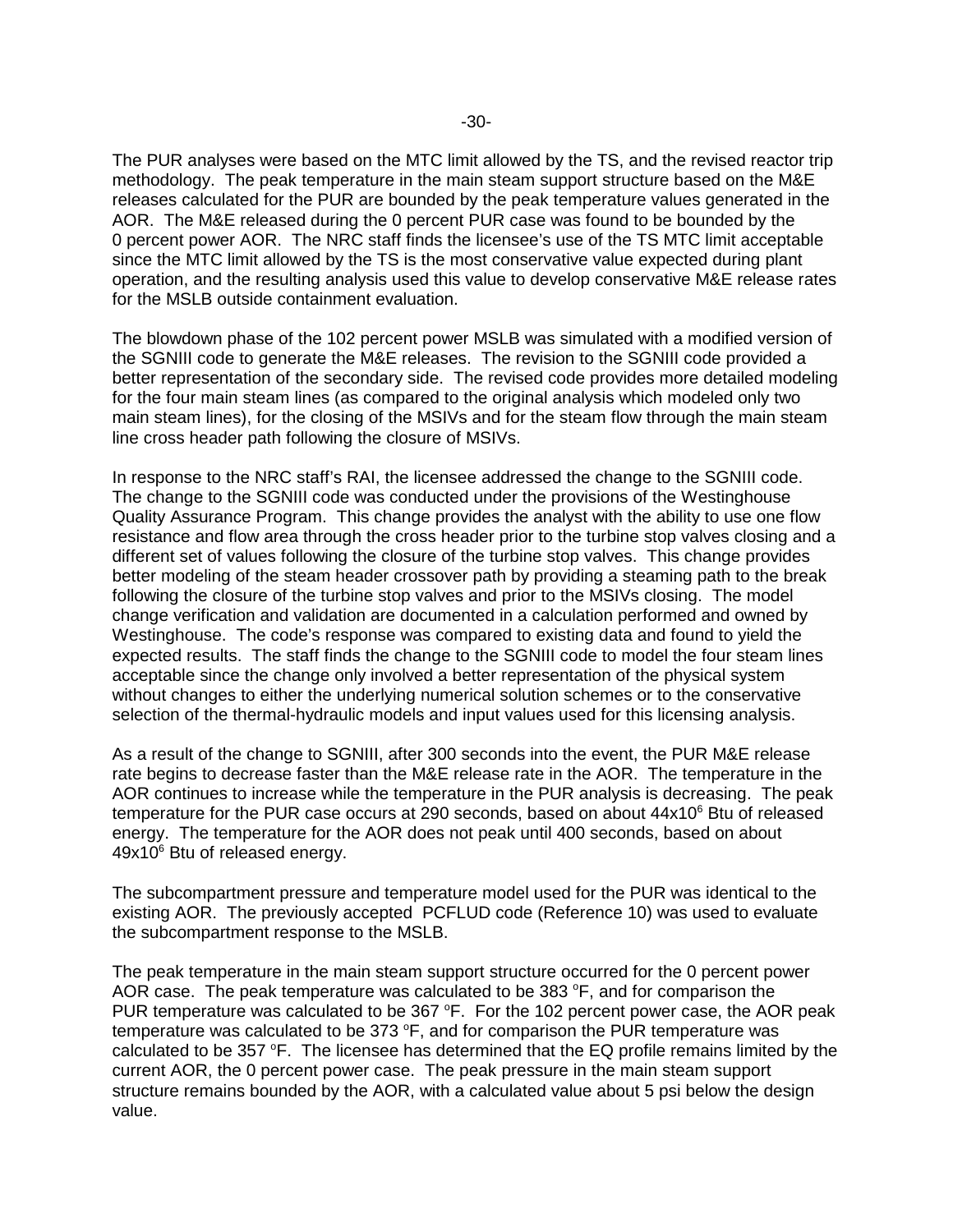The PUR analyses were based on the MTC limit allowed by the TS, and the revised reactor trip methodology. The peak temperature in the main steam support structure based on the M&E releases calculated for the PUR are bounded by the peak temperature values generated in the AOR. The M&E released during the 0 percent PUR case was found to be bounded by the 0 percent power AOR. The NRC staff finds the licensee's use of the TS MTC limit acceptable since the MTC limit allowed by the TS is the most conservative value expected during plant operation, and the resulting analysis used this value to develop conservative M&E release rates for the MSLB outside containment evaluation.

The blowdown phase of the 102 percent power MSLB was simulated with a modified version of the SGNIII code to generate the M&E releases. The revision to the SGNIII code provided a better representation of the secondary side. The revised code provides more detailed modeling for the four main steam lines (as compared to the original analysis which modeled only two main steam lines), for the closing of the MSIVs and for the steam flow through the main steam line cross header path following the closure of MSIVs.

In response to the NRC staff's RAI, the licensee addressed the change to the SGNIII code. The change to the SGNIII code was conducted under the provisions of the Westinghouse Quality Assurance Program. This change provides the analyst with the ability to use one flow resistance and flow area through the cross header prior to the turbine stop valves closing and a different set of values following the closure of the turbine stop valves. This change provides better modeling of the steam header crossover path by providing a steaming path to the break following the closure of the turbine stop valves and prior to the MSIVs closing. The model change verification and validation are documented in a calculation performed and owned by Westinghouse. The code's response was compared to existing data and found to yield the expected results. The staff finds the change to the SGNIII code to model the four steam lines acceptable since the change only involved a better representation of the physical system without changes to either the underlying numerical solution schemes or to the conservative selection of the thermal-hydraulic models and input values used for this licensing analysis.

As a result of the change to SGNIII, after 300 seconds into the event, the PUR M&E release rate begins to decrease faster than the M&E release rate in the AOR. The temperature in the AOR continues to increase while the temperature in the PUR analysis is decreasing. The peak temperature for the PUR case occurs at 290 seconds, based on about $44 \times 10^6$ Btu of released energy. The temperature for the AOR does not peak until 400 seconds, based on about $49 \times 10^6$ Btu of released energy.

The subcompartment pressure and temperature model used for the PUR was identical to the existing AOR. The previously accepted PCFLUD code (Reference 10) was used to evaluate the subcompartment response to the MSLB.

The peak temperature in the main steam support structure occurred for the 0 percent power AOR case. The peak temperature was calculated to be 383 $^{o}$F, and for comparison the PUR temperature was calculated to be 367 $^{o}$F. For the 102 percent power case, the AOR peak temperature was calculated to be 373 $^{o}$F, and for comparison the PUR temperature was calculated to be 357 $^{o}$F. The licensee has determined that the EQ profile remains limited by the current AOR, the 0 percent power case. The peak pressure in the main steam support structure remains bounded by the AOR, with a calculated value about 5 psi below the design value.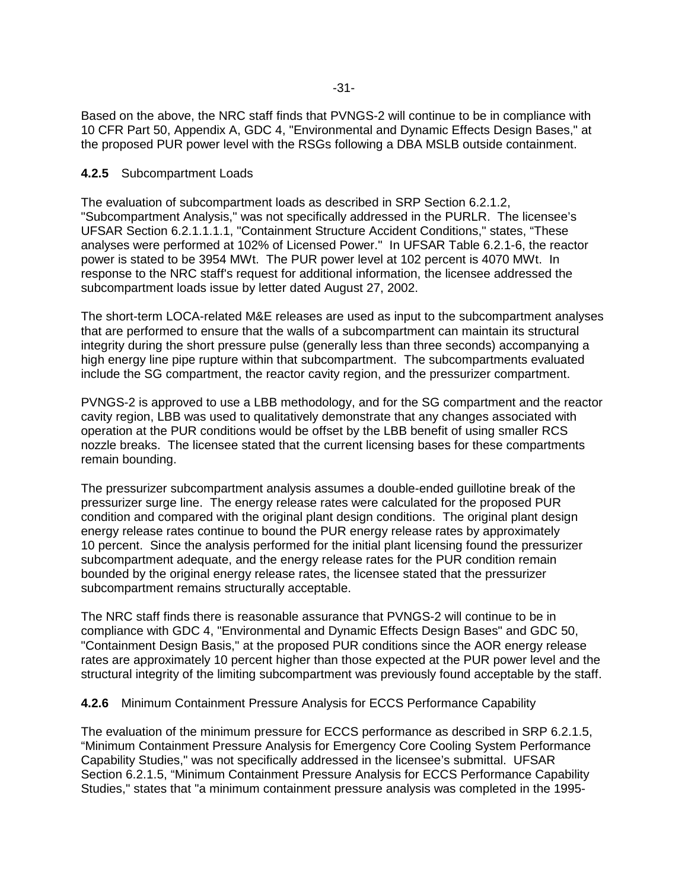Based on the above, the NRC staff finds that PVNGS-2 will continue to be in compliance with 10 CFR Part 50, Appendix A, GDC 4, "Environmental and Dynamic Effects Design Bases," at the proposed PUR power level with the RSGs following a DBA MSLB outside containment.

**4.2.5** Subcompartment Loads

The evaluation of subcompartment loads as described in SRP Section 6.2.1.2, "Subcompartment Analysis," was not specifically addressed in the PURLR. The licensee's UFSAR Section 6.2.1.1.1.1, "Containment Structure Accident Conditions," states, "These analyses were performed at 102% of Licensed Power." In UFSAR Table 6.2.1-6, the reactor power is stated to be 3954 MWt. The PUR power level at 102 percent is 4070 MWt. In response to the NRC staff's request for additional information, the licensee addressed the subcompartment loads issue by letter dated August 27, 2002.

The short-term LOCA-related M&E releases are used as input to the subcompartment analyses that are performed to ensure that the walls of a subcompartment can maintain its structural integrity during the short pressure pulse (generally less than three seconds) accompanying a high energy line pipe rupture within that subcompartment. The subcompartments evaluated include the SG compartment, the reactor cavity region, and the pressurizer compartment.

PVNGS-2 is approved to use a LBB methodology, and for the SG compartment and the reactor cavity region, LBB was used to qualitatively demonstrate that any changes associated with operation at the PUR conditions would be offset by the LBB benefit of using smaller RCS nozzle breaks. The licensee stated that the current licensing bases for these compartments remain bounding.

The pressurizer subcompartment analysis assumes a double-ended guillotine break of the pressurizer surge line. The energy release rates were calculated for the proposed PUR condition and compared with the original plant design conditions. The original plant design energy release rates continue to bound the PUR energy release rates by approximately 10 percent. Since the analysis performed for the initial plant licensing found the pressurizer subcompartment adequate, and the energy release rates for the PUR condition remain bounded by the original energy release rates, the licensee stated that the pressurizer subcompartment remains structurally acceptable.

The NRC staff finds there is reasonable assurance that PVNGS-2 will continue to be in compliance with GDC 4, "Environmental and Dynamic Effects Design Bases" and GDC 50, "Containment Design Basis," at the proposed PUR conditions since the AOR energy release rates are approximately 10 percent higher than those expected at the PUR power level and the structural integrity of the limiting subcompartment was previously found acceptable by the staff.

**4.2.6** Minimum Containment Pressure Analysis for ECCS Performance Capability

The evaluation of the minimum pressure for ECCS performance as described in SRP 6.2.1.5, "Minimum Containment Pressure Analysis for Emergency Core Cooling System Performance Capability Studies," was not specifically addressed in the licensee's submittal. UFSAR Section 6.2.1.5, "Minimum Containment Pressure Analysis for ECCS Performance Capability Studies," states that "a minimum containment pressure analysis was completed in the 1995-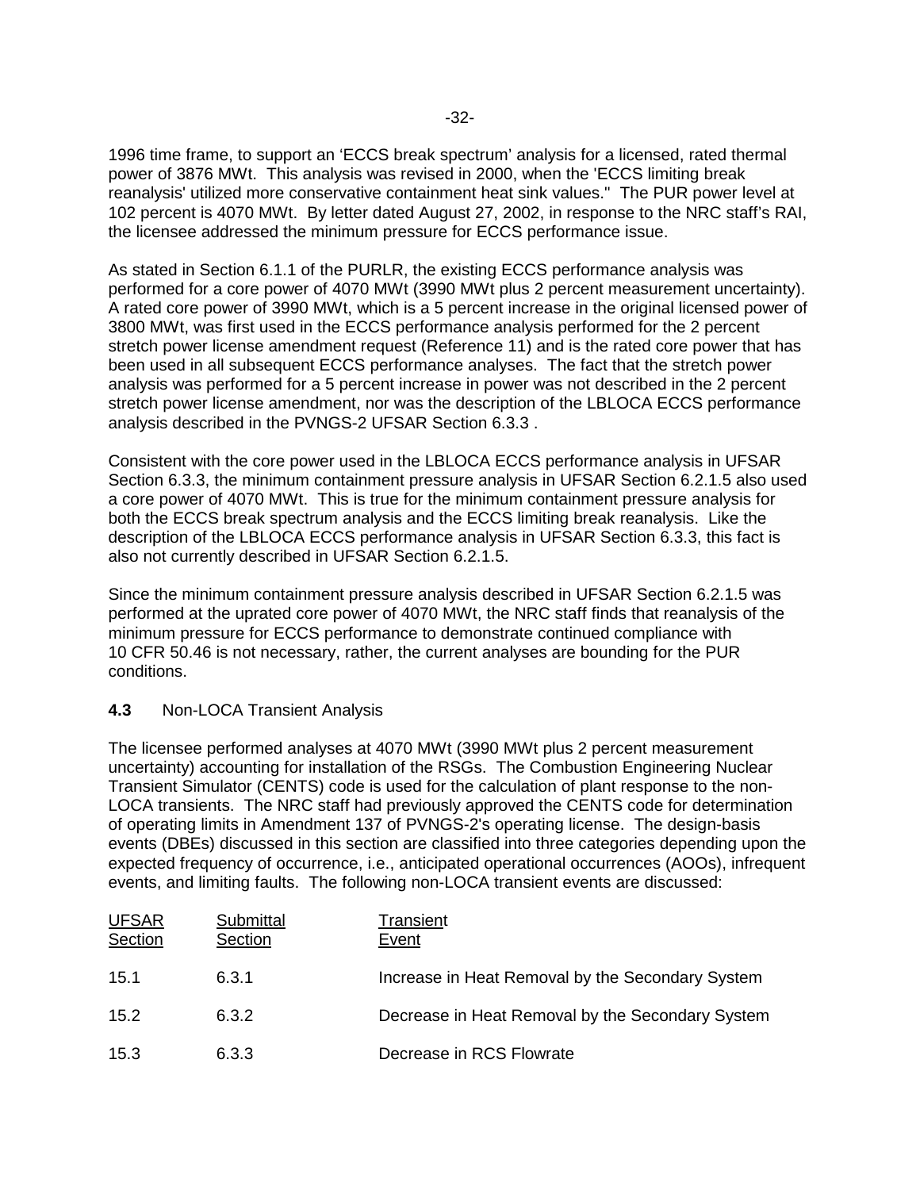1996 time frame, to support an 'ECCS break spectrum' analysis for a licensed, rated thermal power of 3876 MWt. This analysis was revised in 2000, when the 'ECCS limiting break reanalysis' utilized more conservative containment heat sink values." The PUR power level at 102 percent is 4070 MWt. By letter dated August 27, 2002, in response to the NRC staff's RAI, the licensee addressed the minimum pressure for ECCS performance issue.

As stated in Section 6.1.1 of the PURLR, the existing ECCS performance analysis was performed for a core power of 4070 MWt (3990 MWt plus 2 percent measurement uncertainty). A rated core power of 3990 MWt, which is a 5 percent increase in the original licensed power of 3800 MWt, was first used in the ECCS performance analysis performed for the 2 percent stretch power license amendment request (Reference 11) and is the rated core power that has been used in all subsequent ECCS performance analyses. The fact that the stretch power analysis was performed for a 5 percent increase in power was not described in the 2 percent stretch power license amendment, nor was the description of the LBLOCA ECCS performance analysis described in the PVNGS-2 UFSAR Section 6.3.3 .

Consistent with the core power used in the LBLOCA ECCS performance analysis in UFSAR Section 6.3.3, the minimum containment pressure analysis in UFSAR Section 6.2.1.5 also used a core power of 4070 MWt. This is true for the minimum containment pressure analysis for both the ECCS break spectrum analysis and the ECCS limiting break reanalysis. Like the description of the LBLOCA ECCS performance analysis in UFSAR Section 6.3.3, this fact is also not currently described in UFSAR Section 6.2.1.5.

Since the minimum containment pressure analysis described in UFSAR Section 6.2.1.5 was performed at the uprated core power of 4070 MWt, the NRC staff finds that reanalysis of the minimum pressure for ECCS performance to demonstrate continued compliance with 10 CFR 50.46 is not necessary, rather, the current analyses are bounding for the PUR conditions.

**4.3** Non-LOCA Transient Analysis

The licensee performed analyses at 4070 MWt (3990 MWt plus 2 percent measurement uncertainty) accounting for installation of the RSGs. The Combustion Engineering Nuclear Transient Simulator (CENTS) code is used for the calculation of plant response to the non-LOCA transients. The NRC staff had previously approved the CENTS code for determination of operating limits in Amendment 137 of PVNGS-2's operating license. The design-basis events (DBEs) discussed in this section are classified into three categories depending upon the expected frequency of occurrence, i.e., anticipated operational occurrences (AOOs), infrequent events, and limiting faults. The following non-LOCA transient events are discussed:

| UFSAR Section | Submittal Section | Transient Event |
|---|---|---|
| 15.1 | 6.3.1 | Increase in Heat Removal by the Secondary System |
| 15.2 | 6.3.2 | Decrease in Heat Removal by the Secondary System |
| 15.3 | 6.3.3 | Decrease in RCS Flowrate |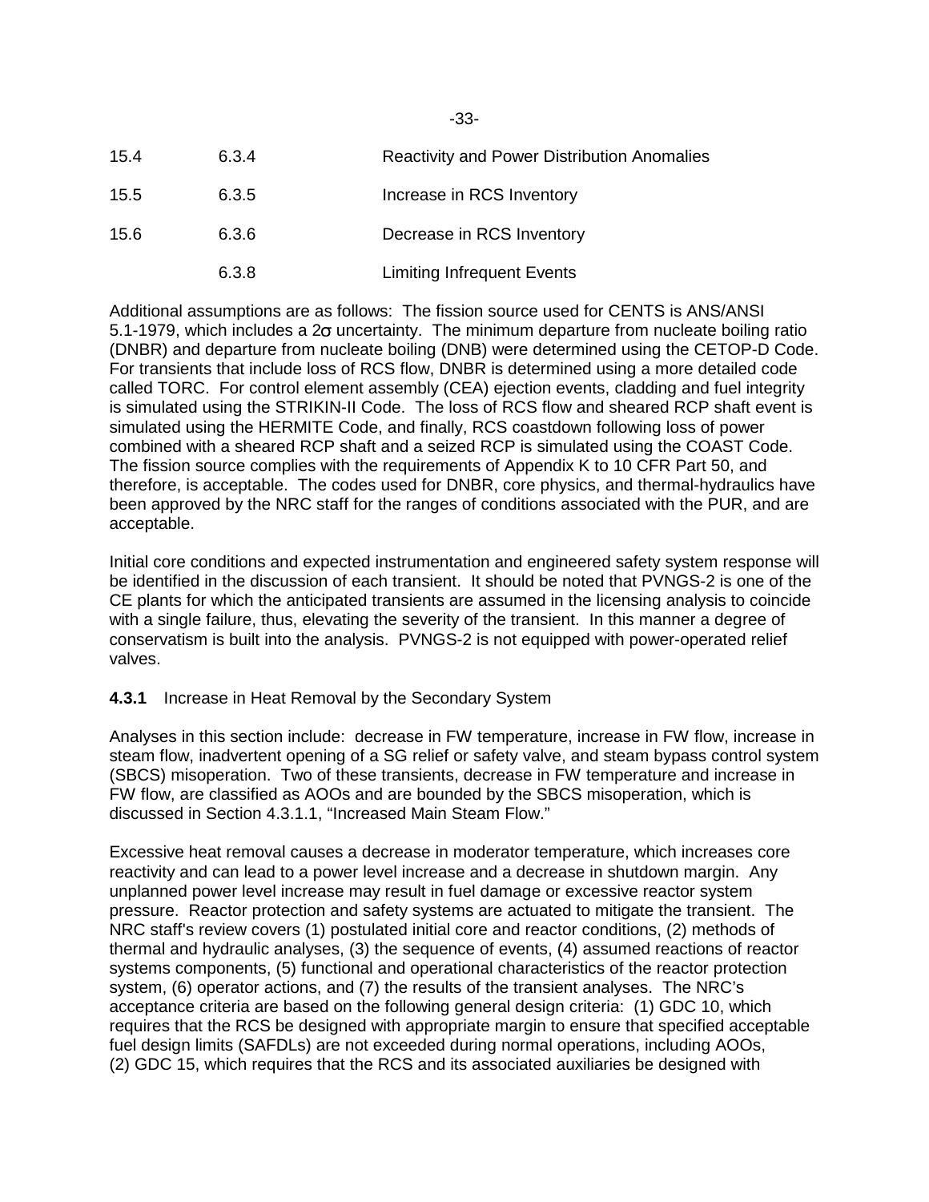| | | |
|---|---|---|
| 15.4 | 6.3.4 | Reactivity and Power Distribution Anomalies |
| 15.5 | 6.3.5 | Increase in RCS Inventory |
| 15.6 | 6.3.6 | Decrease in RCS Inventory |
| | 6.3.8 | Limiting Infrequent Events |

Additional assumptions are as follows: The fission source used for CENTS is ANS/ANSI 5.1-1979, which includes a 2$\sigma$ uncertainty. The minimum departure from nucleate boiling ratio (DNBR) and departure from nucleate boiling (DNB) were determined using the CETOP-D Code. For transients that include loss of RCS flow, DNBR is determined using a more detailed code called TORC. For control element assembly (CEA) ejection events, cladding and fuel integrity is simulated using the STRIKIN-II Code. The loss of RCS flow and sheared RCP shaft event is simulated using the HERMITE Code, and finally, RCS coastdown following loss of power combined with a sheared RCP shaft and a seized RCP is simulated using the COAST Code. The fission source complies with the requirements of Appendix K to 10 CFR Part 50, and therefore, is acceptable. The codes used for DNBR, core physics, and thermal-hydraulics have been approved by the NRC staff for the ranges of conditions associated with the PUR, and are acceptable.

Initial core conditions and expected instrumentation and engineered safety system response will be identified in the discussion of each transient. It should be noted that PVNGS-2 is one of the CE plants for which the anticipated transients are assumed in the licensing analysis to coincide with a single failure, thus, elevating the severity of the transient. In this manner a degree of conservatism is built into the analysis. PVNGS-2 is not equipped with power-operated relief valves.

**4.3.1** Increase in Heat Removal by the Secondary System

Analyses in this section include: decrease in FW temperature, increase in FW flow, increase in steam flow, inadvertent opening of a SG relief or safety valve, and steam bypass control system (SBCS) misoperation. Two of these transients, decrease in FW temperature and increase in FW flow, are classified as AOOs and are bounded by the SBCS misoperation, which is discussed in Section 4.3.1.1, "Increased Main Steam Flow."

Excessive heat removal causes a decrease in moderator temperature, which increases core reactivity and can lead to a power level increase and a decrease in shutdown margin. Any unplanned power level increase may result in fuel damage or excessive reactor system pressure. Reactor protection and safety systems are actuated to mitigate the transient. The NRC staff's review covers (1) postulated initial core and reactor conditions, (2) methods of thermal and hydraulic analyses, (3) the sequence of events, (4) assumed reactions of reactor systems components, (5) functional and operational characteristics of the reactor protection system, (6) operator actions, and (7) the results of the transient analyses. The NRC's acceptance criteria are based on the following general design criteria: (1) GDC 10, which requires that the RCS be designed with appropriate margin to ensure that specified acceptable fuel design limits (SAFDLs) are not exceeded during normal operations, including AOOs, (2) GDC 15, which requires that the RCS and its associated auxiliaries be designed with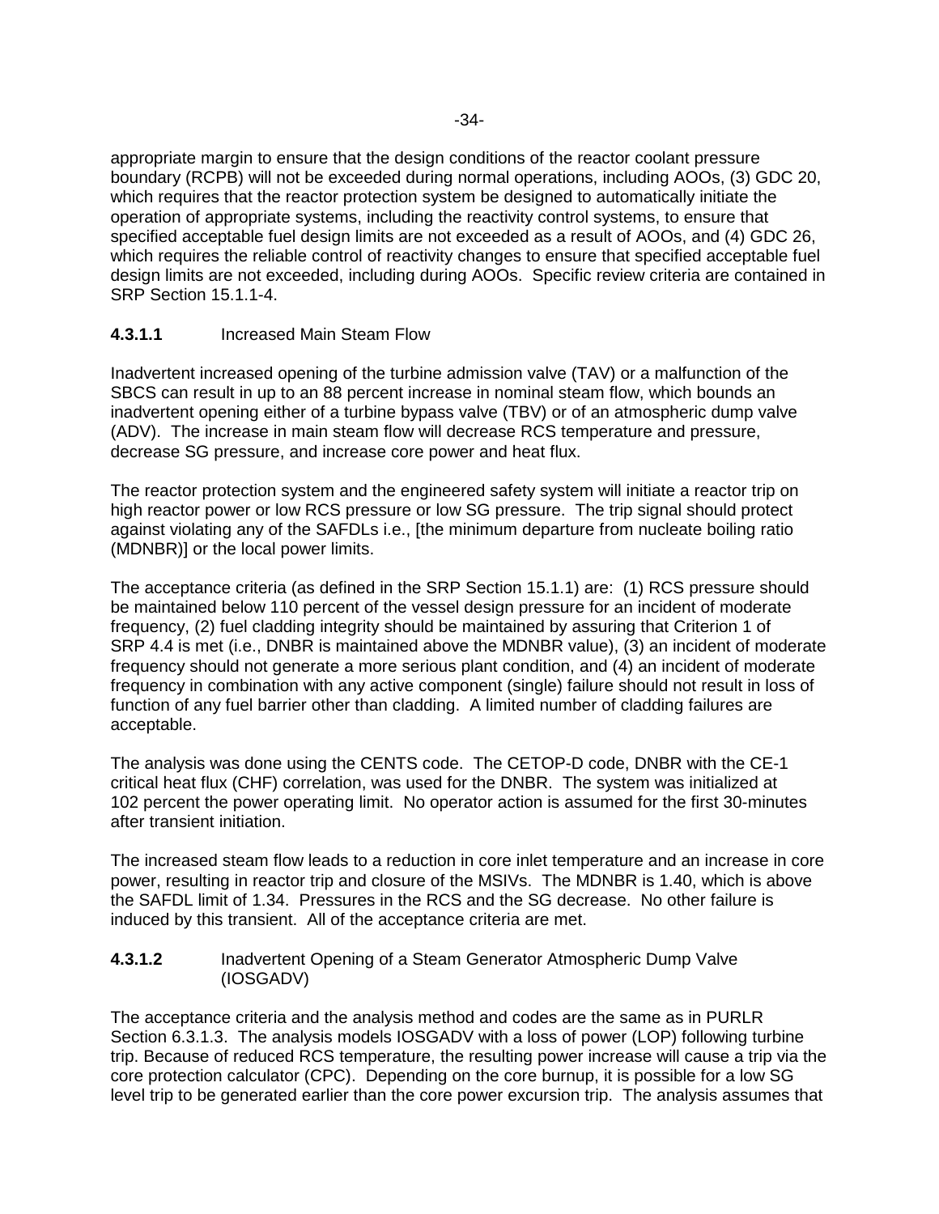appropriate margin to ensure that the design conditions of the reactor coolant pressure boundary (RCPB) will not be exceeded during normal operations, including AOOs, (3) GDC 20, which requires that the reactor protection system be designed to automatically initiate the operation of appropriate systems, including the reactivity control systems, to ensure that specified acceptable fuel design limits are not exceeded as a result of AOOs, and (4) GDC 26, which requires the reliable control of reactivity changes to ensure that specified acceptable fuel design limits are not exceeded, including during AOOs. Specific review criteria are contained in SRP Section 15.1.1-4.

#### 4.3.1.1 Increased Main Steam Flow

Inadvertent increased opening of the turbine admission valve (TAV) or a malfunction of the SBCS can result in up to an 88 percent increase in nominal steam flow, which bounds an inadvertent opening either of a turbine bypass valve (TBV) or of an atmospheric dump valve (ADV). The increase in main steam flow will decrease RCS temperature and pressure, decrease SG pressure, and increase core power and heat flux.

The reactor protection system and the engineered safety system will initiate a reactor trip on high reactor power or low RCS pressure or low SG pressure. The trip signal should protect against violating any of the SAFDLs i.e., [the minimum departure from nucleate boiling ratio (MDNBR)] or the local power limits.

The acceptance criteria (as defined in the SRP Section 15.1.1) are: (1) RCS pressure should be maintained below 110 percent of the vessel design pressure for an incident of moderate frequency, (2) fuel cladding integrity should be maintained by assuring that Criterion 1 of SRP 4.4 is met (i.e., DNBR is maintained above the MDNBR value), (3) an incident of moderate frequency should not generate a more serious plant condition, and (4) an incident of moderate frequency in combination with any active component (single) failure should not result in loss of function of any fuel barrier other than cladding. A limited number of cladding failures are acceptable.

The analysis was done using the CENTS code. The CETOP-D code, DNBR with the CE-1 critical heat flux (CHF) correlation, was used for the DNBR. The system was initialized at 102 percent the power operating limit. No operator action is assumed for the first 30-minutes after transient initiation.

The increased steam flow leads to a reduction in core inlet temperature and an increase in core power, resulting in reactor trip and closure of the MSIVs. The MDNBR is 1.40, which is above the SAFDL limit of 1.34. Pressures in the RCS and the SG decrease. No other failure is induced by this transient. All of the acceptance criteria are met.

#### 4.3.1.2 Inadvertent Opening of a Steam Generator Atmospheric Dump Valve (IOSGADV)

The acceptance criteria and the analysis method and codes are the same as in PURLR Section 6.3.1.3. The analysis models IOSGADV with a loss of power (LOP) following turbine trip. Because of reduced RCS temperature, the resulting power increase will cause a trip via the core protection calculator (CPC). Depending on the core burnup, it is possible for a low SG level trip to be generated earlier than the core power excursion trip. The analysis assumes that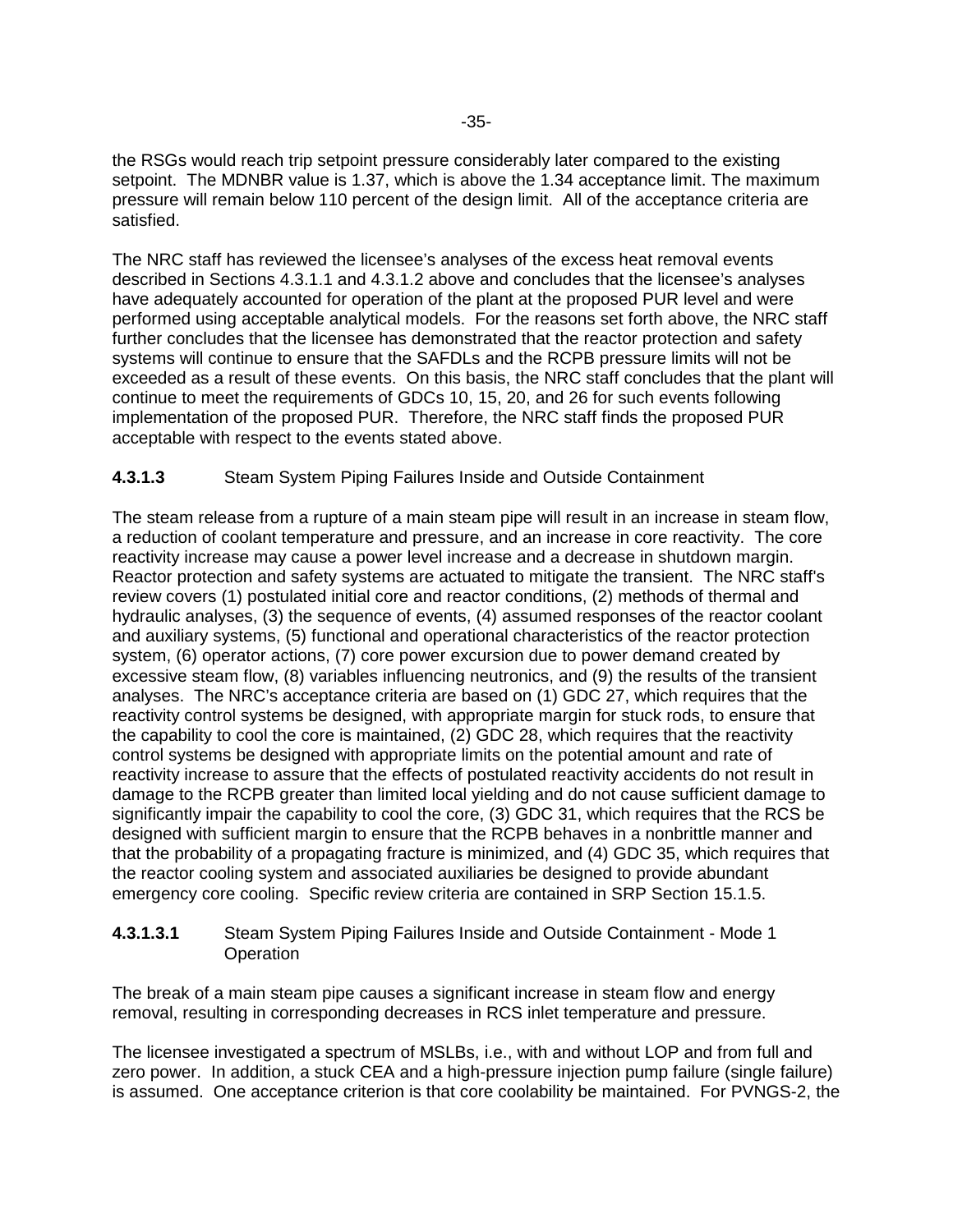the RSGs would reach trip setpoint pressure considerably later compared to the existing setpoint. The MDNBR value is 1.37, which is above the 1.34 acceptance limit. The maximum pressure will remain below 110 percent of the design limit. All of the acceptance criteria are satisfied.

The NRC staff has reviewed the licensee's analyses of the excess heat removal events described in Sections 4.3.1.1 and 4.3.1.2 above and concludes that the licensee's analyses have adequately accounted for operation of the plant at the proposed PUR level and were performed using acceptable analytical models. For the reasons set forth above, the NRC staff further concludes that the licensee has demonstrated that the reactor protection and safety systems will continue to ensure that the SAFDLs and the RCPB pressure limits will not be exceeded as a result of these events. On this basis, the NRC staff concludes that the plant will continue to meet the requirements of GDCs 10, 15, 20, and 26 for such events following implementation of the proposed PUR. Therefore, the NRC staff finds the proposed PUR acceptable with respect to the events stated above.

**4.3.1.3** Steam System Piping Failures Inside and Outside Containment

The steam release from a rupture of a main steam pipe will result in an increase in steam flow, a reduction of coolant temperature and pressure, and an increase in core reactivity. The core reactivity increase may cause a power level increase and a decrease in shutdown margin. Reactor protection and safety systems are actuated to mitigate the transient. The NRC staff's review covers (1) postulated initial core and reactor conditions, (2) methods of thermal and hydraulic analyses, (3) the sequence of events, (4) assumed responses of the reactor coolant and auxiliary systems, (5) functional and operational characteristics of the reactor protection system, (6) operator actions, (7) core power excursion due to power demand created by excessive steam flow, (8) variables influencing neutronics, and (9) the results of the transient analyses. The NRC's acceptance criteria are based on (1) GDC 27, which requires that the reactivity control systems be designed, with appropriate margin for stuck rods, to ensure that the capability to cool the core is maintained, (2) GDC 28, which requires that the reactivity control systems be designed with appropriate limits on the potential amount and rate of reactivity increase to assure that the effects of postulated reactivity accidents do not result in damage to the RCPB greater than limited local yielding and do not cause sufficient damage to significantly impair the capability to cool the core, (3) GDC 31, which requires that the RCS be designed with sufficient margin to ensure that the RCPB behaves in a nonbrittle manner and that the probability of a propagating fracture is minimized, and (4) GDC 35, which requires that the reactor cooling system and associated auxiliaries be designed to provide abundant emergency core cooling. Specific review criteria are contained in SRP Section 15.1.5.

**4.3.1.3.1** Steam System Piping Failures Inside and Outside Containment - Mode 1 Operation

The break of a main steam pipe causes a significant increase in steam flow and energy removal, resulting in corresponding decreases in RCS inlet temperature and pressure.

The licensee investigated a spectrum of MSLBs, i.e., with and without LOP and from full and zero power. In addition, a stuck CEA and a high-pressure injection pump failure (single failure) is assumed. One acceptance criterion is that core coolability be maintained. For PVNGS-2, the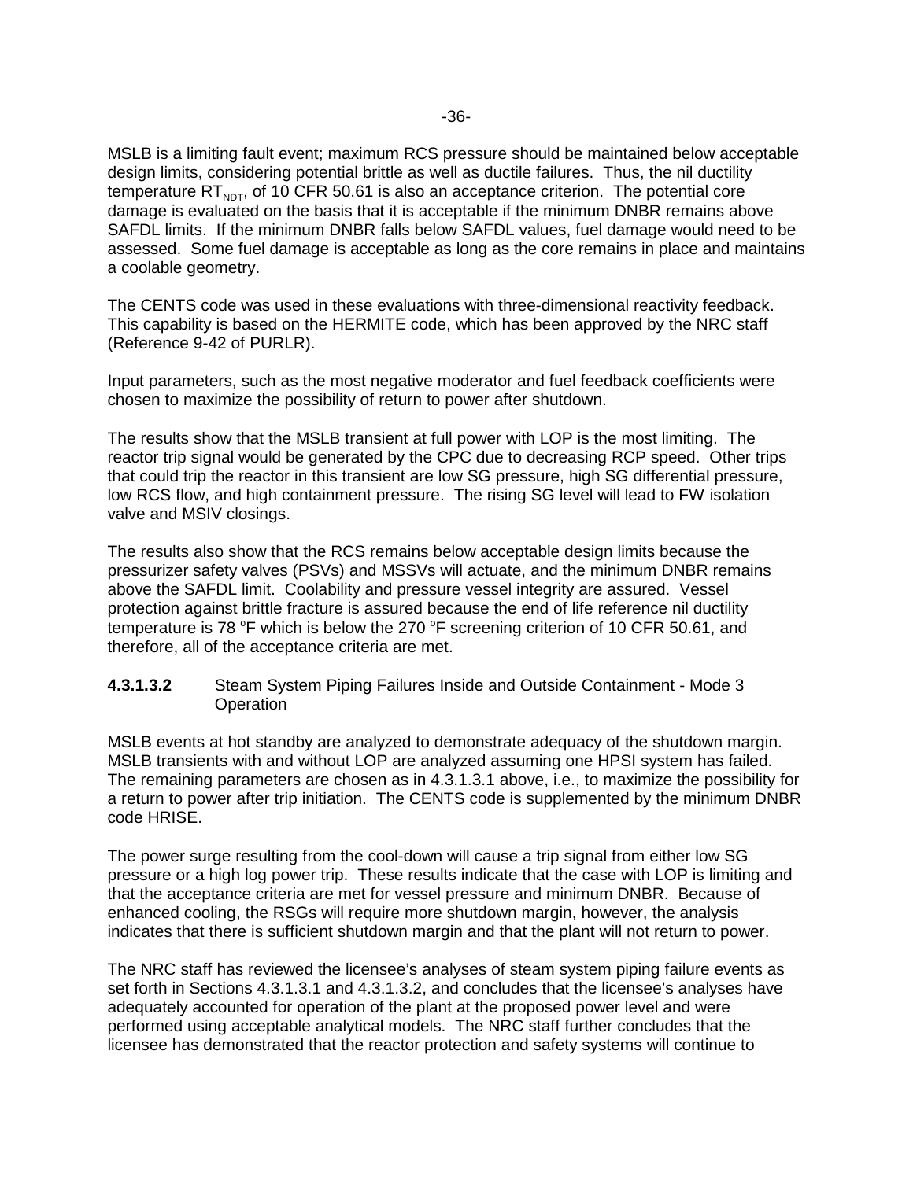MSLB is a limiting fault event; maximum RCS pressure should be maintained below acceptable design limits, considering potential brittle as well as ductile failures. Thus, the nil ductility temperature $RT_{NDT}$, of 10 CFR 50.61 is also an acceptance criterion. The potential core damage is evaluated on the basis that it is acceptable if the minimum DNBR remains above SAFDL limits. If the minimum DNBR falls below SAFDL values, fuel damage would need to be assessed. Some fuel damage is acceptable as long as the core remains in place and maintains a coolable geometry.

The CENTS code was used in these evaluations with three-dimensional reactivity feedback. This capability is based on the HERMITE code, which has been approved by the NRC staff (Reference 9-42 of PURLR).

Input parameters, such as the most negative moderator and fuel feedback coefficients were chosen to maximize the possibility of return to power after shutdown.

The results show that the MSLB transient at full power with LOP is the most limiting. The reactor trip signal would be generated by the CPC due to decreasing RCP speed. Other trips that could trip the reactor in this transient are low SG pressure, high SG differential pressure, low RCS flow, and high containment pressure. The rising SG level will lead to FW isolation valve and MSIV closings.

The results also show that the RCS remains below acceptable design limits because the pressurizer safety valves (PSVs) and MSSVs will actuate, and the minimum DNBR remains above the SAFDL limit. Coolability and pressure vessel integrity are assured. Vessel protection against brittle fracture is assured because the end of life reference nil ductility temperature is 78 $^{o}$F which is below the 270 $^{o}$F screening criterion of 10 CFR 50.61, and therefore, all of the acceptance criteria are met.

**4.3.1.3.2** Steam System Piping Failures Inside and Outside Containment - Mode 3 Operation

MSLB events at hot standby are analyzed to demonstrate adequacy of the shutdown margin. MSLB transients with and without LOP are analyzed assuming one HPSI system has failed. The remaining parameters are chosen as in 4.3.1.3.1 above, i.e., to maximize the possibility for a return to power after trip initiation. The CENTS code is supplemented by the minimum DNBR code HRISE.

The power surge resulting from the cool-down will cause a trip signal from either low SG pressure or a high log power trip. These results indicate that the case with LOP is limiting and that the acceptance criteria are met for vessel pressure and minimum DNBR. Because of enhanced cooling, the RSGs will require more shutdown margin, however, the analysis indicates that there is sufficient shutdown margin and that the plant will not return to power.

The NRC staff has reviewed the licensee's analyses of steam system piping failure events as set forth in Sections 4.3.1.3.1 and 4.3.1.3.2, and concludes that the licensee's analyses have adequately accounted for operation of the plant at the proposed power level and were performed using acceptable analytical models. The NRC staff further concludes that the licensee has demonstrated that the reactor protection and safety systems will continue to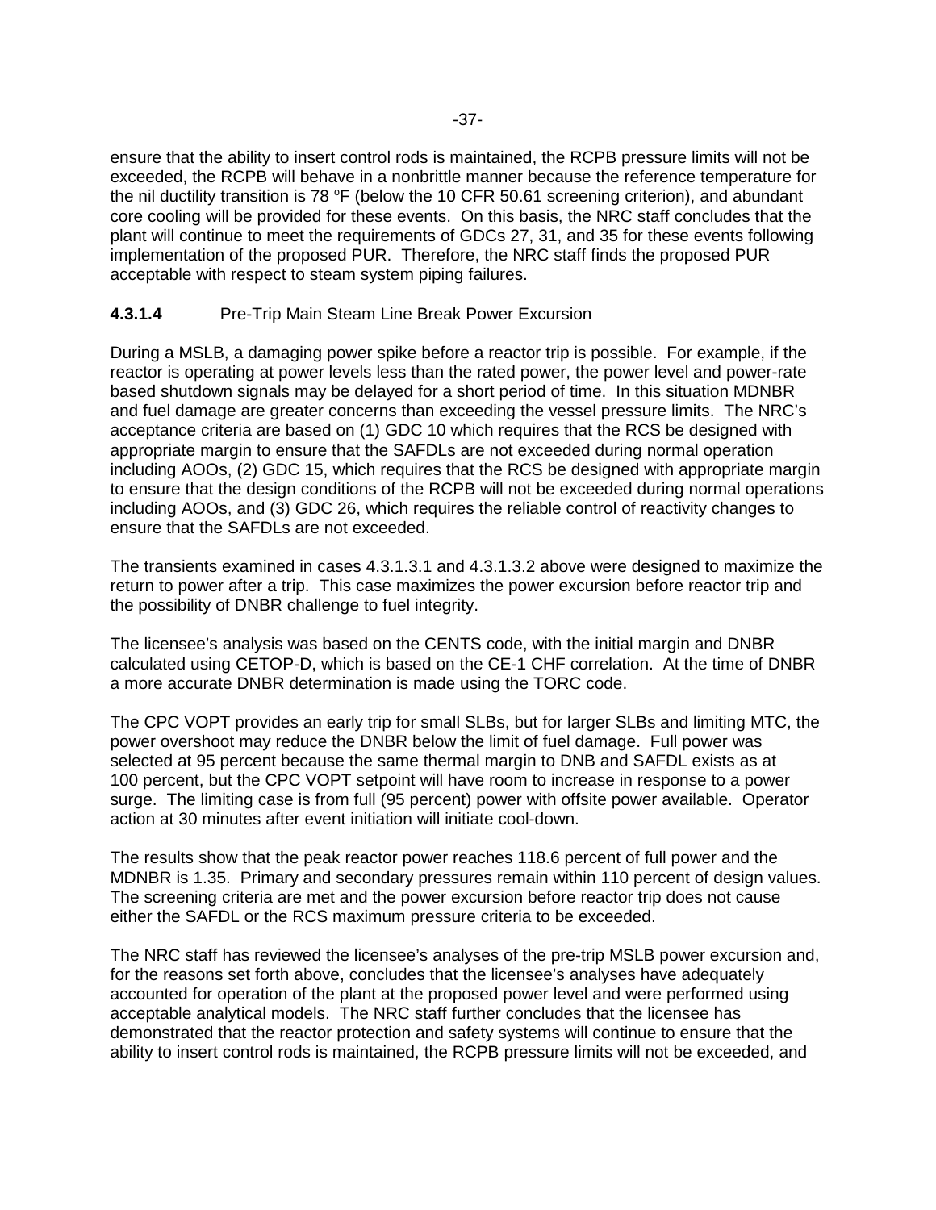ensure that the ability to insert control rods is maintained, the RCPB pressure limits will not be exceeded, the RCPB will behave in a nonbrittle manner because the reference temperature for the nil ductility transition is 78 ºF (below the 10 CFR 50.61 screening criterion), and abundant core cooling will be provided for these events. On this basis, the NRC staff concludes that the plant will continue to meet the requirements of GDCs 27, 31, and 35 for these events following implementation of the proposed PUR. Therefore, the NRC staff finds the proposed PUR acceptable with respect to steam system piping failures.

#### 4.3.1.4 Pre-Trip Main Steam Line Break Power Excursion

During a MSLB, a damaging power spike before a reactor trip is possible. For example, if the reactor is operating at power levels less than the rated power, the power level and power-rate based shutdown signals may be delayed for a short period of time. In this situation MDNBR and fuel damage are greater concerns than exceeding the vessel pressure limits. The NRC's acceptance criteria are based on (1) GDC 10 which requires that the RCS be designed with appropriate margin to ensure that the SAFDLs are not exceeded during normal operation including AOOs, (2) GDC 15, which requires that the RCS be designed with appropriate margin to ensure that the design conditions of the RCPB will not be exceeded during normal operations including AOOs, and (3) GDC 26, which requires the reliable control of reactivity changes to ensure that the SAFDLs are not exceeded.

The transients examined in cases 4.3.1.3.1 and 4.3.1.3.2 above were designed to maximize the return to power after a trip. This case maximizes the power excursion before reactor trip and the possibility of DNBR challenge to fuel integrity.

The licensee's analysis was based on the CENTS code, with the initial margin and DNBR calculated using CETOP-D, which is based on the CE-1 CHF correlation. At the time of DNBR a more accurate DNBR determination is made using the TORC code.

The CPC VOPT provides an early trip for small SLBs, but for larger SLBs and limiting MTC, the power overshoot may reduce the DNBR below the limit of fuel damage. Full power was selected at 95 percent because the same thermal margin to DNB and SAFDL exists as at 100 percent, but the CPC VOPT setpoint will have room to increase in response to a power surge. The limiting case is from full (95 percent) power with offsite power available. Operator action at 30 minutes after event initiation will initiate cool-down.

The results show that the peak reactor power reaches 118.6 percent of full power and the MDNBR is 1.35. Primary and secondary pressures remain within 110 percent of design values. The screening criteria are met and the power excursion before reactor trip does not cause either the SAFDL or the RCS maximum pressure criteria to be exceeded.

The NRC staff has reviewed the licensee's analyses of the pre-trip MSLB power excursion and, for the reasons set forth above, concludes that the licensee's analyses have adequately accounted for operation of the plant at the proposed power level and were performed using acceptable analytical models. The NRC staff further concludes that the licensee has demonstrated that the reactor protection and safety systems will continue to ensure that the ability to insert control rods is maintained, the RCPB pressure limits will not be exceeded, and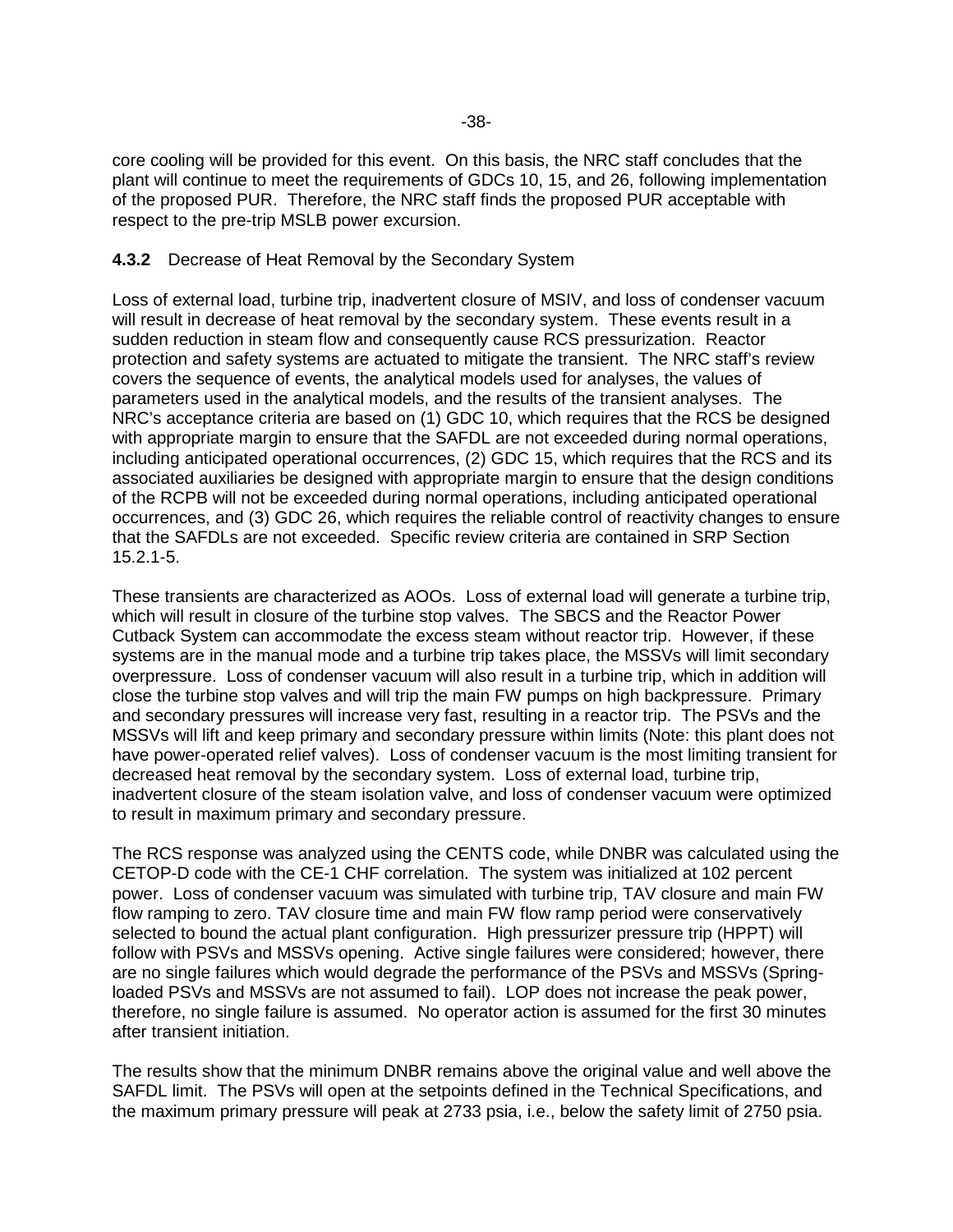core cooling will be provided for this event. On this basis, the NRC staff concludes that the plant will continue to meet the requirements of GDCs 10, 15, and 26, following implementation of the proposed PUR. Therefore, the NRC staff finds the proposed PUR acceptable with respect to the pre-trip MSLB power excursion.

#### **4.3.2** Decrease of Heat Removal by the Secondary System

Loss of external load, turbine trip, inadvertent closure of MSIV, and loss of condenser vacuum will result in decrease of heat removal by the secondary system. These events result in a sudden reduction in steam flow and consequently cause RCS pressurization. Reactor protection and safety systems are actuated to mitigate the transient. The NRC staff's review covers the sequence of events, the analytical models used for analyses, the values of parameters used in the analytical models, and the results of the transient analyses. The NRC's acceptance criteria are based on (1) GDC 10, which requires that the RCS be designed with appropriate margin to ensure that the SAFDL are not exceeded during normal operations, including anticipated operational occurrences, (2) GDC 15, which requires that the RCS and its associated auxiliaries be designed with appropriate margin to ensure that the design conditions of the RCPB will not be exceeded during normal operations, including anticipated operational occurrences, and (3) GDC 26, which requires the reliable control of reactivity changes to ensure that the SAFDLs are not exceeded. Specific review criteria are contained in SRP Section 15.2.1-5.

These transients are characterized as AOOs. Loss of external load will generate a turbine trip, which will result in closure of the turbine stop valves. The SBCS and the Reactor Power Cutback System can accommodate the excess steam without reactor trip. However, if these systems are in the manual mode and a turbine trip takes place, the MSSVs will limit secondary overpressure. Loss of condenser vacuum will also result in a turbine trip, which in addition will close the turbine stop valves and will trip the main FW pumps on high backpressure. Primary and secondary pressures will increase very fast, resulting in a reactor trip. The PSVs and the MSSVs will lift and keep primary and secondary pressure within limits (Note: this plant does not have power-operated relief valves). Loss of condenser vacuum is the most limiting transient for decreased heat removal by the secondary system. Loss of external load, turbine trip, inadvertent closure of the steam isolation valve, and loss of condenser vacuum were optimized to result in maximum primary and secondary pressure.

The RCS response was analyzed using the CENTS code, while DNBR was calculated using the CETOP-D code with the CE-1 CHF correlation. The system was initialized at 102 percent power. Loss of condenser vacuum was simulated with turbine trip, TAV closure and main FW flow ramping to zero. TAV closure time and main FW flow ramp period were conservatively selected to bound the actual plant configuration. High pressurizer pressure trip (HPPT) will follow with PSVs and MSSVs opening. Active single failures were considered; however, there are no single failures which would degrade the performance of the PSVs and MSSVs (Spring-loaded PSVs and MSSVs are not assumed to fail). LOP does not increase the peak power, therefore, no single failure is assumed. No operator action is assumed for the first 30 minutes after transient initiation.

The results show that the minimum DNBR remains above the original value and well above the SAFDL limit. The PSVs will open at the setpoints defined in the Technical Specifications, and the maximum primary pressure will peak at 2733 psia, i.e., below the safety limit of 2750 psia.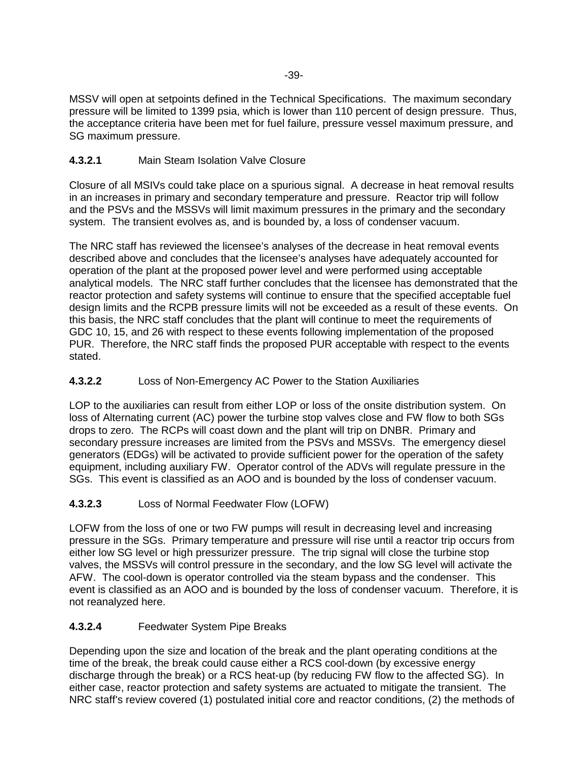MSSV will open at setpoints defined in the Technical Specifications. The maximum secondary pressure will be limited to 1399 psia, which is lower than 110 percent of design pressure. Thus, the acceptance criteria have been met for fuel failure, pressure vessel maximum pressure, and SG maximum pressure.

#### **4.3.2.1** Main Steam Isolation Valve Closure

Closure of all MSIVs could take place on a spurious signal. A decrease in heat removal results in an increases in primary and secondary temperature and pressure. Reactor trip will follow and the PSVs and the MSSVs will limit maximum pressures in the primary and the secondary system. The transient evolves as, and is bounded by, a loss of condenser vacuum.

The NRC staff has reviewed the licensee's analyses of the decrease in heat removal events described above and concludes that the licensee's analyses have adequately accounted for operation of the plant at the proposed power level and were performed using acceptable analytical models. The NRC staff further concludes that the licensee has demonstrated that the reactor protection and safety systems will continue to ensure that the specified acceptable fuel design limits and the RCPB pressure limits will not be exceeded as a result of these events. On this basis, the NRC staff concludes that the plant will continue to meet the requirements of GDC 10, 15, and 26 with respect to these events following implementation of the proposed PUR. Therefore, the NRC staff finds the proposed PUR acceptable with respect to the events stated.

#### **4.3.2.2** Loss of Non-Emergency AC Power to the Station Auxiliaries

LOP to the auxiliaries can result from either LOP or loss of the onsite distribution system. On loss of Alternating current (AC) power the turbine stop valves close and FW flow to both SGs drops to zero. The RCPs will coast down and the plant will trip on DNBR. Primary and secondary pressure increases are limited from the PSVs and MSSVs. The emergency diesel generators (EDGs) will be activated to provide sufficient power for the operation of the safety equipment, including auxiliary FW. Operator control of the ADVs will regulate pressure in the SGs. This event is classified as an AOO and is bounded by the loss of condenser vacuum.

#### **4.3.2.3** Loss of Normal Feedwater Flow (LOFW)

LOFW from the loss of one or two FW pumps will result in decreasing level and increasing pressure in the SGs. Primary temperature and pressure will rise until a reactor trip occurs from either low SG level or high pressurizer pressure. The trip signal will close the turbine stop valves, the MSSVs will control pressure in the secondary, and the low SG level will activate the AFW. The cool-down is operator controlled via the steam bypass and the condenser. This event is classified as an AOO and is bounded by the loss of condenser vacuum. Therefore, it is not reanalyzed here.

#### **4.3.2.4** Feedwater System Pipe Breaks

Depending upon the size and location of the break and the plant operating conditions at the time of the break, the break could cause either a RCS cool-down (by excessive energy discharge through the break) or a RCS heat-up (by reducing FW flow to the affected SG). In either case, reactor protection and safety systems are actuated to mitigate the transient. The NRC staff's review covered (1) postulated initial core and reactor conditions, (2) the methods of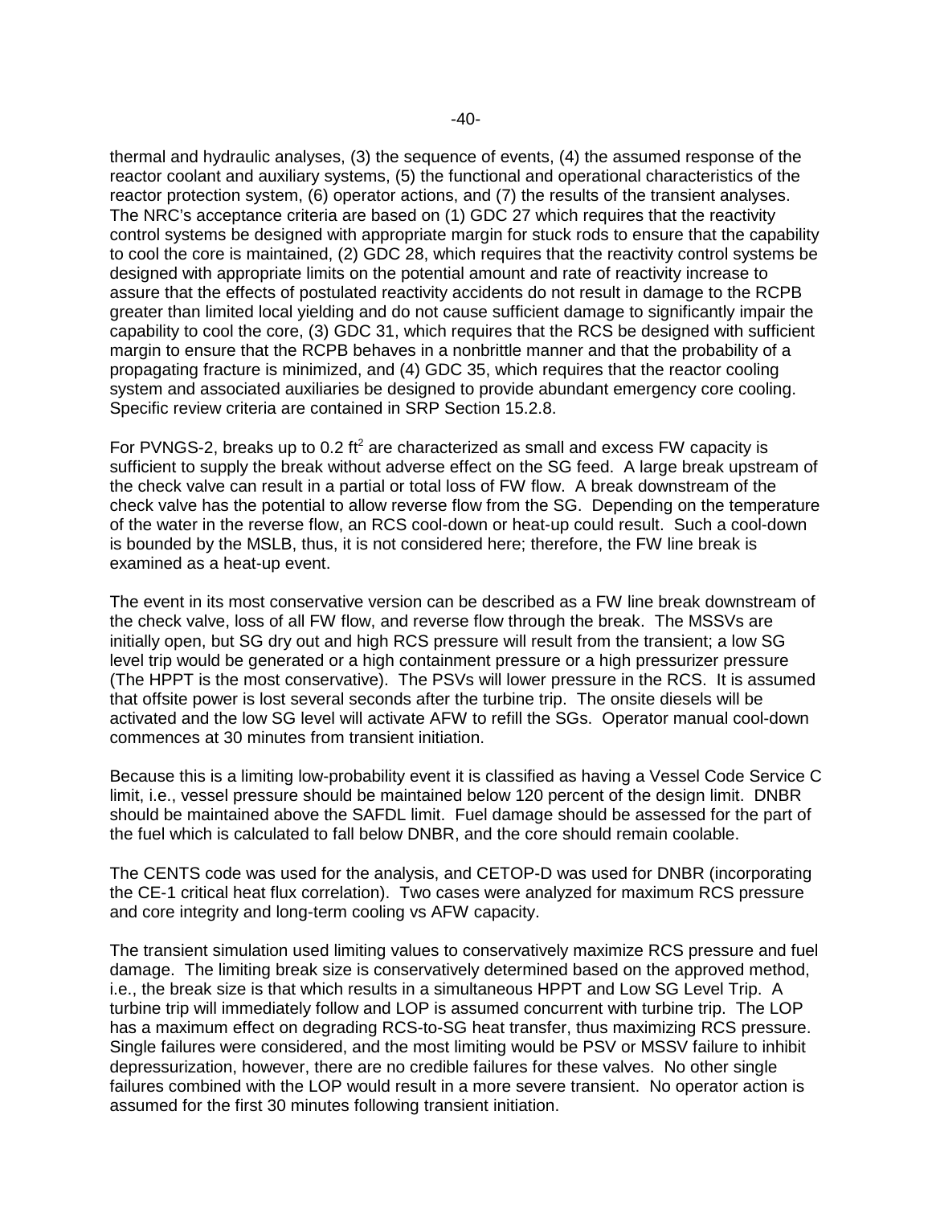thermal and hydraulic analyses, (3) the sequence of events, (4) the assumed response of the reactor coolant and auxiliary systems, (5) the functional and operational characteristics of the reactor protection system, (6) operator actions, and (7) the results of the transient analyses. The NRC's acceptance criteria are based on (1) GDC 27 which requires that the reactivity control systems be designed with appropriate margin for stuck rods to ensure that the capability to cool the core is maintained, (2) GDC 28, which requires that the reactivity control systems be designed with appropriate limits on the potential amount and rate of reactivity increase to assure that the effects of postulated reactivity accidents do not result in damage to the RCPB greater than limited local yielding and do not cause sufficient damage to significantly impair the capability to cool the core, (3) GDC 31, which requires that the RCS be designed with sufficient margin to ensure that the RCPB behaves in a nonbrittle manner and that the probability of a propagating fracture is minimized, and (4) GDC 35, which requires that the reactor cooling system and associated auxiliaries be designed to provide abundant emergency core cooling. Specific review criteria are contained in SRP Section 15.2.8.

For PVNGS-2, breaks up to 0.2 $ft^2$ are characterized as small and excess FW capacity is sufficient to supply the break without adverse effect on the SG feed. A large break upstream of the check valve can result in a partial or total loss of FW flow. A break downstream of the check valve has the potential to allow reverse flow from the SG. Depending on the temperature of the water in the reverse flow, an RCS cool-down or heat-up could result. Such a cool-down is bounded by the MSLB, thus, it is not considered here; therefore, the FW line break is examined as a heat-up event.

The event in its most conservative version can be described as a FW line break downstream of the check valve, loss of all FW flow, and reverse flow through the break. The MSSVs are initially open, but SG dry out and high RCS pressure will result from the transient; a low SG level trip would be generated or a high containment pressure or a high pressurizer pressure (The HPPT is the most conservative). The PSVs will lower pressure in the RCS. It is assumed that offsite power is lost several seconds after the turbine trip. The onsite diesels will be activated and the low SG level will activate AFW to refill the SGs. Operator manual cool-down commences at 30 minutes from transient initiation.

Because this is a limiting low-probability event it is classified as having a Vessel Code Service C limit, i.e., vessel pressure should be maintained below 120 percent of the design limit. DNBR should be maintained above the SAFDL limit. Fuel damage should be assessed for the part of the fuel which is calculated to fall below DNBR, and the core should remain coolable.

The CENTS code was used for the analysis, and CETOP-D was used for DNBR (incorporating the CE-1 critical heat flux correlation). Two cases were analyzed for maximum RCS pressure and core integrity and long-term cooling vs AFW capacity.

The transient simulation used limiting values to conservatively maximize RCS pressure and fuel damage. The limiting break size is conservatively determined based on the approved method, i.e., the break size is that which results in a simultaneous HPPT and Low SG Level Trip. A turbine trip will immediately follow and LOP is assumed concurrent with turbine trip. The LOP has a maximum effect on degrading RCS-to-SG heat transfer, thus maximizing RCS pressure. Single failures were considered, and the most limiting would be PSV or MSSV failure to inhibit depressurization, however, there are no credible failures for these valves. No other single failures combined with the LOP would result in a more severe transient. No operator action is assumed for the first 30 minutes following transient initiation.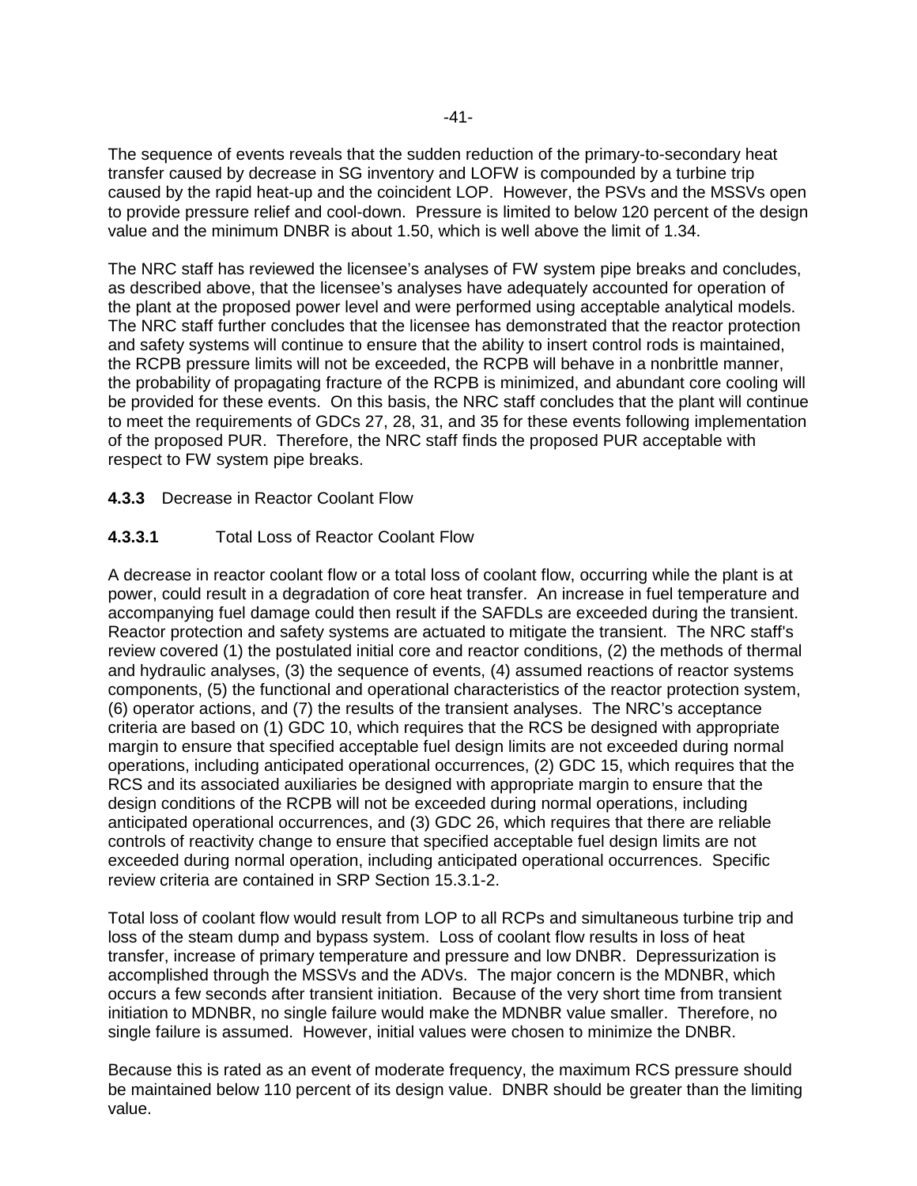The sequence of events reveals that the sudden reduction of the primary-to-secondary heat transfer caused by decrease in SG inventory and LOFW is compounded by a turbine trip caused by the rapid heat-up and the coincident LOP. However, the PSVs and the MSSVs open to provide pressure relief and cool-down. Pressure is limited to below 120 percent of the design value and the minimum DNBR is about 1.50, which is well above the limit of 1.34.

The NRC staff has reviewed the licensee's analyses of FW system pipe breaks and concludes, as described above, that the licensee's analyses have adequately accounted for operation of the plant at the proposed power level and were performed using acceptable analytical models. The NRC staff further concludes that the licensee has demonstrated that the reactor protection and safety systems will continue to ensure that the ability to insert control rods is maintained, the RCPB pressure limits will not be exceeded, the RCPB will behave in a nonbrittle manner, the probability of propagating fracture of the RCPB is minimized, and abundant core cooling will be provided for these events. On this basis, the NRC staff concludes that the plant will continue to meet the requirements of GDCs 27, 28, 31, and 35 for these events following implementation of the proposed PUR. Therefore, the NRC staff finds the proposed PUR acceptable with respect to FW system pipe breaks.

### **4.3.3** Decrease in Reactor Coolant Flow

#### **4.3.3.1** Total Loss of Reactor Coolant Flow

A decrease in reactor coolant flow or a total loss of coolant flow, occurring while the plant is at power, could result in a degradation of core heat transfer. An increase in fuel temperature and accompanying fuel damage could then result if the SAFDLs are exceeded during the transient. Reactor protection and safety systems are actuated to mitigate the transient. The NRC staff's review covered (1) the postulated initial core and reactor conditions, (2) the methods of thermal and hydraulic analyses, (3) the sequence of events, (4) assumed reactions of reactor systems components, (5) the functional and operational characteristics of the reactor protection system, (6) operator actions, and (7) the results of the transient analyses. The NRC's acceptance criteria are based on (1) GDC 10, which requires that the RCS be designed with appropriate margin to ensure that specified acceptable fuel design limits are not exceeded during normal operations, including anticipated operational occurrences, (2) GDC 15, which requires that the RCS and its associated auxiliaries be designed with appropriate margin to ensure that the design conditions of the RCPB will not be exceeded during normal operations, including anticipated operational occurrences, and (3) GDC 26, which requires that there are reliable controls of reactivity change to ensure that specified acceptable fuel design limits are not exceeded during normal operation, including anticipated operational occurrences. Specific review criteria are contained in SRP Section 15.3.1-2.

Total loss of coolant flow would result from LOP to all RCPs and simultaneous turbine trip and loss of the steam dump and bypass system. Loss of coolant flow results in loss of heat transfer, increase of primary temperature and pressure and low DNBR. Depressurization is accomplished through the MSSVs and the ADVs. The major concern is the MDNBR, which occurs a few seconds after transient initiation. Because of the very short time from transient initiation to MDNBR, no single failure would make the MDNBR value smaller. Therefore, no single failure is assumed. However, initial values were chosen to minimize the DNBR.

Because this is rated as an event of moderate frequency, the maximum RCS pressure should be maintained below 110 percent of its design value. DNBR should be greater than the limiting value.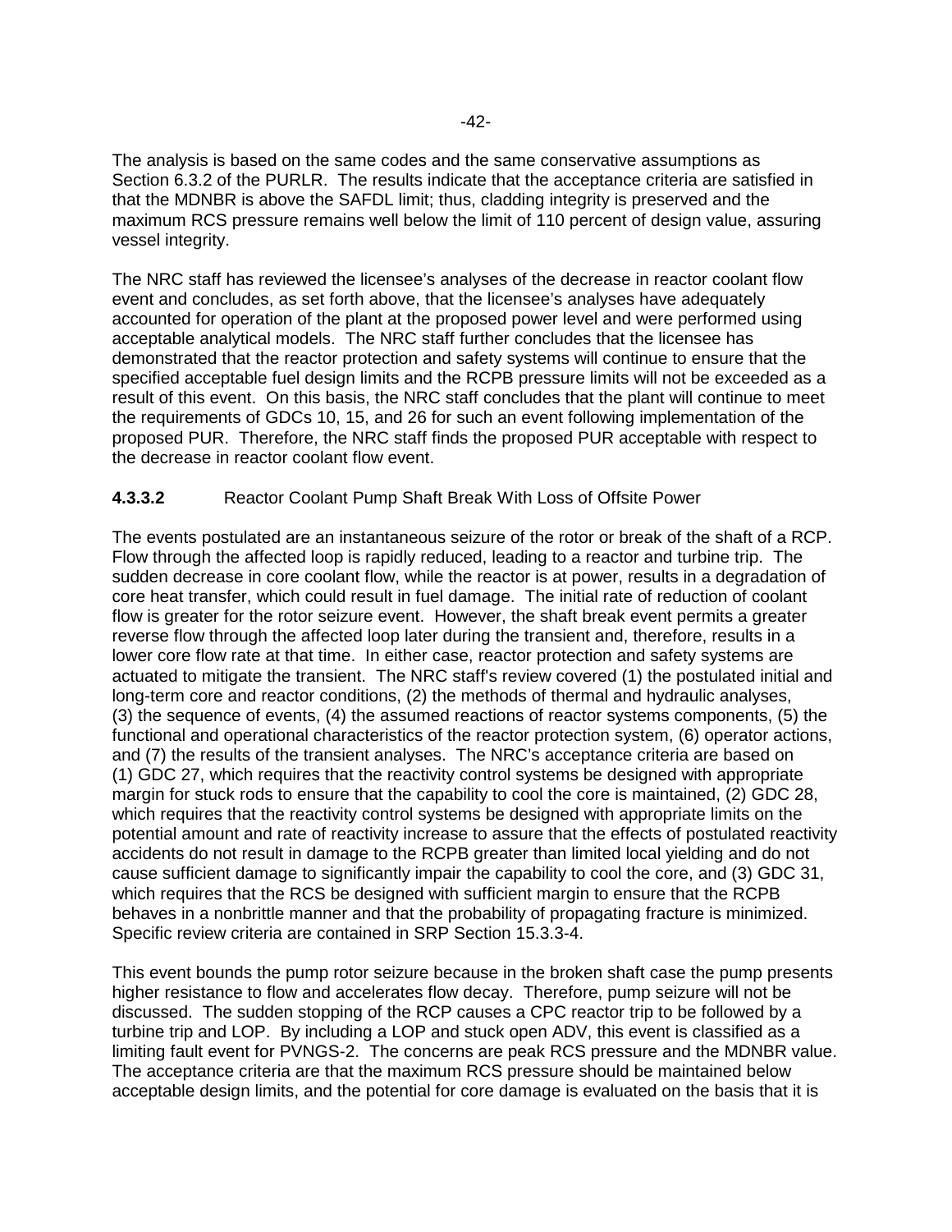The analysis is based on the same codes and the same conservative assumptions as Section 6.3.2 of the PURLR. The results indicate that the acceptance criteria are satisfied in that the MDNBR is above the SAFDL limit; thus, cladding integrity is preserved and the maximum RCS pressure remains well below the limit of 110 percent of design value, assuring vessel integrity.

The NRC staff has reviewed the licensee's analyses of the decrease in reactor coolant flow event and concludes, as set forth above, that the licensee's analyses have adequately accounted for operation of the plant at the proposed power level and were performed using acceptable analytical models. The NRC staff further concludes that the licensee has demonstrated that the reactor protection and safety systems will continue to ensure that the specified acceptable fuel design limits and the RCPB pressure limits will not be exceeded as a result of this event. On this basis, the NRC staff concludes that the plant will continue to meet the requirements of GDCs 10, 15, and 26 for such an event following implementation of the proposed PUR. Therefore, the NRC staff finds the proposed PUR acceptable with respect to the decrease in reactor coolant flow event.

#### **4.3.3.2** Reactor Coolant Pump Shaft Break With Loss of Offsite Power

The events postulated are an instantaneous seizure of the rotor or break of the shaft of a RCP. Flow through the affected loop is rapidly reduced, leading to a reactor and turbine trip. The sudden decrease in core coolant flow, while the reactor is at power, results in a degradation of core heat transfer, which could result in fuel damage. The initial rate of reduction of coolant flow is greater for the rotor seizure event. However, the shaft break event permits a greater reverse flow through the affected loop later during the transient and, therefore, results in a lower core flow rate at that time. In either case, reactor protection and safety systems are actuated to mitigate the transient. The NRC staff's review covered (1) the postulated initial and long-term core and reactor conditions, (2) the methods of thermal and hydraulic analyses, (3) the sequence of events, (4) the assumed reactions of reactor systems components, (5) the functional and operational characteristics of the reactor protection system, (6) operator actions, and (7) the results of the transient analyses. The NRC's acceptance criteria are based on (1) GDC 27, which requires that the reactivity control systems be designed with appropriate margin for stuck rods to ensure that the capability to cool the core is maintained, (2) GDC 28, which requires that the reactivity control systems be designed with appropriate limits on the potential amount and rate of reactivity increase to assure that the effects of postulated reactivity accidents do not result in damage to the RCPB greater than limited local yielding and do not cause sufficient damage to significantly impair the capability to cool the core, and (3) GDC 31, which requires that the RCS be designed with sufficient margin to ensure that the RCPB behaves in a nonbrittle manner and that the probability of propagating fracture is minimized. Specific review criteria are contained in SRP Section 15.3.3-4.

This event bounds the pump rotor seizure because in the broken shaft case the pump presents higher resistance to flow and accelerates flow decay. Therefore, pump seizure will not be discussed. The sudden stopping of the RCP causes a CPC reactor trip to be followed by a turbine trip and LOP. By including a LOP and stuck open ADV, this event is classified as a limiting fault event for PVNGS-2. The concerns are peak RCS pressure and the MDNBR value. The acceptance criteria are that the maximum RCS pressure should be maintained below acceptable design limits, and the potential for core damage is evaluated on the basis that it is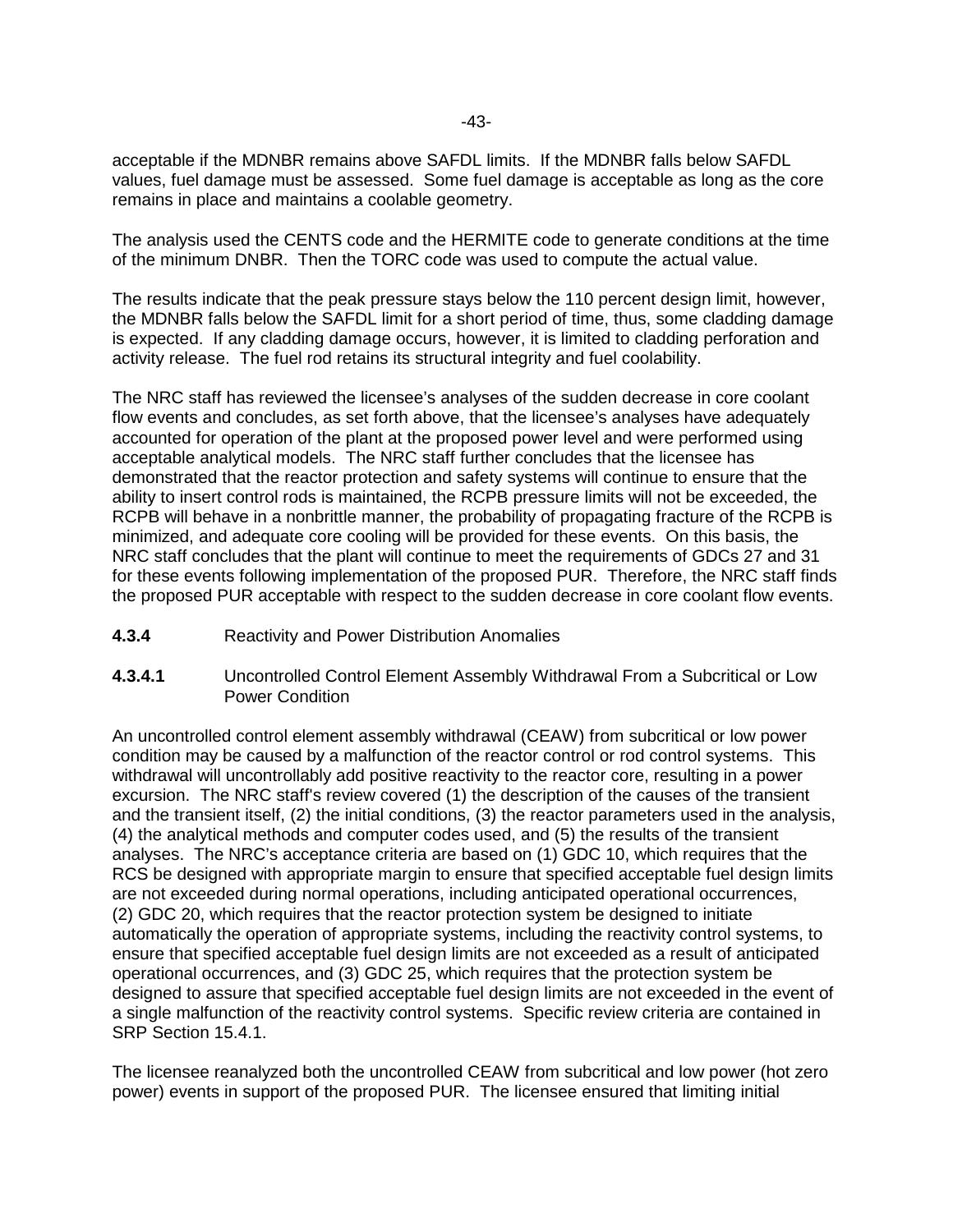acceptable if the MDNBR remains above SAFDL limits. If the MDNBR falls below SAFDL values, fuel damage must be assessed. Some fuel damage is acceptable as long as the core remains in place and maintains a coolable geometry.

The analysis used the CENTS code and the HERMITE code to generate conditions at the time of the minimum DNBR. Then the TORC code was used to compute the actual value.

The results indicate that the peak pressure stays below the 110 percent design limit, however, the MDNBR falls below the SAFDL limit for a short period of time, thus, some cladding damage is expected. If any cladding damage occurs, however, it is limited to cladding perforation and activity release. The fuel rod retains its structural integrity and fuel coolability.

The NRC staff has reviewed the licensee's analyses of the sudden decrease in core coolant flow events and concludes, as set forth above, that the licensee's analyses have adequately accounted for operation of the plant at the proposed power level and were performed using acceptable analytical models. The NRC staff further concludes that the licensee has demonstrated that the reactor protection and safety systems will continue to ensure that the ability to insert control rods is maintained, the RCPB pressure limits will not be exceeded, the RCPB will behave in a nonbrittle manner, the probability of propagating fracture of the RCPB is minimized, and adequate core cooling will be provided for these events. On this basis, the NRC staff concludes that the plant will continue to meet the requirements of GDCs 27 and 31 for these events following implementation of the proposed PUR. Therefore, the NRC staff finds the proposed PUR acceptable with respect to the sudden decrease in core coolant flow events.

### 4.3.4 Reactivity and Power Distribution Anomalies

#### 4.3.4.1 Uncontrolled Control Element Assembly Withdrawal From a Subcritical or Low Power Condition

An uncontrolled control element assembly withdrawal (CEAW) from subcritical or low power condition may be caused by a malfunction of the reactor control or rod control systems. This withdrawal will uncontrollably add positive reactivity to the reactor core, resulting in a power excursion. The NRC staff's review covered (1) the description of the causes of the transient and the transient itself, (2) the initial conditions, (3) the reactor parameters used in the analysis, (4) the analytical methods and computer codes used, and (5) the results of the transient analyses. The NRC's acceptance criteria are based on (1) GDC 10, which requires that the RCS be designed with appropriate margin to ensure that specified acceptable fuel design limits are not exceeded during normal operations, including anticipated operational occurrences, (2) GDC 20, which requires that the reactor protection system be designed to initiate automatically the operation of appropriate systems, including the reactivity control systems, to ensure that specified acceptable fuel design limits are not exceeded as a result of anticipated operational occurrences, and (3) GDC 25, which requires that the protection system be designed to assure that specified acceptable fuel design limits are not exceeded in the event of a single malfunction of the reactivity control systems. Specific review criteria are contained in SRP Section 15.4.1.

The licensee reanalyzed both the uncontrolled CEAW from subcritical and low power (hot zero power) events in support of the proposed PUR. The licensee ensured that limiting initial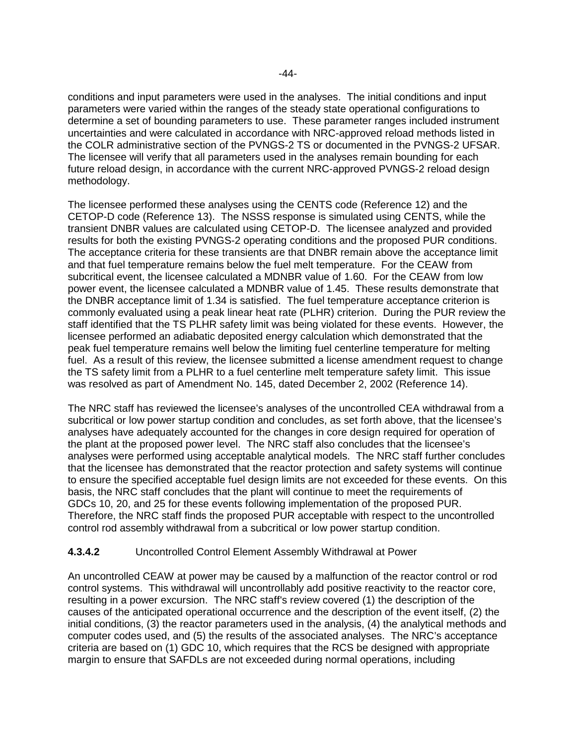conditions and input parameters were used in the analyses. The initial conditions and input parameters were varied within the ranges of the steady state operational configurations to determine a set of bounding parameters to use. These parameter ranges included instrument uncertainties and were calculated in accordance with NRC-approved reload methods listed in the COLR administrative section of the PVNGS-2 TS or documented in the PVNGS-2 UFSAR. The licensee will verify that all parameters used in the analyses remain bounding for each future reload design, in accordance with the current NRC-approved PVNGS-2 reload design methodology.

The licensee performed these analyses using the CENTS code (Reference 12) and the CETOP-D code (Reference 13). The NSSS response is simulated using CENTS, while the transient DNBR values are calculated using CETOP-D. The licensee analyzed and provided results for both the existing PVNGS-2 operating conditions and the proposed PUR conditions. The acceptance criteria for these transients are that DNBR remain above the acceptance limit and that fuel temperature remains below the fuel melt temperature. For the CEAW from subcritical event, the licensee calculated a MDNBR value of 1.60. For the CEAW from low power event, the licensee calculated a MDNBR value of 1.45. These results demonstrate that the DNBR acceptance limit of 1.34 is satisfied. The fuel temperature acceptance criterion is commonly evaluated using a peak linear heat rate (PLHR) criterion. During the PUR review the staff identified that the TS PLHR safety limit was being violated for these events. However, the licensee performed an adiabatic deposited energy calculation which demonstrated that the peak fuel temperature remains well below the limiting fuel centerline temperature for melting fuel. As a result of this review, the licensee submitted a license amendment request to change the TS safety limit from a PLHR to a fuel centerline melt temperature safety limit. This issue was resolved as part of Amendment No. 145, dated December 2, 2002 (Reference 14).

The NRC staff has reviewed the licensee's analyses of the uncontrolled CEA withdrawal from a subcritical or low power startup condition and concludes, as set forth above, that the licensee's analyses have adequately accounted for the changes in core design required for operation of the plant at the proposed power level. The NRC staff also concludes that the licensee's analyses were performed using acceptable analytical models. The NRC staff further concludes that the licensee has demonstrated that the reactor protection and safety systems will continue to ensure the specified acceptable fuel design limits are not exceeded for these events. On this basis, the NRC staff concludes that the plant will continue to meet the requirements of GDCs 10, 20, and 25 for these events following implementation of the proposed PUR. Therefore, the NRC staff finds the proposed PUR acceptable with respect to the uncontrolled control rod assembly withdrawal from a subcritical or low power startup condition.

#### **4.3.4.2** Uncontrolled Control Element Assembly Withdrawal at Power

An uncontrolled CEAW at power may be caused by a malfunction of the reactor control or rod control systems. This withdrawal will uncontrollably add positive reactivity to the reactor core, resulting in a power excursion. The NRC staff's review covered (1) the description of the causes of the anticipated operational occurrence and the description of the event itself, (2) the initial conditions, (3) the reactor parameters used in the analysis, (4) the analytical methods and computer codes used, and (5) the results of the associated analyses. The NRC's acceptance criteria are based on (1) GDC 10, which requires that the RCS be designed with appropriate margin to ensure that SAFDLs are not exceeded during normal operations, including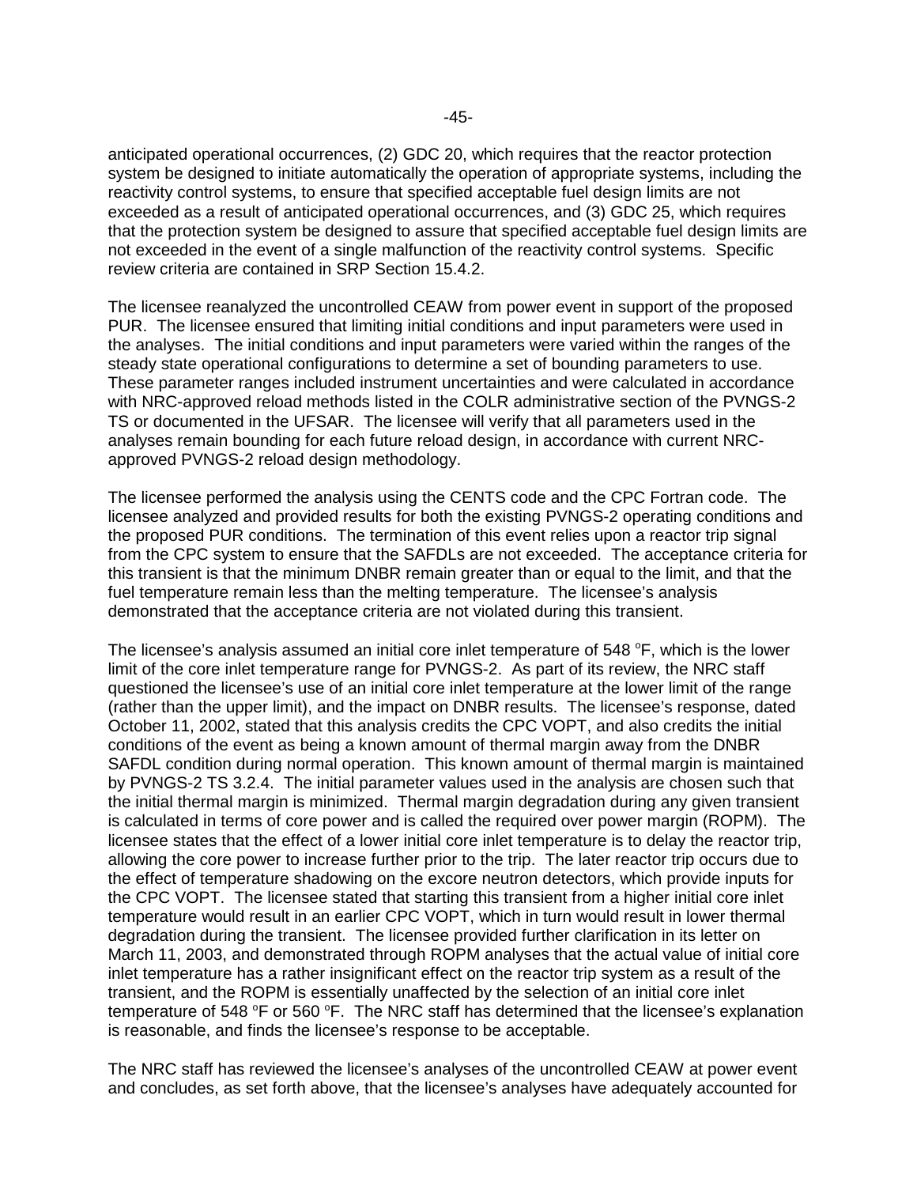anticipated operational occurrences, (2) GDC 20, which requires that the reactor protection system be designed to initiate automatically the operation of appropriate systems, including the reactivity control systems, to ensure that specified acceptable fuel design limits are not exceeded as a result of anticipated operational occurrences, and (3) GDC 25, which requires that the protection system be designed to assure that specified acceptable fuel design limits are not exceeded in the event of a single malfunction of the reactivity control systems. Specific review criteria are contained in SRP Section 15.4.2.

The licensee reanalyzed the uncontrolled CEAW from power event in support of the proposed PUR. The licensee ensured that limiting initial conditions and input parameters were used in the analyses. The initial conditions and input parameters were varied within the ranges of the steady state operational configurations to determine a set of bounding parameters to use. These parameter ranges included instrument uncertainties and were calculated in accordance with NRC-approved reload methods listed in the COLR administrative section of the PVNGS-2 TS or documented in the UFSAR. The licensee will verify that all parameters used in the analyses remain bounding for each future reload design, in accordance with current NRC-approved PVNGS-2 reload design methodology.

The licensee performed the analysis using the CENTS code and the CPC Fortran code. The licensee analyzed and provided results for both the existing PVNGS-2 operating conditions and the proposed PUR conditions. The termination of this event relies upon a reactor trip signal from the CPC system to ensure that the SAFDLs are not exceeded. The acceptance criteria for this transient is that the minimum DNBR remain greater than or equal to the limit, and that the fuel temperature remain less than the melting temperature. The licensee's analysis demonstrated that the acceptance criteria are not violated during this transient.

The licensee's analysis assumed an initial core inlet temperature of 548 °F, which is the lower limit of the core inlet temperature range for PVNGS-2. As part of its review, the NRC staff questioned the licensee's use of an initial core inlet temperature at the lower limit of the range (rather than the upper limit), and the impact on DNBR results. The licensee's response, dated October 11, 2002, stated that this analysis credits the CPC VOPT, and also credits the initial conditions of the event as being a known amount of thermal margin away from the DNBR SAFDL condition during normal operation. This known amount of thermal margin is maintained by PVNGS-2 TS 3.2.4. The initial parameter values used in the analysis are chosen such that the initial thermal margin is minimized. Thermal margin degradation during any given transient is calculated in terms of core power and is called the required over power margin (ROPM). The licensee states that the effect of a lower initial core inlet temperature is to delay the reactor trip, allowing the core power to increase further prior to the trip. The later reactor trip occurs due to the effect of temperature shadowing on the excore neutron detectors, which provide inputs for the CPC VOPT. The licensee stated that starting this transient from a higher initial core inlet temperature would result in an earlier CPC VOPT, which in turn would result in lower thermal degradation during the transient. The licensee provided further clarification in its letter on March 11, 2003, and demonstrated through ROPM analyses that the actual value of initial core inlet temperature has a rather insignificant effect on the reactor trip system as a result of the transient, and the ROPM is essentially unaffected by the selection of an initial core inlet temperature of 548 °F or 560 °F. The NRC staff has determined that the licensee's explanation is reasonable, and finds the licensee's response to be acceptable.

The NRC staff has reviewed the licensee's analyses of the uncontrolled CEAW at power event and concludes, as set forth above, that the licensee's analyses have adequately accounted for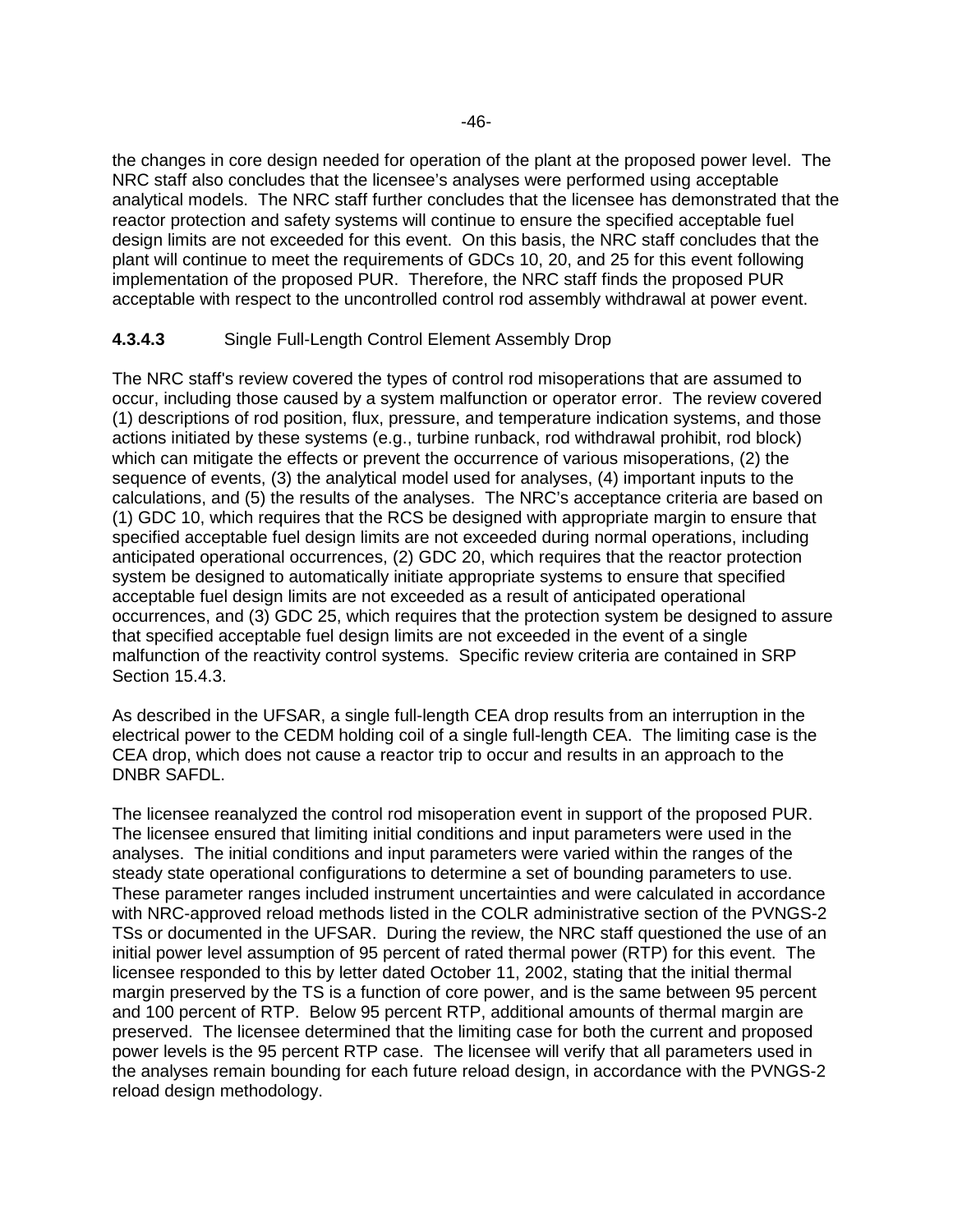the changes in core design needed for operation of the plant at the proposed power level. The NRC staff also concludes that the licensee's analyses were performed using acceptable analytical models. The NRC staff further concludes that the licensee has demonstrated that the reactor protection and safety systems will continue to ensure the specified acceptable fuel design limits are not exceeded for this event. On this basis, the NRC staff concludes that the plant will continue to meet the requirements of GDCs 10, 20, and 25 for this event following implementation of the proposed PUR. Therefore, the NRC staff finds the proposed PUR acceptable with respect to the uncontrolled control rod assembly withdrawal at power event.

#### 4.3.4.3 Single Full-Length Control Element Assembly Drop

The NRC staff's review covered the types of control rod misoperations that are assumed to occur, including those caused by a system malfunction or operator error. The review covered (1) descriptions of rod position, flux, pressure, and temperature indication systems, and those actions initiated by these systems (e.g., turbine runback, rod withdrawal prohibit, rod block) which can mitigate the effects or prevent the occurrence of various misoperations, (2) the sequence of events, (3) the analytical model used for analyses, (4) important inputs to the calculations, and (5) the results of the analyses. The NRC's acceptance criteria are based on (1) GDC 10, which requires that the RCS be designed with appropriate margin to ensure that specified acceptable fuel design limits are not exceeded during normal operations, including anticipated operational occurrences, (2) GDC 20, which requires that the reactor protection system be designed to automatically initiate appropriate systems to ensure that specified acceptable fuel design limits are not exceeded as a result of anticipated operational occurrences, and (3) GDC 25, which requires that the protection system be designed to assure that specified acceptable fuel design limits are not exceeded in the event of a single malfunction of the reactivity control systems. Specific review criteria are contained in SRP Section 15.4.3.

As described in the UFSAR, a single full-length CEA drop results from an interruption in the electrical power to the CEDM holding coil of a single full-length CEA. The limiting case is the CEA drop, which does not cause a reactor trip to occur and results in an approach to the DNBR SAFDL.

The licensee reanalyzed the control rod misoperation event in support of the proposed PUR. The licensee ensured that limiting initial conditions and input parameters were used in the analyses. The initial conditions and input parameters were varied within the ranges of the steady state operational configurations to determine a set of bounding parameters to use. These parameter ranges included instrument uncertainties and were calculated in accordance with NRC-approved reload methods listed in the COLR administrative section of the PVNGS-2 TSs or documented in the UFSAR. During the review, the NRC staff questioned the use of an initial power level assumption of 95 percent of rated thermal power (RTP) for this event. The licensee responded to this by letter dated October 11, 2002, stating that the initial thermal margin preserved by the TS is a function of core power, and is the same between 95 percent and 100 percent of RTP. Below 95 percent RTP, additional amounts of thermal margin are preserved. The licensee determined that the limiting case for both the current and proposed power levels is the 95 percent RTP case. The licensee will verify that all parameters used in the analyses remain bounding for each future reload design, in accordance with the PVNGS-2 reload design methodology.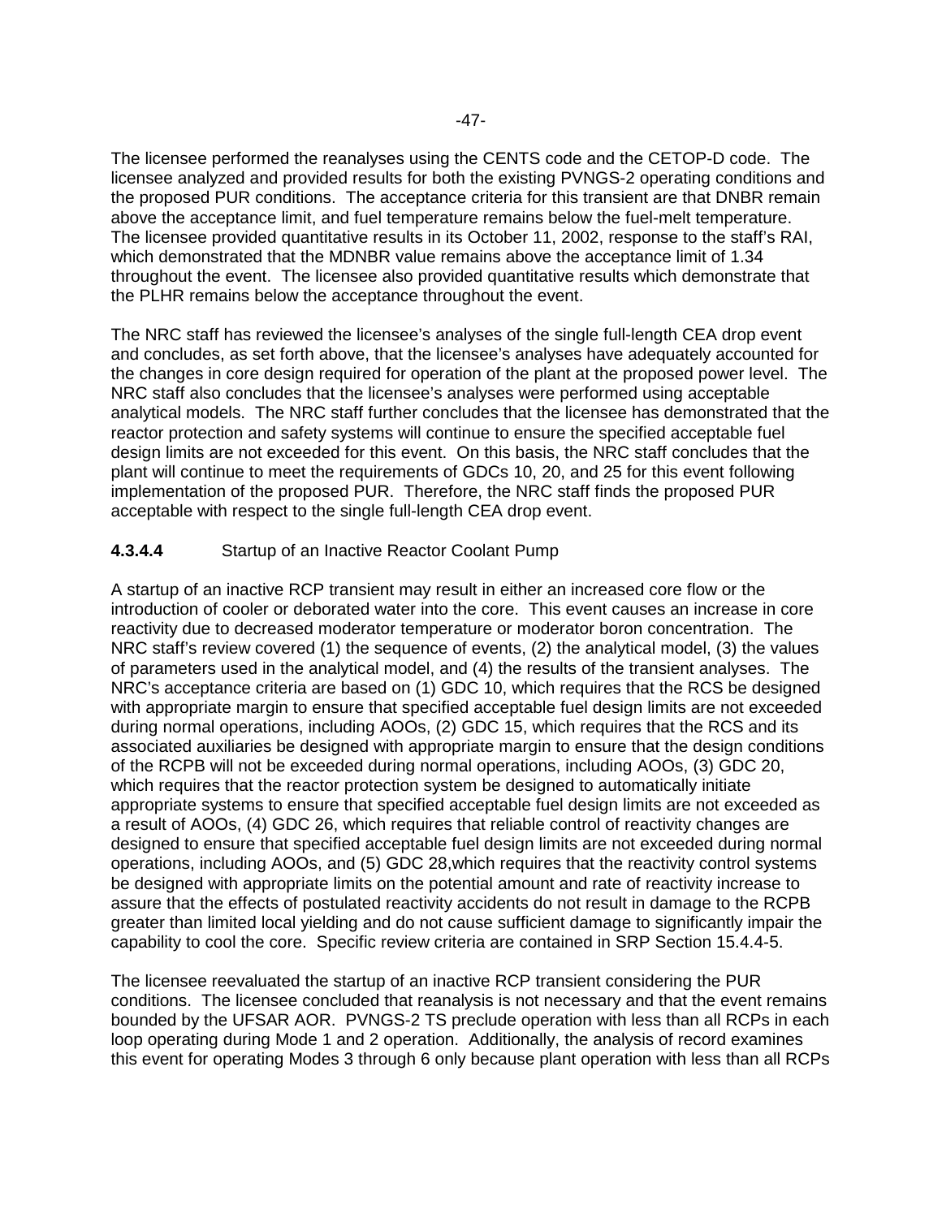The licensee performed the reanalyses using the CENTS code and the CETOP-D code. The licensee analyzed and provided results for both the existing PVNGS-2 operating conditions and the proposed PUR conditions. The acceptance criteria for this transient are that DNBR remain above the acceptance limit, and fuel temperature remains below the fuel-melt temperature. The licensee provided quantitative results in its October 11, 2002, response to the staff's RAI, which demonstrated that the MDNBR value remains above the acceptance limit of 1.34 throughout the event. The licensee also provided quantitative results which demonstrate that the PLHR remains below the acceptance throughout the event.

The NRC staff has reviewed the licensee's analyses of the single full-length CEA drop event and concludes, as set forth above, that the licensee's analyses have adequately accounted for the changes in core design required for operation of the plant at the proposed power level. The NRC staff also concludes that the licensee's analyses were performed using acceptable analytical models. The NRC staff further concludes that the licensee has demonstrated that the reactor protection and safety systems will continue to ensure the specified acceptable fuel design limits are not exceeded for this event. On this basis, the NRC staff concludes that the plant will continue to meet the requirements of GDCs 10, 20, and 25 for this event following implementation of the proposed PUR. Therefore, the NRC staff finds the proposed PUR acceptable with respect to the single full-length CEA drop event.

#### **4.3.4.4** Startup of an Inactive Reactor Coolant Pump

A startup of an inactive RCP transient may result in either an increased core flow or the introduction of cooler or deborated water into the core. This event causes an increase in core reactivity due to decreased moderator temperature or moderator boron concentration. The NRC staff's review covered (1) the sequence of events, (2) the analytical model, (3) the values of parameters used in the analytical model, and (4) the results of the transient analyses. The NRC's acceptance criteria are based on (1) GDC 10, which requires that the RCS be designed with appropriate margin to ensure that specified acceptable fuel design limits are not exceeded during normal operations, including AOOs, (2) GDC 15, which requires that the RCS and its associated auxiliaries be designed with appropriate margin to ensure that the design conditions of the RCPB will not be exceeded during normal operations, including AOOs, (3) GDC 20, which requires that the reactor protection system be designed to automatically initiate appropriate systems to ensure that specified acceptable fuel design limits are not exceeded as a result of AOOs, (4) GDC 26, which requires that reliable control of reactivity changes are designed to ensure that specified acceptable fuel design limits are not exceeded during normal operations, including AOOs, and (5) GDC 28,which requires that the reactivity control systems be designed with appropriate limits on the potential amount and rate of reactivity increase to assure that the effects of postulated reactivity accidents do not result in damage to the RCPB greater than limited local yielding and do not cause sufficient damage to significantly impair the capability to cool the core. Specific review criteria are contained in SRP Section 15.4.4-5.

The licensee reevaluated the startup of an inactive RCP transient considering the PUR conditions. The licensee concluded that reanalysis is not necessary and that the event remains bounded by the UFSAR AOR. PVNGS-2 TS preclude operation with less than all RCPs in each loop operating during Mode 1 and 2 operation. Additionally, the analysis of record examines this event for operating Modes 3 through 6 only because plant operation with less than all RCPs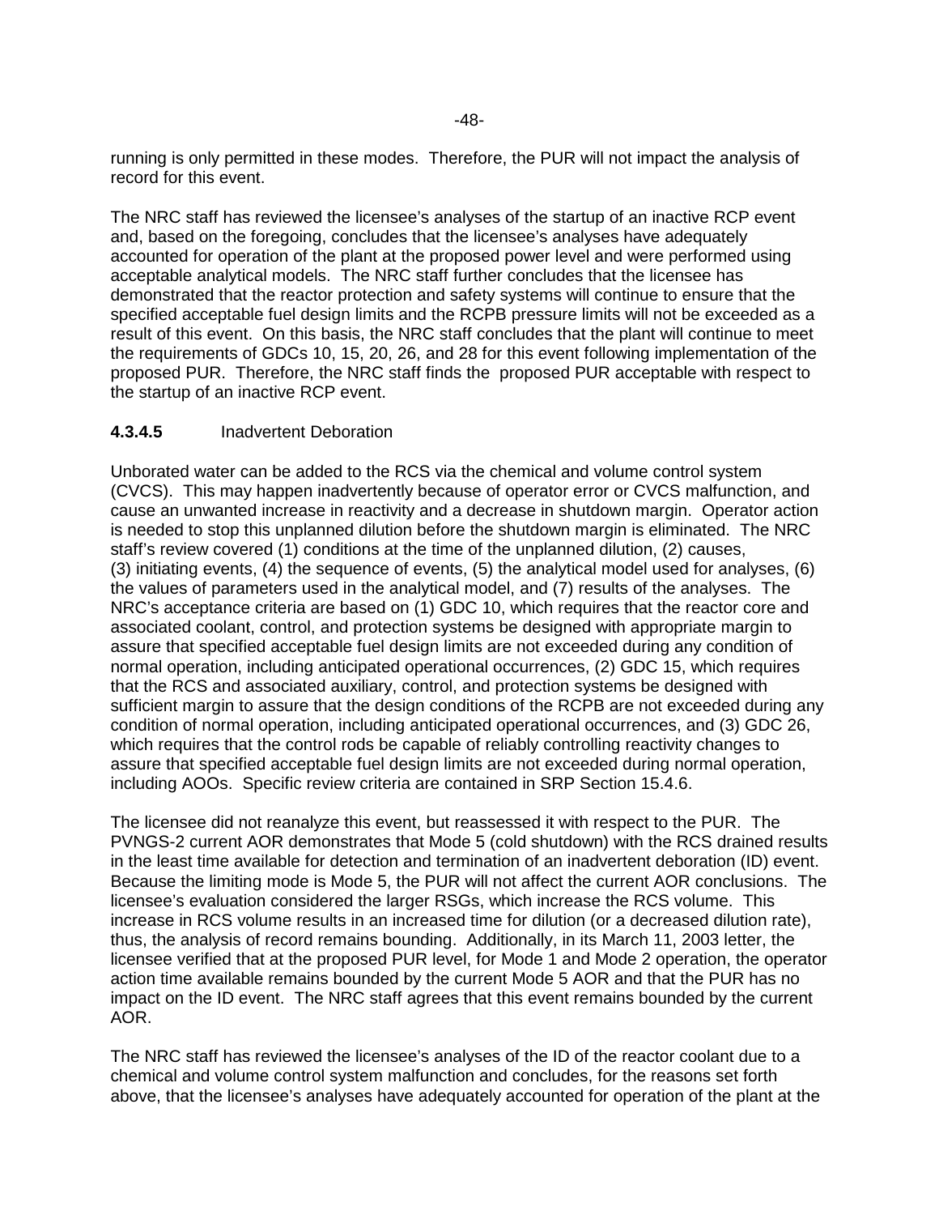running is only permitted in these modes. Therefore, the PUR will not impact the analysis of record for this event.

The NRC staff has reviewed the licensee's analyses of the startup of an inactive RCP event and, based on the foregoing, concludes that the licensee's analyses have adequately accounted for operation of the plant at the proposed power level and were performed using acceptable analytical models. The NRC staff further concludes that the licensee has demonstrated that the reactor protection and safety systems will continue to ensure that the specified acceptable fuel design limits and the RCPB pressure limits will not be exceeded as a result of this event. On this basis, the NRC staff concludes that the plant will continue to meet the requirements of GDCs 10, 15, 20, 26, and 28 for this event following implementation of the proposed PUR. Therefore, the NRC staff finds the proposed PUR acceptable with respect to the startup of an inactive RCP event.

#### **4.3.4.5** Inadvertent Deboration

Unborated water can be added to the RCS via the chemical and volume control system (CVCS). This may happen inadvertently because of operator error or CVCS malfunction, and cause an unwanted increase in reactivity and a decrease in shutdown margin. Operator action is needed to stop this unplanned dilution before the shutdown margin is eliminated. The NRC staff's review covered (1) conditions at the time of the unplanned dilution, (2) causes, (3) initiating events, (4) the sequence of events, (5) the analytical model used for analyses, (6) the values of parameters used in the analytical model, and (7) results of the analyses. The NRC's acceptance criteria are based on (1) GDC 10, which requires that the reactor core and associated coolant, control, and protection systems be designed with appropriate margin to assure that specified acceptable fuel design limits are not exceeded during any condition of normal operation, including anticipated operational occurrences, (2) GDC 15, which requires that the RCS and associated auxiliary, control, and protection systems be designed with sufficient margin to assure that the design conditions of the RCPB are not exceeded during any condition of normal operation, including anticipated operational occurrences, and (3) GDC 26, which requires that the control rods be capable of reliably controlling reactivity changes to assure that specified acceptable fuel design limits are not exceeded during normal operation, including AOOs. Specific review criteria are contained in SRP Section 15.4.6.

The licensee did not reanalyze this event, but reassessed it with respect to the PUR. The PVNGS-2 current AOR demonstrates that Mode 5 (cold shutdown) with the RCS drained results in the least time available for detection and termination of an inadvertent deboration (ID) event. Because the limiting mode is Mode 5, the PUR will not affect the current AOR conclusions. The licensee's evaluation considered the larger RSGs, which increase the RCS volume. This increase in RCS volume results in an increased time for dilution (or a decreased dilution rate), thus, the analysis of record remains bounding. Additionally, in its March 11, 2003 letter, the licensee verified that at the proposed PUR level, for Mode 1 and Mode 2 operation, the operator action time available remains bounded by the current Mode 5 AOR and that the PUR has no impact on the ID event. The NRC staff agrees that this event remains bounded by the current AOR.

The NRC staff has reviewed the licensee's analyses of the ID of the reactor coolant due to a chemical and volume control system malfunction and concludes, for the reasons set forth above, that the licensee's analyses have adequately accounted for operation of the plant at the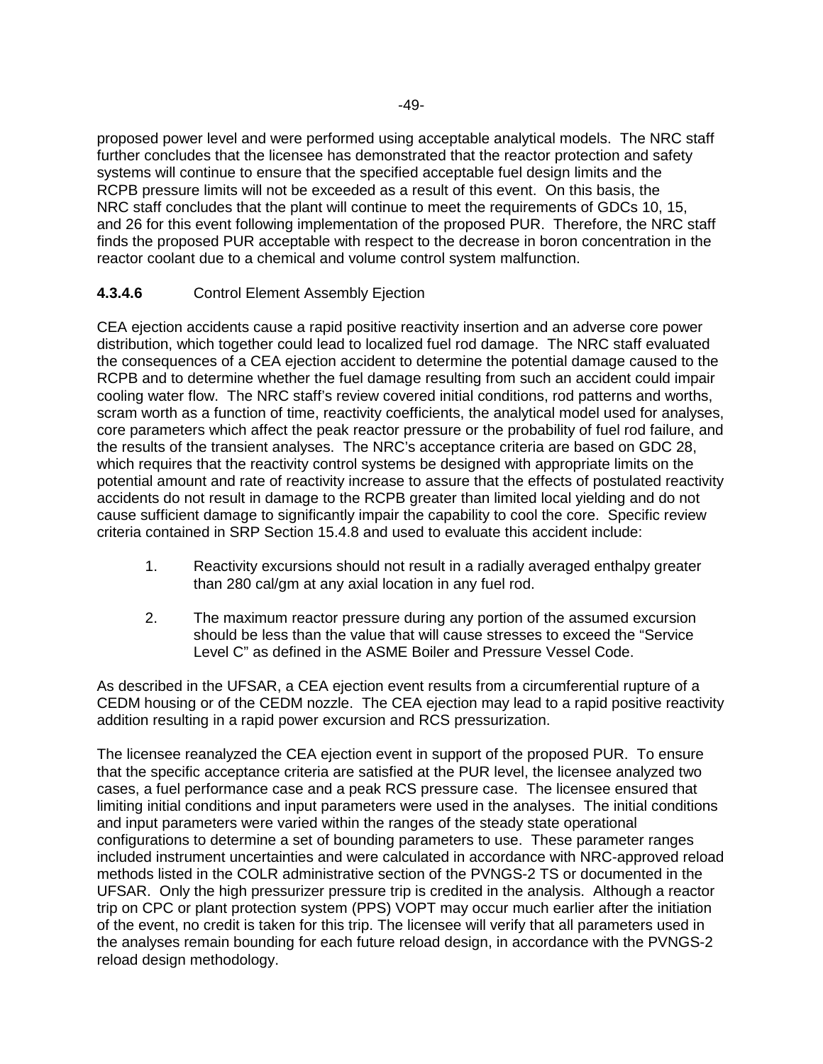proposed power level and were performed using acceptable analytical models. The NRC staff further concludes that the licensee has demonstrated that the reactor protection and safety systems will continue to ensure that the specified acceptable fuel design limits and the RCPB pressure limits will not be exceeded as a result of this event. On this basis, the NRC staff concludes that the plant will continue to meet the requirements of GDCs 10, 15, and 26 for this event following implementation of the proposed PUR. Therefore, the NRC staff finds the proposed PUR acceptable with respect to the decrease in boron concentration in the reactor coolant due to a chemical and volume control system malfunction.

#### **4.3.4.6** Control Element Assembly Ejection

CEA ejection accidents cause a rapid positive reactivity insertion and an adverse core power distribution, which together could lead to localized fuel rod damage. The NRC staff evaluated the consequences of a CEA ejection accident to determine the potential damage caused to the RCPB and to determine whether the fuel damage resulting from such an accident could impair cooling water flow. The NRC staff's review covered initial conditions, rod patterns and worths, scram worth as a function of time, reactivity coefficients, the analytical model used for analyses, core parameters which affect the peak reactor pressure or the probability of fuel rod failure, and the results of the transient analyses. The NRC's acceptance criteria are based on GDC 28, which requires that the reactivity control systems be designed with appropriate limits on the potential amount and rate of reactivity increase to assure that the effects of postulated reactivity accidents do not result in damage to the RCPB greater than limited local yielding and do not cause sufficient damage to significantly impair the capability to cool the core. Specific review criteria contained in SRP Section 15.4.8 and used to evaluate this accident include:

1. Reactivity excursions should not result in a radially averaged enthalpy greater than 280 cal/gm at any axial location in any fuel rod.

2. The maximum reactor pressure during any portion of the assumed excursion should be less than the value that will cause stresses to exceed the "Service Level C" as defined in the ASME Boiler and Pressure Vessel Code.

As described in the UFSAR, a CEA ejection event results from a circumferential rupture of a CEDM housing or of the CEDM nozzle. The CEA ejection may lead to a rapid positive reactivity addition resulting in a rapid power excursion and RCS pressurization.

The licensee reanalyzed the CEA ejection event in support of the proposed PUR. To ensure that the specific acceptance criteria are satisfied at the PUR level, the licensee analyzed two cases, a fuel performance case and a peak RCS pressure case. The licensee ensured that limiting initial conditions and input parameters were used in the analyses. The initial conditions and input parameters were varied within the ranges of the steady state operational configurations to determine a set of bounding parameters to use. These parameter ranges included instrument uncertainties and were calculated in accordance with NRC-approved reload methods listed in the COLR administrative section of the PVNGS-2 TS or documented in the UFSAR. Only the high pressurizer pressure trip is credited in the analysis. Although a reactor trip on CPC or plant protection system (PPS) VOPT may occur much earlier after the initiation of the event, no credit is taken for this trip. The licensee will verify that all parameters used in the analyses remain bounding for each future reload design, in accordance with the PVNGS-2 reload design methodology.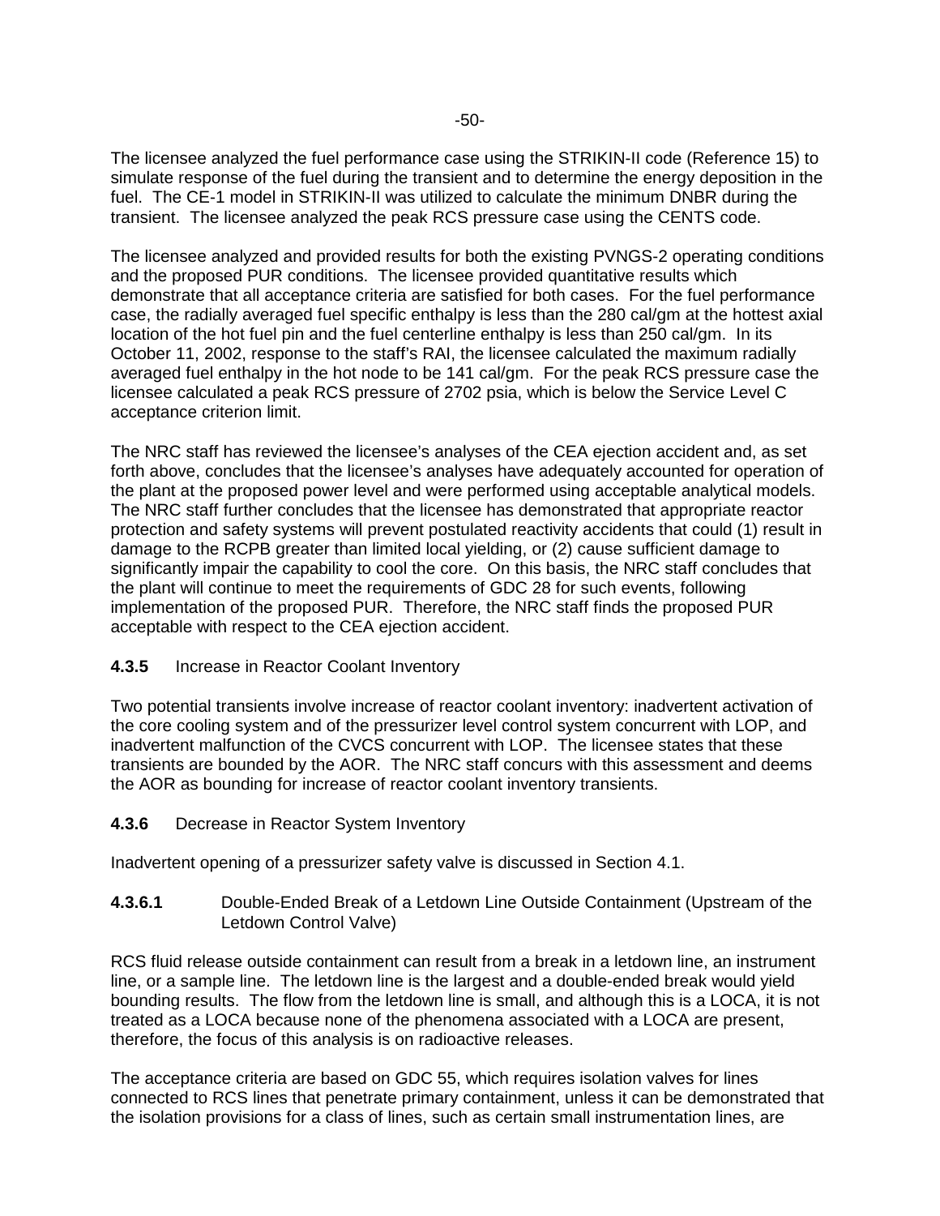The licensee analyzed the fuel performance case using the STRIKIN-II code (Reference 15) to simulate response of the fuel during the transient and to determine the energy deposition in the fuel. The CE-1 model in STRIKIN-II was utilized to calculate the minimum DNBR during the transient. The licensee analyzed the peak RCS pressure case using the CENTS code.

The licensee analyzed and provided results for both the existing PVNGS-2 operating conditions and the proposed PUR conditions. The licensee provided quantitative results which demonstrate that all acceptance criteria are satisfied for both cases. For the fuel performance case, the radially averaged fuel specific enthalpy is less than the 280 cal/gm at the hottest axial location of the hot fuel pin and the fuel centerline enthalpy is less than 250 cal/gm. In its October 11, 2002, response to the staff's RAI, the licensee calculated the maximum radially averaged fuel enthalpy in the hot node to be 141 cal/gm. For the peak RCS pressure case the licensee calculated a peak RCS pressure of 2702 psia, which is below the Service Level C acceptance criterion limit.

The NRC staff has reviewed the licensee's analyses of the CEA ejection accident and, as set forth above, concludes that the licensee's analyses have adequately accounted for operation of the plant at the proposed power level and were performed using acceptable analytical models. The NRC staff further concludes that the licensee has demonstrated that appropriate reactor protection and safety systems will prevent postulated reactivity accidents that could (1) result in damage to the RCPB greater than limited local yielding, or (2) cause sufficient damage to significantly impair the capability to cool the core. On this basis, the NRC staff concludes that the plant will continue to meet the requirements of GDC 28 for such events, following implementation of the proposed PUR. Therefore, the NRC staff finds the proposed PUR acceptable with respect to the CEA ejection accident.

#### **4.3.5** Increase in Reactor Coolant Inventory

Two potential transients involve increase of reactor coolant inventory: inadvertent activation of the core cooling system and of the pressurizer level control system concurrent with LOP, and inadvertent malfunction of the CVCS concurrent with LOP. The licensee states that these transients are bounded by the AOR. The NRC staff concurs with this assessment and deems the AOR as bounding for increase of reactor coolant inventory transients.

#### **4.3.6** Decrease in Reactor System Inventory

Inadvertent opening of a pressurizer safety valve is discussed in Section 4.1.

##### **4.3.6.1** Double-Ended Break of a Letdown Line Outside Containment (Upstream of the Letdown Control Valve)

RCS fluid release outside containment can result from a break in a letdown line, an instrument line, or a sample line. The letdown line is the largest and a double-ended break would yield bounding results. The flow from the letdown line is small, and although this is a LOCA, it is not treated as a LOCA because none of the phenomena associated with a LOCA are present, therefore, the focus of this analysis is on radioactive releases.

The acceptance criteria are based on GDC 55, which requires isolation valves for lines connected to RCS lines that penetrate primary containment, unless it can be demonstrated that the isolation provisions for a class of lines, such as certain small instrumentation lines, are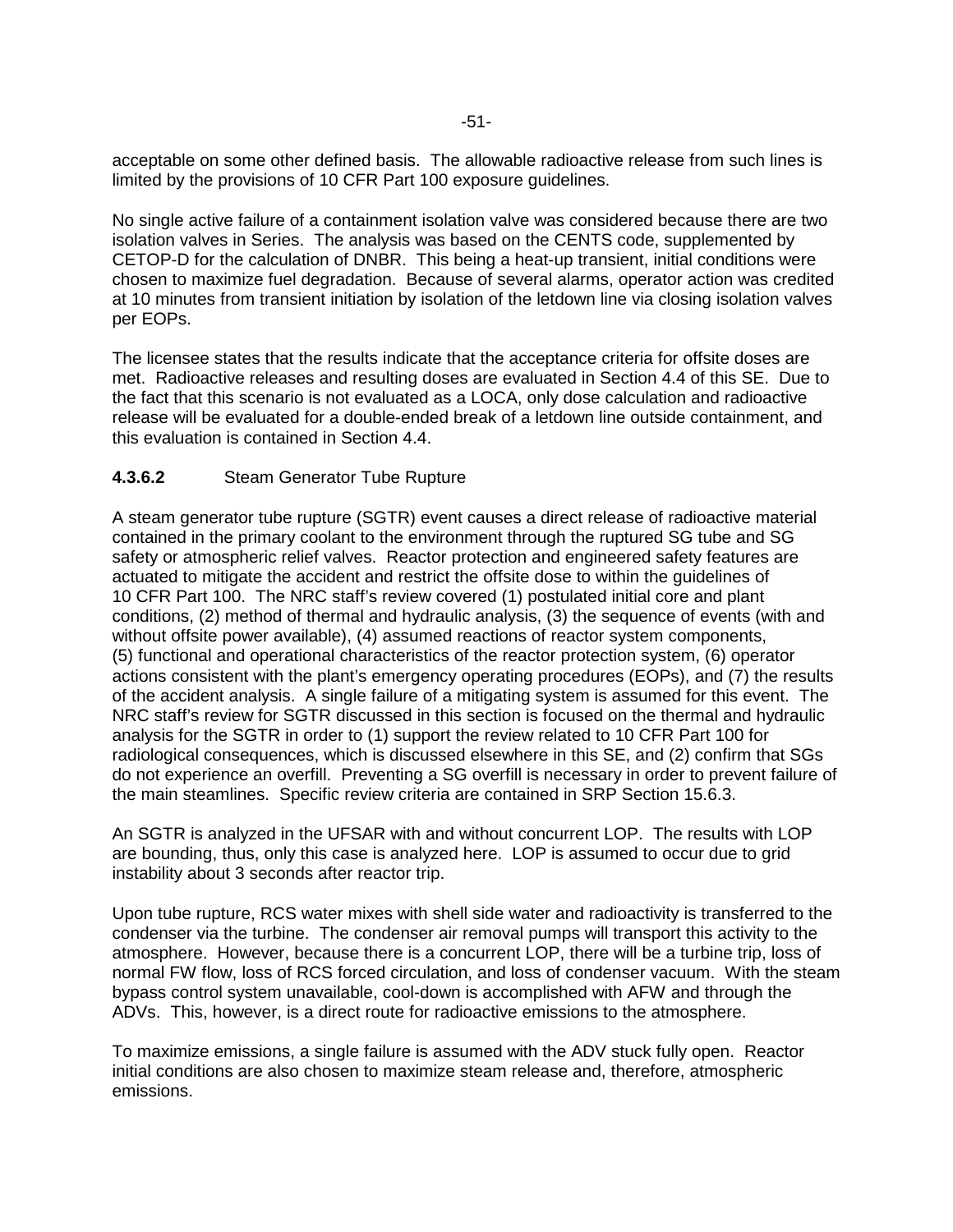acceptable on some other defined basis. The allowable radioactive release from such lines is limited by the provisions of 10 CFR Part 100 exposure guidelines.

No single active failure of a containment isolation valve was considered because there are two isolation valves in Series. The analysis was based on the CENTS code, supplemented by CETOP-D for the calculation of DNBR. This being a heat-up transient, initial conditions were chosen to maximize fuel degradation. Because of several alarms, operator action was credited at 10 minutes from transient initiation by isolation of the letdown line via closing isolation valves per EOPs.

The licensee states that the results indicate that the acceptance criteria for offsite doses are met. Radioactive releases and resulting doses are evaluated in Section 4.4 of this SE. Due to the fact that this scenario is not evaluated as a LOCA, only dose calculation and radioactive release will be evaluated for a double-ended break of a letdown line outside containment, and this evaluation is contained in Section 4.4.

#### **4.3.6.2** Steam Generator Tube Rupture

A steam generator tube rupture (SGTR) event causes a direct release of radioactive material contained in the primary coolant to the environment through the ruptured SG tube and SG safety or atmospheric relief valves. Reactor protection and engineered safety features are actuated to mitigate the accident and restrict the offsite dose to within the guidelines of 10 CFR Part 100. The NRC staff's review covered (1) postulated initial core and plant conditions, (2) method of thermal and hydraulic analysis, (3) the sequence of events (with and without offsite power available), (4) assumed reactions of reactor system components, (5) functional and operational characteristics of the reactor protection system, (6) operator actions consistent with the plant's emergency operating procedures (EOPs), and (7) the results of the accident analysis. A single failure of a mitigating system is assumed for this event. The NRC staff's review for SGTR discussed in this section is focused on the thermal and hydraulic analysis for the SGTR in order to (1) support the review related to 10 CFR Part 100 for radiological consequences, which is discussed elsewhere in this SE, and (2) confirm that SGs do not experience an overfill. Preventing a SG overfill is necessary in order to prevent failure of the main steamlines. Specific review criteria are contained in SRP Section 15.6.3.

An SGTR is analyzed in the UFSAR with and without concurrent LOP. The results with LOP are bounding, thus, only this case is analyzed here. LOP is assumed to occur due to grid instability about 3 seconds after reactor trip.

Upon tube rupture, RCS water mixes with shell side water and radioactivity is transferred to the condenser via the turbine. The condenser air removal pumps will transport this activity to the atmosphere. However, because there is a concurrent LOP, there will be a turbine trip, loss of normal FW flow, loss of RCS forced circulation, and loss of condenser vacuum. With the steam bypass control system unavailable, cool-down is accomplished with AFW and through the ADVs. This, however, is a direct route for radioactive emissions to the atmosphere.

To maximize emissions, a single failure is assumed with the ADV stuck fully open. Reactor initial conditions are also chosen to maximize steam release and, therefore, atmospheric emissions.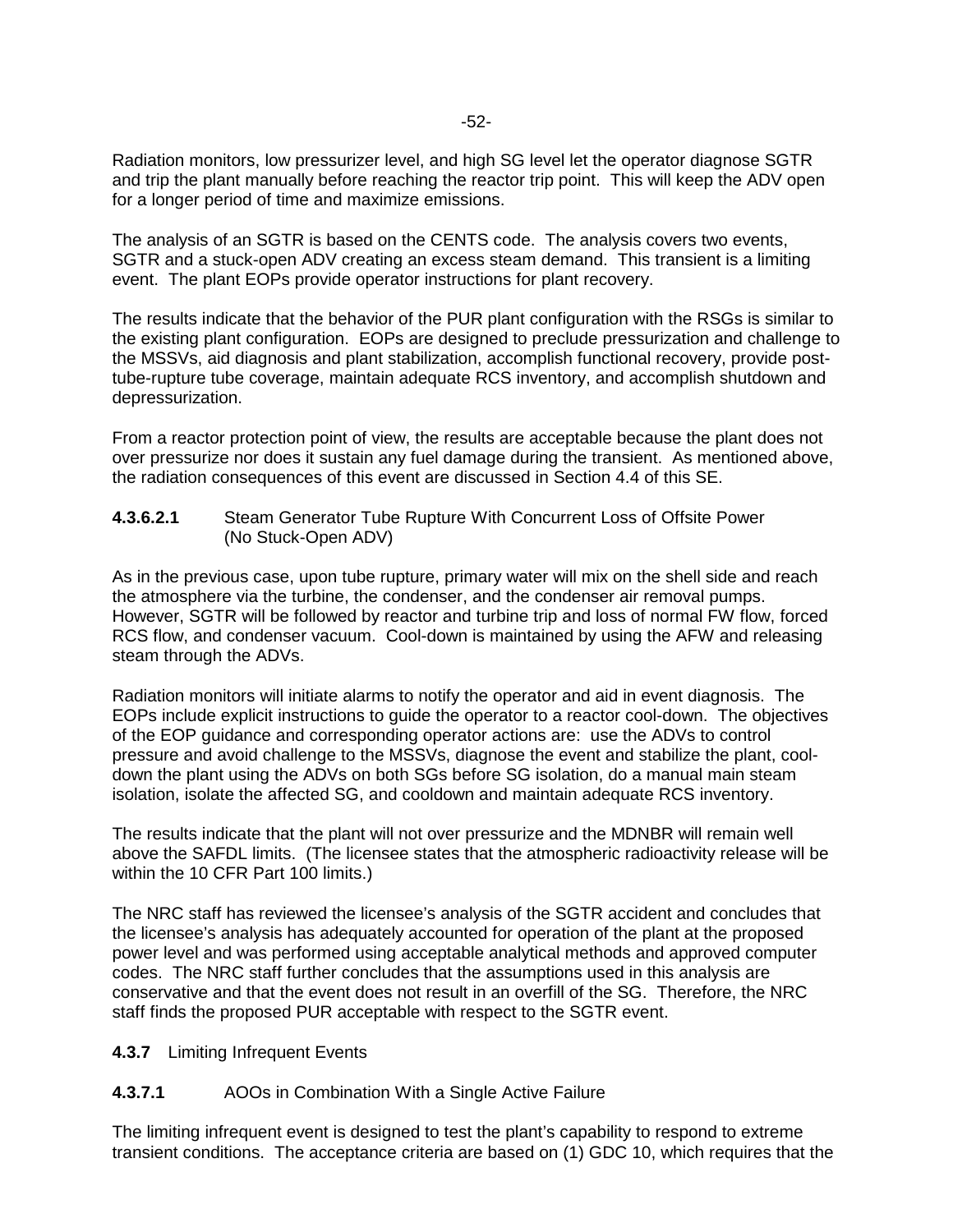Radiation monitors, low pressurizer level, and high SG level let the operator diagnose SGTR and trip the plant manually before reaching the reactor trip point. This will keep the ADV open for a longer period of time and maximize emissions.

The analysis of an SGTR is based on the CENTS code. The analysis covers two events, SGTR and a stuck-open ADV creating an excess steam demand. This transient is a limiting event. The plant EOPs provide operator instructions for plant recovery.

The results indicate that the behavior of the PUR plant configuration with the RSGs is similar to the existing plant configuration. EOPs are designed to preclude pressurization and challenge to the MSSVs, aid diagnosis and plant stabilization, accomplish functional recovery, provide post-tube-rupture tube coverage, maintain adequate RCS inventory, and accomplish shutdown and depressurization.

From a reactor protection point of view, the results are acceptable because the plant does not over pressurize nor does it sustain any fuel damage during the transient. As mentioned above, the radiation consequences of this event are discussed in Section 4.4 of this SE.

#### **4.3.6.2.1** Steam Generator Tube Rupture With Concurrent Loss of Offsite Power (No Stuck-Open ADV)

As in the previous case, upon tube rupture, primary water will mix on the shell side and reach the atmosphere via the turbine, the condenser, and the condenser air removal pumps. However, SGTR will be followed by reactor and turbine trip and loss of normal FW flow, forced RCS flow, and condenser vacuum. Cool-down is maintained by using the AFW and releasing steam through the ADVs.

Radiation monitors will initiate alarms to notify the operator and aid in event diagnosis. The EOPs include explicit instructions to guide the operator to a reactor cool-down. The objectives of the EOP guidance and corresponding operator actions are: use the ADVs to control pressure and avoid challenge to the MSSVs, diagnose the event and stabilize the plant, cool-down the plant using the ADVs on both SGs before SG isolation, do a manual main steam isolation, isolate the affected SG, and cooldown and maintain adequate RCS inventory.

The results indicate that the plant will not over pressurize and the MDNBR will remain well above the SAFDL limits. (The licensee states that the atmospheric radioactivity release will be within the 10 CFR Part 100 limits.)

The NRC staff has reviewed the licensee's analysis of the SGTR accident and concludes that the licensee's analysis has adequately accounted for operation of the plant at the proposed power level and was performed using acceptable analytical methods and approved computer codes. The NRC staff further concludes that the assumptions used in this analysis are conservative and that the event does not result in an overfill of the SG. Therefore, the NRC staff finds the proposed PUR acceptable with respect to the SGTR event.

### **4.3.7** Limiting Infrequent Events

#### **4.3.7.1** AOOs in Combination With a Single Active Failure

The limiting infrequent event is designed to test the plant's capability to respond to extreme transient conditions. The acceptance criteria are based on (1) GDC 10, which requires that the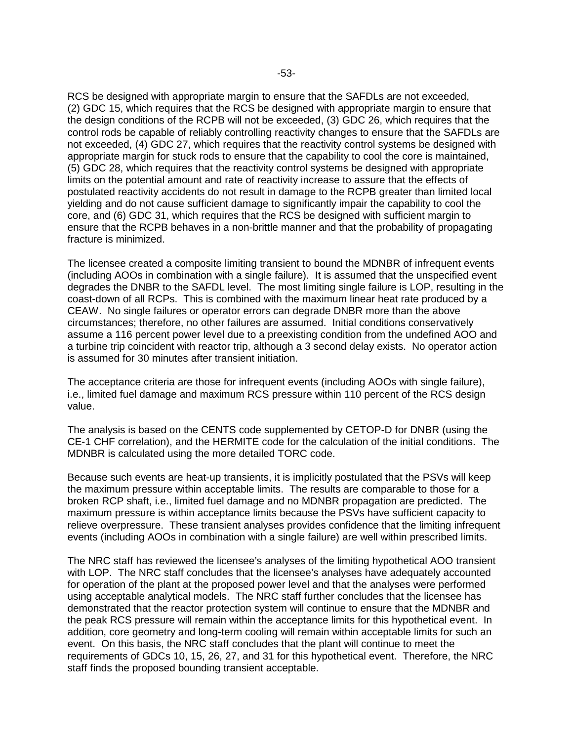RCS be designed with appropriate margin to ensure that the SAFDLs are not exceeded, (2) GDC 15, which requires that the RCS be designed with appropriate margin to ensure that the design conditions of the RCPB will not be exceeded, (3) GDC 26, which requires that the control rods be capable of reliably controlling reactivity changes to ensure that the SAFDLs are not exceeded, (4) GDC 27, which requires that the reactivity control systems be designed with appropriate margin for stuck rods to ensure that the capability to cool the core is maintained, (5) GDC 28, which requires that the reactivity control systems be designed with appropriate limits on the potential amount and rate of reactivity increase to assure that the effects of postulated reactivity accidents do not result in damage to the RCPB greater than limited local yielding and do not cause sufficient damage to significantly impair the capability to cool the core, and (6) GDC 31, which requires that the RCS be designed with sufficient margin to ensure that the RCPB behaves in a non-brittle manner and that the probability of propagating fracture is minimized.

The licensee created a composite limiting transient to bound the MDNBR of infrequent events (including AOOs in combination with a single failure). It is assumed that the unspecified event degrades the DNBR to the SAFDL level. The most limiting single failure is LOP, resulting in the coast-down of all RCPs. This is combined with the maximum linear heat rate produced by a CEAW. No single failures or operator errors can degrade DNBR more than the above circumstances; therefore, no other failures are assumed. Initial conditions conservatively assume a 116 percent power level due to a preexisting condition from the undefined AOO and a turbine trip coincident with reactor trip, although a 3 second delay exists. No operator action is assumed for 30 minutes after transient initiation.

The acceptance criteria are those for infrequent events (including AOOs with single failure), i.e., limited fuel damage and maximum RCS pressure within 110 percent of the RCS design value.

The analysis is based on the CENTS code supplemented by CETOP-D for DNBR (using the CE-1 CHF correlation), and the HERMITE code for the calculation of the initial conditions. The MDNBR is calculated using the more detailed TORC code.

Because such events are heat-up transients, it is implicitly postulated that the PSVs will keep the maximum pressure within acceptable limits. The results are comparable to those for a broken RCP shaft, i.e., limited fuel damage and no MDNBR propagation are predicted. The maximum pressure is within acceptance limits because the PSVs have sufficient capacity to relieve overpressure. These transient analyses provides confidence that the limiting infrequent events (including AOOs in combination with a single failure) are well within prescribed limits.

The NRC staff has reviewed the licensee's analyses of the limiting hypothetical AOO transient with LOP. The NRC staff concludes that the licensee's analyses have adequately accounted for operation of the plant at the proposed power level and that the analyses were performed using acceptable analytical models. The NRC staff further concludes that the licensee has demonstrated that the reactor protection system will continue to ensure that the MDNBR and the peak RCS pressure will remain within the acceptance limits for this hypothetical event. In addition, core geometry and long-term cooling will remain within acceptable limits for such an event. On this basis, the NRC staff concludes that the plant will continue to meet the requirements of GDCs 10, 15, 26, 27, and 31 for this hypothetical event. Therefore, the NRC staff finds the proposed bounding transient acceptable.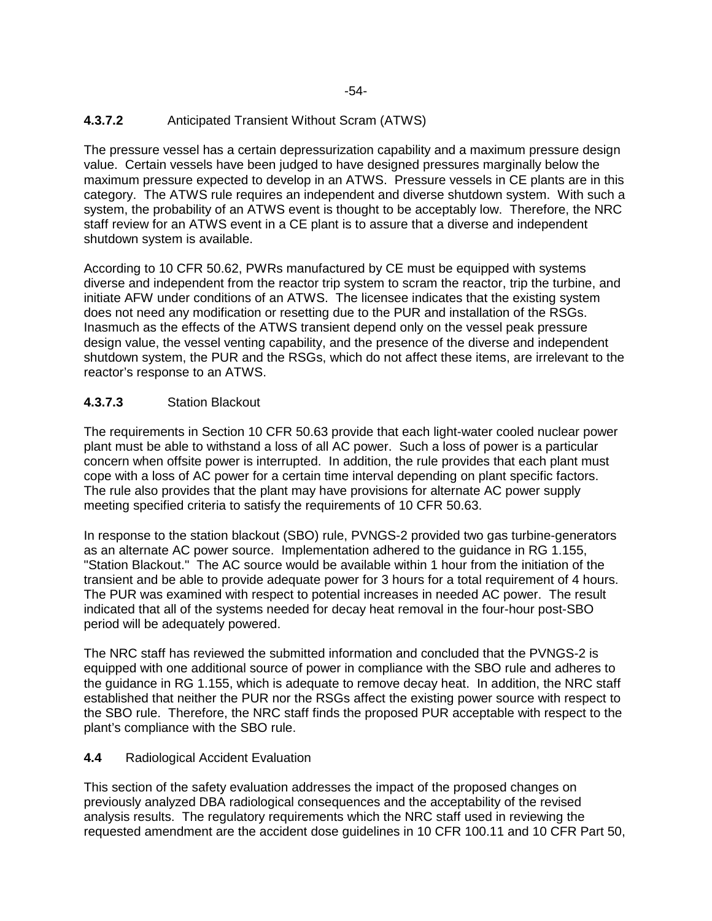#### 4.3.7.2 Anticipated Transient Without Scram (ATWS)

The pressure vessel has a certain depressurization capability and a maximum pressure design value. Certain vessels have been judged to have designed pressures marginally below the maximum pressure expected to develop in an ATWS. Pressure vessels in CE plants are in this category. The ATWS rule requires an independent and diverse shutdown system. With such a system, the probability of an ATWS event is thought to be acceptably low. Therefore, the NRC staff review for an ATWS event in a CE plant is to assure that a diverse and independent shutdown system is available.

According to 10 CFR 50.62, PWRs manufactured by CE must be equipped with systems diverse and independent from the reactor trip system to scram the reactor, trip the turbine, and initiate AFW under conditions of an ATWS. The licensee indicates that the existing system does not need any modification or resetting due to the PUR and installation of the RSGs. Inasmuch as the effects of the ATWS transient depend only on the vessel peak pressure design value, the vessel venting capability, and the presence of the diverse and independent shutdown system, the PUR and the RSGs, which do not affect these items, are irrelevant to the reactor's response to an ATWS.

#### 4.3.7.3 Station Blackout

The requirements in Section 10 CFR 50.63 provide that each light-water cooled nuclear power plant must be able to withstand a loss of all AC power. Such a loss of power is a particular concern when offsite power is interrupted. In addition, the rule provides that each plant must cope with a loss of AC power for a certain time interval depending on plant specific factors. The rule also provides that the plant may have provisions for alternate AC power supply meeting specified criteria to satisfy the requirements of 10 CFR 50.63.

In response to the station blackout (SBO) rule, PVNGS-2 provided two gas turbine-generators as an alternate AC power source. Implementation adhered to the guidance in RG 1.155, "Station Blackout." The AC source would be available within 1 hour from the initiation of the transient and be able to provide adequate power for 3 hours for a total requirement of 4 hours. The PUR was examined with respect to potential increases in needed AC power. The result indicated that all of the systems needed for decay heat removal in the four-hour post-SBO period will be adequately powered.

The NRC staff has reviewed the submitted information and concluded that the PVNGS-2 is equipped with one additional source of power in compliance with the SBO rule and adheres to the guidance in RG 1.155, which is adequate to remove decay heat. In addition, the NRC staff established that neither the PUR nor the RSGs affect the existing power source with respect to the SBO rule. Therefore, the NRC staff finds the proposed PUR acceptable with respect to the plant's compliance with the SBO rule.

### 4.4 Radiological Accident Evaluation

This section of the safety evaluation addresses the impact of the proposed changes on previously analyzed DBA radiological consequences and the acceptability of the revised analysis results. The regulatory requirements which the NRC staff used in reviewing the requested amendment are the accident dose guidelines in 10 CFR 100.11 and 10 CFR Part 50,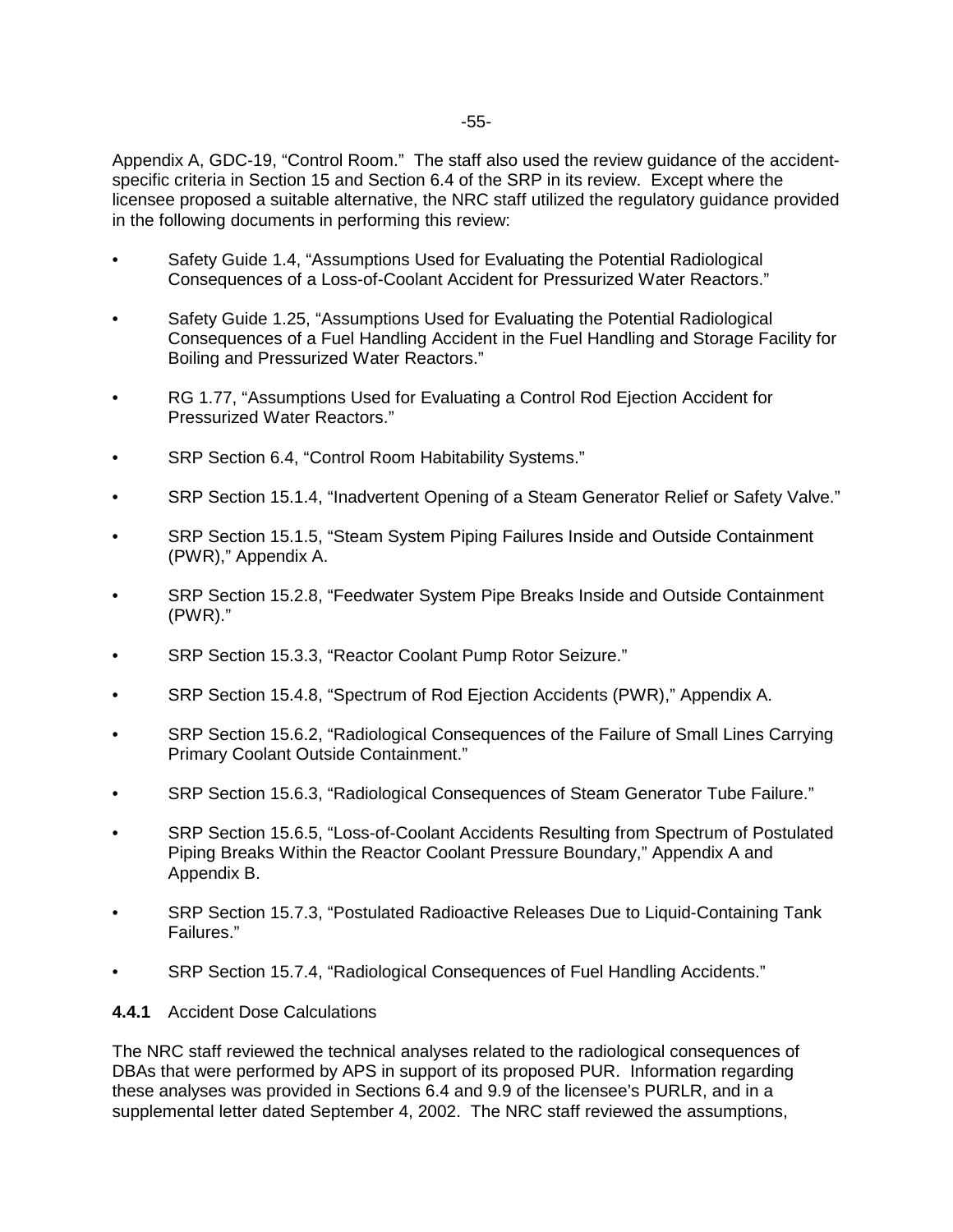Appendix A, GDC-19, “Control Room.” The staff also used the review guidance of the accident-specific criteria in Section 15 and Section 6.4 of the SRP in its review. Except where the licensee proposed a suitable alternative, the NRC staff utilized the regulatory guidance provided in the following documents in performing this review:

- Safety Guide 1.4, “Assumptions Used for Evaluating the Potential Radiological Consequences of a Loss-of-Coolant Accident for Pressurized Water Reactors.”
- Safety Guide 1.25, “Assumptions Used for Evaluating the Potential Radiological Consequences of a Fuel Handling Accident in the Fuel Handling and Storage Facility for Boiling and Pressurized Water Reactors.”
- RG 1.77, “Assumptions Used for Evaluating a Control Rod Ejection Accident for Pressurized Water Reactors.”
- SRP Section 6.4, “Control Room Habitability Systems.”
- SRP Section 15.1.4, “Inadvertent Opening of a Steam Generator Relief or Safety Valve.”
- SRP Section 15.1.5, “Steam System Piping Failures Inside and Outside Containment (PWR),” Appendix A.
- SRP Section 15.2.8, “Feedwater System Pipe Breaks Inside and Outside Containment (PWR).”
- SRP Section 15.3.3, “Reactor Coolant Pump Rotor Seizure.”
- SRP Section 15.4.8, “Spectrum of Rod Ejection Accidents (PWR),” Appendix A.
- SRP Section 15.6.2, “Radiological Consequences of the Failure of Small Lines Carrying Primary Coolant Outside Containment.”
- SRP Section 15.6.3, “Radiological Consequences of Steam Generator Tube Failure.”
- SRP Section 15.6.5, “Loss-of-Coolant Accidents Resulting from Spectrum of Postulated Piping Breaks Within the Reactor Coolant Pressure Boundary,” Appendix A and Appendix B.
- SRP Section 15.7.3, “Postulated Radioactive Releases Due to Liquid-Containing Tank Failures.”
- SRP Section 15.7.4, “Radiological Consequences of Fuel Handling Accidents.”

**4.4.1** Accident Dose Calculations

The NRC staff reviewed the technical analyses related to the radiological consequences of DBAs that were performed by APS in support of its proposed PUR. Information regarding these analyses was provided in Sections 6.4 and 9.9 of the licensee’s PURLR, and in a supplemental letter dated September 4, 2002. The NRC staff reviewed the assumptions,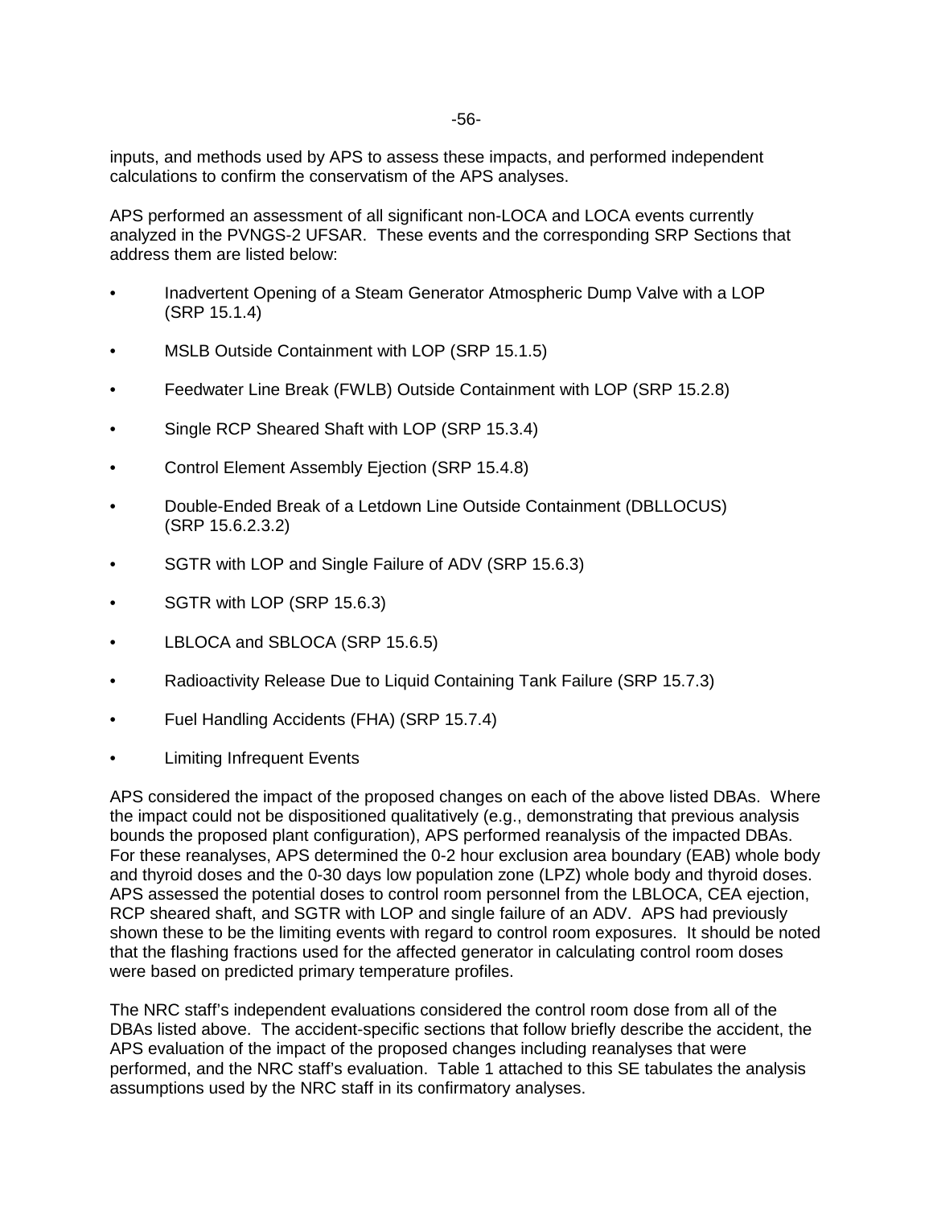inputs, and methods used by APS to assess these impacts, and performed independent calculations to confirm the conservatism of the APS analyses.

APS performed an assessment of all significant non-LOCA and LOCA events currently analyzed in the PVNGS-2 UFSAR. These events and the corresponding SRP Sections that address them are listed below:

- Inadvertent Opening of a Steam Generator Atmospheric Dump Valve with a LOP (SRP 15.1.4)
- MSLB Outside Containment with LOP (SRP 15.1.5)
- Feedwater Line Break (FWLB) Outside Containment with LOP (SRP 15.2.8)
- Single RCP Sheared Shaft with LOP (SRP 15.3.4)
- Control Element Assembly Ejection (SRP 15.4.8)
- Double-Ended Break of a Letdown Line Outside Containment (DBLLOCUS) (SRP 15.6.2.3.2)
- SGTR with LOP and Single Failure of ADV (SRP 15.6.3)
- SGTR with LOP (SRP 15.6.3)
- LBLOCA and SBLOCA (SRP 15.6.5)
- Radioactivity Release Due to Liquid Containing Tank Failure (SRP 15.7.3)
- Fuel Handling Accidents (FHA) (SRP 15.7.4)
- Limiting Infrequent Events

APS considered the impact of the proposed changes on each of the above listed DBAs. Where the impact could not be dispositioned qualitatively (e.g., demonstrating that previous analysis bounds the proposed plant configuration), APS performed reanalysis of the impacted DBAs. For these reanalyses, APS determined the 0-2 hour exclusion area boundary (EAB) whole body and thyroid doses and the 0-30 days low population zone (LPZ) whole body and thyroid doses. APS assessed the potential doses to control room personnel from the LBLOCA, CEA ejection, RCP sheared shaft, and SGTR with LOP and single failure of an ADV. APS had previously shown these to be the limiting events with regard to control room exposures. It should be noted that the flashing fractions used for the affected generator in calculating control room doses were based on predicted primary temperature profiles.

The NRC staff's independent evaluations considered the control room dose from all of the DBAs listed above. The accident-specific sections that follow briefly describe the accident, the APS evaluation of the impact of the proposed changes including reanalyses that were performed, and the NRC staff's evaluation. Table 1 attached to this SE tabulates the analysis assumptions used by the NRC staff in its confirmatory analyses.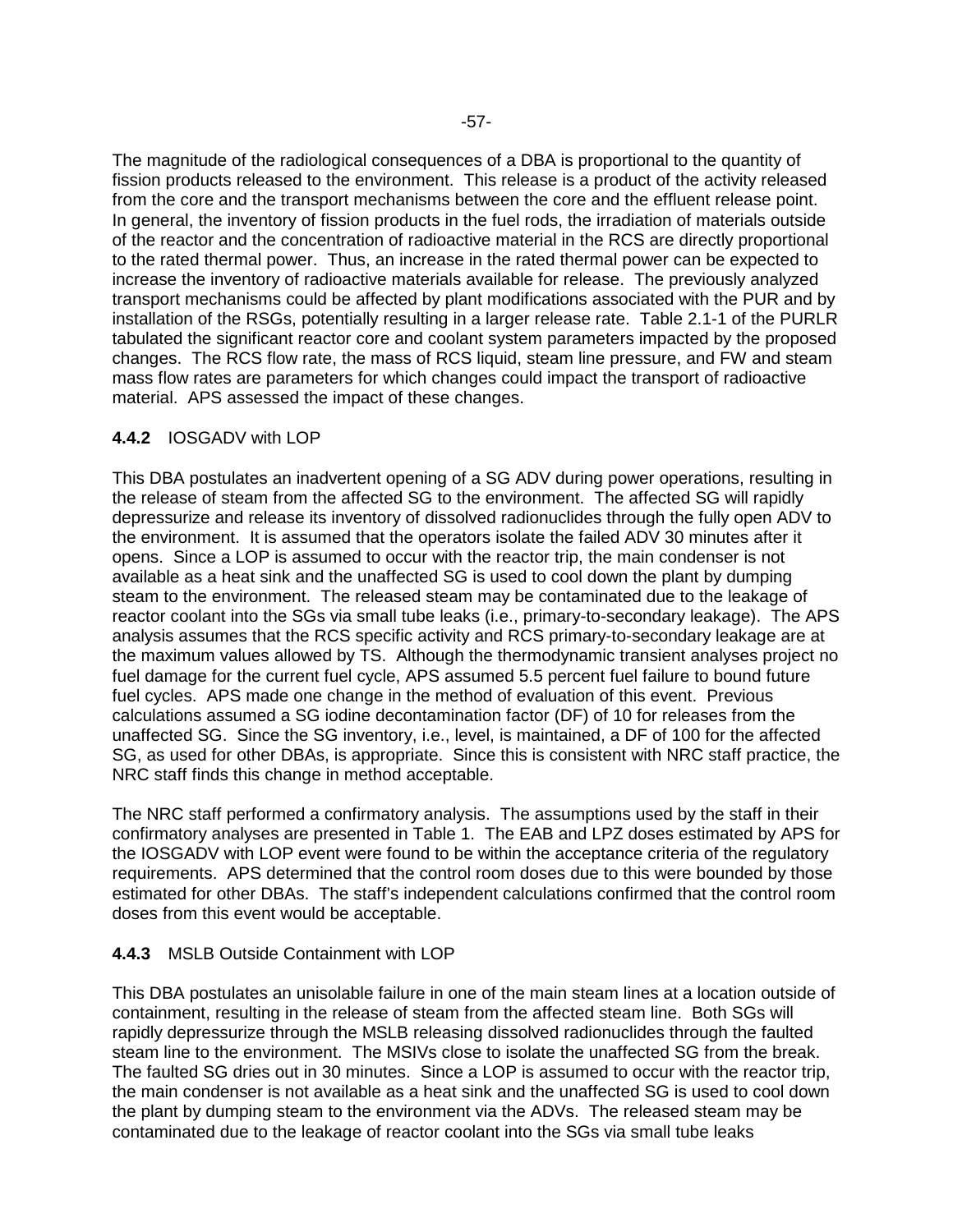The magnitude of the radiological consequences of a DBA is proportional to the quantity of fission products released to the environment. This release is a product of the activity released from the core and the transport mechanisms between the core and the effluent release point. In general, the inventory of fission products in the fuel rods, the irradiation of materials outside of the reactor and the concentration of radioactive material in the RCS are directly proportional to the rated thermal power. Thus, an increase in the rated thermal power can be expected to increase the inventory of radioactive materials available for release. The previously analyzed transport mechanisms could be affected by plant modifications associated with the PUR and by installation of the RSGs, potentially resulting in a larger release rate. Table 2.1-1 of the PURLR tabulated the significant reactor core and coolant system parameters impacted by the proposed changes. The RCS flow rate, the mass of RCS liquid, steam line pressure, and FW and steam mass flow rates are parameters for which changes could impact the transport of radioactive material. APS assessed the impact of these changes.

### 4.4.2 IOSGADV with LOP

This DBA postulates an inadvertent opening of a SG ADV during power operations, resulting in the release of steam from the affected SG to the environment. The affected SG will rapidly depressurize and release its inventory of dissolved radionuclides through the fully open ADV to the environment. It is assumed that the operators isolate the failed ADV 30 minutes after it opens. Since a LOP is assumed to occur with the reactor trip, the main condenser is not available as a heat sink and the unaffected SG is used to cool down the plant by dumping steam to the environment. The released steam may be contaminated due to the leakage of reactor coolant into the SGs via small tube leaks (i.e., primary-to-secondary leakage). The APS analysis assumes that the RCS specific activity and RCS primary-to-secondary leakage are at the maximum values allowed by TS. Although the thermodynamic transient analyses project no fuel damage for the current fuel cycle, APS assumed 5.5 percent fuel failure to bound future fuel cycles. APS made one change in the method of evaluation of this event. Previous calculations assumed a SG iodine decontamination factor (DF) of 10 for releases from the unaffected SG. Since the SG inventory, i.e., level, is maintained, a DF of 100 for the affected SG, as used for other DBAs, is appropriate. Since this is consistent with NRC staff practice, the NRC staff finds this change in method acceptable.

The NRC staff performed a confirmatory analysis. The assumptions used by the staff in their confirmatory analyses are presented in Table 1. The EAB and LPZ doses estimated by APS for the IOSGADV with LOP event were found to be within the acceptance criteria of the regulatory requirements. APS determined that the control room doses due to this were bounded by those estimated for other DBAs. The staff's independent calculations confirmed that the control room doses from this event would be acceptable.

### 4.4.3 MSLB Outside Containment with LOP

This DBA postulates an unisolable failure in one of the main steam lines at a location outside of containment, resulting in the release of steam from the affected steam line. Both SGs will rapidly depressurize through the MSLB releasing dissolved radionuclides through the faulted steam line to the environment. The MSIVs close to isolate the unaffected SG from the break. The faulted SG dries out in 30 minutes. Since a LOP is assumed to occur with the reactor trip, the main condenser is not available as a heat sink and the unaffected SG is used to cool down the plant by dumping steam to the environment via the ADVs. The released steam may be contaminated due to the leakage of reactor coolant into the SGs via small tube leaks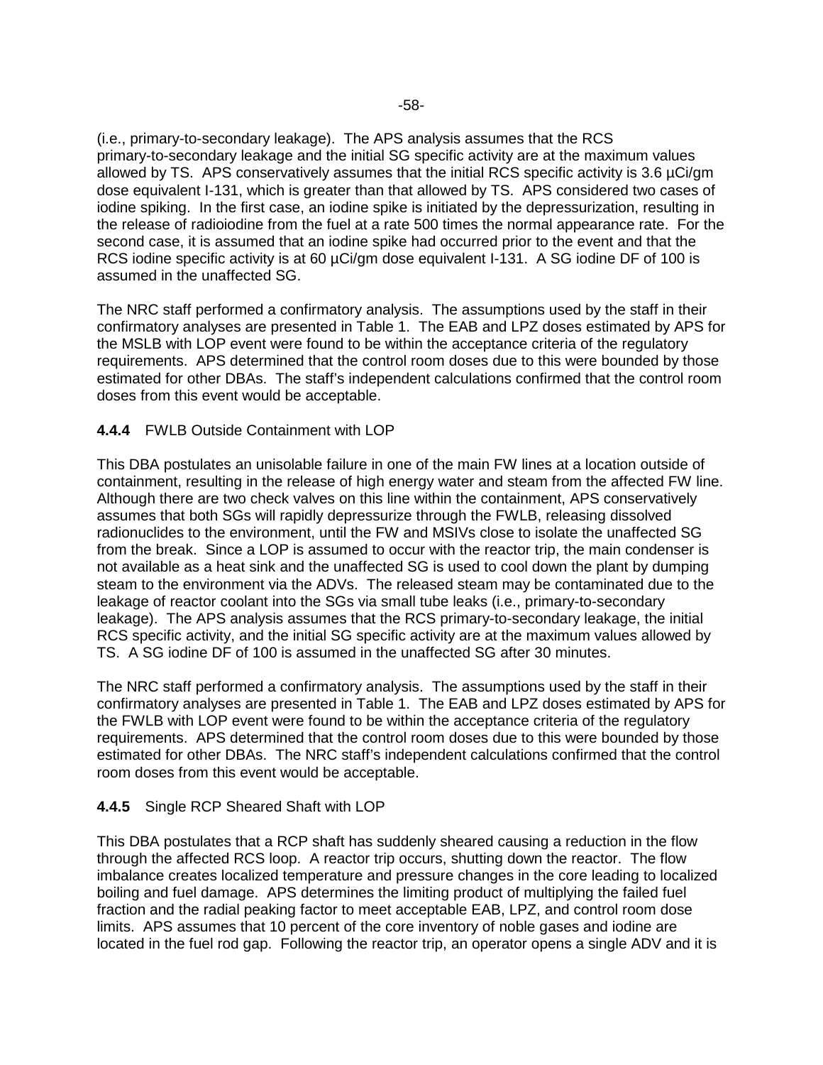(i.e., primary-to-secondary leakage). The APS analysis assumes that the RCS primary-to-secondary leakage and the initial SG specific activity are at the maximum values allowed by TS. APS conservatively assumes that the initial RCS specific activity is 3.6 µCi/gm dose equivalent I-131, which is greater than that allowed by TS. APS considered two cases of iodine spiking. In the first case, an iodine spike is initiated by the depressurization, resulting in the release of radioiodine from the fuel at a rate 500 times the normal appearance rate. For the second case, it is assumed that an iodine spike had occurred prior to the event and that the RCS iodine specific activity is at 60 µCi/gm dose equivalent I-131. A SG iodine DF of 100 is assumed in the unaffected SG.

The NRC staff performed a confirmatory analysis. The assumptions used by the staff in their confirmatory analyses are presented in Table 1. The EAB and LPZ doses estimated by APS for the MSLB with LOP event were found to be within the acceptance criteria of the regulatory requirements. APS determined that the control room doses due to this were bounded by those estimated for other DBAs. The staff's independent calculations confirmed that the control room doses from this event would be acceptable.

### 4.4.4 FWLB Outside Containment with LOP

This DBA postulates an unisolable failure in one of the main FW lines at a location outside of containment, resulting in the release of high energy water and steam from the affected FW line. Although there are two check valves on this line within the containment, APS conservatively assumes that both SGs will rapidly depressurize through the FWLB, releasing dissolved radionuclides to the environment, until the FW and MSIVs close to isolate the unaffected SG from the break. Since a LOP is assumed to occur with the reactor trip, the main condenser is not available as a heat sink and the unaffected SG is used to cool down the plant by dumping steam to the environment via the ADVs. The released steam may be contaminated due to the leakage of reactor coolant into the SGs via small tube leaks (i.e., primary-to-secondary leakage). The APS analysis assumes that the RCS primary-to-secondary leakage, the initial RCS specific activity, and the initial SG specific activity are at the maximum values allowed by TS. A SG iodine DF of 100 is assumed in the unaffected SG after 30 minutes.

The NRC staff performed a confirmatory analysis. The assumptions used by the staff in their confirmatory analyses are presented in Table 1. The EAB and LPZ doses estimated by APS for the FWLB with LOP event were found to be within the acceptance criteria of the regulatory requirements. APS determined that the control room doses due to this were bounded by those estimated for other DBAs. The NRC staff's independent calculations confirmed that the control room doses from this event would be acceptable.

### 4.4.5 Single RCP Sheared Shaft with LOP

This DBA postulates that a RCP shaft has suddenly sheared causing a reduction in the flow through the affected RCS loop. A reactor trip occurs, shutting down the reactor. The flow imbalance creates localized temperature and pressure changes in the core leading to localized boiling and fuel damage. APS determines the limiting product of multiplying the failed fuel fraction and the radial peaking factor to meet acceptable EAB, LPZ, and control room dose limits. APS assumes that 10 percent of the core inventory of noble gases and iodine are located in the fuel rod gap. Following the reactor trip, an operator opens a single ADV and it is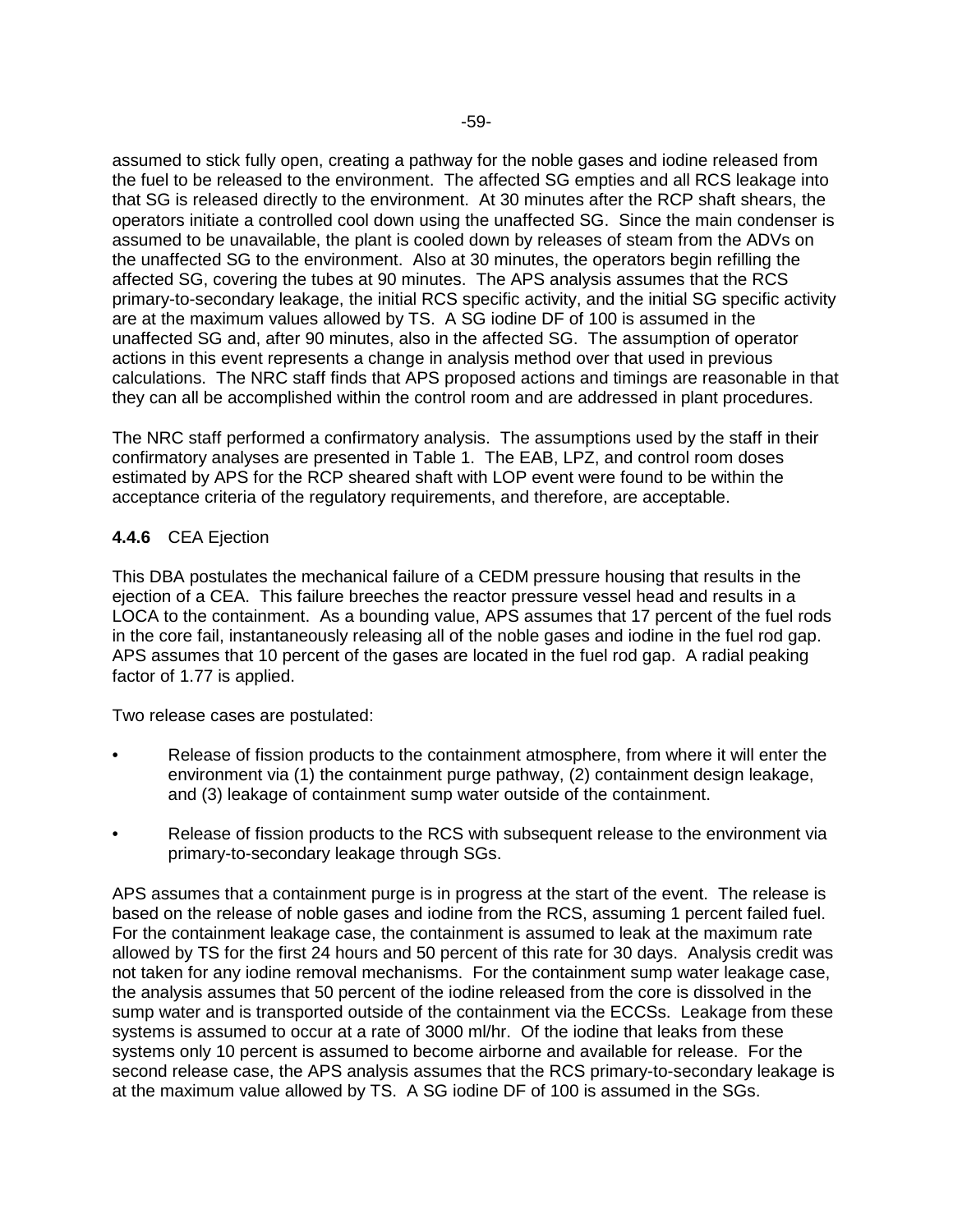assumed to stick fully open, creating a pathway for the noble gases and iodine released from the fuel to be released to the environment. The affected SG empties and all RCS leakage into that SG is released directly to the environment. At 30 minutes after the RCP shaft shears, the operators initiate a controlled cool down using the unaffected SG. Since the main condenser is assumed to be unavailable, the plant is cooled down by releases of steam from the ADVs on the unaffected SG to the environment. Also at 30 minutes, the operators begin refilling the affected SG, covering the tubes at 90 minutes. The APS analysis assumes that the RCS primary-to-secondary leakage, the initial RCS specific activity, and the initial SG specific activity are at the maximum values allowed by TS. A SG iodine DF of 100 is assumed in the unaffected SG and, after 90 minutes, also in the affected SG. The assumption of operator actions in this event represents a change in analysis method over that used in previous calculations. The NRC staff finds that APS proposed actions and timings are reasonable in that they can all be accomplished within the control room and are addressed in plant procedures.

The NRC staff performed a confirmatory analysis. The assumptions used by the staff in their confirmatory analyses are presented in Table 1. The EAB, LPZ, and control room doses estimated by APS for the RCP sheared shaft with LOP event were found to be within the acceptance criteria of the regulatory requirements, and therefore, are acceptable.

#### **4.4.6** CEA Ejection

This DBA postulates the mechanical failure of a CEDM pressure housing that results in the ejection of a CEA. This failure breeches the reactor pressure vessel head and results in a LOCA to the containment. As a bounding value, APS assumes that 17 percent of the fuel rods in the core fail, instantaneously releasing all of the noble gases and iodine in the fuel rod gap. APS assumes that 10 percent of the gases are located in the fuel rod gap. A radial peaking factor of 1.77 is applied.

Two release cases are postulated:

- Release of fission products to the containment atmosphere, from where it will enter the environment via (1) the containment purge pathway, (2) containment design leakage, and (3) leakage of containment sump water outside of the containment.
- Release of fission products to the RCS with subsequent release to the environment via primary-to-secondary leakage through SGs.

APS assumes that a containment purge is in progress at the start of the event. The release is based on the release of noble gases and iodine from the RCS, assuming 1 percent failed fuel. For the containment leakage case, the containment is assumed to leak at the maximum rate allowed by TS for the first 24 hours and 50 percent of this rate for 30 days. Analysis credit was not taken for any iodine removal mechanisms. For the containment sump water leakage case, the analysis assumes that 50 percent of the iodine released from the core is dissolved in the sump water and is transported outside of the containment via the ECCSs. Leakage from these systems is assumed to occur at a rate of 3000 ml/hr. Of the iodine that leaks from these systems only 10 percent is assumed to become airborne and available for release. For the second release case, the APS analysis assumes that the RCS primary-to-secondary leakage is at the maximum value allowed by TS. A SG iodine DF of 100 is assumed in the SGs.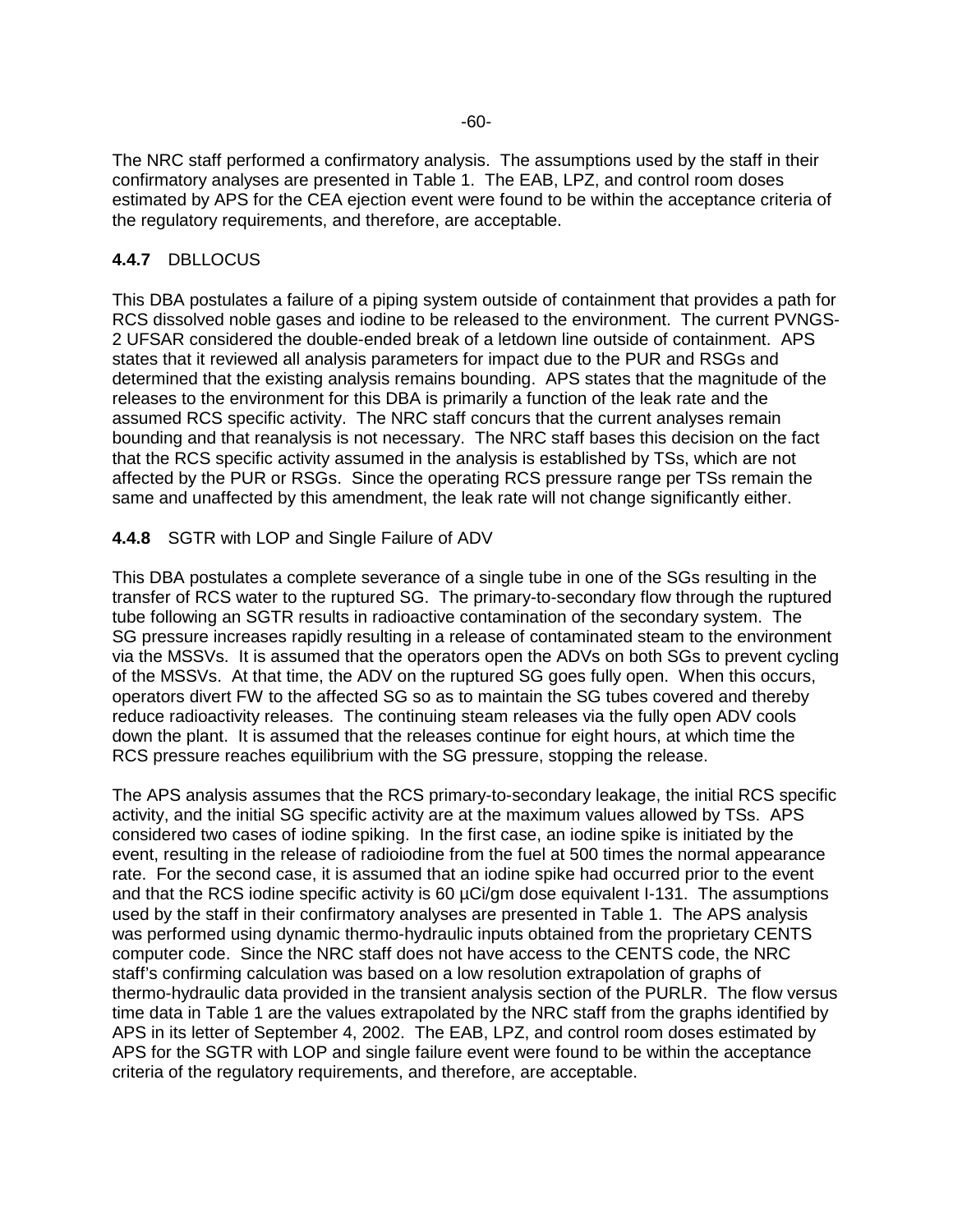The NRC staff performed a confirmatory analysis. The assumptions used by the staff in their confirmatory analyses are presented in Table 1. The EAB, LPZ, and control room doses estimated by APS for the CEA ejection event were found to be within the acceptance criteria of the regulatory requirements, and therefore, are acceptable.

### **4.4.7** DBLLOCUS

This DBA postulates a failure of a piping system outside of containment that provides a path for RCS dissolved noble gases and iodine to be released to the environment. The current PVNGS-2 UFSAR considered the double-ended break of a letdown line outside of containment. APS states that it reviewed all analysis parameters for impact due to the PUR and RSGs and determined that the existing analysis remains bounding. APS states that the magnitude of the releases to the environment for this DBA is primarily a function of the leak rate and the assumed RCS specific activity. The NRC staff concurs that the current analyses remain bounding and that reanalysis is not necessary. The NRC staff bases this decision on the fact that the RCS specific activity assumed in the analysis is established by TSs, which are not affected by the PUR or RSGs. Since the operating RCS pressure range per TSs remain the same and unaffected by this amendment, the leak rate will not change significantly either.

### **4.4.8** SGTR with LOP and Single Failure of ADV

This DBA postulates a complete severance of a single tube in one of the SGs resulting in the transfer of RCS water to the ruptured SG. The primary-to-secondary flow through the ruptured tube following an SGTR results in radioactive contamination of the secondary system. The SG pressure increases rapidly resulting in a release of contaminated steam to the environment via the MSSVs. It is assumed that the operators open the ADVs on both SGs to prevent cycling of the MSSVs. At that time, the ADV on the ruptured SG goes fully open. When this occurs, operators divert FW to the affected SG so as to maintain the SG tubes covered and thereby reduce radioactivity releases. The continuing steam releases via the fully open ADV cools down the plant. It is assumed that the releases continue for eight hours, at which time the RCS pressure reaches equilibrium with the SG pressure, stopping the release.

The APS analysis assumes that the RCS primary-to-secondary leakage, the initial RCS specific activity, and the initial SG specific activity are at the maximum values allowed by TSs. APS considered two cases of iodine spiking. In the first case, an iodine spike is initiated by the event, resulting in the release of radioiodine from the fuel at 500 times the normal appearance rate. For the second case, it is assumed that an iodine spike had occurred prior to the event and that the RCS iodine specific activity is 60 µCi/gm dose equivalent I-131. The assumptions used by the staff in their confirmatory analyses are presented in Table 1. The APS analysis was performed using dynamic thermo-hydraulic inputs obtained from the proprietary CENTS computer code. Since the NRC staff does not have access to the CENTS code, the NRC staff's confirming calculation was based on a low resolution extrapolation of graphs of thermo-hydraulic data provided in the transient analysis section of the PURLR. The flow versus time data in Table 1 are the values extrapolated by the NRC staff from the graphs identified by APS in its letter of September 4, 2002. The EAB, LPZ, and control room doses estimated by APS for the SGTR with LOP and single failure event were found to be within the acceptance criteria of the regulatory requirements, and therefore, are acceptable.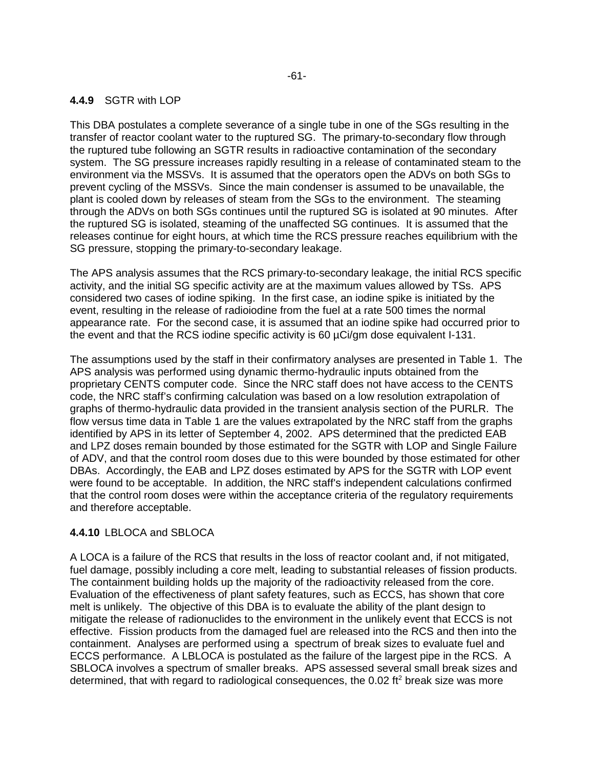### **4.4.9** SGTR with LOP

This DBA postulates a complete severance of a single tube in one of the SGs resulting in the transfer of reactor coolant water to the ruptured SG. The primary-to-secondary flow through the ruptured tube following an SGTR results in radioactive contamination of the secondary system. The SG pressure increases rapidly resulting in a release of contaminated steam to the environment via the MSSVs. It is assumed that the operators open the ADVs on both SGs to prevent cycling of the MSSVs. Since the main condenser is assumed to be unavailable, the plant is cooled down by releases of steam from the SGs to the environment. The steaming through the ADVs on both SGs continues until the ruptured SG is isolated at 90 minutes. After the ruptured SG is isolated, steaming of the unaffected SG continues. It is assumed that the releases continue for eight hours, at which time the RCS pressure reaches equilibrium with the SG pressure, stopping the primary-to-secondary leakage.

The APS analysis assumes that the RCS primary-to-secondary leakage, the initial RCS specific activity, and the initial SG specific activity are at the maximum values allowed by TSs. APS considered two cases of iodine spiking. In the first case, an iodine spike is initiated by the event, resulting in the release of radioiodine from the fuel at a rate 500 times the normal appearance rate. For the second case, it is assumed that an iodine spike had occurred prior to the event and that the RCS iodine specific activity is 60 µCi/gm dose equivalent I-131.

The assumptions used by the staff in their confirmatory analyses are presented in Table 1. The APS analysis was performed using dynamic thermo-hydraulic inputs obtained from the proprietary CENTS computer code. Since the NRC staff does not have access to the CENTS code, the NRC staff's confirming calculation was based on a low resolution extrapolation of graphs of thermo-hydraulic data provided in the transient analysis section of the PURLR. The flow versus time data in Table 1 are the values extrapolated by the NRC staff from the graphs identified by APS in its letter of September 4, 2002. APS determined that the predicted EAB and LPZ doses remain bounded by those estimated for the SGTR with LOP and Single Failure of ADV, and that the control room doses due to this were bounded by those estimated for other DBAs. Accordingly, the EAB and LPZ doses estimated by APS for the SGTR with LOP event were found to be acceptable. In addition, the NRC staff's independent calculations confirmed that the control room doses were within the acceptance criteria of the regulatory requirements and therefore acceptable.

### **4.4.10** LBLOCA and SBLOCA

A LOCA is a failure of the RCS that results in the loss of reactor coolant and, if not mitigated, fuel damage, possibly including a core melt, leading to substantial releases of fission products. The containment building holds up the majority of the radioactivity released from the core. Evaluation of the effectiveness of plant safety features, such as ECCS, has shown that core melt is unlikely. The objective of this DBA is to evaluate the ability of the plant design to mitigate the release of radionuclides to the environment in the unlikely event that ECCS is not effective. Fission products from the damaged fuel are released into the RCS and then into the containment. Analyses are performed using a spectrum of break sizes to evaluate fuel and ECCS performance. A LBLOCA is postulated as the failure of the largest pipe in the RCS. A SBLOCA involves a spectrum of smaller breaks. APS assessed several small break sizes and determined, that with regard to radiological consequences, the 0.02 $ft^2$ break size was more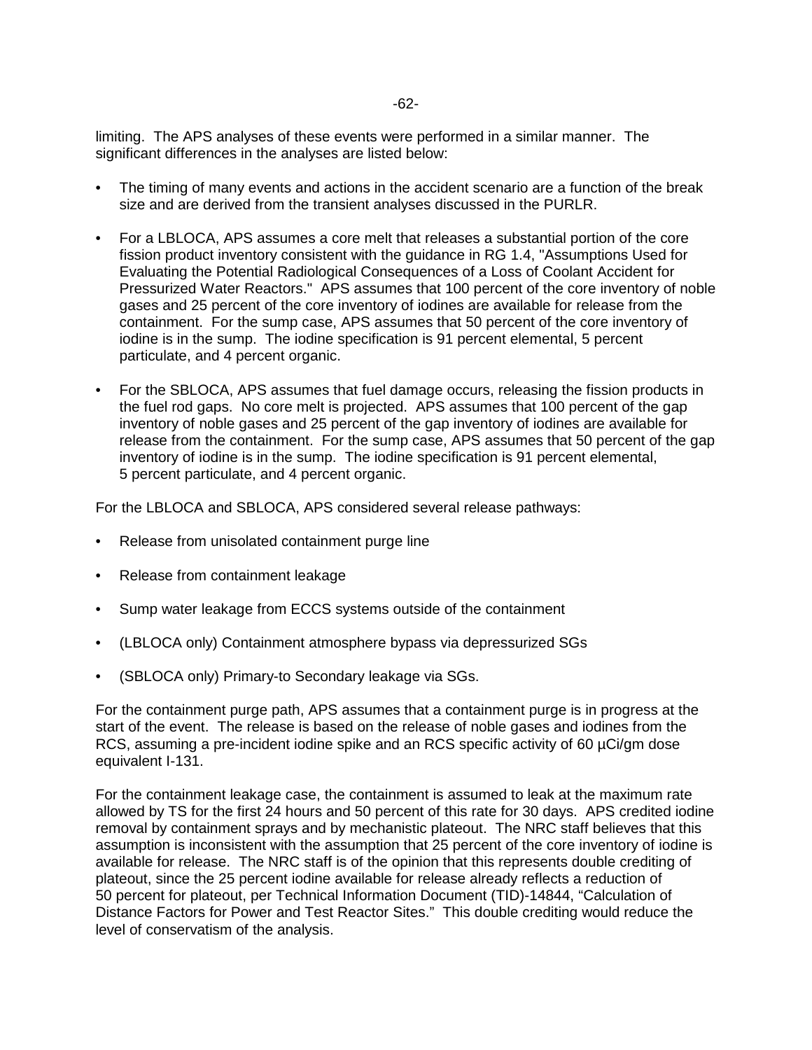limiting. The APS analyses of these events were performed in a similar manner. The significant differences in the analyses are listed below:

- The timing of many events and actions in the accident scenario are a function of the break size and are derived from the transient analyses discussed in the PURLR.
- For a LBLOCA, APS assumes a core melt that releases a substantial portion of the core fission product inventory consistent with the guidance in RG 1.4, "Assumptions Used for Evaluating the Potential Radiological Consequences of a Loss of Coolant Accident for Pressurized Water Reactors." APS assumes that 100 percent of the core inventory of noble gases and 25 percent of the core inventory of iodines are available for release from the containment. For the sump case, APS assumes that 50 percent of the core inventory of iodine is in the sump. The iodine specification is 91 percent elemental, 5 percent particulate, and 4 percent organic.
- For the SBLOCA, APS assumes that fuel damage occurs, releasing the fission products in the fuel rod gaps. No core melt is projected. APS assumes that 100 percent of the gap inventory of noble gases and 25 percent of the gap inventory of iodines are available for release from the containment. For the sump case, APS assumes that 50 percent of the gap inventory of iodine is in the sump. The iodine specification is 91 percent elemental, 5 percent particulate, and 4 percent organic.

For the LBLOCA and SBLOCA, APS considered several release pathways:

- Release from unisolated containment purge line
- Release from containment leakage
- Sump water leakage from ECCS systems outside of the containment
- (LBLOCA only) Containment atmosphere bypass via depressurized SGs
- (SBLOCA only) Primary-to Secondary leakage via SGs.

For the containment purge path, APS assumes that a containment purge is in progress at the start of the event. The release is based on the release of noble gases and iodines from the RCS, assuming a pre-incident iodine spike and an RCS specific activity of 60 µCi/gm dose equivalent I-131.

For the containment leakage case, the containment is assumed to leak at the maximum rate allowed by TS for the first 24 hours and 50 percent of this rate for 30 days. APS credited iodine removal by containment sprays and by mechanistic plateout. The NRC staff believes that this assumption is inconsistent with the assumption that 25 percent of the core inventory of iodine is available for release. The NRC staff is of the opinion that this represents double crediting of plateout, since the 25 percent iodine available for release already reflects a reduction of 50 percent for plateout, per Technical Information Document (TID)-14844, "Calculation of Distance Factors for Power and Test Reactor Sites." This double crediting would reduce the level of conservatism of the analysis.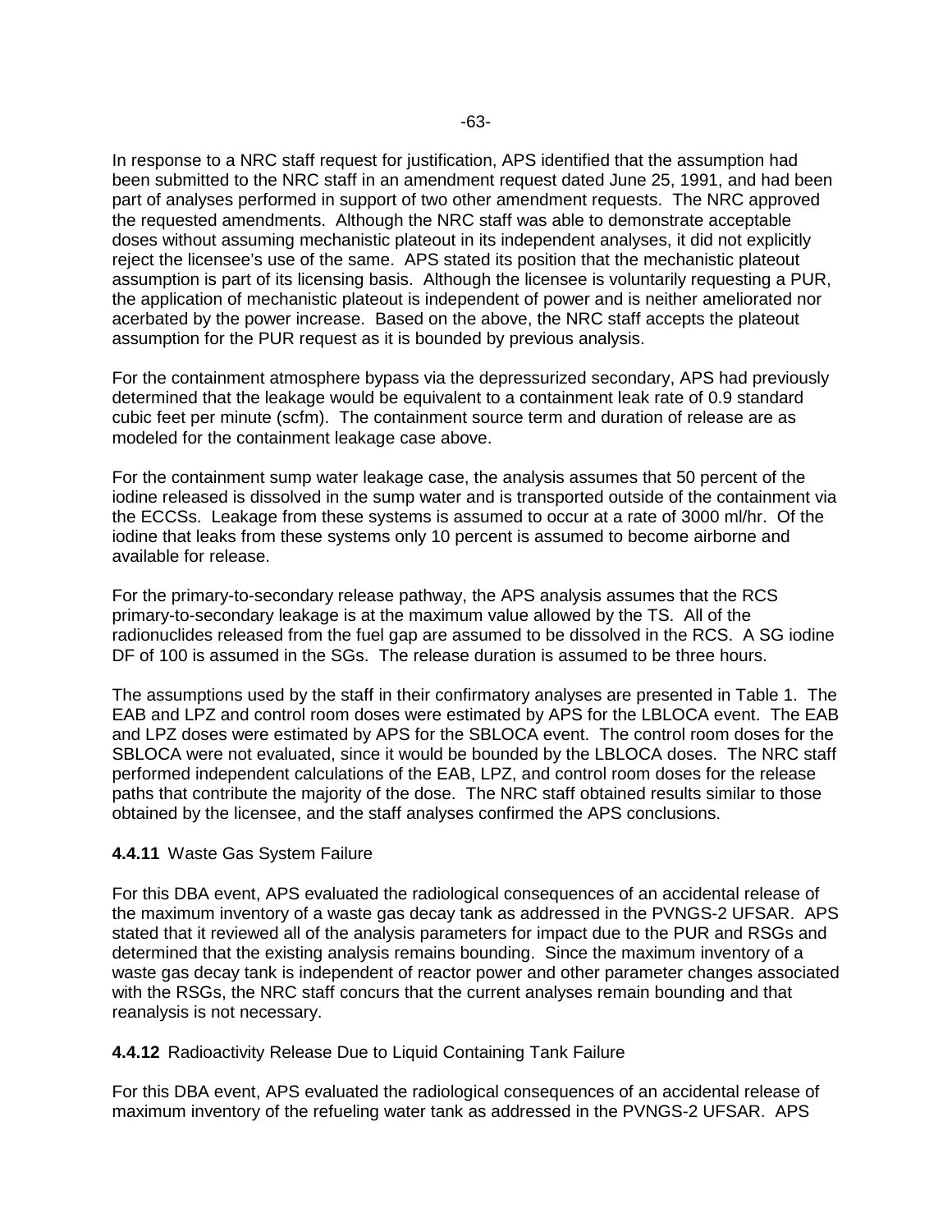In response to a NRC staff request for justification, APS identified that the assumption had been submitted to the NRC staff in an amendment request dated June 25, 1991, and had been part of analyses performed in support of two other amendment requests. The NRC approved the requested amendments. Although the NRC staff was able to demonstrate acceptable doses without assuming mechanistic plateout in its independent analyses, it did not explicitly reject the licensee's use of the same. APS stated its position that the mechanistic plateout assumption is part of its licensing basis. Although the licensee is voluntarily requesting a PUR, the application of mechanistic plateout is independent of power and is neither ameliorated nor acerbated by the power increase. Based on the above, the NRC staff accepts the plateout assumption for the PUR request as it is bounded by previous analysis.

For the containment atmosphere bypass via the depressurized secondary, APS had previously determined that the leakage would be equivalent to a containment leak rate of 0.9 standard cubic feet per minute (scfm). The containment source term and duration of release are as modeled for the containment leakage case above.

For the containment sump water leakage case, the analysis assumes that 50 percent of the iodine released is dissolved in the sump water and is transported outside of the containment via the ECCSs. Leakage from these systems is assumed to occur at a rate of 3000 ml/hr. Of the iodine that leaks from these systems only 10 percent is assumed to become airborne and available for release.

For the primary-to-secondary release pathway, the APS analysis assumes that the RCS primary-to-secondary leakage is at the maximum value allowed by the TS. All of the radionuclides released from the fuel gap are assumed to be dissolved in the RCS. A SG iodine DF of 100 is assumed in the SGs. The release duration is assumed to be three hours.

The assumptions used by the staff in their confirmatory analyses are presented in Table 1. The EAB and LPZ and control room doses were estimated by APS for the LBLOCA event. The EAB and LPZ doses were estimated by APS for the SBLOCA event. The control room doses for the SBLOCA were not evaluated, since it would be bounded by the LBLOCA doses. The NRC staff performed independent calculations of the EAB, LPZ, and control room doses for the release paths that contribute the majority of the dose. The NRC staff obtained results similar to those obtained by the licensee, and the staff analyses confirmed the APS conclusions.

#### **4.4.11** Waste Gas System Failure

For this DBA event, APS evaluated the radiological consequences of an accidental release of the maximum inventory of a waste gas decay tank as addressed in the PVNGS-2 UFSAR. APS stated that it reviewed all of the analysis parameters for impact due to the PUR and RSGs and determined that the existing analysis remains bounding. Since the maximum inventory of a waste gas decay tank is independent of reactor power and other parameter changes associated with the RSGs, the NRC staff concurs that the current analyses remain bounding and that reanalysis is not necessary.

#### **4.4.12** Radioactivity Release Due to Liquid Containing Tank Failure

For this DBA event, APS evaluated the radiological consequences of an accidental release of maximum inventory of the refueling water tank as addressed in the PVNGS-2 UFSAR. APS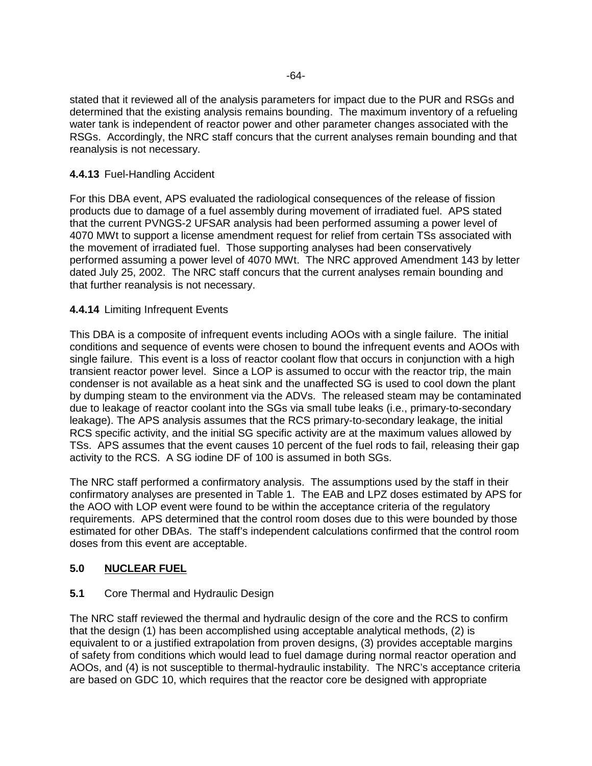stated that it reviewed all of the analysis parameters for impact due to the PUR and RSGs and determined that the existing analysis remains bounding. The maximum inventory of a refueling water tank is independent of reactor power and other parameter changes associated with the RSGs. Accordingly, the NRC staff concurs that the current analyses remain bounding and that reanalysis is not necessary.

**4.4.13** Fuel-Handling Accident

For this DBA event, APS evaluated the radiological consequences of the release of fission products due to damage of a fuel assembly during movement of irradiated fuel. APS stated that the current PVNGS-2 UFSAR analysis had been performed assuming a power level of 4070 MWt to support a license amendment request for relief from certain TSs associated with the movement of irradiated fuel. Those supporting analyses had been conservatively performed assuming a power level of 4070 MWt. The NRC approved Amendment 143 by letter dated July 25, 2002. The NRC staff concurs that the current analyses remain bounding and that further reanalysis is not necessary.

**4.4.14** Limiting Infrequent Events

This DBA is a composite of infrequent events including AOOs with a single failure. The initial conditions and sequence of events were chosen to bound the infrequent events and AOOs with single failure. This event is a loss of reactor coolant flow that occurs in conjunction with a high transient reactor power level. Since a LOP is assumed to occur with the reactor trip, the main condenser is not available as a heat sink and the unaffected SG is used to cool down the plant by dumping steam to the environment via the ADVs. The released steam may be contaminated due to leakage of reactor coolant into the SGs via small tube leaks (i.e., primary-to-secondary leakage). The APS analysis assumes that the RCS primary-to-secondary leakage, the initial RCS specific activity, and the initial SG specific activity are at the maximum values allowed by TSs. APS assumes that the event causes 10 percent of the fuel rods to fail, releasing their gap activity to the RCS. A SG iodine DF of 100 is assumed in both SGs.

The NRC staff performed a confirmatory analysis. The assumptions used by the staff in their confirmatory analyses are presented in Table 1. The EAB and LPZ doses estimated by APS for the AOO with LOP event were found to be within the acceptance criteria of the regulatory requirements. APS determined that the control room doses due to this were bounded by those estimated for other DBAs. The staff's independent calculations confirmed that the control room doses from this event are acceptable.

## **5.0** <u>**NUCLEAR FUEL**</u>

**5.1** Core Thermal and Hydraulic Design

The NRC staff reviewed the thermal and hydraulic design of the core and the RCS to confirm that the design (1) has been accomplished using acceptable analytical methods, (2) is equivalent to or a justified extrapolation from proven designs, (3) provides acceptable margins of safety from conditions which would lead to fuel damage during normal reactor operation and AOOs, and (4) is not susceptible to thermal-hydraulic instability. The NRC's acceptance criteria are based on GDC 10, which requires that the reactor core be designed with appropriate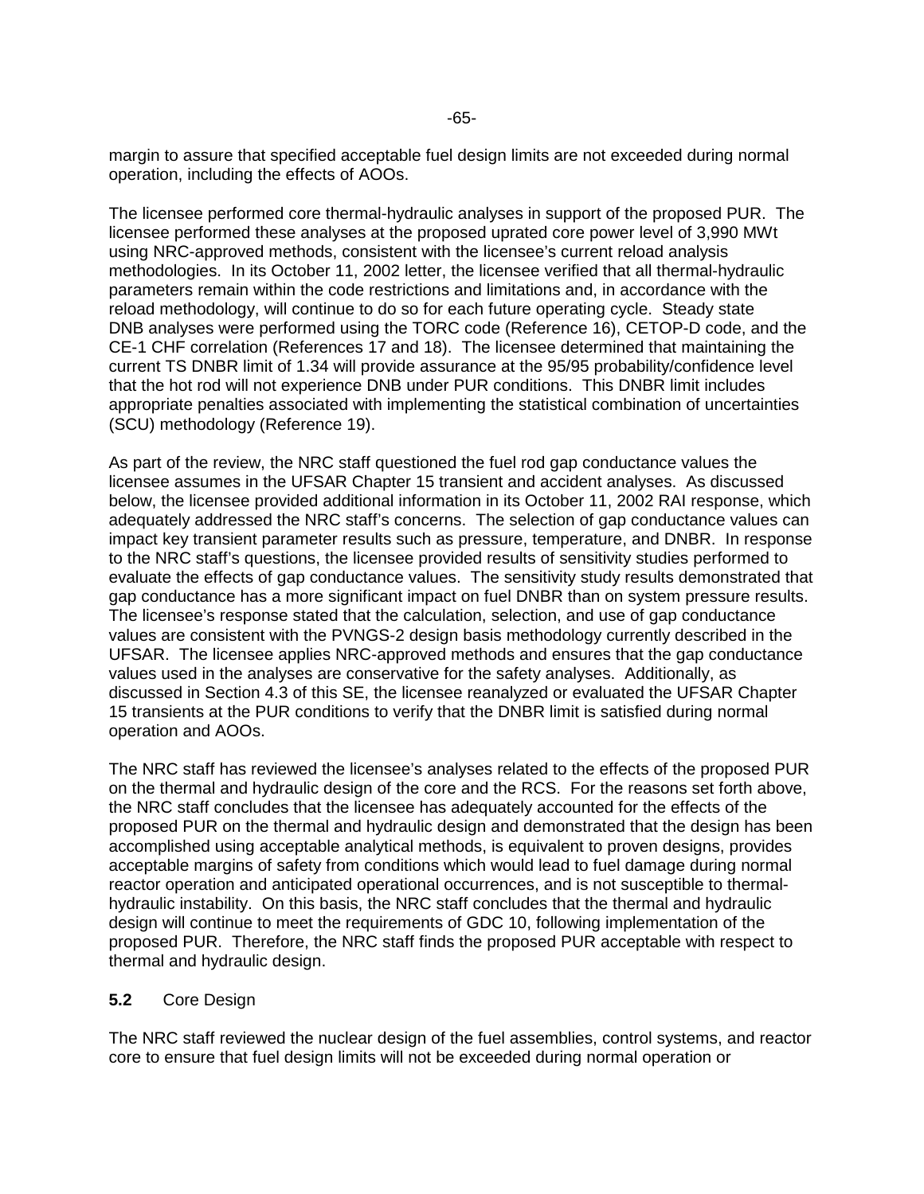margin to assure that specified acceptable fuel design limits are not exceeded during normal operation, including the effects of AOOs.

The licensee performed core thermal-hydraulic analyses in support of the proposed PUR. The licensee performed these analyses at the proposed uprated core power level of 3,990 MWt using NRC-approved methods, consistent with the licensee's current reload analysis methodologies. In its October 11, 2002 letter, the licensee verified that all thermal-hydraulic parameters remain within the code restrictions and limitations and, in accordance with the reload methodology, will continue to do so for each future operating cycle. Steady state DNB analyses were performed using the TORC code (Reference 16), CETOP-D code, and the CE-1 CHF correlation (References 17 and 18). The licensee determined that maintaining the current TS DNBR limit of 1.34 will provide assurance at the 95/95 probability/confidence level that the hot rod will not experience DNB under PUR conditions. This DNBR limit includes appropriate penalties associated with implementing the statistical combination of uncertainties (SCU) methodology (Reference 19).

As part of the review, the NRC staff questioned the fuel rod gap conductance values the licensee assumes in the UFSAR Chapter 15 transient and accident analyses. As discussed below, the licensee provided additional information in its October 11, 2002 RAI response, which adequately addressed the NRC staff's concerns. The selection of gap conductance values can impact key transient parameter results such as pressure, temperature, and DNBR. In response to the NRC staff's questions, the licensee provided results of sensitivity studies performed to evaluate the effects of gap conductance values. The sensitivity study results demonstrated that gap conductance has a more significant impact on fuel DNBR than on system pressure results. The licensee's response stated that the calculation, selection, and use of gap conductance values are consistent with the PVNGS-2 design basis methodology currently described in the UFSAR. The licensee applies NRC-approved methods and ensures that the gap conductance values used in the analyses are conservative for the safety analyses. Additionally, as discussed in Section 4.3 of this SE, the licensee reanalyzed or evaluated the UFSAR Chapter 15 transients at the PUR conditions to verify that the DNBR limit is satisfied during normal operation and AOOs.

The NRC staff has reviewed the licensee's analyses related to the effects of the proposed PUR on the thermal and hydraulic design of the core and the RCS. For the reasons set forth above, the NRC staff concludes that the licensee has adequately accounted for the effects of the proposed PUR on the thermal and hydraulic design and demonstrated that the design has been accomplished using acceptable analytical methods, is equivalent to proven designs, provides acceptable margins of safety from conditions which would lead to fuel damage during normal reactor operation and anticipated operational occurrences, and is not susceptible to thermal-hydraulic instability. On this basis, the NRC staff concludes that the thermal and hydraulic design will continue to meet the requirements of GDC 10, following implementation of the proposed PUR. Therefore, the NRC staff finds the proposed PUR acceptable with respect to thermal and hydraulic design.

## **5.2** Core Design

The NRC staff reviewed the nuclear design of the fuel assemblies, control systems, and reactor core to ensure that fuel design limits will not be exceeded during normal operation or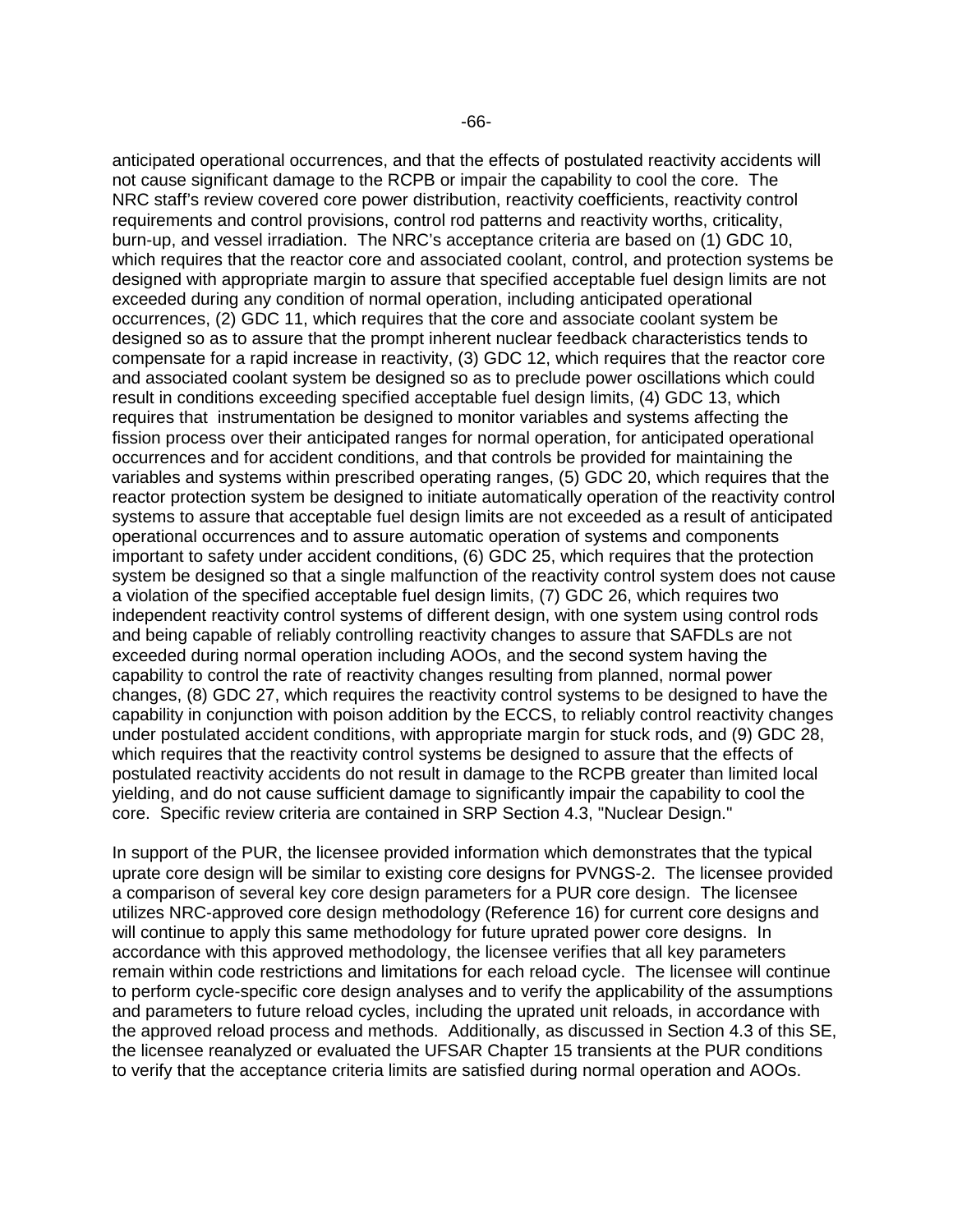anticipated operational occurrences, and that the effects of postulated reactivity accidents will not cause significant damage to the RCPB or impair the capability to cool the core. The NRC staff's review covered core power distribution, reactivity coefficients, reactivity control requirements and control provisions, control rod patterns and reactivity worths, criticality, burn-up, and vessel irradiation. The NRC's acceptance criteria are based on (1) GDC 10, which requires that the reactor core and associated coolant, control, and protection systems be designed with appropriate margin to assure that specified acceptable fuel design limits are not exceeded during any condition of normal operation, including anticipated operational occurrences, (2) GDC 11, which requires that the core and associate coolant system be designed so as to assure that the prompt inherent nuclear feedback characteristics tends to compensate for a rapid increase in reactivity, (3) GDC 12, which requires that the reactor core and associated coolant system be designed so as to preclude power oscillations which could result in conditions exceeding specified acceptable fuel design limits, (4) GDC 13, which requires that instrumentation be designed to monitor variables and systems affecting the fission process over their anticipated ranges for normal operation, for anticipated operational occurrences and for accident conditions, and that controls be provided for maintaining the variables and systems within prescribed operating ranges, (5) GDC 20, which requires that the reactor protection system be designed to initiate automatically operation of the reactivity control systems to assure that acceptable fuel design limits are not exceeded as a result of anticipated operational occurrences and to assure automatic operation of systems and components important to safety under accident conditions, (6) GDC 25, which requires that the protection system be designed so that a single malfunction of the reactivity control system does not cause a violation of the specified acceptable fuel design limits, (7) GDC 26, which requires two independent reactivity control systems of different design, with one system using control rods and being capable of reliably controlling reactivity changes to assure that SAFDLs are not exceeded during normal operation including AOOs, and the second system having the capability to control the rate of reactivity changes resulting from planned, normal power changes, (8) GDC 27, which requires the reactivity control systems to be designed to have the capability in conjunction with poison addition by the ECCS, to reliably control reactivity changes under postulated accident conditions, with appropriate margin for stuck rods, and (9) GDC 28, which requires that the reactivity control systems be designed to assure that the effects of postulated reactivity accidents do not result in damage to the RCPB greater than limited local yielding, and do not cause sufficient damage to significantly impair the capability to cool the core. Specific review criteria are contained in SRP Section 4.3, "Nuclear Design."

In support of the PUR, the licensee provided information which demonstrates that the typical uprate core design will be similar to existing core designs for PVNGS-2. The licensee provided a comparison of several key core design parameters for a PUR core design. The licensee utilizes NRC-approved core design methodology (Reference 16) for current core designs and will continue to apply this same methodology for future uprated power core designs. In accordance with this approved methodology, the licensee verifies that all key parameters remain within code restrictions and limitations for each reload cycle. The licensee will continue to perform cycle-specific core design analyses and to verify the applicability of the assumptions and parameters to future reload cycles, including the uprated unit reloads, in accordance with the approved reload process and methods. Additionally, as discussed in Section 4.3 of this SE, the licensee reanalyzed or evaluated the UFSAR Chapter 15 transients at the PUR conditions to verify that the acceptance criteria limits are satisfied during normal operation and AOOs.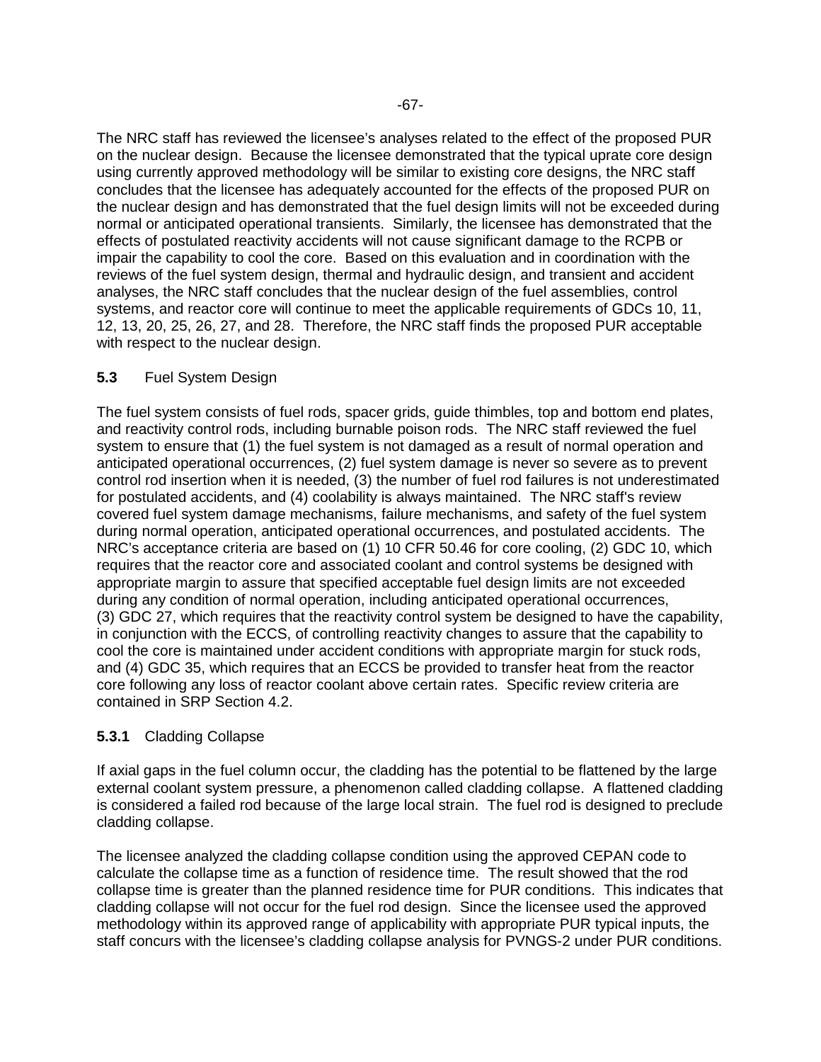The NRC staff has reviewed the licensee's analyses related to the effect of the proposed PUR on the nuclear design. Because the licensee demonstrated that the typical uprate core design using currently approved methodology will be similar to existing core designs, the NRC staff concludes that the licensee has adequately accounted for the effects of the proposed PUR on the nuclear design and has demonstrated that the fuel design limits will not be exceeded during normal or anticipated operational transients. Similarly, the licensee has demonstrated that the effects of postulated reactivity accidents will not cause significant damage to the RCPB or impair the capability to cool the core. Based on this evaluation and in coordination with the reviews of the fuel system design, thermal and hydraulic design, and transient and accident analyses, the NRC staff concludes that the nuclear design of the fuel assemblies, control systems, and reactor core will continue to meet the applicable requirements of GDCs 10, 11, 12, 13, 20, 25, 26, 27, and 28. Therefore, the NRC staff finds the proposed PUR acceptable with respect to the nuclear design.

### **5.3** Fuel System Design

The fuel system consists of fuel rods, spacer grids, guide thimbles, top and bottom end plates, and reactivity control rods, including burnable poison rods. The NRC staff reviewed the fuel system to ensure that (1) the fuel system is not damaged as a result of normal operation and anticipated operational occurrences, (2) fuel system damage is never so severe as to prevent control rod insertion when it is needed, (3) the number of fuel rod failures is not underestimated for postulated accidents, and (4) coolability is always maintained. The NRC staff's review covered fuel system damage mechanisms, failure mechanisms, and safety of the fuel system during normal operation, anticipated operational occurrences, and postulated accidents. The NRC's acceptance criteria are based on (1) 10 CFR 50.46 for core cooling, (2) GDC 10, which requires that the reactor core and associated coolant and control systems be designed with appropriate margin to assure that specified acceptable fuel design limits are not exceeded during any condition of normal operation, including anticipated operational occurrences, (3) GDC 27, which requires that the reactivity control system be designed to have the capability, in conjunction with the ECCS, of controlling reactivity changes to assure that the capability to cool the core is maintained under accident conditions with appropriate margin for stuck rods, and (4) GDC 35, which requires that an ECCS be provided to transfer heat from the reactor core following any loss of reactor coolant above certain rates. Specific review criteria are contained in SRP Section 4.2.

#### **5.3.1** Cladding Collapse

If axial gaps in the fuel column occur, the cladding has the potential to be flattened by the large external coolant system pressure, a phenomenon called cladding collapse. A flattened cladding is considered a failed rod because of the large local strain. The fuel rod is designed to preclude cladding collapse.

The licensee analyzed the cladding collapse condition using the approved CEPAN code to calculate the collapse time as a function of residence time. The result showed that the rod collapse time is greater than the planned residence time for PUR conditions. This indicates that cladding collapse will not occur for the fuel rod design. Since the licensee used the approved methodology within its approved range of applicability with appropriate PUR typical inputs, the staff concurs with the licensee's cladding collapse analysis for PVNGS-2 under PUR conditions.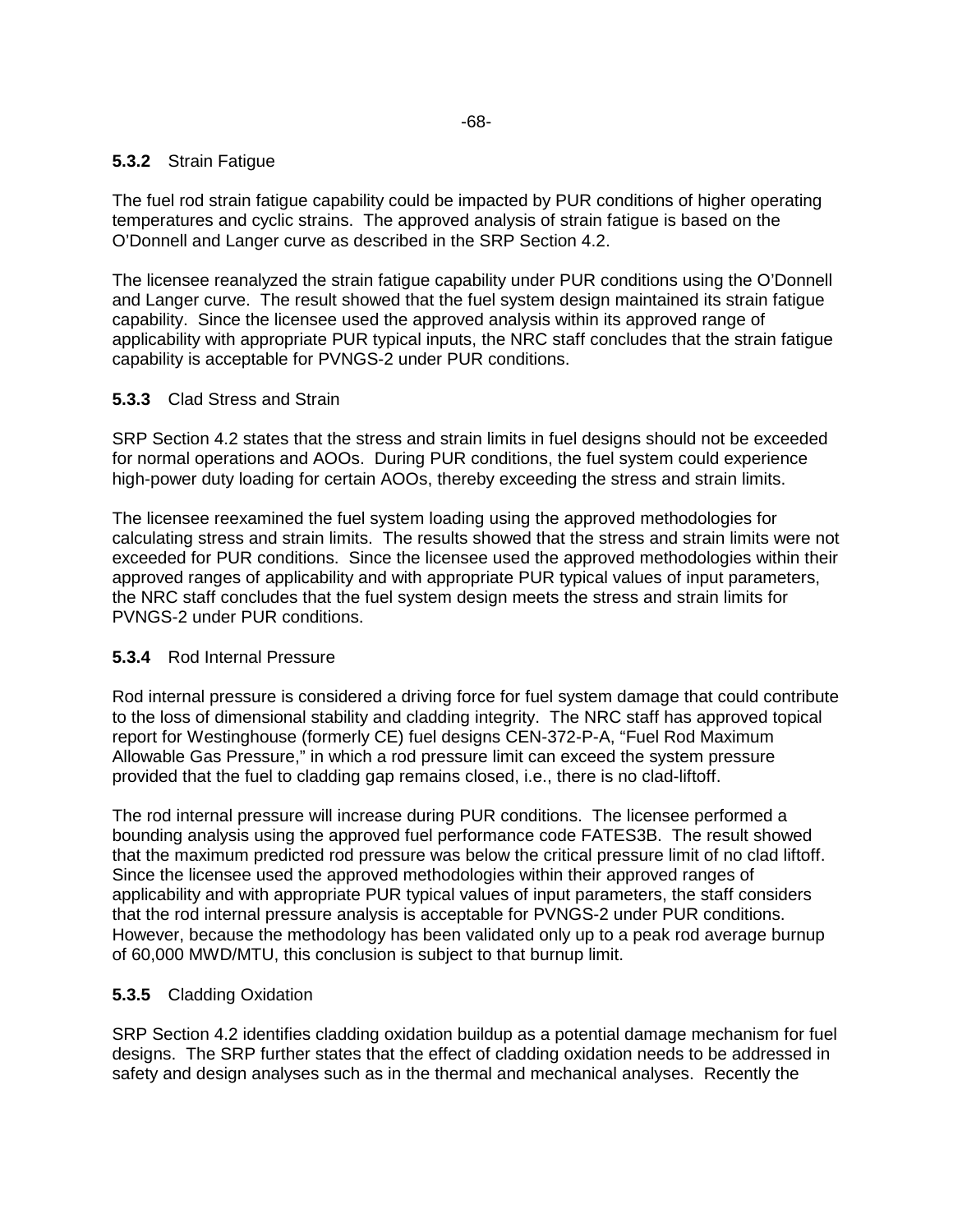### **5.3.2** Strain Fatigue

The fuel rod strain fatigue capability could be impacted by PUR conditions of higher operating temperatures and cyclic strains. The approved analysis of strain fatigue is based on the O'Donnell and Langer curve as described in the SRP Section 4.2.

The licensee reanalyzed the strain fatigue capability under PUR conditions using the O'Donnell and Langer curve. The result showed that the fuel system design maintained its strain fatigue capability. Since the licensee used the approved analysis within its approved range of applicability with appropriate PUR typical inputs, the NRC staff concludes that the strain fatigue capability is acceptable for PVNGS-2 under PUR conditions.

### **5.3.3** Clad Stress and Strain

SRP Section 4.2 states that the stress and strain limits in fuel designs should not be exceeded for normal operations and AOOs. During PUR conditions, the fuel system could experience high-power duty loading for certain AOOs, thereby exceeding the stress and strain limits.

The licensee reexamined the fuel system loading using the approved methodologies for calculating stress and strain limits. The results showed that the stress and strain limits were not exceeded for PUR conditions. Since the licensee used the approved methodologies within their approved ranges of applicability and with appropriate PUR typical values of input parameters, the NRC staff concludes that the fuel system design meets the stress and strain limits for PVNGS-2 under PUR conditions.

### **5.3.4** Rod Internal Pressure

Rod internal pressure is considered a driving force for fuel system damage that could contribute to the loss of dimensional stability and cladding integrity. The NRC staff has approved topical report for Westinghouse (formerly CE) fuel designs CEN-372-P-A, "Fuel Rod Maximum Allowable Gas Pressure," in which a rod pressure limit can exceed the system pressure provided that the fuel to cladding gap remains closed, i.e., there is no clad-liftoff.

The rod internal pressure will increase during PUR conditions. The licensee performed a bounding analysis using the approved fuel performance code FATES3B. The result showed that the maximum predicted rod pressure was below the critical pressure limit of no clad liftoff. Since the licensee used the approved methodologies within their approved ranges of applicability and with appropriate PUR typical values of input parameters, the staff considers that the rod internal pressure analysis is acceptable for PVNGS-2 under PUR conditions. However, because the methodology has been validated only up to a peak rod average burnup of 60,000 MWD/MTU, this conclusion is subject to that burnup limit.

### **5.3.5** Cladding Oxidation

SRP Section 4.2 identifies cladding oxidation buildup as a potential damage mechanism for fuel designs. The SRP further states that the effect of cladding oxidation needs to be addressed in safety and design analyses such as in the thermal and mechanical analyses. Recently the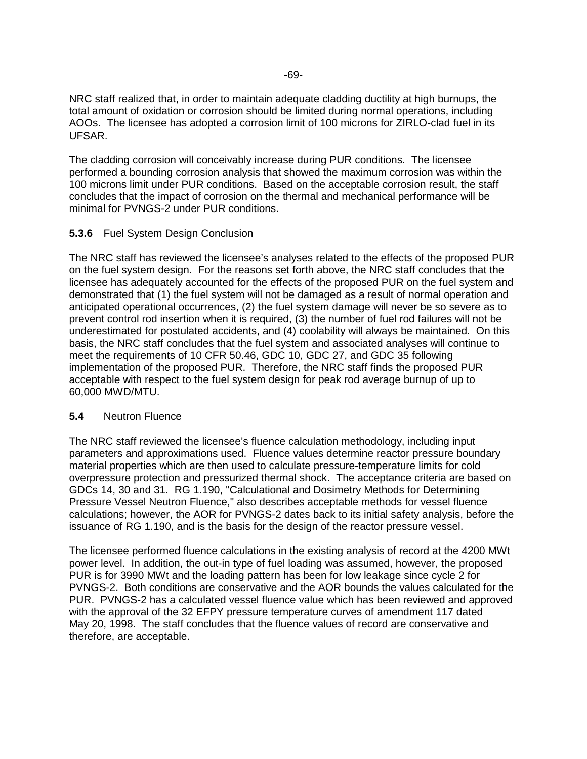NRC staff realized that, in order to maintain adequate cladding ductility at high burnups, the total amount of oxidation or corrosion should be limited during normal operations, including AOOs. The licensee has adopted a corrosion limit of 100 microns for ZIRLO-clad fuel in its UFSAR.

The cladding corrosion will conceivably increase during PUR conditions. The licensee performed a bounding corrosion analysis that showed the maximum corrosion was within the 100 microns limit under PUR conditions. Based on the acceptable corrosion result, the staff concludes that the impact of corrosion on the thermal and mechanical performance will be minimal for PVNGS-2 under PUR conditions.

### **5.3.6** Fuel System Design Conclusion

The NRC staff has reviewed the licensee's analyses related to the effects of the proposed PUR on the fuel system design. For the reasons set forth above, the NRC staff concludes that the licensee has adequately accounted for the effects of the proposed PUR on the fuel system and demonstrated that (1) the fuel system will not be damaged as a result of normal operation and anticipated operational occurrences, (2) the fuel system damage will never be so severe as to prevent control rod insertion when it is required, (3) the number of fuel rod failures will not be underestimated for postulated accidents, and (4) coolability will always be maintained. On this basis, the NRC staff concludes that the fuel system and associated analyses will continue to meet the requirements of 10 CFR 50.46, GDC 10, GDC 27, and GDC 35 following implementation of the proposed PUR. Therefore, the NRC staff finds the proposed PUR acceptable with respect to the fuel system design for peak rod average burnup of up to 60,000 MWD/MTU.

## **5.4** Neutron Fluence

The NRC staff reviewed the licensee's fluence calculation methodology, including input parameters and approximations used. Fluence values determine reactor pressure boundary material properties which are then used to calculate pressure-temperature limits for cold overpressure protection and pressurized thermal shock. The acceptance criteria are based on GDCs 14, 30 and 31. RG 1.190, "Calculational and Dosimetry Methods for Determining Pressure Vessel Neutron Fluence," also describes acceptable methods for vessel fluence calculations; however, the AOR for PVNGS-2 dates back to its initial safety analysis, before the issuance of RG 1.190, and is the basis for the design of the reactor pressure vessel.

The licensee performed fluence calculations in the existing analysis of record at the 4200 MWt power level. In addition, the out-in type of fuel loading was assumed, however, the proposed PUR is for 3990 MWt and the loading pattern has been for low leakage since cycle 2 for PVNGS-2. Both conditions are conservative and the AOR bounds the values calculated for the PUR. PVNGS-2 has a calculated vessel fluence value which has been reviewed and approved with the approval of the 32 EFPY pressure temperature curves of amendment 117 dated May 20, 1998. The staff concludes that the fluence values of record are conservative and therefore, are acceptable.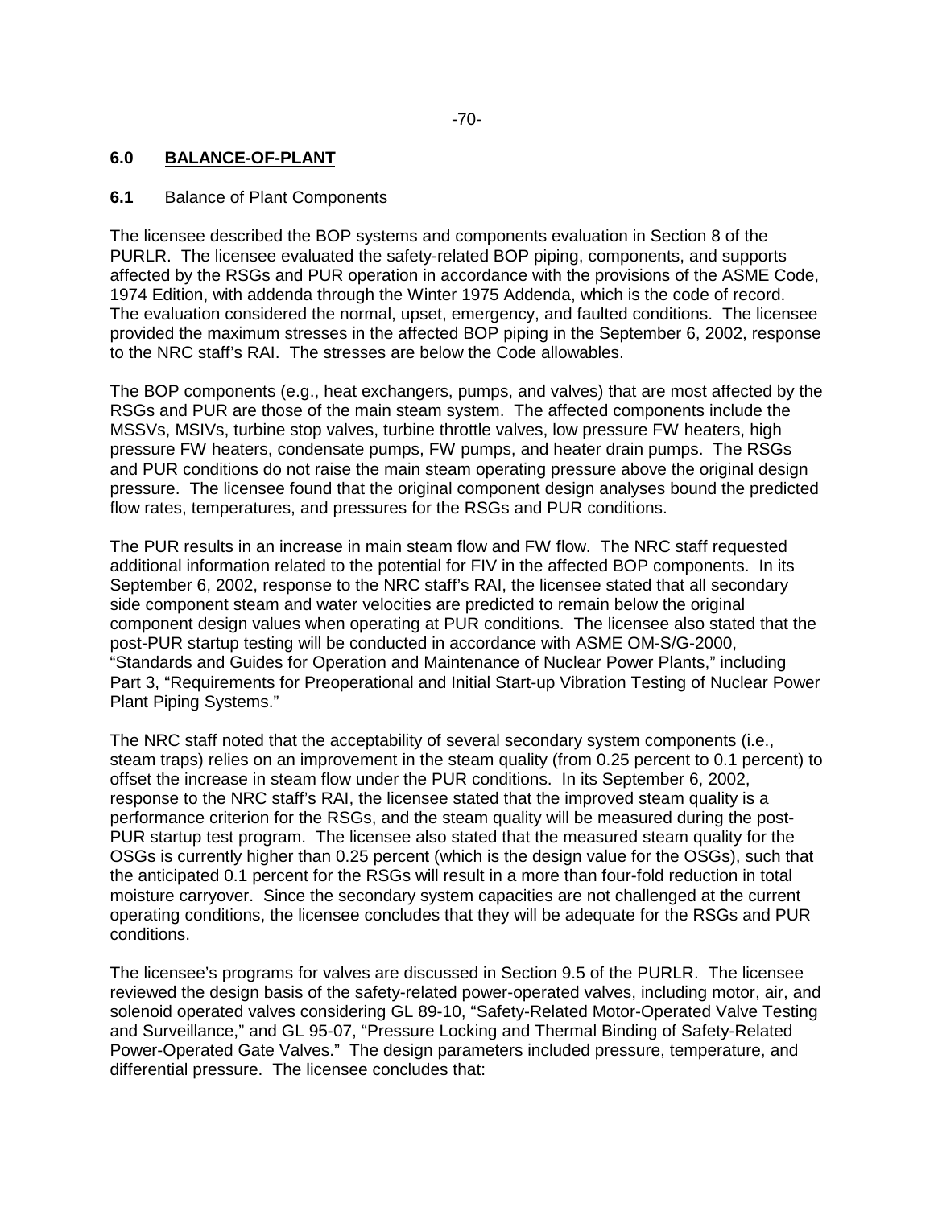## 6.0 BALANCE-OF-PLANT

### 6.1 Balance of Plant Components

The licensee described the BOP systems and components evaluation in Section 8 of the PURLR. The licensee evaluated the safety-related BOP piping, components, and supports affected by the RSGs and PUR operation in accordance with the provisions of the ASME Code, 1974 Edition, with addenda through the Winter 1975 Addenda, which is the code of record. The evaluation considered the normal, upset, emergency, and faulted conditions. The licensee provided the maximum stresses in the affected BOP piping in the September 6, 2002, response to the NRC staff's RAI. The stresses are below the Code allowables.

The BOP components (e.g., heat exchangers, pumps, and valves) that are most affected by the RSGs and PUR are those of the main steam system. The affected components include the MSSVs, MSIVs, turbine stop valves, turbine throttle valves, low pressure FW heaters, high pressure FW heaters, condensate pumps, FW pumps, and heater drain pumps. The RSGs and PUR conditions do not raise the main steam operating pressure above the original design pressure. The licensee found that the original component design analyses bound the predicted flow rates, temperatures, and pressures for the RSGs and PUR conditions.

The PUR results in an increase in main steam flow and FW flow. The NRC staff requested additional information related to the potential for FIV in the affected BOP components. In its September 6, 2002, response to the NRC staff's RAI, the licensee stated that all secondary side component steam and water velocities are predicted to remain below the original component design values when operating at PUR conditions. The licensee also stated that the post-PUR startup testing will be conducted in accordance with ASME OM-S/G-2000, "Standards and Guides for Operation and Maintenance of Nuclear Power Plants," including Part 3, "Requirements for Preoperational and Initial Start-up Vibration Testing of Nuclear Power Plant Piping Systems."

The NRC staff noted that the acceptability of several secondary system components (i.e., steam traps) relies on an improvement in the steam quality (from 0.25 percent to 0.1 percent) to offset the increase in steam flow under the PUR conditions. In its September 6, 2002, response to the NRC staff's RAI, the licensee stated that the improved steam quality is a performance criterion for the RSGs, and the steam quality will be measured during the post-PUR startup test program. The licensee also stated that the measured steam quality for the OSGs is currently higher than 0.25 percent (which is the design value for the OSGs), such that the anticipated 0.1 percent for the RSGs will result in a more than four-fold reduction in total moisture carryover. Since the secondary system capacities are not challenged at the current operating conditions, the licensee concludes that they will be adequate for the RSGs and PUR conditions.

The licensee's programs for valves are discussed in Section 9.5 of the PURLR. The licensee reviewed the design basis of the safety-related power-operated valves, including motor, air, and solenoid operated valves considering GL 89-10, "Safety-Related Motor-Operated Valve Testing and Surveillance," and GL 95-07, "Pressure Locking and Thermal Binding of Safety-Related Power-Operated Gate Valves." The design parameters included pressure, temperature, and differential pressure. The licensee concludes that: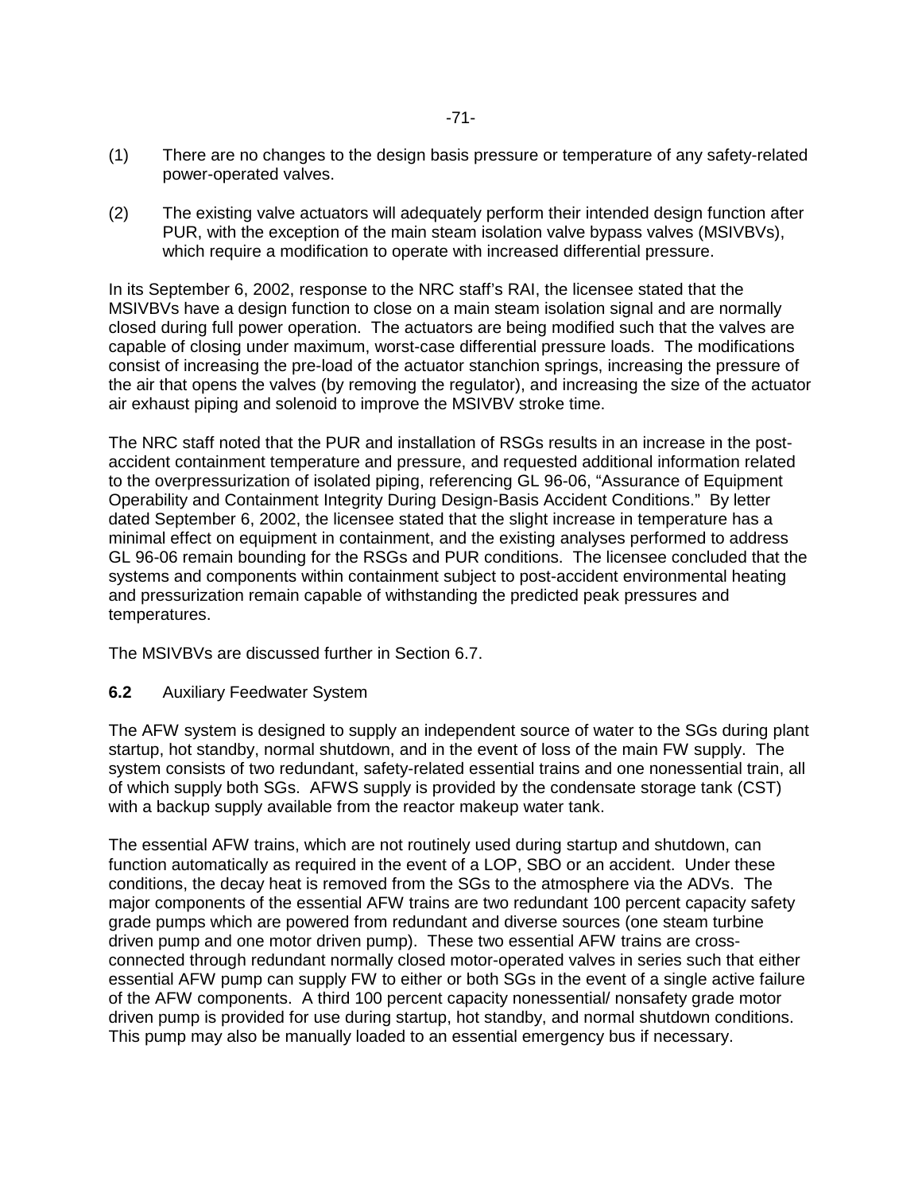(1) There are no changes to the design basis pressure or temperature of any safety-related power-operated valves.

(2) The existing valve actuators will adequately perform their intended design function after PUR, with the exception of the main steam isolation valve bypass valves (MSIVBVs), which require a modification to operate with increased differential pressure.

In its September 6, 2002, response to the NRC staff's RAI, the licensee stated that the MSIVBVs have a design function to close on a main steam isolation signal and are normally closed during full power operation. The actuators are being modified such that the valves are capable of closing under maximum, worst-case differential pressure loads. The modifications consist of increasing the pre-load of the actuator stanchion springs, increasing the pressure of the air that opens the valves (by removing the regulator), and increasing the size of the actuator air exhaust piping and solenoid to improve the MSIVBV stroke time.

The NRC staff noted that the PUR and installation of RSGs results in an increase in the post-accident containment temperature and pressure, and requested additional information related to the overpressurization of isolated piping, referencing GL 96-06, "Assurance of Equipment Operability and Containment Integrity During Design-Basis Accident Conditions." By letter dated September 6, 2002, the licensee stated that the slight increase in temperature has a minimal effect on equipment in containment, and the existing analyses performed to address GL 96-06 remain bounding for the RSGs and PUR conditions. The licensee concluded that the systems and components within containment subject to post-accident environmental heating and pressurization remain capable of withstanding the predicted peak pressures and temperatures.

The MSIVBVs are discussed further in Section 6.7.

## **6.2** Auxiliary Feedwater System

The AFW system is designed to supply an independent source of water to the SGs during plant startup, hot standby, normal shutdown, and in the event of loss of the main FW supply. The system consists of two redundant, safety-related essential trains and one nonessential train, all of which supply both SGs. AFWS supply is provided by the condensate storage tank (CST) with a backup supply available from the reactor makeup water tank.

The essential AFW trains, which are not routinely used during startup and shutdown, can function automatically as required in the event of a LOP, SBO or an accident. Under these conditions, the decay heat is removed from the SGs to the atmosphere via the ADVs. The major components of the essential AFW trains are two redundant 100 percent capacity safety grade pumps which are powered from redundant and diverse sources (one steam turbine driven pump and one motor driven pump). These two essential AFW trains are cross-connected through redundant normally closed motor-operated valves in series such that either essential AFW pump can supply FW to either or both SGs in the event of a single active failure of the AFW components. A third 100 percent capacity nonessential/ nonsafety grade motor driven pump is provided for use during startup, hot standby, and normal shutdown conditions. This pump may also be manually loaded to an essential emergency bus if necessary.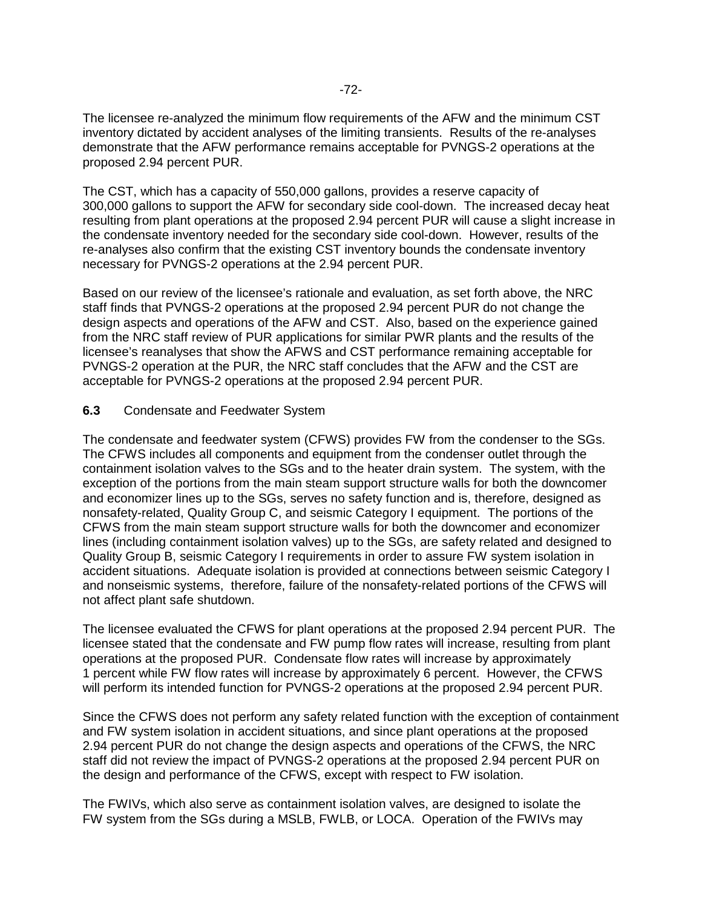The licensee re-analyzed the minimum flow requirements of the AFW and the minimum CST inventory dictated by accident analyses of the limiting transients. Results of the re-analyses demonstrate that the AFW performance remains acceptable for PVNGS-2 operations at the proposed 2.94 percent PUR.

The CST, which has a capacity of 550,000 gallons, provides a reserve capacity of 300,000 gallons to support the AFW for secondary side cool-down. The increased decay heat resulting from plant operations at the proposed 2.94 percent PUR will cause a slight increase in the condensate inventory needed for the secondary side cool-down. However, results of the re-analyses also confirm that the existing CST inventory bounds the condensate inventory necessary for PVNGS-2 operations at the 2.94 percent PUR.

Based on our review of the licensee's rationale and evaluation, as set forth above, the NRC staff finds that PVNGS-2 operations at the proposed 2.94 percent PUR do not change the design aspects and operations of the AFW and CST. Also, based on the experience gained from the NRC staff review of PUR applications for similar PWR plants and the results of the licensee's reanalyses that show the AFWS and CST performance remaining acceptable for PVNGS-2 operation at the PUR, the NRC staff concludes that the AFW and the CST are acceptable for PVNGS-2 operations at the proposed 2.94 percent PUR.

### **6.3** Condensate and Feedwater System

The condensate and feedwater system (CFWS) provides FW from the condenser to the SGs. The CFWS includes all components and equipment from the condenser outlet through the containment isolation valves to the SGs and to the heater drain system. The system, with the exception of the portions from the main steam support structure walls for both the downcomer and economizer lines up to the SGs, serves no safety function and is, therefore, designed as nonsafety-related, Quality Group C, and seismic Category I equipment. The portions of the CFWS from the main steam support structure walls for both the downcomer and economizer lines (including containment isolation valves) up to the SGs, are safety related and designed to Quality Group B, seismic Category I requirements in order to assure FW system isolation in accident situations. Adequate isolation is provided at connections between seismic Category I and nonseismic systems, therefore, failure of the nonsafety-related portions of the CFWS will not affect plant safe shutdown.

The licensee evaluated the CFWS for plant operations at the proposed 2.94 percent PUR. The licensee stated that the condensate and FW pump flow rates will increase, resulting from plant operations at the proposed PUR. Condensate flow rates will increase by approximately 1 percent while FW flow rates will increase by approximately 6 percent. However, the CFWS will perform its intended function for PVNGS-2 operations at the proposed 2.94 percent PUR.

Since the CFWS does not perform any safety related function with the exception of containment and FW system isolation in accident situations, and since plant operations at the proposed 2.94 percent PUR do not change the design aspects and operations of the CFWS, the NRC staff did not review the impact of PVNGS-2 operations at the proposed 2.94 percent PUR on the design and performance of the CFWS, except with respect to FW isolation.

The FWIVs, which also serve as containment isolation valves, are designed to isolate the FW system from the SGs during a MSLB, FWLB, or LOCA. Operation of the FWIVs may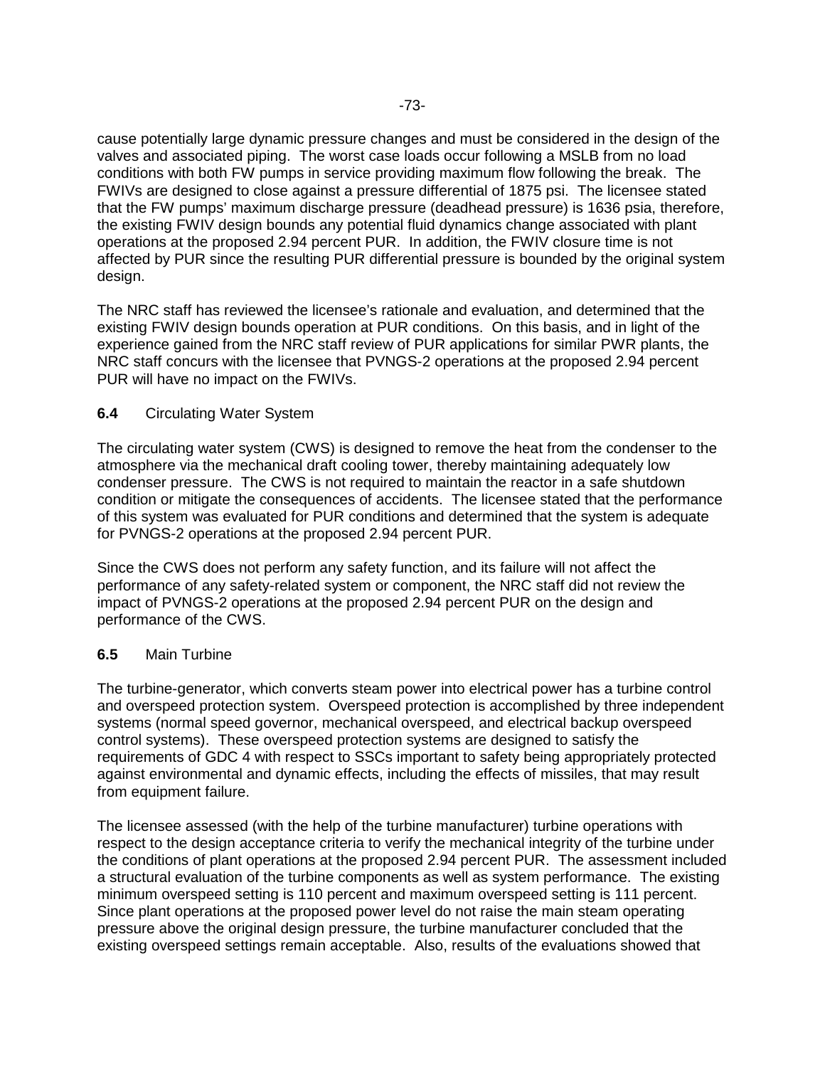cause potentially large dynamic pressure changes and must be considered in the design of the valves and associated piping. The worst case loads occur following a MSLB from no load conditions with both FW pumps in service providing maximum flow following the break. The FWIVs are designed to close against a pressure differential of 1875 psi. The licensee stated that the FW pumps' maximum discharge pressure (deadhead pressure) is 1636 psia, therefore, the existing FWIV design bounds any potential fluid dynamics change associated with plant operations at the proposed 2.94 percent PUR. In addition, the FWIV closure time is not affected by PUR since the resulting PUR differential pressure is bounded by the original system design.

The NRC staff has reviewed the licensee's rationale and evaluation, and determined that the existing FWIV design bounds operation at PUR conditions. On this basis, and in light of the experience gained from the NRC staff review of PUR applications for similar PWR plants, the NRC staff concurs with the licensee that PVNGS-2 operations at the proposed 2.94 percent PUR will have no impact on the FWIVs.

### **6.4** Circulating Water System

The circulating water system (CWS) is designed to remove the heat from the condenser to the atmosphere via the mechanical draft cooling tower, thereby maintaining adequately low condenser pressure. The CWS is not required to maintain the reactor in a safe shutdown condition or mitigate the consequences of accidents. The licensee stated that the performance of this system was evaluated for PUR conditions and determined that the system is adequate for PVNGS-2 operations at the proposed 2.94 percent PUR.

Since the CWS does not perform any safety function, and its failure will not affect the performance of any safety-related system or component, the NRC staff did not review the impact of PVNGS-2 operations at the proposed 2.94 percent PUR on the design and performance of the CWS.

### **6.5** Main Turbine

The turbine-generator, which converts steam power into electrical power has a turbine control and overspeed protection system. Overspeed protection is accomplished by three independent systems (normal speed governor, mechanical overspeed, and electrical backup overspeed control systems). These overspeed protection systems are designed to satisfy the requirements of GDC 4 with respect to SSCs important to safety being appropriately protected against environmental and dynamic effects, including the effects of missiles, that may result from equipment failure.

The licensee assessed (with the help of the turbine manufacturer) turbine operations with respect to the design acceptance criteria to verify the mechanical integrity of the turbine under the conditions of plant operations at the proposed 2.94 percent PUR. The assessment included a structural evaluation of the turbine components as well as system performance. The existing minimum overspeed setting is 110 percent and maximum overspeed setting is 111 percent. Since plant operations at the proposed power level do not raise the main steam operating pressure above the original design pressure, the turbine manufacturer concluded that the existing overspeed settings remain acceptable. Also, results of the evaluations showed that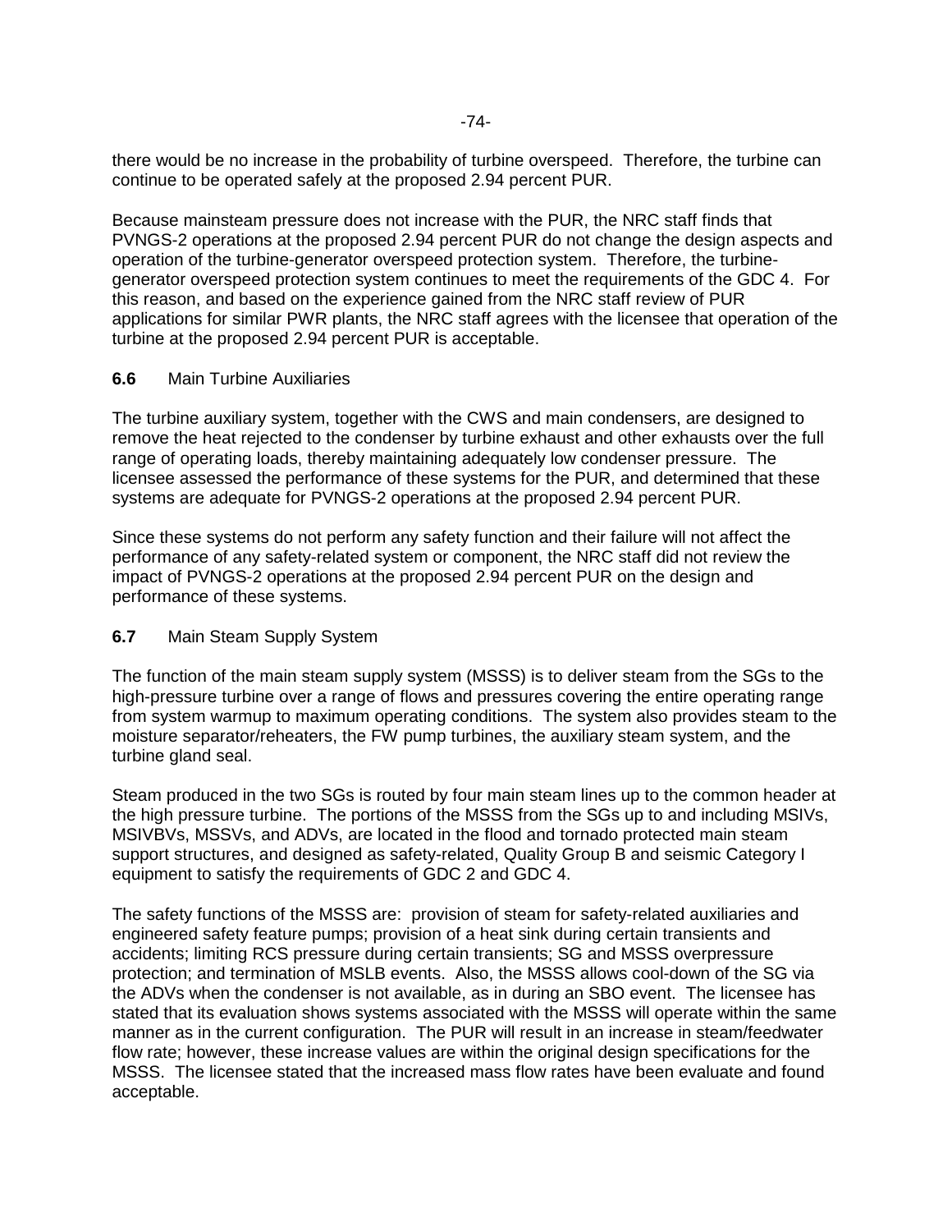there would be no increase in the probability of turbine overspeed. Therefore, the turbine can continue to be operated safely at the proposed 2.94 percent PUR.

Because mainsteam pressure does not increase with the PUR, the NRC staff finds that PVNGS-2 operations at the proposed 2.94 percent PUR do not change the design aspects and operation of the turbine-generator overspeed protection system. Therefore, the turbine-generator overspeed protection system continues to meet the requirements of the GDC 4. For this reason, and based on the experience gained from the NRC staff review of PUR applications for similar PWR plants, the NRC staff agrees with the licensee that operation of the turbine at the proposed 2.94 percent PUR is acceptable.

**6.6** Main Turbine Auxiliaries

The turbine auxiliary system, together with the CWS and main condensers, are designed to remove the heat rejected to the condenser by turbine exhaust and other exhausts over the full range of operating loads, thereby maintaining adequately low condenser pressure. The licensee assessed the performance of these systems for the PUR, and determined that these systems are adequate for PVNGS-2 operations at the proposed 2.94 percent PUR.

Since these systems do not perform any safety function and their failure will not affect the performance of any safety-related system or component, the NRC staff did not review the impact of PVNGS-2 operations at the proposed 2.94 percent PUR on the design and performance of these systems.

**6.7** Main Steam Supply System

The function of the main steam supply system (MSSS) is to deliver steam from the SGs to the high-pressure turbine over a range of flows and pressures covering the entire operating range from system warmup to maximum operating conditions. The system also provides steam to the moisture separator/reheaters, the FW pump turbines, the auxiliary steam system, and the turbine gland seal.

Steam produced in the two SGs is routed by four main steam lines up to the common header at the high pressure turbine. The portions of the MSSS from the SGs up to and including MSIVs, MSIVBVs, MSSVs, and ADVs, are located in the flood and tornado protected main steam support structures, and designed as safety-related, Quality Group B and seismic Category I equipment to satisfy the requirements of GDC 2 and GDC 4.

The safety functions of the MSSS are: provision of steam for safety-related auxiliaries and engineered safety feature pumps; provision of a heat sink during certain transients and accidents; limiting RCS pressure during certain transients; SG and MSSS overpressure protection; and termination of MSLB events. Also, the MSSS allows cool-down of the SG via the ADVs when the condenser is not available, as in during an SBO event. The licensee has stated that its evaluation shows systems associated with the MSSS will operate within the same manner as in the current configuration. The PUR will result in an increase in steam/feedwater flow rate; however, these increase values are within the original design specifications for the MSSS. The licensee stated that the increased mass flow rates have been evaluate and found acceptable.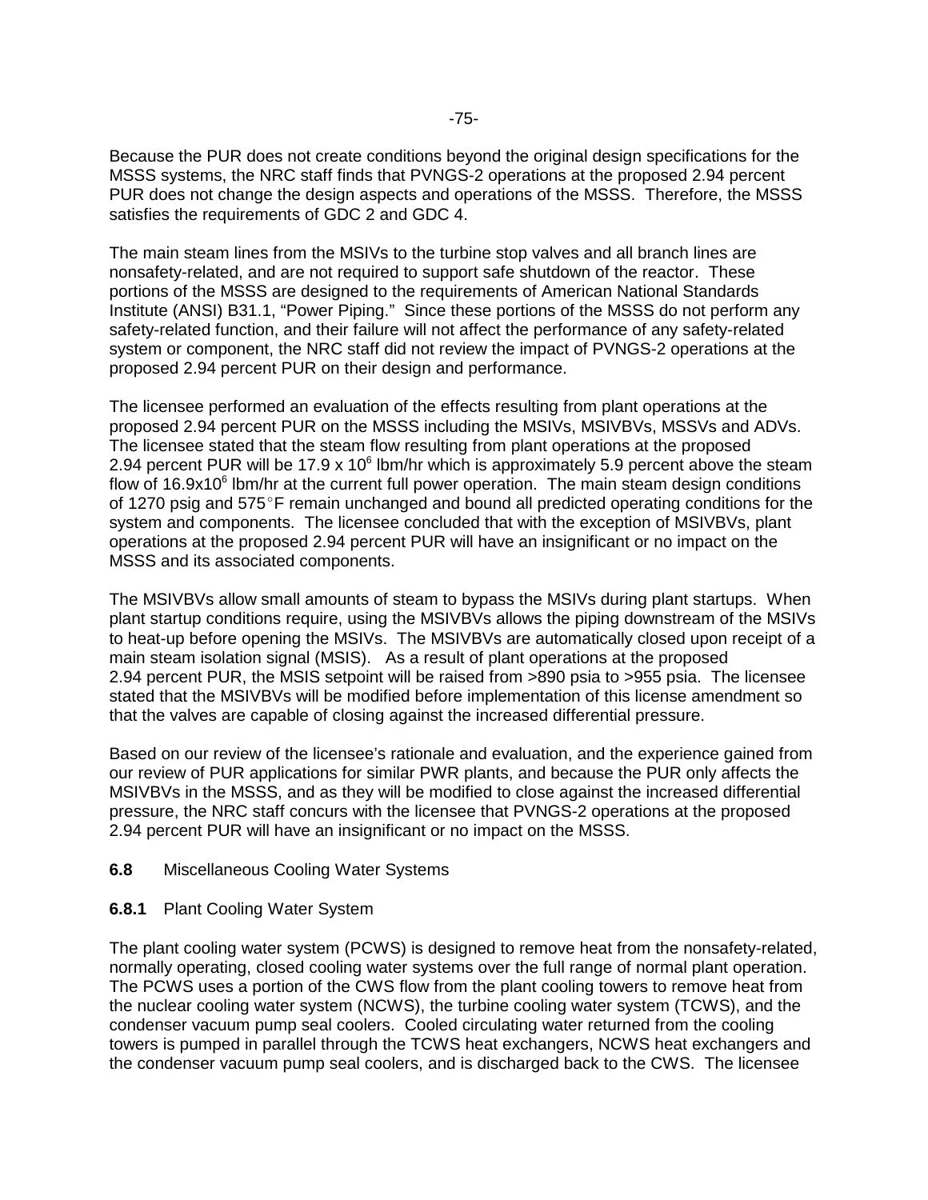Because the PUR does not create conditions beyond the original design specifications for the MSSS systems, the NRC staff finds that PVNGS-2 operations at the proposed 2.94 percent PUR does not change the design aspects and operations of the MSSS. Therefore, the MSSS satisfies the requirements of GDC 2 and GDC 4.

The main steam lines from the MSIVs to the turbine stop valves and all branch lines are nonsafety-related, and are not required to support safe shutdown of the reactor. These portions of the MSSS are designed to the requirements of American National Standards Institute (ANSI) B31.1, "Power Piping." Since these portions of the MSSS do not perform any safety-related function, and their failure will not affect the performance of any safety-related system or component, the NRC staff did not review the impact of PVNGS-2 operations at the proposed 2.94 percent PUR on their design and performance.

The licensee performed an evaluation of the effects resulting from plant operations at the proposed 2.94 percent PUR on the MSSS including the MSIVs, MSIVBVs, MSSVs and ADVs. The licensee stated that the steam flow resulting from plant operations at the proposed 2.94 percent PUR will be $17.9 \times 10^6$ lbm/hr which is approximately 5.9 percent above the steam flow of $16.9 \times 10^6$ lbm/hr at the current full power operation. The main steam design conditions of 1270 psig and 575°F remain unchanged and bound all predicted operating conditions for the system and components. The licensee concluded that with the exception of MSIVBVs, plant operations at the proposed 2.94 percent PUR will have an insignificant or no impact on the MSSS and its associated components.

The MSIVBVs allow small amounts of steam to bypass the MSIVs during plant startups. When plant startup conditions require, using the MSIVBVs allows the piping downstream of the MSIVs to heat-up before opening the MSIVs. The MSIVBVs are automatically closed upon receipt of a main steam isolation signal (MSIS). As a result of plant operations at the proposed 2.94 percent PUR, the MSIS setpoint will be raised from >890 psia to >955 psia. The licensee stated that the MSIVBVs will be modified before implementation of this license amendment so that the valves are capable of closing against the increased differential pressure.

Based on our review of the licensee's rationale and evaluation, and the experience gained from our review of PUR applications for similar PWR plants, and because the PUR only affects the MSIVBVs in the MSSS, and as they will be modified to close against the increased differential pressure, the NRC staff concurs with the licensee that PVNGS-2 operations at the proposed 2.94 percent PUR will have an insignificant or no impact on the MSSS.

## 6.8 Miscellaneous Cooling Water Systems

### 6.8.1 Plant Cooling Water System

The plant cooling water system (PCWS) is designed to remove heat from the nonsafety-related, normally operating, closed cooling water systems over the full range of normal plant operation. The PCWS uses a portion of the CWS flow from the plant cooling towers to remove heat from the nuclear cooling water system (NCWS), the turbine cooling water system (TCWS), and the condenser vacuum pump seal coolers. Cooled circulating water returned from the cooling towers is pumped in parallel through the TCWS heat exchangers, NCWS heat exchangers and the condenser vacuum pump seal coolers, and is discharged back to the CWS. The licensee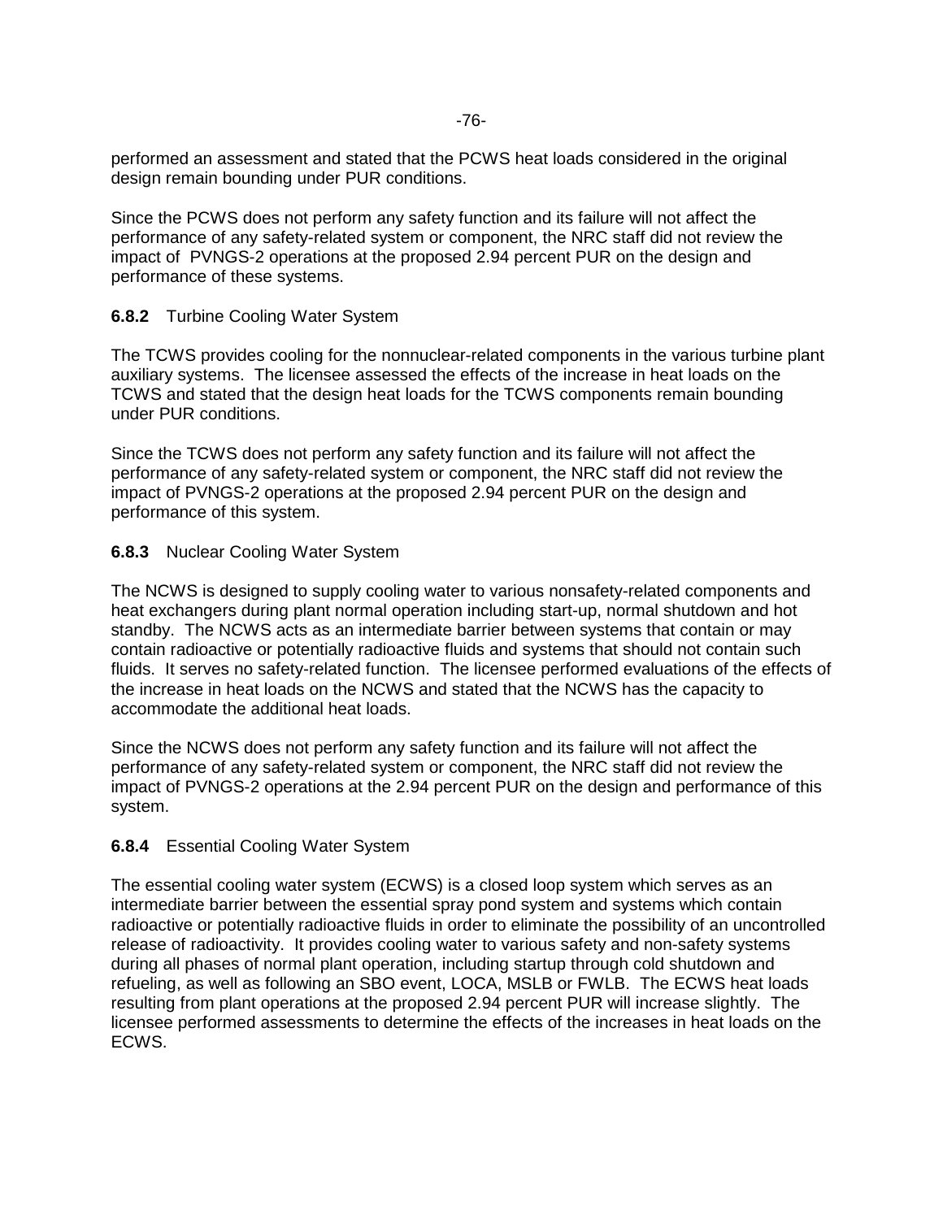performed an assessment and stated that the PCWS heat loads considered in the original design remain bounding under PUR conditions.

Since the PCWS does not perform any safety function and its failure will not affect the performance of any safety-related system or component, the NRC staff did not review the impact of PVNGS-2 operations at the proposed 2.94 percent PUR on the design and performance of these systems.

### 6.8.2 Turbine Cooling Water System

The TCWS provides cooling for the nonnuclear-related components in the various turbine plant auxiliary systems. The licensee assessed the effects of the increase in heat loads on the TCWS and stated that the design heat loads for the TCWS components remain bounding under PUR conditions.

Since the TCWS does not perform any safety function and its failure will not affect the performance of any safety-related system or component, the NRC staff did not review the impact of PVNGS-2 operations at the proposed 2.94 percent PUR on the design and performance of this system.

### 6.8.3 Nuclear Cooling Water System

The NCWS is designed to supply cooling water to various nonsafety-related components and heat exchangers during plant normal operation including start-up, normal shutdown and hot standby. The NCWS acts as an intermediate barrier between systems that contain or may contain radioactive or potentially radioactive fluids and systems that should not contain such fluids. It serves no safety-related function. The licensee performed evaluations of the effects of the increase in heat loads on the NCWS and stated that the NCWS has the capacity to accommodate the additional heat loads.

Since the NCWS does not perform any safety function and its failure will not affect the performance of any safety-related system or component, the NRC staff did not review the impact of PVNGS-2 operations at the 2.94 percent PUR on the design and performance of this system.

### 6.8.4 Essential Cooling Water System

The essential cooling water system (ECWS) is a closed loop system which serves as an intermediate barrier between the essential spray pond system and systems which contain radioactive or potentially radioactive fluids in order to eliminate the possibility of an uncontrolled release of radioactivity. It provides cooling water to various safety and non-safety systems during all phases of normal plant operation, including startup through cold shutdown and refueling, as well as following an SBO event, LOCA, MSLB or FWLB. The ECWS heat loads resulting from plant operations at the proposed 2.94 percent PUR will increase slightly. The licensee performed assessments to determine the effects of the increases in heat loads on the ECWS.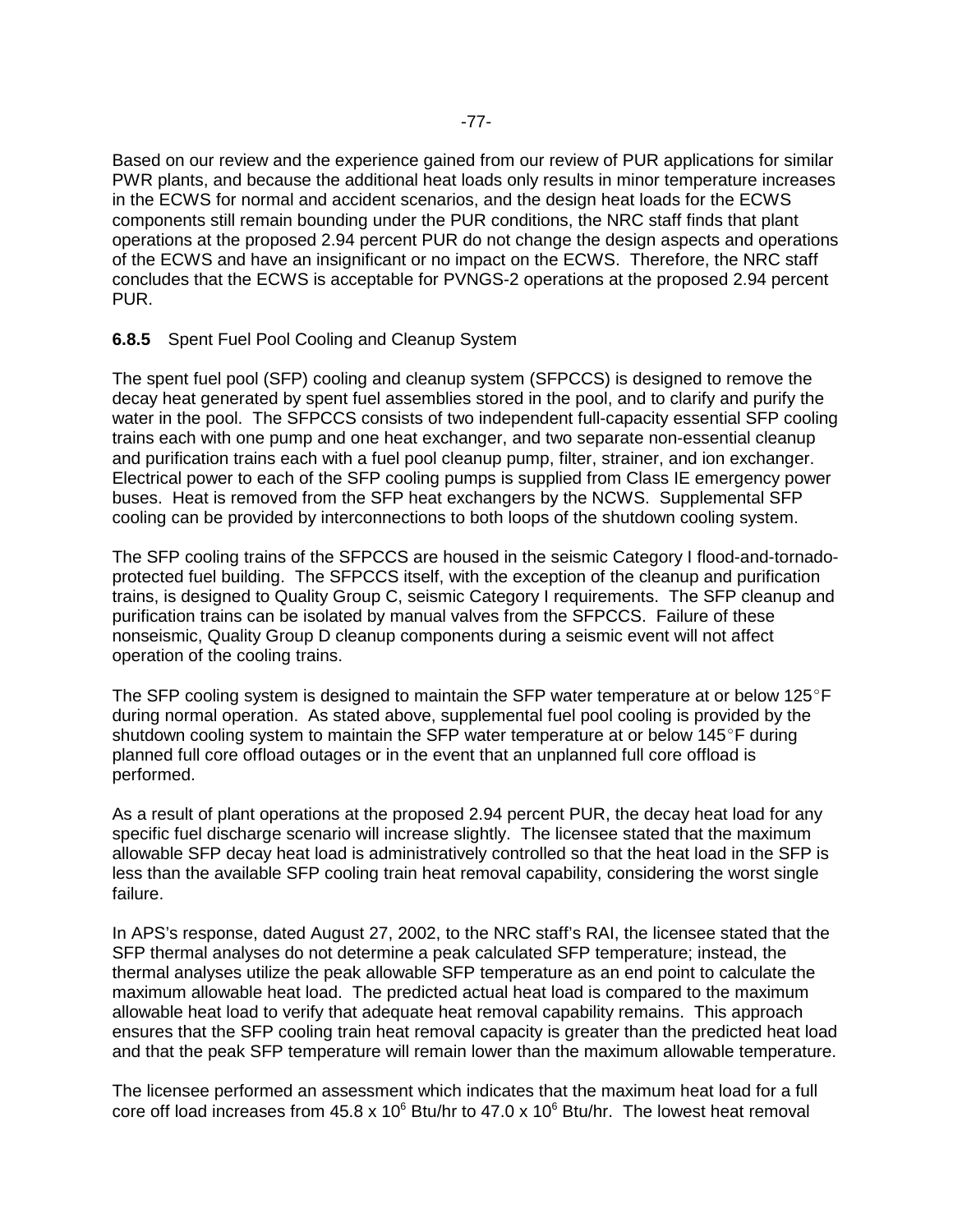Based on our review and the experience gained from our review of PUR applications for similar PWR plants, and because the additional heat loads only results in minor temperature increases in the ECWS for normal and accident scenarios, and the design heat loads for the ECWS components still remain bounding under the PUR conditions, the NRC staff finds that plant operations at the proposed 2.94 percent PUR do not change the design aspects and operations of the ECWS and have an insignificant or no impact on the ECWS. Therefore, the NRC staff concludes that the ECWS is acceptable for PVNGS-2 operations at the proposed 2.94 percent PUR.

**6.8.5** Spent Fuel Pool Cooling and Cleanup System

The spent fuel pool (SFP) cooling and cleanup system (SFPCCS) is designed to remove the decay heat generated by spent fuel assemblies stored in the pool, and to clarify and purify the water in the pool. The SFPCCS consists of two independent full-capacity essential SFP cooling trains each with one pump and one heat exchanger, and two separate non-essential cleanup and purification trains each with a fuel pool cleanup pump, filter, strainer, and ion exchanger. Electrical power to each of the SFP cooling pumps is supplied from Class IE emergency power buses. Heat is removed from the SFP heat exchangers by the NCWS. Supplemental SFP cooling can be provided by interconnections to both loops of the shutdown cooling system.

The SFP cooling trains of the SFPCCS are housed in the seismic Category I flood-and-tornado-protected fuel building. The SFPCCS itself, with the exception of the cleanup and purification trains, is designed to Quality Group C, seismic Category I requirements. The SFP cleanup and purification trains can be isolated by manual valves from the SFPCCS. Failure of these nonseismic, Quality Group D cleanup components during a seismic event will not affect operation of the cooling trains.

The SFP cooling system is designed to maintain the SFP water temperature at or below 125°F during normal operation. As stated above, supplemental fuel pool cooling is provided by the shutdown cooling system to maintain the SFP water temperature at or below 145°F during planned full core offload outages or in the event that an unplanned full core offload is performed.

As a result of plant operations at the proposed 2.94 percent PUR, the decay heat load for any specific fuel discharge scenario will increase slightly. The licensee stated that the maximum allowable SFP decay heat load is administratively controlled so that the heat load in the SFP is less than the available SFP cooling train heat removal capability, considering the worst single failure.

In APS's response, dated August 27, 2002, to the NRC staff's RAI, the licensee stated that the SFP thermal analyses do not determine a peak calculated SFP temperature; instead, the thermal analyses utilize the peak allowable SFP temperature as an end point to calculate the maximum allowable heat load. The predicted actual heat load is compared to the maximum allowable heat load to verify that adequate heat removal capability remains. This approach ensures that the SFP cooling train heat removal capacity is greater than the predicted heat load and that the peak SFP temperature will remain lower than the maximum allowable temperature.

The licensee performed an assessment which indicates that the maximum heat load for a full core off load increases from $45.8 \times 10^6$ Btu/hr to $47.0 \times 10^6$ Btu/hr. The lowest heat removal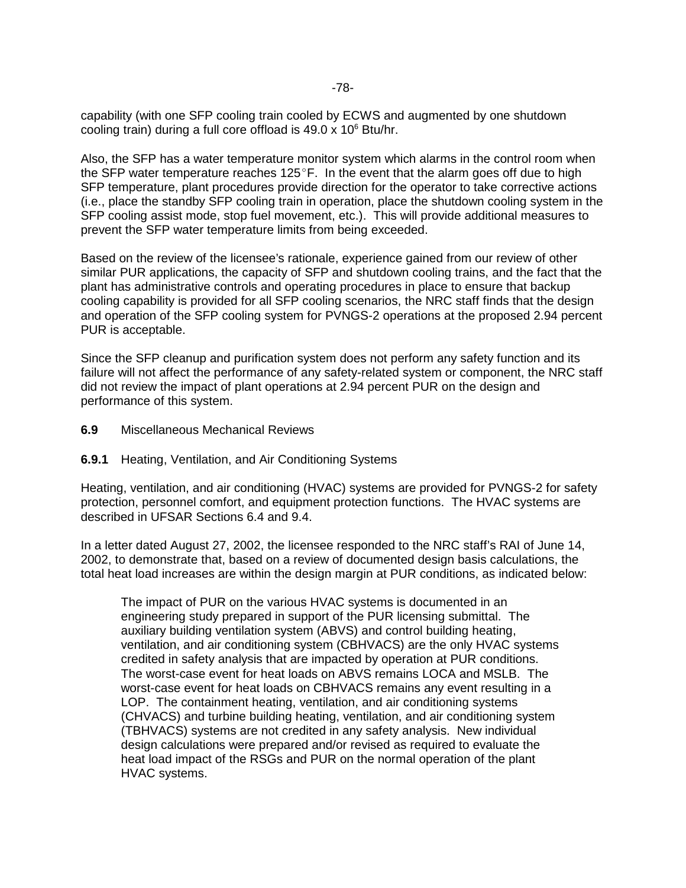capability (with one SFP cooling train cooled by ECWS and augmented by one shutdown cooling train) during a full core offload is 49.0 x $10^6$ Btu/hr.

Also, the SFP has a water temperature monitor system which alarms in the control room when the SFP water temperature reaches 125°F. In the event that the alarm goes off due to high SFP temperature, plant procedures provide direction for the operator to take corrective actions (i.e., place the standby SFP cooling train in operation, place the shutdown cooling system in the SFP cooling assist mode, stop fuel movement, etc.). This will provide additional measures to prevent the SFP water temperature limits from being exceeded.

Based on the review of the licensee's rationale, experience gained from our review of other similar PUR applications, the capacity of SFP and shutdown cooling trains, and the fact that the plant has administrative controls and operating procedures in place to ensure that backup cooling capability is provided for all SFP cooling scenarios, the NRC staff finds that the design and operation of the SFP cooling system for PVNGS-2 operations at the proposed 2.94 percent PUR is acceptable.

Since the SFP cleanup and purification system does not perform any safety function and its failure will not affect the performance of any safety-related system or component, the NRC staff did not review the impact of plant operations at 2.94 percent PUR on the design and performance of this system.

## **6.9** Miscellaneous Mechanical Reviews

### **6.9.1** Heating, Ventilation, and Air Conditioning Systems

Heating, ventilation, and air conditioning (HVAC) systems are provided for PVNGS-2 for safety protection, personnel comfort, and equipment protection functions. The HVAC systems are described in UFSAR Sections 6.4 and 9.4.

In a letter dated August 27, 2002, the licensee responded to the NRC staff's RAI of June 14, 2002, to demonstrate that, based on a review of documented design basis calculations, the total heat load increases are within the design margin at PUR conditions, as indicated below:

> The impact of PUR on the various HVAC systems is documented in an engineering study prepared in support of the PUR licensing submittal. The auxiliary building ventilation system (ABVS) and control building heating, ventilation, and air conditioning system (CBHVACS) are the only HVAC systems credited in safety analysis that are impacted by operation at PUR conditions. The worst-case event for heat loads on ABVS remains LOCA and MSLB. The worst-case event for heat loads on CBHVACS remains any event resulting in a LOP. The containment heating, ventilation, and air conditioning systems (CHVACS) and turbine building heating, ventilation, and air conditioning system (TBHVACS) systems are not credited in any safety analysis. New individual design calculations were prepared and/or revised as required to evaluate the heat load impact of the RSGs and PUR on the normal operation of the plant HVAC systems.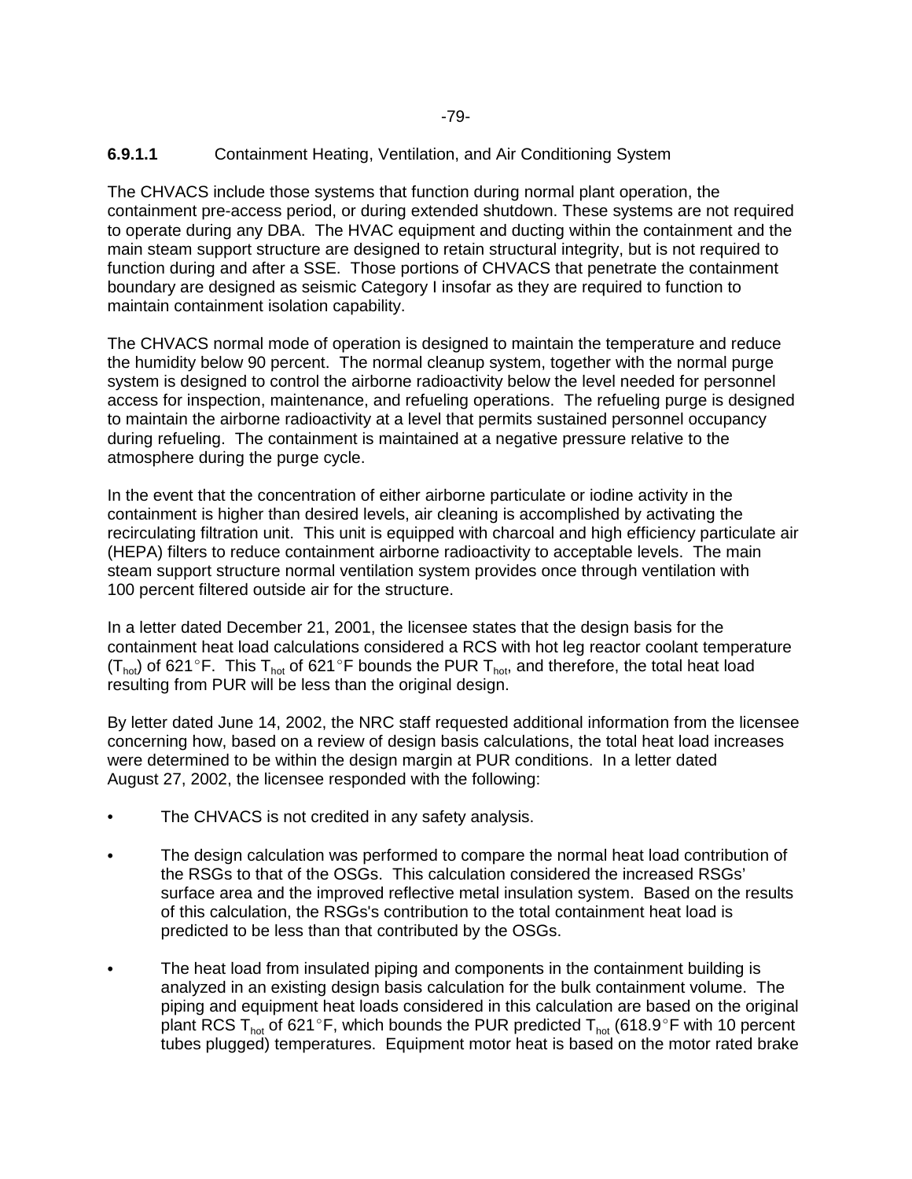### 6.9.1.1 Containment Heating, Ventilation, and Air Conditioning System

The CHVACS include those systems that function during normal plant operation, the containment pre-access period, or during extended shutdown. These systems are not required to operate during any DBA. The HVAC equipment and ducting within the containment and the main steam support structure are designed to retain structural integrity, but is not required to function during and after a SSE. Those portions of CHVACS that penetrate the containment boundary are designed as seismic Category I insofar as they are required to function to maintain containment isolation capability.

The CHVACS normal mode of operation is designed to maintain the temperature and reduce the humidity below 90 percent. The normal cleanup system, together with the normal purge system is designed to control the airborne radioactivity below the level needed for personnel access for inspection, maintenance, and refueling operations. The refueling purge is designed to maintain the airborne radioactivity at a level that permits sustained personnel occupancy during refueling. The containment is maintained at a negative pressure relative to the atmosphere during the purge cycle.

In the event that the concentration of either airborne particulate or iodine activity in the containment is higher than desired levels, air cleaning is accomplished by activating the recirculating filtration unit. This unit is equipped with charcoal and high efficiency particulate air (HEPA) filters to reduce containment airborne radioactivity to acceptable levels. The main steam support structure normal ventilation system provides once through ventilation with 100 percent filtered outside air for the structure.

In a letter dated December 21, 2001, the licensee states that the design basis for the containment heat load calculations considered a RCS with hot leg reactor coolant temperature ($T_{hot}$) of 621°F. This $T_{hot}$ of 621°F bounds the PUR $T_{hot}$, and therefore, the total heat load resulting from PUR will be less than the original design.

By letter dated June 14, 2002, the NRC staff requested additional information from the licensee concerning how, based on a review of design basis calculations, the total heat load increases were determined to be within the design margin at PUR conditions. In a letter dated August 27, 2002, the licensee responded with the following:

- The CHVACS is not credited in any safety analysis.
- The design calculation was performed to compare the normal heat load contribution of the RSGs to that of the OSGs. This calculation considered the increased RSGs' surface area and the improved reflective metal insulation system. Based on the results of this calculation, the RSGs's contribution to the total containment heat load is predicted to be less than that contributed by the OSGs.
- The heat load from insulated piping and components in the containment building is analyzed in an existing design basis calculation for the bulk containment volume. The piping and equipment heat loads considered in this calculation are based on the original plant RCS $T_{hot}$ of 621°F, which bounds the PUR predicted $T_{hot}$ (618.9°F with 10 percent tubes plugged) temperatures. Equipment motor heat is based on the motor rated brake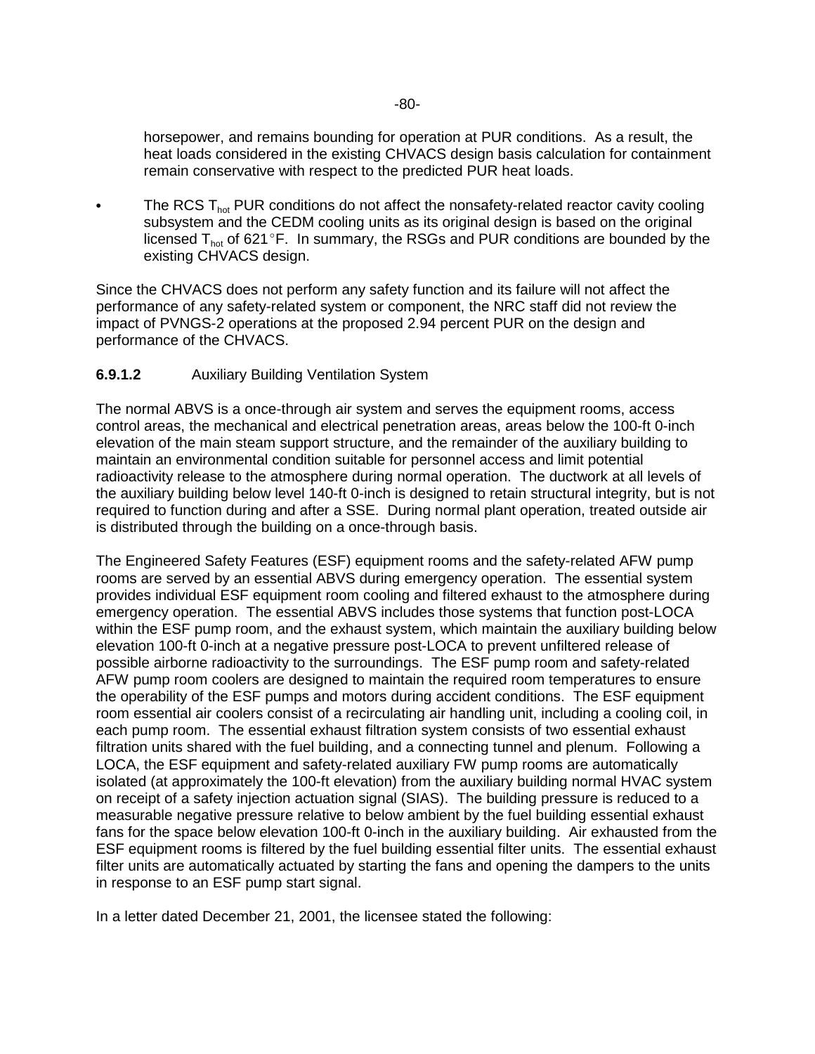horsepower, and remains bounding for operation at PUR conditions. As a result, the heat loads considered in the existing CHVACS design basis calculation for containment remain conservative with respect to the predicted PUR heat loads.

- The RCS $T_{hot}$ PUR conditions do not affect the nonsafety-related reactor cavity cooling subsystem and the CEDM cooling units as its original design is based on the original licensed $T_{hot}$ of 621°F. In summary, the RSGs and PUR conditions are bounded by the existing CHVACS design.

Since the CHVACS does not perform any safety function and its failure will not affect the performance of any safety-related system or component, the NRC staff did not review the impact of PVNGS-2 operations at the proposed 2.94 percent PUR on the design and performance of the CHVACS.

### 6.9.1.2 Auxiliary Building Ventilation System

The normal ABVS is a once-through air system and serves the equipment rooms, access control areas, the mechanical and electrical penetration areas, areas below the 100-ft 0-inch elevation of the main steam support structure, and the remainder of the auxiliary building to maintain an environmental condition suitable for personnel access and limit potential radioactivity release to the atmosphere during normal operation. The ductwork at all levels of the auxiliary building below level 140-ft 0-inch is designed to retain structural integrity, but is not required to function during and after a SSE. During normal plant operation, treated outside air is distributed through the building on a once-through basis.

The Engineered Safety Features (ESF) equipment rooms and the safety-related AFW pump rooms are served by an essential ABVS during emergency operation. The essential system provides individual ESF equipment room cooling and filtered exhaust to the atmosphere during emergency operation. The essential ABVS includes those systems that function post-LOCA within the ESF pump room, and the exhaust system, which maintain the auxiliary building below elevation 100-ft 0-inch at a negative pressure post-LOCA to prevent unfiltered release of possible airborne radioactivity to the surroundings. The ESF pump room and safety-related AFW pump room coolers are designed to maintain the required room temperatures to ensure the operability of the ESF pumps and motors during accident conditions. The ESF equipment room essential air coolers consist of a recirculating air handling unit, including a cooling coil, in each pump room. The essential exhaust filtration system consists of two essential exhaust filtration units shared with the fuel building, and a connecting tunnel and plenum. Following a LOCA, the ESF equipment and safety-related auxiliary FW pump rooms are automatically isolated (at approximately the 100-ft elevation) from the auxiliary building normal HVAC system on receipt of a safety injection actuation signal (SIAS). The building pressure is reduced to a measurable negative pressure relative to below ambient by the fuel building essential exhaust fans for the space below elevation 100-ft 0-inch in the auxiliary building. Air exhausted from the ESF equipment rooms is filtered by the fuel building essential filter units. The essential exhaust filter units are automatically actuated by starting the fans and opening the dampers to the units in response to an ESF pump start signal.

In a letter dated December 21, 2001, the licensee stated the following: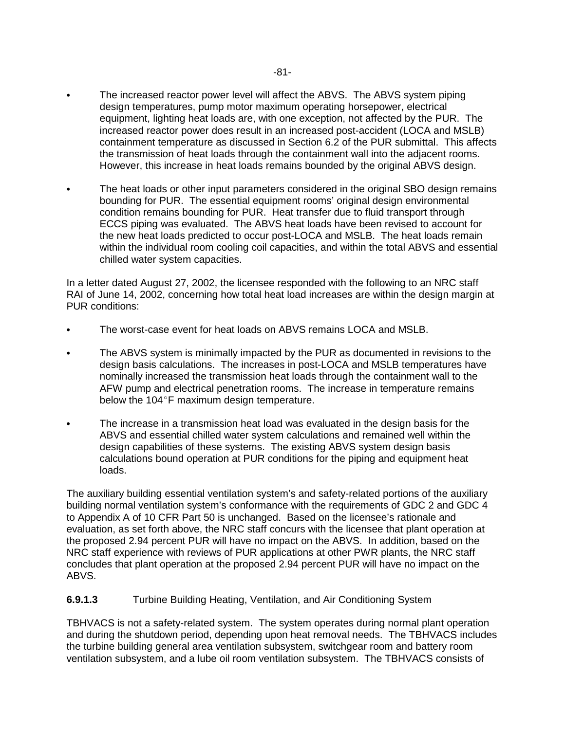- The increased reactor power level will affect the ABVS. The ABVS system piping design temperatures, pump motor maximum operating horsepower, electrical equipment, lighting heat loads are, with one exception, not affected by the PUR. The increased reactor power does result in an increased post-accident (LOCA and MSLB) containment temperature as discussed in Section 6.2 of the PUR submittal. This affects the transmission of heat loads through the containment wall into the adjacent rooms. However, this increase in heat loads remains bounded by the original ABVS design.

- The heat loads or other input parameters considered in the original SBO design remains bounding for PUR. The essential equipment rooms' original design environmental condition remains bounding for PUR. Heat transfer due to fluid transport through ECCS piping was evaluated. The ABVS heat loads have been revised to account for the new heat loads predicted to occur post-LOCA and MSLB. The heat loads remain within the individual room cooling coil capacities, and within the total ABVS and essential chilled water system capacities.

In a letter dated August 27, 2002, the licensee responded with the following to an NRC staff RAI of June 14, 2002, concerning how total heat load increases are within the design margin at PUR conditions:

- The worst-case event for heat loads on ABVS remains LOCA and MSLB.

- The ABVS system is minimally impacted by the PUR as documented in revisions to the design basis calculations. The increases in post-LOCA and MSLB temperatures have nominally increased the transmission heat loads through the containment wall to the AFW pump and electrical penetration rooms. The increase in temperature remains below the 104°F maximum design temperature.

- The increase in a transmission heat load was evaluated in the design basis for the ABVS and essential chilled water system calculations and remained well within the design capabilities of these systems. The existing ABVS system design basis calculations bound operation at PUR conditions for the piping and equipment heat loads.

The auxiliary building essential ventilation system's and safety-related portions of the auxiliary building normal ventilation system's conformance with the requirements of GDC 2 and GDC 4 to Appendix A of 10 CFR Part 50 is unchanged. Based on the licensee's rationale and evaluation, as set forth above, the NRC staff concurs with the licensee that plant operation at the proposed 2.94 percent PUR will have no impact on the ABVS. In addition, based on the NRC staff experience with reviews of PUR applications at other PWR plants, the NRC staff concludes that plant operation at the proposed 2.94 percent PUR will have no impact on the ABVS.

#### **6.9.1.3** Turbine Building Heating, Ventilation, and Air Conditioning System

TBHVACS is not a safety-related system. The system operates during normal plant operation and during the shutdown period, depending upon heat removal needs. The TBHVACS includes the turbine building general area ventilation subsystem, switchgear room and battery room ventilation subsystem, and a lube oil room ventilation subsystem. The TBHVACS consists of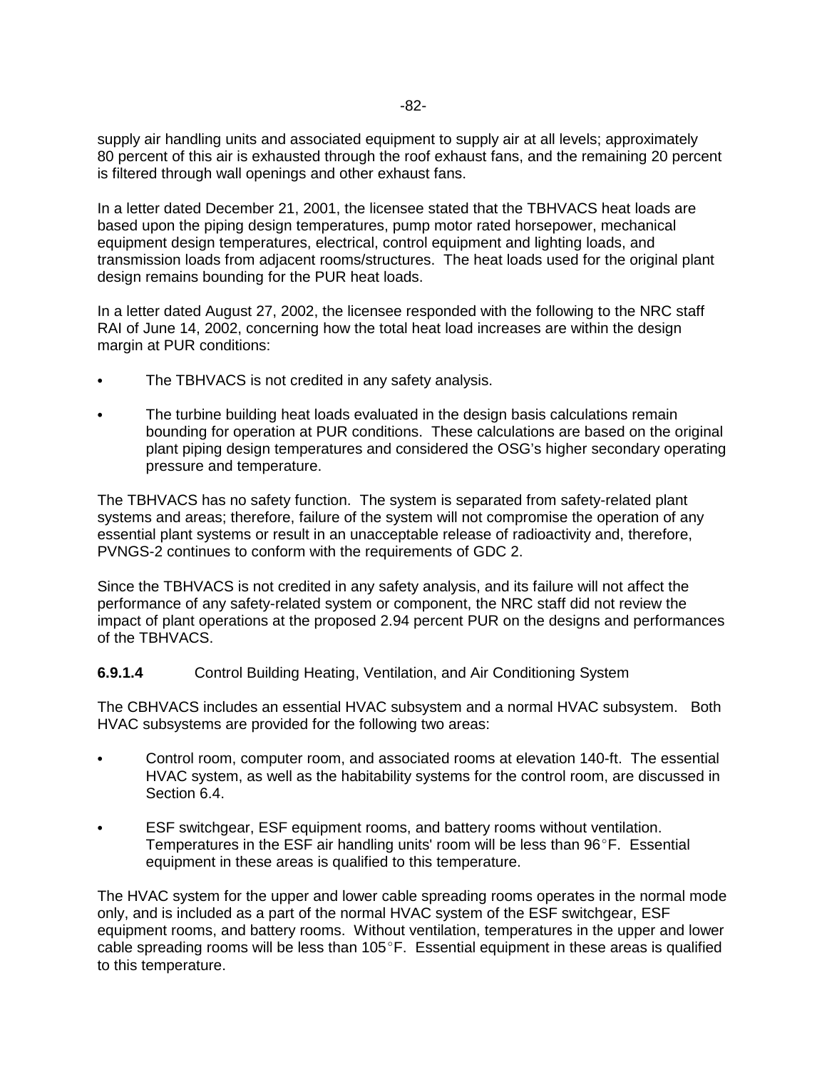supply air handling units and associated equipment to supply air at all levels; approximately 80 percent of this air is exhausted through the roof exhaust fans, and the remaining 20 percent is filtered through wall openings and other exhaust fans.

In a letter dated December 21, 2001, the licensee stated that the TBHVACS heat loads are based upon the piping design temperatures, pump motor rated horsepower, mechanical equipment design temperatures, electrical, control equipment and lighting loads, and transmission loads from adjacent rooms/structures. The heat loads used for the original plant design remains bounding for the PUR heat loads.

In a letter dated August 27, 2002, the licensee responded with the following to the NRC staff RAI of June 14, 2002, concerning how the total heat load increases are within the design margin at PUR conditions:

- The TBHVACS is not credited in any safety analysis.
- The turbine building heat loads evaluated in the design basis calculations remain bounding for operation at PUR conditions. These calculations are based on the original plant piping design temperatures and considered the OSG's higher secondary operating pressure and temperature.

The TBHVACS has no safety function. The system is separated from safety-related plant systems and areas; therefore, failure of the system will not compromise the operation of any essential plant systems or result in an unacceptable release of radioactivity and, therefore, PVNGS-2 continues to conform with the requirements of GDC 2.

Since the TBHVACS is not credited in any safety analysis, and its failure will not affect the performance of any safety-related system or component, the NRC staff did not review the impact of plant operations at the proposed 2.94 percent PUR on the designs and performances of the TBHVACS.

**6.9.1.4** Control Building Heating, Ventilation, and Air Conditioning System

The CBHVACS includes an essential HVAC subsystem and a normal HVAC subsystem. Both HVAC subsystems are provided for the following two areas:

- Control room, computer room, and associated rooms at elevation 140-ft. The essential HVAC system, as well as the habitability systems for the control room, are discussed in Section 6.4.
- ESF switchgear, ESF equipment rooms, and battery rooms without ventilation. Temperatures in the ESF air handling units' room will be less than 96°F. Essential equipment in these areas is qualified to this temperature.

The HVAC system for the upper and lower cable spreading rooms operates in the normal mode only, and is included as a part of the normal HVAC system of the ESF switchgear, ESF equipment rooms, and battery rooms. Without ventilation, temperatures in the upper and lower cable spreading rooms will be less than 105°F. Essential equipment in these areas is qualified to this temperature.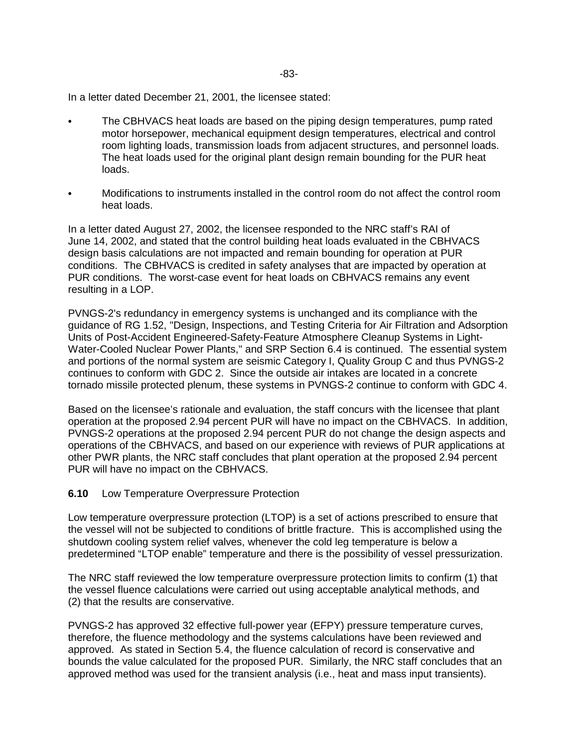In a letter dated December 21, 2001, the licensee stated:

- The CBHVACS heat loads are based on the piping design temperatures, pump rated motor horsepower, mechanical equipment design temperatures, electrical and control room lighting loads, transmission loads from adjacent structures, and personnel loads. The heat loads used for the original plant design remain bounding for the PUR heat loads.
- Modifications to instruments installed in the control room do not affect the control room heat loads.

In a letter dated August 27, 2002, the licensee responded to the NRC staff's RAI of June 14, 2002, and stated that the control building heat loads evaluated in the CBHVACS design basis calculations are not impacted and remain bounding for operation at PUR conditions. The CBHVACS is credited in safety analyses that are impacted by operation at PUR conditions. The worst-case event for heat loads on CBHVACS remains any event resulting in a LOP.

PVNGS-2's redundancy in emergency systems is unchanged and its compliance with the guidance of RG 1.52, "Design, Inspections, and Testing Criteria for Air Filtration and Adsorption Units of Post-Accident Engineered-Safety-Feature Atmosphere Cleanup Systems in Light-Water-Cooled Nuclear Power Plants," and SRP Section 6.4 is continued. The essential system and portions of the normal system are seismic Category I, Quality Group C and thus PVNGS-2 continues to conform with GDC 2. Since the outside air intakes are located in a concrete tornado missile protected plenum, these systems in PVNGS-2 continue to conform with GDC 4.

Based on the licensee's rationale and evaluation, the staff concurs with the licensee that plant operation at the proposed 2.94 percent PUR will have no impact on the CBHVACS. In addition, PVNGS-2 operations at the proposed 2.94 percent PUR do not change the design aspects and operations of the CBHVACS, and based on our experience with reviews of PUR applications at other PWR plants, the NRC staff concludes that plant operation at the proposed 2.94 percent PUR will have no impact on the CBHVACS.

### **6.10** Low Temperature Overpressure Protection

Low temperature overpressure protection (LTOP) is a set of actions prescribed to ensure that the vessel will not be subjected to conditions of brittle fracture. This is accomplished using the shutdown cooling system relief valves, whenever the cold leg temperature is below a predetermined "LTOP enable" temperature and there is the possibility of vessel pressurization.

The NRC staff reviewed the low temperature overpressure protection limits to confirm (1) that the vessel fluence calculations were carried out using acceptable analytical methods, and (2) that the results are conservative.

PVNGS-2 has approved 32 effective full-power year (EFPY) pressure temperature curves, therefore, the fluence methodology and the systems calculations have been reviewed and approved. As stated in Section 5.4, the fluence calculation of record is conservative and bounds the value calculated for the proposed PUR. Similarly, the NRC staff concludes that an approved method was used for the transient analysis (i.e., heat and mass input transients).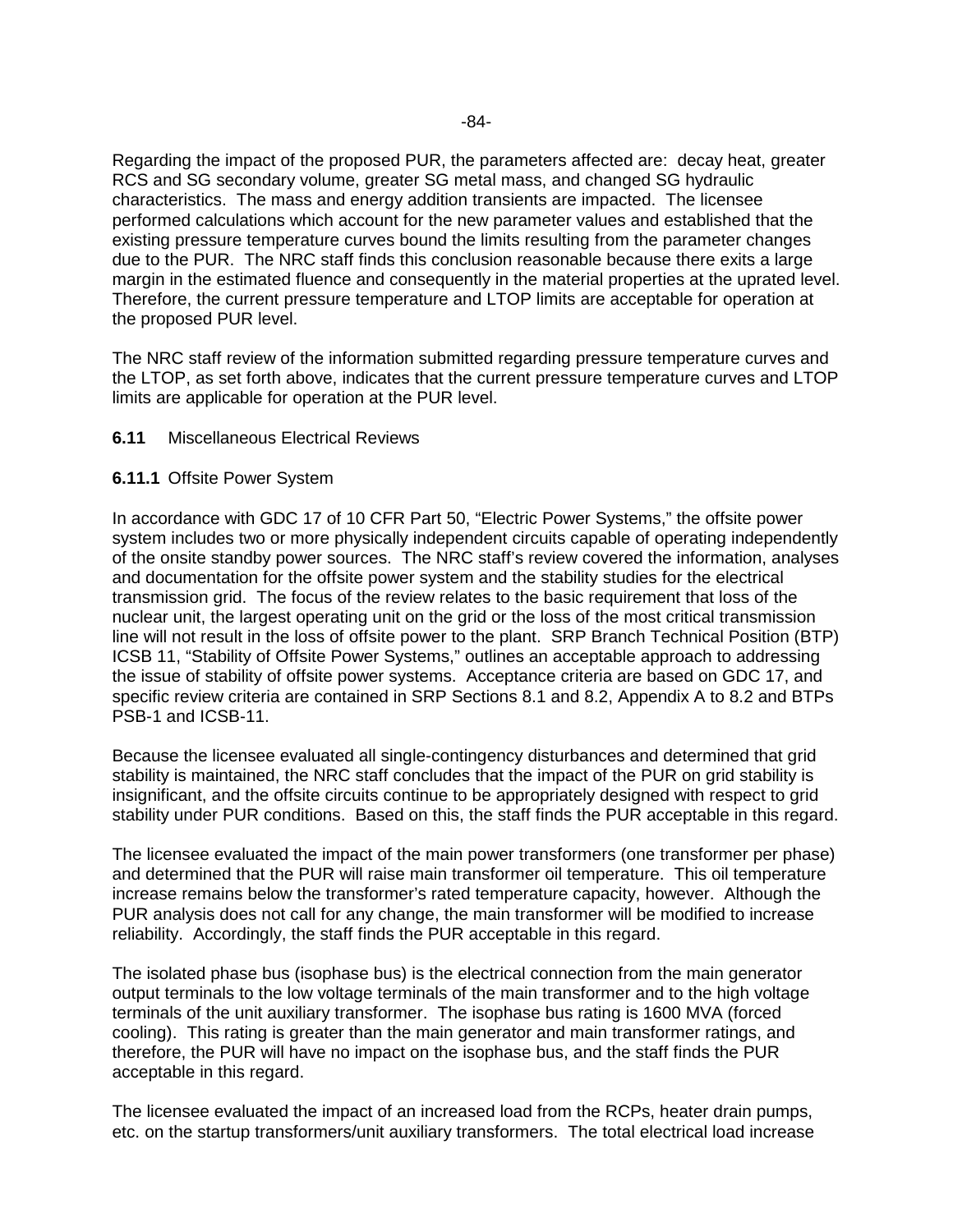Regarding the impact of the proposed PUR, the parameters affected are: decay heat, greater RCS and SG secondary volume, greater SG metal mass, and changed SG hydraulic characteristics. The mass and energy addition transients are impacted. The licensee performed calculations which account for the new parameter values and established that the existing pressure temperature curves bound the limits resulting from the parameter changes due to the PUR. The NRC staff finds this conclusion reasonable because there exits a large margin in the estimated fluence and consequently in the material properties at the uprated level. Therefore, the current pressure temperature and LTOP limits are acceptable for operation at the proposed PUR level.

The NRC staff review of the information submitted regarding pressure temperature curves and the LTOP, as set forth above, indicates that the current pressure temperature curves and LTOP limits are applicable for operation at the PUR level.

### **6.11** Miscellaneous Electrical Reviews

#### **6.11.1** Offsite Power System

In accordance with GDC 17 of 10 CFR Part 50, "Electric Power Systems," the offsite power system includes two or more physically independent circuits capable of operating independently of the onsite standby power sources. The NRC staff's review covered the information, analyses and documentation for the offsite power system and the stability studies for the electrical transmission grid. The focus of the review relates to the basic requirement that loss of the nuclear unit, the largest operating unit on the grid or the loss of the most critical transmission line will not result in the loss of offsite power to the plant. SRP Branch Technical Position (BTP) ICSB 11, "Stability of Offsite Power Systems," outlines an acceptable approach to addressing the issue of stability of offsite power systems. Acceptance criteria are based on GDC 17, and specific review criteria are contained in SRP Sections 8.1 and 8.2, Appendix A to 8.2 and BTPs PSB-1 and ICSB-11.

Because the licensee evaluated all single-contingency disturbances and determined that grid stability is maintained, the NRC staff concludes that the impact of the PUR on grid stability is insignificant, and the offsite circuits continue to be appropriately designed with respect to grid stability under PUR conditions. Based on this, the staff finds the PUR acceptable in this regard.

The licensee evaluated the impact of the main power transformers (one transformer per phase) and determined that the PUR will raise main transformer oil temperature. This oil temperature increase remains below the transformer's rated temperature capacity, however. Although the PUR analysis does not call for any change, the main transformer will be modified to increase reliability. Accordingly, the staff finds the PUR acceptable in this regard.

The isolated phase bus (isophase bus) is the electrical connection from the main generator output terminals to the low voltage terminals of the main transformer and to the high voltage terminals of the unit auxiliary transformer. The isophase bus rating is 1600 MVA (forced cooling). This rating is greater than the main generator and main transformer ratings, and therefore, the PUR will have no impact on the isophase bus, and the staff finds the PUR acceptable in this regard.

The licensee evaluated the impact of an increased load from the RCPs, heater drain pumps, etc. on the startup transformers/unit auxiliary transformers. The total electrical load increase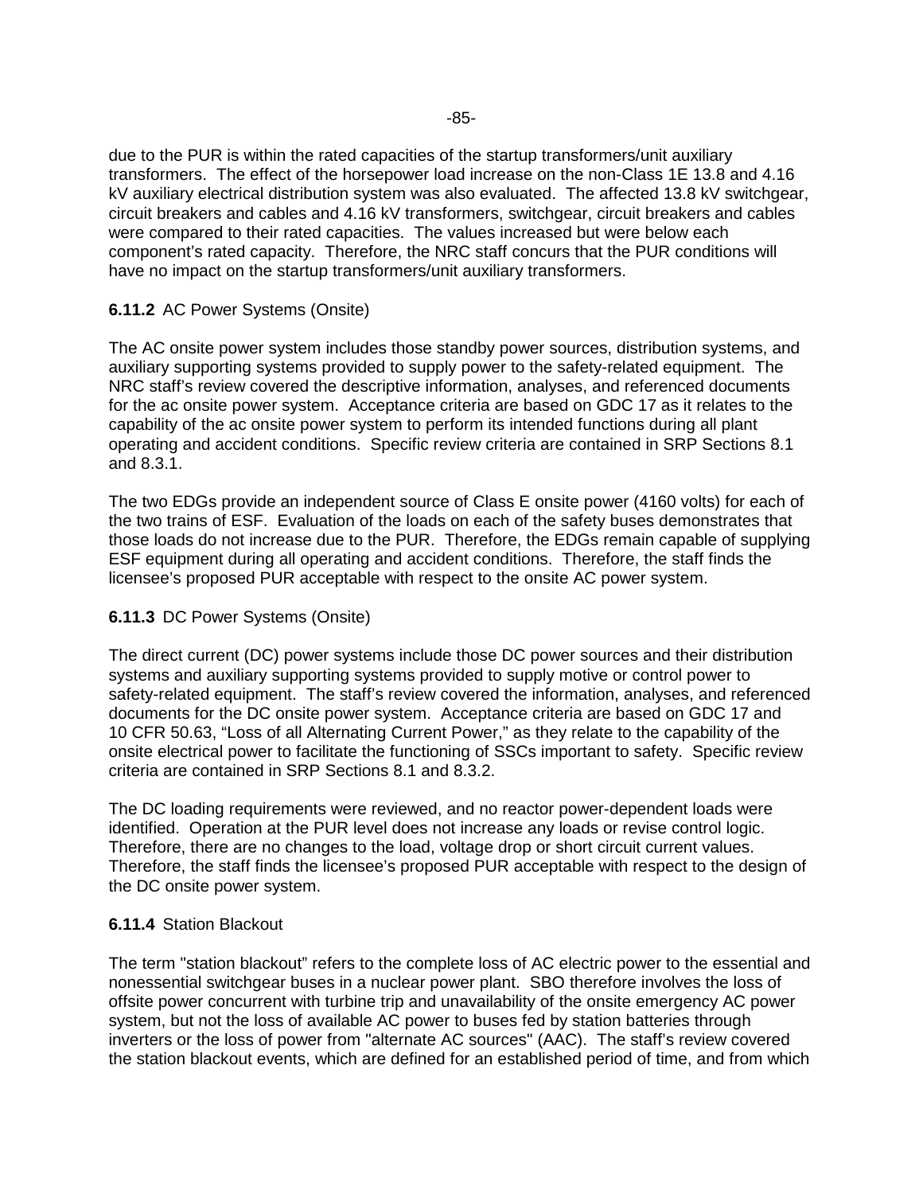due to the PUR is within the rated capacities of the startup transformers/unit auxiliary transformers. The effect of the horsepower load increase on the non-Class 1E 13.8 and 4.16 kV auxiliary electrical distribution system was also evaluated. The affected 13.8 kV switchgear, circuit breakers and cables and 4.16 kV transformers, switchgear, circuit breakers and cables were compared to their rated capacities. The values increased but were below each component's rated capacity. Therefore, the NRC staff concurs that the PUR conditions will have no impact on the startup transformers/unit auxiliary transformers.

### **6.11.2** AC Power Systems (Onsite)

The AC onsite power system includes those standby power sources, distribution systems, and auxiliary supporting systems provided to supply power to the safety-related equipment. The NRC staff's review covered the descriptive information, analyses, and referenced documents for the ac onsite power system. Acceptance criteria are based on GDC 17 as it relates to the capability of the ac onsite power system to perform its intended functions during all plant operating and accident conditions. Specific review criteria are contained in SRP Sections 8.1 and 8.3.1.

The two EDGs provide an independent source of Class E onsite power (4160 volts) for each of the two trains of ESF. Evaluation of the loads on each of the safety buses demonstrates that those loads do not increase due to the PUR. Therefore, the EDGs remain capable of supplying ESF equipment during all operating and accident conditions. Therefore, the staff finds the licensee's proposed PUR acceptable with respect to the onsite AC power system.

### **6.11.3** DC Power Systems (Onsite)

The direct current (DC) power systems include those DC power sources and their distribution systems and auxiliary supporting systems provided to supply motive or control power to safety-related equipment. The staff's review covered the information, analyses, and referenced documents for the DC onsite power system. Acceptance criteria are based on GDC 17 and 10 CFR 50.63, "Loss of all Alternating Current Power," as they relate to the capability of the onsite electrical power to facilitate the functioning of SSCs important to safety. Specific review criteria are contained in SRP Sections 8.1 and 8.3.2.

The DC loading requirements were reviewed, and no reactor power-dependent loads were identified. Operation at the PUR level does not increase any loads or revise control logic. Therefore, there are no changes to the load, voltage drop or short circuit current values. Therefore, the staff finds the licensee's proposed PUR acceptable with respect to the design of the DC onsite power system.

### **6.11.4** Station Blackout

The term "station blackout" refers to the complete loss of AC electric power to the essential and nonessential switchgear buses in a nuclear power plant. SBO therefore involves the loss of offsite power concurrent with turbine trip and unavailability of the onsite emergency AC power system, but not the loss of available AC power to buses fed by station batteries through inverters or the loss of power from "alternate AC sources" (AAC). The staff's review covered the station blackout events, which are defined for an established period of time, and from which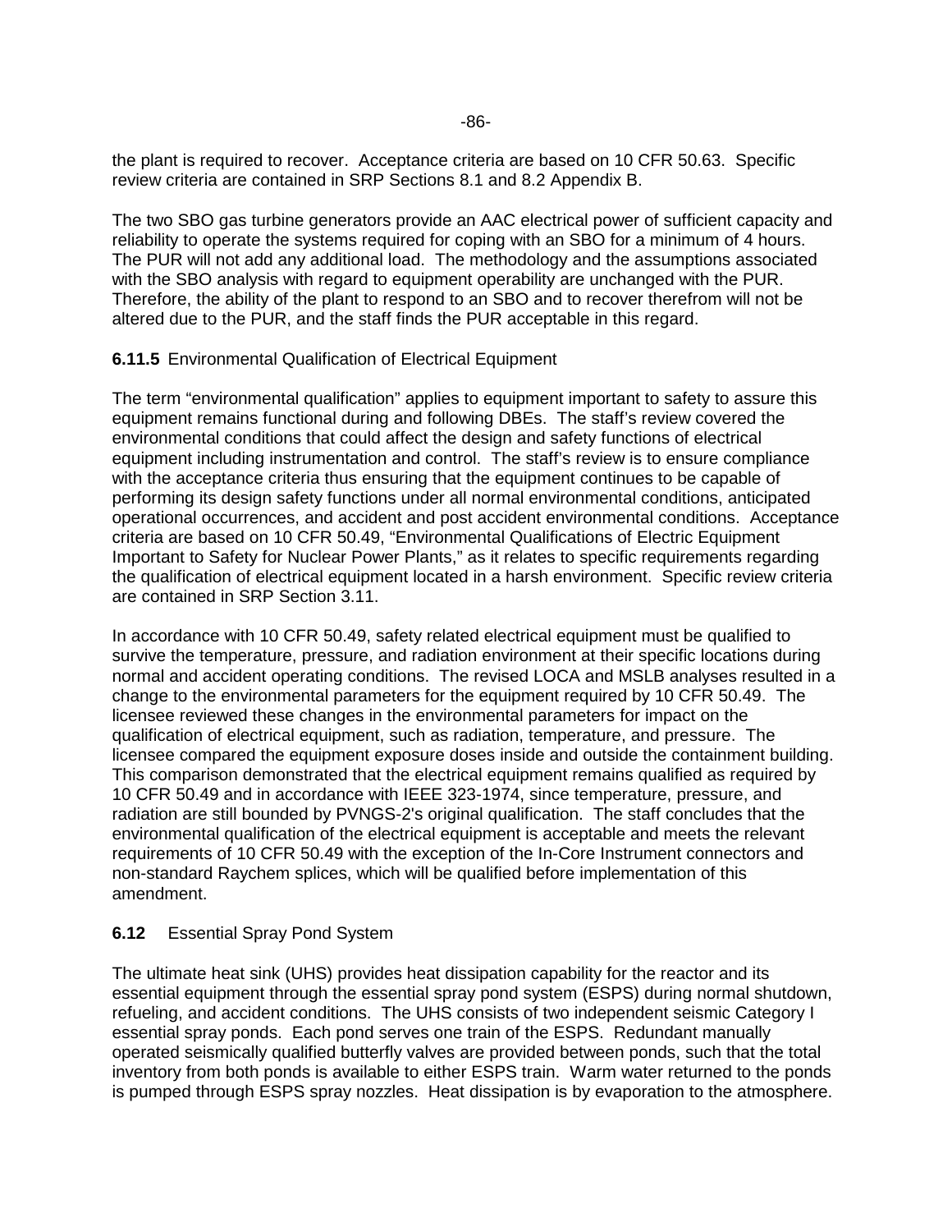the plant is required to recover. Acceptance criteria are based on 10 CFR 50.63. Specific review criteria are contained in SRP Sections 8.1 and 8.2 Appendix B.

The two SBO gas turbine generators provide an AAC electrical power of sufficient capacity and reliability to operate the systems required for coping with an SBO for a minimum of 4 hours. The PUR will not add any additional load. The methodology and the assumptions associated with the SBO analysis with regard to equipment operability are unchanged with the PUR. Therefore, the ability of the plant to respond to an SBO and to recover therefrom will not be altered due to the PUR, and the staff finds the PUR acceptable in this regard.

**6.11.5** Environmental Qualification of Electrical Equipment

The term "environmental qualification" applies to equipment important to safety to assure this equipment remains functional during and following DBEs. The staff's review covered the environmental conditions that could affect the design and safety functions of electrical equipment including instrumentation and control. The staff's review is to ensure compliance with the acceptance criteria thus ensuring that the equipment continues to be capable of performing its design safety functions under all normal environmental conditions, anticipated operational occurrences, and accident and post accident environmental conditions. Acceptance criteria are based on 10 CFR 50.49, "Environmental Qualifications of Electric Equipment Important to Safety for Nuclear Power Plants," as it relates to specific requirements regarding the qualification of electrical equipment located in a harsh environment. Specific review criteria are contained in SRP Section 3.11.

In accordance with 10 CFR 50.49, safety related electrical equipment must be qualified to survive the temperature, pressure, and radiation environment at their specific locations during normal and accident operating conditions. The revised LOCA and MSLB analyses resulted in a change to the environmental parameters for the equipment required by 10 CFR 50.49. The licensee reviewed these changes in the environmental parameters for impact on the qualification of electrical equipment, such as radiation, temperature, and pressure. The licensee compared the equipment exposure doses inside and outside the containment building. This comparison demonstrated that the electrical equipment remains qualified as required by 10 CFR 50.49 and in accordance with IEEE 323-1974, since temperature, pressure, and radiation are still bounded by PVNGS-2's original qualification. The staff concludes that the environmental qualification of the electrical equipment is acceptable and meets the relevant requirements of 10 CFR 50.49 with the exception of the In-Core Instrument connectors and non-standard Raychem splices, which will be qualified before implementation of this amendment.

**6.12** Essential Spray Pond System

The ultimate heat sink (UHS) provides heat dissipation capability for the reactor and its essential equipment through the essential spray pond system (ESPS) during normal shutdown, refueling, and accident conditions. The UHS consists of two independent seismic Category I essential spray ponds. Each pond serves one train of the ESPS. Redundant manually operated seismically qualified butterfly valves are provided between ponds, such that the total inventory from both ponds is available to either ESPS train. Warm water returned to the ponds is pumped through ESPS spray nozzles. Heat dissipation is by evaporation to the atmosphere.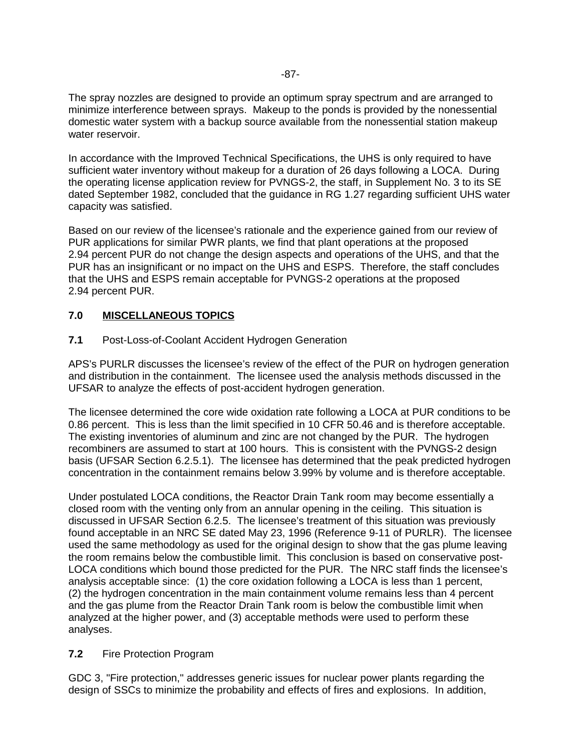The spray nozzles are designed to provide an optimum spray spectrum and are arranged to minimize interference between sprays. Makeup to the ponds is provided by the nonessential domestic water system with a backup source available from the nonessential station makeup water reservoir.

In accordance with the Improved Technical Specifications, the UHS is only required to have sufficient water inventory without makeup for a duration of 26 days following a LOCA. During the operating license application review for PVNGS-2, the staff, in Supplement No. 3 to its SE dated September 1982, concluded that the guidance in RG 1.27 regarding sufficient UHS water capacity was satisfied.

Based on our review of the licensee's rationale and the experience gained from our review of PUR applications for similar PWR plants, we find that plant operations at the proposed 2.94 percent PUR do not change the design aspects and operations of the UHS, and that the PUR has an insignificant or no impact on the UHS and ESPS. Therefore, the staff concludes that the UHS and ESPS remain acceptable for PVNGS-2 operations at the proposed 2.94 percent PUR.

## 7.0 MISCELLANEOUS TOPICS

### 7.1 Post-Loss-of-Coolant Accident Hydrogen Generation

APS's PURLR discusses the licensee's review of the effect of the PUR on hydrogen generation and distribution in the containment. The licensee used the analysis methods discussed in the UFSAR to analyze the effects of post-accident hydrogen generation.

The licensee determined the core wide oxidation rate following a LOCA at PUR conditions to be 0.86 percent. This is less than the limit specified in 10 CFR 50.46 and is therefore acceptable. The existing inventories of aluminum and zinc are not changed by the PUR. The hydrogen recombiners are assumed to start at 100 hours. This is consistent with the PVNGS-2 design basis (UFSAR Section 6.2.5.1). The licensee has determined that the peak predicted hydrogen concentration in the containment remains below 3.99% by volume and is therefore acceptable.

Under postulated LOCA conditions, the Reactor Drain Tank room may become essentially a closed room with the venting only from an annular opening in the ceiling. This situation is discussed in UFSAR Section 6.2.5. The licensee's treatment of this situation was previously found acceptable in an NRC SE dated May 23, 1996 (Reference 9-11 of PURLR). The licensee used the same methodology as used for the original design to show that the gas plume leaving the room remains below the combustible limit. This conclusion is based on conservative post-LOCA conditions which bound those predicted for the PUR. The NRC staff finds the licensee's analysis acceptable since: (1) the core oxidation following a LOCA is less than 1 percent, (2) the hydrogen concentration in the main containment volume remains less than 4 percent and the gas plume from the Reactor Drain Tank room is below the combustible limit when analyzed at the higher power, and (3) acceptable methods were used to perform these analyses.

### 7.2 Fire Protection Program

GDC 3, "Fire protection," addresses generic issues for nuclear power plants regarding the design of SSCs to minimize the probability and effects of fires and explosions. In addition,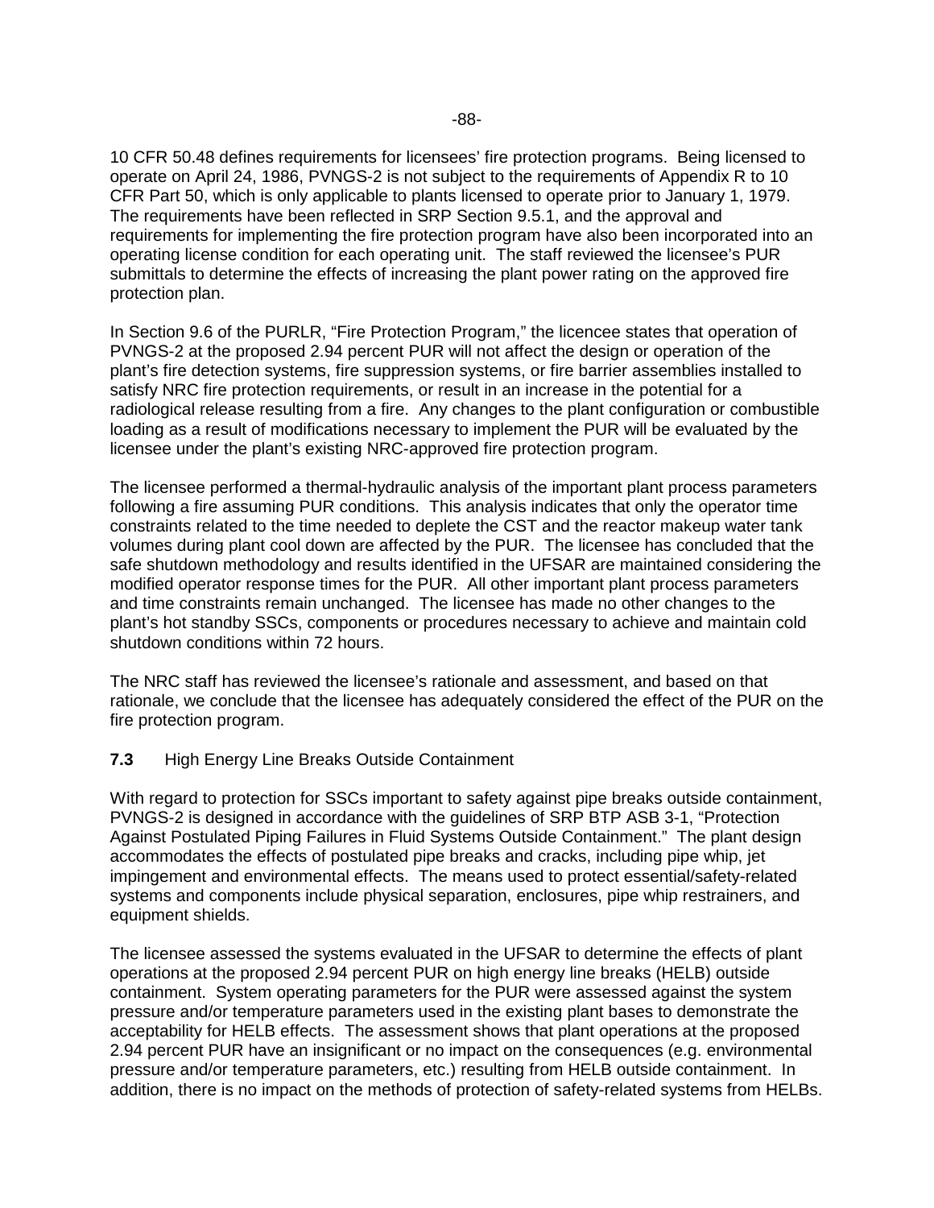10 CFR 50.48 defines requirements for licensees' fire protection programs. Being licensed to operate on April 24, 1986, PVNGS-2 is not subject to the requirements of Appendix R to 10 CFR Part 50, which is only applicable to plants licensed to operate prior to January 1, 1979. The requirements have been reflected in SRP Section 9.5.1, and the approval and requirements for implementing the fire protection program have also been incorporated into an operating license condition for each operating unit. The staff reviewed the licensee's PUR submittals to determine the effects of increasing the plant power rating on the approved fire protection plan.

In Section 9.6 of the PURLR, "Fire Protection Program," the licencee states that operation of PVNGS-2 at the proposed 2.94 percent PUR will not affect the design or operation of the plant's fire detection systems, fire suppression systems, or fire barrier assemblies installed to satisfy NRC fire protection requirements, or result in an increase in the potential for a radiological release resulting from a fire. Any changes to the plant configuration or combustible loading as a result of modifications necessary to implement the PUR will be evaluated by the licensee under the plant's existing NRC-approved fire protection program.

The licensee performed a thermal-hydraulic analysis of the important plant process parameters following a fire assuming PUR conditions. This analysis indicates that only the operator time constraints related to the time needed to deplete the CST and the reactor makeup water tank volumes during plant cool down are affected by the PUR. The licensee has concluded that the safe shutdown methodology and results identified in the UFSAR are maintained considering the modified operator response times for the PUR. All other important plant process parameters and time constraints remain unchanged. The licensee has made no other changes to the plant's hot standby SSCs, components or procedures necessary to achieve and maintain cold shutdown conditions within 72 hours.

The NRC staff has reviewed the licensee's rationale and assessment, and based on that rationale, we conclude that the licensee has adequately considered the effect of the PUR on the fire protection program.

### 7.3 High Energy Line Breaks Outside Containment

With regard to protection for SSCs important to safety against pipe breaks outside containment, PVNGS-2 is designed in accordance with the guidelines of SRP BTP ASB 3-1, "Protection Against Postulated Piping Failures in Fluid Systems Outside Containment." The plant design accommodates the effects of postulated pipe breaks and cracks, including pipe whip, jet impingement and environmental effects. The means used to protect essential/safety-related systems and components include physical separation, enclosures, pipe whip restrainers, and equipment shields.

The licensee assessed the systems evaluated in the UFSAR to determine the effects of plant operations at the proposed 2.94 percent PUR on high energy line breaks (HELB) outside containment. System operating parameters for the PUR were assessed against the system pressure and/or temperature parameters used in the existing plant bases to demonstrate the acceptability for HELB effects. The assessment shows that plant operations at the proposed 2.94 percent PUR have an insignificant or no impact on the consequences (e.g. environmental pressure and/or temperature parameters, etc.) resulting from HELB outside containment. In addition, there is no impact on the methods of protection of safety-related systems from HELBs.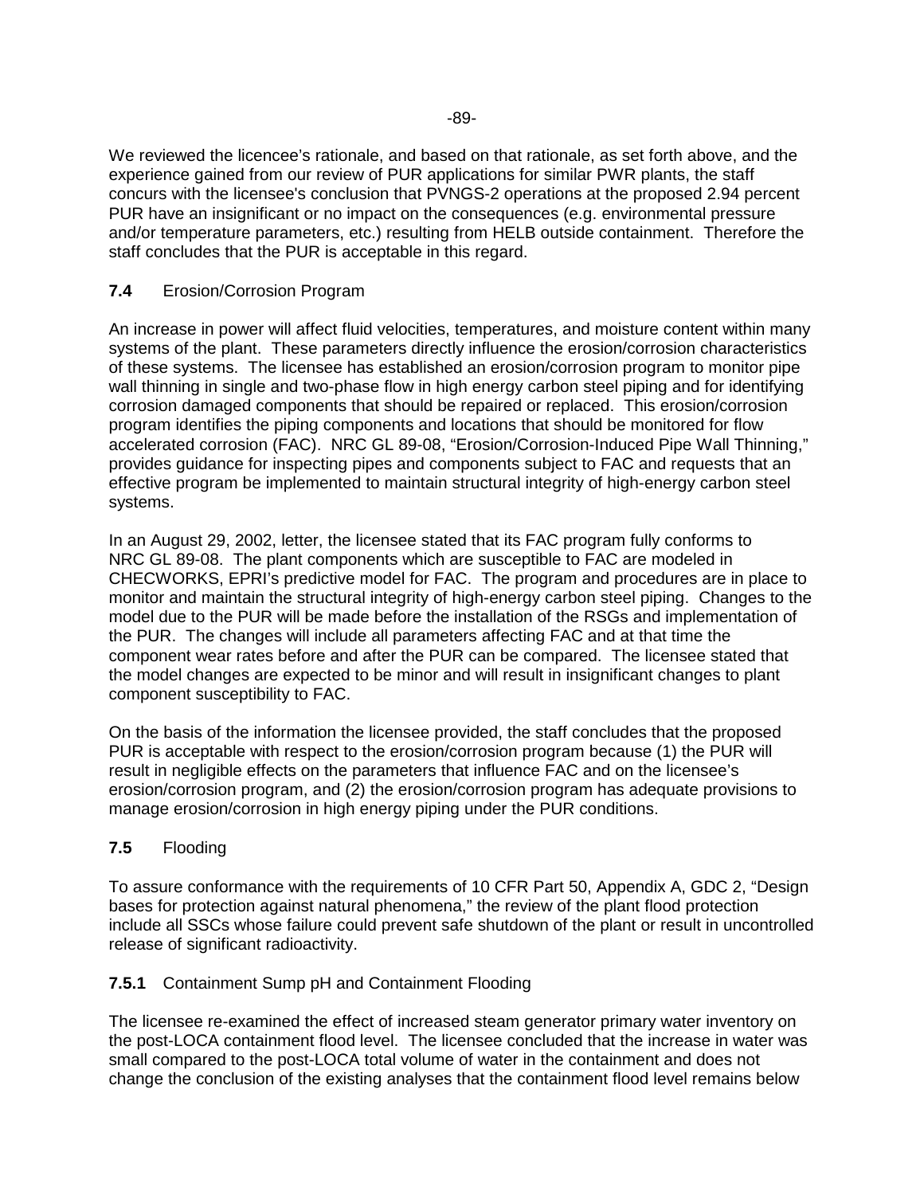We reviewed the licencee's rationale, and based on that rationale, as set forth above, and the experience gained from our review of PUR applications for similar PWR plants, the staff concurs with the licensee's conclusion that PVNGS-2 operations at the proposed 2.94 percent PUR have an insignificant or no impact on the consequences (e.g. environmental pressure and/or temperature parameters, etc.) resulting from HELB outside containment. Therefore the staff concludes that the PUR is acceptable in this regard.

### 7.4 Erosion/Corrosion Program

An increase in power will affect fluid velocities, temperatures, and moisture content within many systems of the plant. These parameters directly influence the erosion/corrosion characteristics of these systems. The licensee has established an erosion/corrosion program to monitor pipe wall thinning in single and two-phase flow in high energy carbon steel piping and for identifying corrosion damaged components that should be repaired or replaced. This erosion/corrosion program identifies the piping components and locations that should be monitored for flow accelerated corrosion (FAC). NRC GL 89-08, "Erosion/Corrosion-Induced Pipe Wall Thinning," provides guidance for inspecting pipes and components subject to FAC and requests that an effective program be implemented to maintain structural integrity of high-energy carbon steel systems.

In an August 29, 2002, letter, the licensee stated that its FAC program fully conforms to NRC GL 89-08. The plant components which are susceptible to FAC are modeled in CHECWORKS, EPRI's predictive model for FAC. The program and procedures are in place to monitor and maintain the structural integrity of high-energy carbon steel piping. Changes to the model due to the PUR will be made before the installation of the RSGs and implementation of the PUR. The changes will include all parameters affecting FAC and at that time the component wear rates before and after the PUR can be compared. The licensee stated that the model changes are expected to be minor and will result in insignificant changes to plant component susceptibility to FAC.

On the basis of the information the licensee provided, the staff concludes that the proposed PUR is acceptable with respect to the erosion/corrosion program because (1) the PUR will result in negligible effects on the parameters that influence FAC and on the licensee's erosion/corrosion program, and (2) the erosion/corrosion program has adequate provisions to manage erosion/corrosion in high energy piping under the PUR conditions.

### 7.5 Flooding

To assure conformance with the requirements of 10 CFR Part 50, Appendix A, GDC 2, "Design bases for protection against natural phenomena," the review of the plant flood protection include all SSCs whose failure could prevent safe shutdown of the plant or result in uncontrolled release of significant radioactivity.

#### 7.5.1 Containment Sump pH and Containment Flooding

The licensee re-examined the effect of increased steam generator primary water inventory on the post-LOCA containment flood level. The licensee concluded that the increase in water was small compared to the post-LOCA total volume of water in the containment and does not change the conclusion of the existing analyses that the containment flood level remains below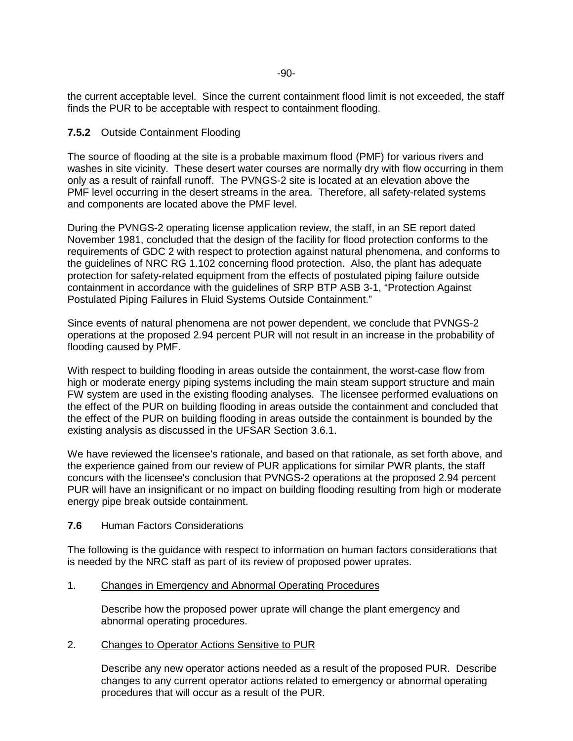the current acceptable level. Since the current containment flood limit is not exceeded, the staff finds the PUR to be acceptable with respect to containment flooding.

### **7.5.2** Outside Containment Flooding

The source of flooding at the site is a probable maximum flood (PMF) for various rivers and washes in site vicinity. These desert water courses are normally dry with flow occurring in them only as a result of rainfall runoff. The PVNGS-2 site is located at an elevation above the PMF level occurring in the desert streams in the area. Therefore, all safety-related systems and components are located above the PMF level.

During the PVNGS-2 operating license application review, the staff, in an SE report dated November 1981, concluded that the design of the facility for flood protection conforms to the requirements of GDC 2 with respect to protection against natural phenomena, and conforms to the guidelines of NRC RG 1.102 concerning flood protection. Also, the plant has adequate protection for safety-related equipment from the effects of postulated piping failure outside containment in accordance with the guidelines of SRP BTP ASB 3-1, "Protection Against Postulated Piping Failures in Fluid Systems Outside Containment."

Since events of natural phenomena are not power dependent, we conclude that PVNGS-2 operations at the proposed 2.94 percent PUR will not result in an increase in the probability of flooding caused by PMF.

With respect to building flooding in areas outside the containment, the worst-case flow from high or moderate energy piping systems including the main steam support structure and main FW system are used in the existing flooding analyses. The licensee performed evaluations on the effect of the PUR on building flooding in areas outside the containment and concluded that the effect of the PUR on building flooding in areas outside the containment is bounded by the existing analysis as discussed in the UFSAR Section 3.6.1.

We have reviewed the licensee's rationale, and based on that rationale, as set forth above, and the experience gained from our review of PUR applications for similar PWR plants, the staff concurs with the licensee's conclusion that PVNGS-2 operations at the proposed 2.94 percent PUR will have an insignificant or no impact on building flooding resulting from high or moderate energy pipe break outside containment.

### **7.6** Human Factors Considerations

The following is the guidance with respect to information on human factors considerations that is needed by the NRC staff as part of its review of proposed power uprates.

1. Changes in Emergency and Abnormal Operating Procedures

   Describe how the proposed power uprate will change the plant emergency and abnormal operating procedures.

2. Changes to Operator Actions Sensitive to PUR

   Describe any new operator actions needed as a result of the proposed PUR. Describe changes to any current operator actions related to emergency or abnormal operating procedures that will occur as a result of the PUR.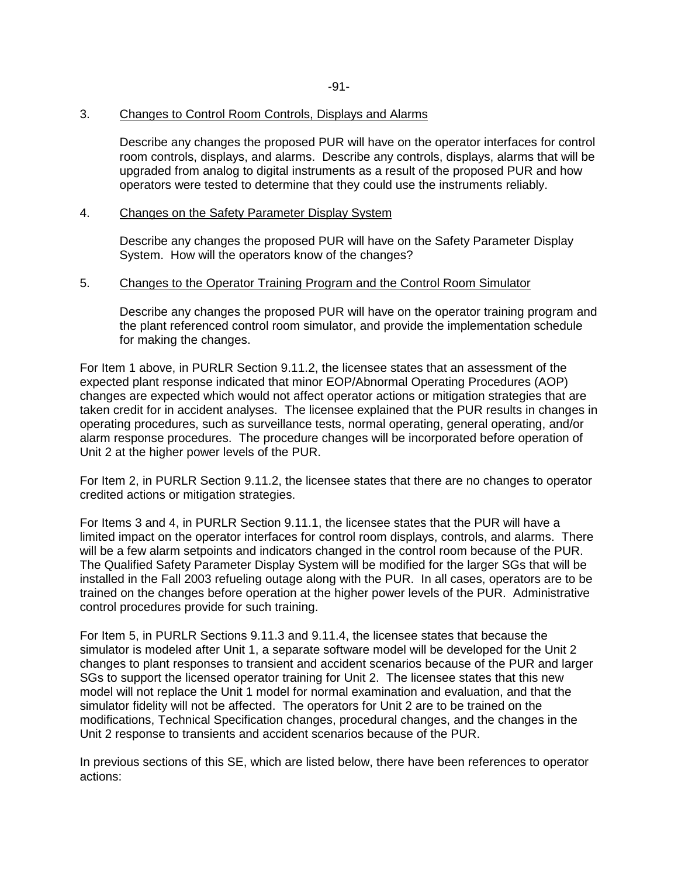3. Changes to Control Room Controls, Displays and Alarms

   Describe any changes the proposed PUR will have on the operator interfaces for control room controls, displays, and alarms. Describe any controls, displays, alarms that will be upgraded from analog to digital instruments as a result of the proposed PUR and how operators were tested to determine that they could use the instruments reliably.

4. Changes on the Safety Parameter Display System

   Describe any changes the proposed PUR will have on the Safety Parameter Display System. How will the operators know of the changes?

5. Changes to the Operator Training Program and the Control Room Simulator

   Describe any changes the proposed PUR will have on the operator training program and the plant referenced control room simulator, and provide the implementation schedule for making the changes.

For Item 1 above, in PURLR Section 9.11.2, the licensee states that an assessment of the expected plant response indicated that minor EOP/Abnormal Operating Procedures (AOP) changes are expected which would not affect operator actions or mitigation strategies that are taken credit for in accident analyses. The licensee explained that the PUR results in changes in operating procedures, such as surveillance tests, normal operating, general operating, and/or alarm response procedures. The procedure changes will be incorporated before operation of Unit 2 at the higher power levels of the PUR.

For Item 2, in PURLR Section 9.11.2, the licensee states that there are no changes to operator credited actions or mitigation strategies.

For Items 3 and 4, in PURLR Section 9.11.1, the licensee states that the PUR will have a limited impact on the operator interfaces for control room displays, controls, and alarms. There will be a few alarm setpoints and indicators changed in the control room because of the PUR. The Qualified Safety Parameter Display System will be modified for the larger SGs that will be installed in the Fall 2003 refueling outage along with the PUR. In all cases, operators are to be trained on the changes before operation at the higher power levels of the PUR. Administrative control procedures provide for such training.

For Item 5, in PURLR Sections 9.11.3 and 9.11.4, the licensee states that because the simulator is modeled after Unit 1, a separate software model will be developed for the Unit 2 changes to plant responses to transient and accident scenarios because of the PUR and larger SGs to support the licensed operator training for Unit 2. The licensee states that this new model will not replace the Unit 1 model for normal examination and evaluation, and that the simulator fidelity will not be affected. The operators for Unit 2 are to be trained on the modifications, Technical Specification changes, procedural changes, and the changes in the Unit 2 response to transients and accident scenarios because of the PUR.

In previous sections of this SE, which are listed below, there have been references to operator actions: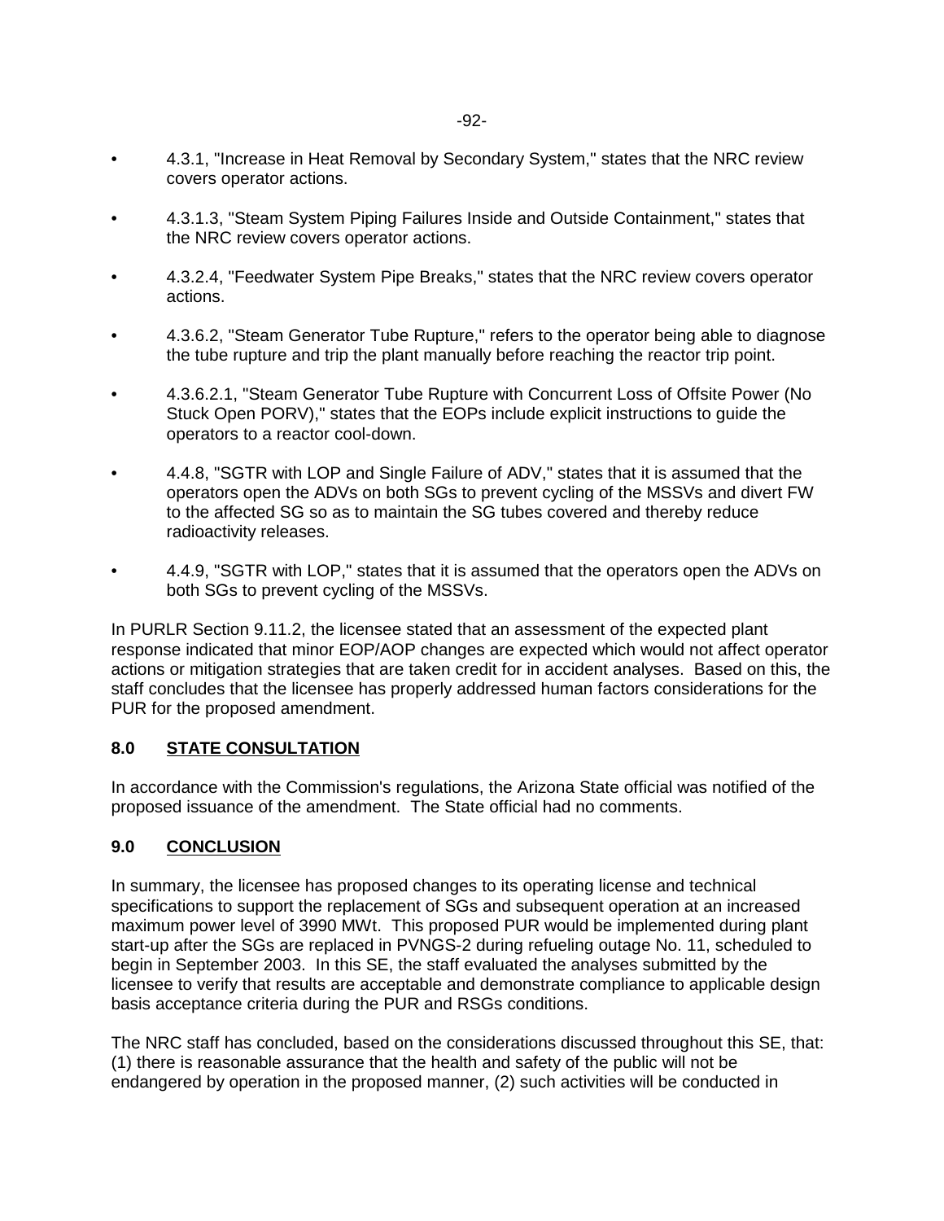- 4.3.1, "Increase in Heat Removal by Secondary System," states that the NRC review covers operator actions.
- 4.3.1.3, "Steam System Piping Failures Inside and Outside Containment," states that the NRC review covers operator actions.
- 4.3.2.4, "Feedwater System Pipe Breaks," states that the NRC review covers operator actions.
- 4.3.6.2, "Steam Generator Tube Rupture," refers to the operator being able to diagnose the tube rupture and trip the plant manually before reaching the reactor trip point.
- 4.3.6.2.1, "Steam Generator Tube Rupture with Concurrent Loss of Offsite Power (No Stuck Open PORV)," states that the EOPs include explicit instructions to guide the operators to a reactor cool-down.
- 4.4.8, "SGTR with LOP and Single Failure of ADV," states that it is assumed that the operators open the ADVs on both SGs to prevent cycling of the MSSVs and divert FW to the affected SG so as to maintain the SG tubes covered and thereby reduce radioactivity releases.
- 4.4.9, "SGTR with LOP," states that it is assumed that the operators open the ADVs on both SGs to prevent cycling of the MSSVs.

In PURLR Section 9.11.2, the licensee stated that an assessment of the expected plant response indicated that minor EOP/AOP changes are expected which would not affect operator actions or mitigation strategies that are taken credit for in accident analyses. Based on this, the staff concludes that the licensee has properly addressed human factors considerations for the PUR for the proposed amendment.

## 8.0 STATE CONSULTATION

In accordance with the Commission's regulations, the Arizona State official was notified of the proposed issuance of the amendment. The State official had no comments.

## 9.0 CONCLUSION

In summary, the licensee has proposed changes to its operating license and technical specifications to support the replacement of SGs and subsequent operation at an increased maximum power level of 3990 MWt. This proposed PUR would be implemented during plant start-up after the SGs are replaced in PVNGS-2 during refueling outage No. 11, scheduled to begin in September 2003. In this SE, the staff evaluated the analyses submitted by the licensee to verify that results are acceptable and demonstrate compliance to applicable design basis acceptance criteria during the PUR and RSGs conditions.

The NRC staff has concluded, based on the considerations discussed throughout this SE, that: (1) there is reasonable assurance that the health and safety of the public will not be endangered by operation in the proposed manner, (2) such activities will be conducted in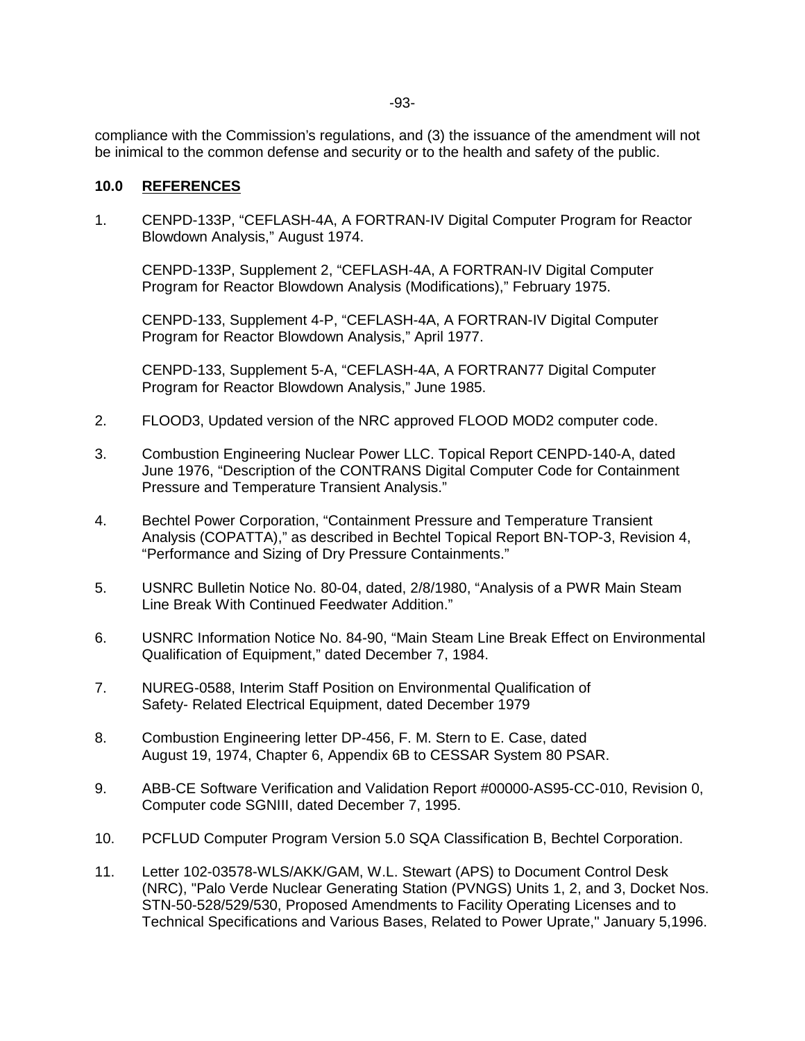compliance with the Commission's regulations, and (3) the issuance of the amendment will not be inimical to the common defense and security or to the health and safety of the public.

## 10.0 REFERENCES

1. CENPD-133P, "CEFLASH-4A, A FORTRAN-IV Digital Computer Program for Reactor Blowdown Analysis," August 1974.

   CENPD-133P, Supplement 2, "CEFLASH-4A, A FORTRAN-IV Digital Computer Program for Reactor Blowdown Analysis (Modifications)," February 1975.

   CENPD-133, Supplement 4-P, "CEFLASH-4A, A FORTRAN-IV Digital Computer Program for Reactor Blowdown Analysis," April 1977.

   CENPD-133, Supplement 5-A, "CEFLASH-4A, A FORTRAN77 Digital Computer Program for Reactor Blowdown Analysis," June 1985.

2. FLOOD3, Updated version of the NRC approved FLOOD MOD2 computer code.

3. Combustion Engineering Nuclear Power LLC. Topical Report CENPD-140-A, dated June 1976, "Description of the CONTRANS Digital Computer Code for Containment Pressure and Temperature Transient Analysis."

4. Bechtel Power Corporation, "Containment Pressure and Temperature Transient Analysis (COPATTA)," as described in Bechtel Topical Report BN-TOP-3, Revision 4, "Performance and Sizing of Dry Pressure Containments."

5. USNRC Bulletin Notice No. 80-04, dated, 2/8/1980, "Analysis of a PWR Main Steam Line Break With Continued Feedwater Addition."

6. USNRC Information Notice No. 84-90, "Main Steam Line Break Effect on Environmental Qualification of Equipment," dated December 7, 1984.

7. NUREG-0588, Interim Staff Position on Environmental Qualification of Safety- Related Electrical Equipment, dated December 1979

8. Combustion Engineering letter DP-456, F. M. Stern to E. Case, dated August 19, 1974, Chapter 6, Appendix 6B to CESSAR System 80 PSAR.

9. ABB-CE Software Verification and Validation Report #00000-AS95-CC-010, Revision 0, Computer code SGNIII, dated December 7, 1995.

10. PCFLUD Computer Program Version 5.0 SQA Classification B, Bechtel Corporation.

11. Letter 102-03578-WLS/AKK/GAM, W.L. Stewart (APS) to Document Control Desk (NRC), "Palo Verde Nuclear Generating Station (PVNGS) Units 1, 2, and 3, Docket Nos. STN-50-528/529/530, Proposed Amendments to Facility Operating Licenses and to Technical Specifications and Various Bases, Related to Power Uprate," January 5,1996.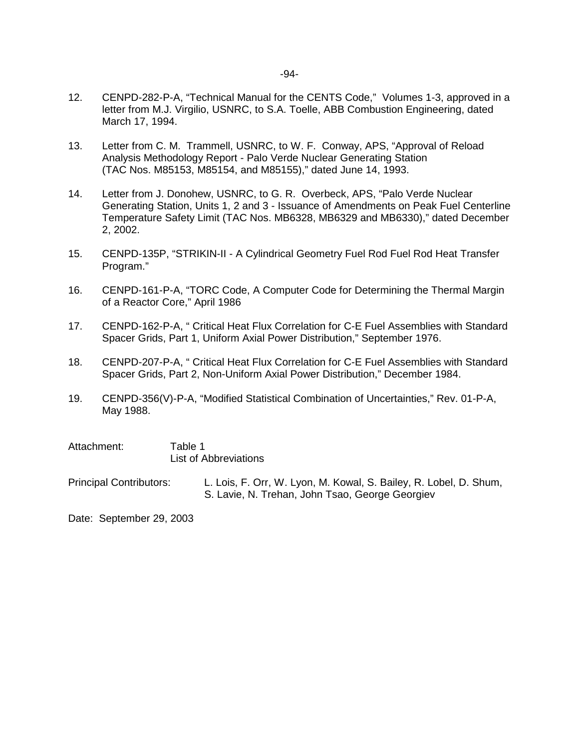12. CENPD-282-P-A, "Technical Manual for the CENTS Code," Volumes 1-3, approved in a letter from M.J. Virgilio, USNRC, to S.A. Toelle, ABB Combustion Engineering, dated March 17, 1994.

13. Letter from C. M. Trammell, USNRC, to W. F. Conway, APS, "Approval of Reload Analysis Methodology Report - Palo Verde Nuclear Generating Station (TAC Nos. M85153, M85154, and M85155)," dated June 14, 1993.

14. Letter from J. Donohew, USNRC, to G. R. Overbeck, APS, "Palo Verde Nuclear Generating Station, Units 1, 2 and 3 - Issuance of Amendments on Peak Fuel Centerline Temperature Safety Limit (TAC Nos. MB6328, MB6329 and MB6330)," dated December 2, 2002.

15. CENPD-135P, "STRIKIN-II - A Cylindrical Geometry Fuel Rod Fuel Rod Heat Transfer Program."

16. CENPD-161-P-A, "TORC Code, A Computer Code for Determining the Thermal Margin of a Reactor Core," April 1986

17. CENPD-162-P-A, " Critical Heat Flux Correlation for C-E Fuel Assemblies with Standard Spacer Grids, Part 1, Uniform Axial Power Distribution," September 1976.

18. CENPD-207-P-A, " Critical Heat Flux Correlation for C-E Fuel Assemblies with Standard Spacer Grids, Part 2, Non-Uniform Axial Power Distribution," December 1984.

19. CENPD-356(V)-P-A, "Modified Statistical Combination of Uncertainties," Rev. 01-P-A, May 1988.

Attachment: Table 1
List of Abbreviations

Principal Contributors: L. Lois, F. Orr, W. Lyon, M. Kowal, S. Bailey, R. Lobel, D. Shum, S. Lavie, N. Trehan, John Tsao, George Georgiev

Date: September 29, 2003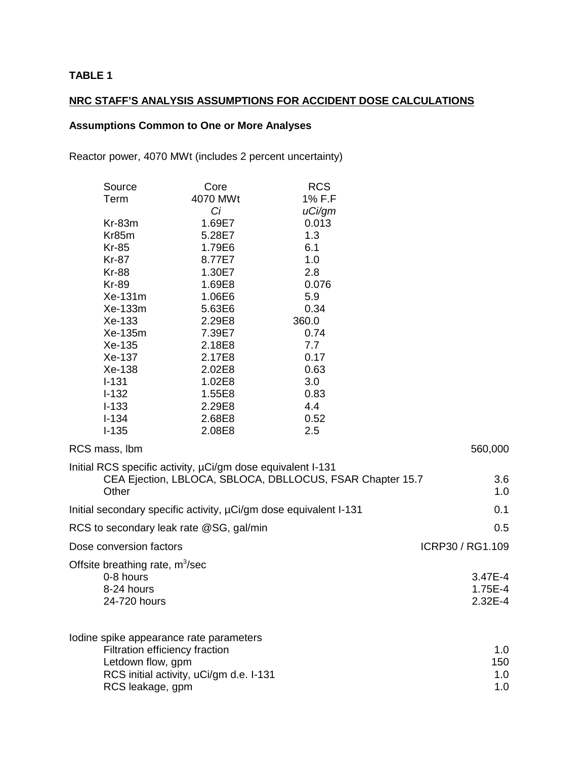**TABLE 1**

**NRC STAFF'S ANALYSIS ASSUMPTIONS FOR ACCIDENT DOSE CALCULATIONS**

**Assumptions Common to One or More Analyses**

Reactor power, 4070 MWt (includes 2 percent uncertainty)

| Source Term | Core 4070 MWt *Ci* | RCS 1% F.F *uCi/gm* |
|---|---|---|
| Kr-83m | 1.69E7 | 0.013 |
| Kr85m | 5.28E7 | 1.3 |
| Kr-85 | 1.79E6 | 6.1 |
| Kr-87 | 8.77E7 | 1.0 |
| Kr-88 | 1.30E7 | 2.8 |
| Kr-89 | 1.69E8 | 0.076 |
| Xe-131m | 1.06E6 | 5.9 |
| Xe-133m | 5.63E6 | 0.34 |
| Xe-133 | 2.29E8 | 360.0 |
| Xe-135m | 7.39E7 | 0.74 |
| Xe-135 | 2.18E8 | 7.7 |
| Xe-137 | 2.17E8 | 0.17 |
| Xe-138 | 2.02E8 | 0.63 |
| I-131 | 1.02E8 | 3.0 |
| I-132 | 1.55E8 | 0.83 |
| I-133 | 2.29E8 | 4.4 |
| I-134 | 2.68E8 | 0.52 |
| I-135 | 2.08E8 | 2.5 |

| Parameter | Value |
|---|---|
| RCS mass, lbm | 560,000 |
| Initial RCS specific activity, µCi/gm dose equivalent I-131 | |
| CEA Ejection, LBLOCA, SBLOCA, DBLLOCUS, FSAR Chapter 15.7 | 3.6 |
| Other | 1.0 |
| Initial secondary specific activity, µCi/gm dose equivalent I-131 | 0.1 |
| RCS to secondary leak rate @SG, gal/min | 0.5 |
| Dose conversion factors | ICRP30 / RG1.109 |
| Offsite breathing rate, $m^3$/sec | |
| 0-8 hours | 3.47E-4 |
| 8-24 hours | 1.75E-4 |
| 24-720 hours | 2.32E-4 |
| Iodine spike appearance rate parameters | |
| Filtration efficiency fraction | 1.0 |
| Letdown flow, gpm | 150 |
| RCS initial activity, uCi/gm d.e. I-131 | 1.0 |
| RCS leakage, gpm | 1.0 |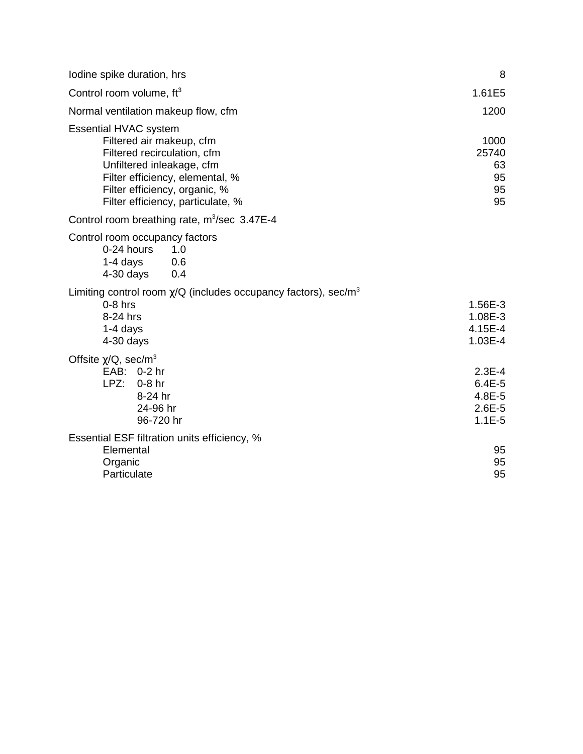| | |
|---|---|
| Iodine spike duration, hrs | 8 |
| Control room volume, $ft^3$ | 1.61E5 |
| Normal ventilation makeup flow, cfm | 1200 |
| Essential HVAC system | |
| Filtered air makeup, cfm | 1000 |
| Filtered recirculation, cfm | 25740 |
| Unfiltered inleakage, cfm | 63 |
| Filter efficiency, elemental, % | 95 |
| Filter efficiency, organic, % | 95 |
| Filter efficiency, particulate, % | 95 |
| Control room breathing rate, $m^3$/sec 3.47E-4 | |
| Control room occupancy factors | |
| 0-24 hours 1.0 | |
| 1-4 days 0.6 | |
| 4-30 days 0.4 | |
| Limiting control room χ/Q (includes occupancy factors), sec/$m^3$ | |
| 0-8 hrs | 1.56E-3 |
| 8-24 hrs | 1.08E-3 |
| 1-4 days | 4.15E-4 |
| 4-30 days | 1.03E-4 |
| Offsite χ/Q, sec/$m^3$ | |
| EAB: 0-2 hr | 2.3E-4 |
| LPZ: 0-8 hr | 6.4E-5 |
| 8-24 hr | 4.8E-5 |
| 24-96 hr | 2.6E-5 |
| 96-720 hr | 1.1E-5 |
| Essential ESF filtration units efficiency, % | |
| Elemental | 95 |
| Organic | 95 |
| Particulate | 95 |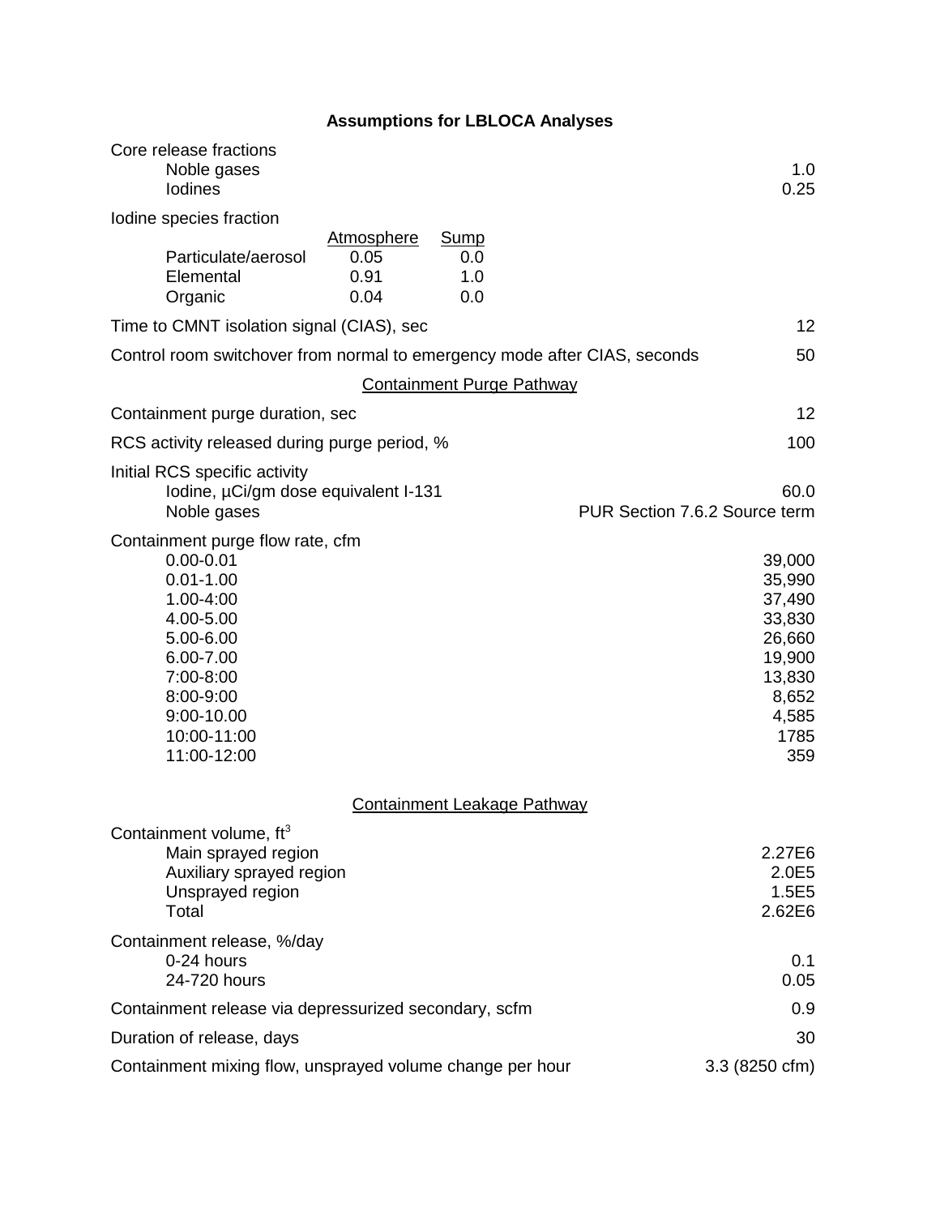## Assumptions for LBLOCA Analyses

| | | | |
|---|---|---|---|
| Core release fractions | | | |
| Noble gases | | | 1.0 |
| Iodines | | | 0.25 |
| Iodine species fraction | | | |
| | Atmosphere | Sump | |
| Particulate/aerosol | 0.05 | 0.0 | |
| Elemental | 0.91 | 1.0 | |
| Organic | 0.04 | 0.0 | |
| Time to CMNT isolation signal (CIAS), sec | | | 12 |
| Control room switchover from normal to emergency mode after CIAS, seconds | | | 50 |

### Containment Purge Pathway

| | |
|---|---|
| Containment purge duration, sec | 12 |
| RCS activity released during purge period, % | 100 |
| Initial RCS specific activity | |
| Iodine, µCi/gm dose equivalent I-131 | 60.0 |
| Noble gases | PUR Section 7.6.2 Source term |
| Containment purge flow rate, cfm | |
| 0.00-0.01 | 39,000 |
| 0.01-1.00 | 35,990 |
| 1.00-4:00 | 37,490 |
| 4.00-5.00 | 33,830 |
| 5.00-6.00 | 26,660 |
| 6.00-7.00 | 19,900 |
| 7:00-8:00 | 13,830 |
| 8:00-9:00 | 8,652 |
| 9:00-10.00 | 4,585 |
| 10:00-11:00 | 1785 |
| 11:00-12:00 | 359 |

### Containment Leakage Pathway

| | |
|---|---|
| Containment volume, $ft^3$ | |
| Main sprayed region | 2.27E6 |
| Auxiliary sprayed region | 2.0E5 |
| Unsprayed region | 1.5E5 |
| Total | 2.62E6 |
| Containment release, %/day | |
| 0-24 hours | 0.1 |
| 24-720 hours | 0.05 |
| Containment release via depressurized secondary, scfm | 0.9 |
| Duration of release, days | 30 |
| Containment mixing flow, unsprayed volume change per hour | 3.3 (8250 cfm) |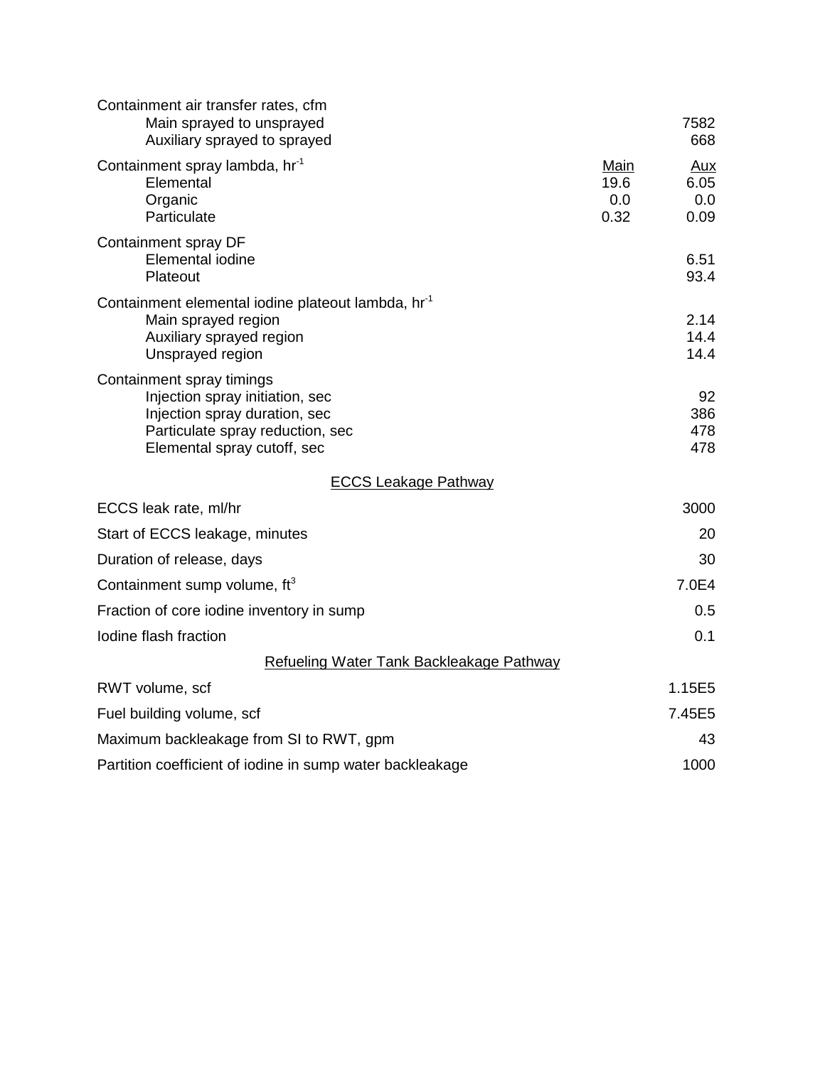| Parameter | Main | Aux |
|---|---|---|
| Containment air transfer rates, cfm | | |
| Main sprayed to unsprayed | | 7582 |
| Auxiliary sprayed to sprayed | | 668 |
| Containment spray lambda, $hr^{-1}$ | Main | Aux |
| Elemental | 19.6 | 6.05 |
| Organic | 0.0 | 0.0 |
| Particulate | 0.32 | 0.09 |
| Containment spray DF | | |
| Elemental iodine | | 6.51 |
| Plateout | | 93.4 |
| Containment elemental iodine plateout lambda, $hr^{-1}$ | | |
| Main sprayed region | | 2.14 |
| Auxiliary sprayed region | | 14.4 |
| Unsprayed region | | 14.4 |
| Containment spray timings | | |
| Injection spray initiation, sec | | 92 |
| Injection spray duration, sec | | 386 |
| Particulate spray reduction, sec | | 478 |
| Elemental spray cutoff, sec | | 478 |

<u>ECCS Leakage Pathway</u>

| Parameter | Value |
|---|---|
| ECCS leak rate, ml/hr | 3000 |
| Start of ECCS leakage, minutes | 20 |
| Duration of release, days | 30 |
| Containment sump volume, $ft^3$ | 7.0E4 |
| Fraction of core iodine inventory in sump | 0.5 |
| Iodine flash fraction | 0.1 |

<u>Refueling Water Tank Backleakage Pathway</u>

| Parameter | Value |
|---|---|
| RWT volume, scf | 1.15E5 |
| Fuel building volume, scf | 7.45E5 |
| Maximum backleakage from SI to RWT, gpm | 43 |
| Partition coefficient of iodine in sump water backleakage | 1000 |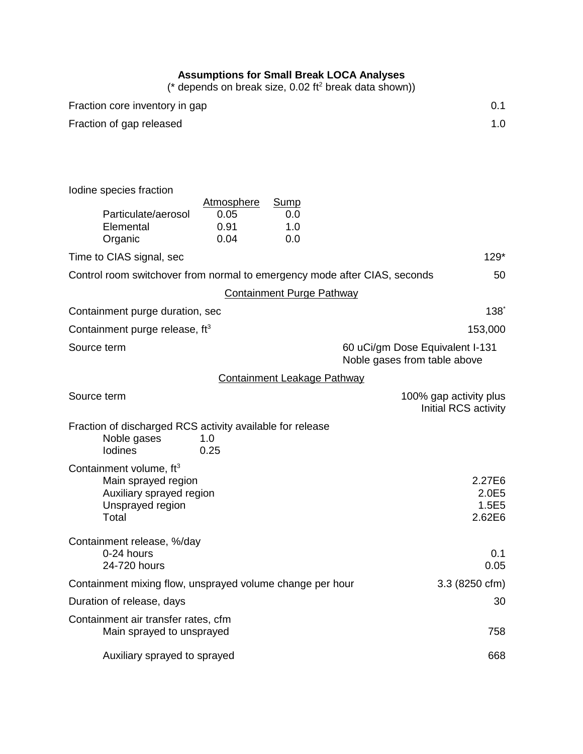**Assumptions for Small Break LOCA Analyses**
(* depends on break size, 0.02 ft$^2$ break data shown))

| | |
|---|---|
| Fraction core inventory in gap | 0.1 |
| Fraction of gap released | 1.0 |

Iodine species fraction

| | Atmosphere | Sump |
|---|---|---|
| Particulate/aerosol | 0.05 | 0.0 |
| Elemental | 0.91 | 1.0 |
| Organic | 0.04 | 0.0 |

| | |
|---|---|
| Time to CIAS signal, sec | 129* |
| Control room switchover from normal to emergency mode after CIAS, seconds | 50 |

Containment Purge Pathway

| | |
|---|---|
| Containment purge duration, sec | 138* |
| Containment purge release, ft$^3$ | 153,000 |
| Source term | 60 uCi/gm Dose Equivalent I-131<br>Noble gases from table above |

Containment Leakage Pathway

| | |
|---|---|
| Source term | 100% gap activity plus<br>Initial RCS activity |

Fraction of discharged RCS activity available for release

| | |
|---|---|
| Noble gases | 1.0 |
| Iodines | 0.25 |

Containment volume, ft$^3$

| | |
|---|---|
| Main sprayed region | 2.27E6 |
| Auxiliary sprayed region | 2.0E5 |
| Unsprayed region | 1.5E5 |
| Total | 2.62E6 |

Containment release, %/day

| | |
|---|---|
| 0-24 hours | 0.1 |
| 24-720 hours | 0.05 |

| | |
|---|---|
| Containment mixing flow, unsprayed volume change per hour | 3.3 (8250 cfm) |
| Duration of release, days | 30 |

Containment air transfer rates, cfm

| | |
|---|---|
| Main sprayed to unsprayed | 758 |
| Auxiliary sprayed to sprayed | 668 |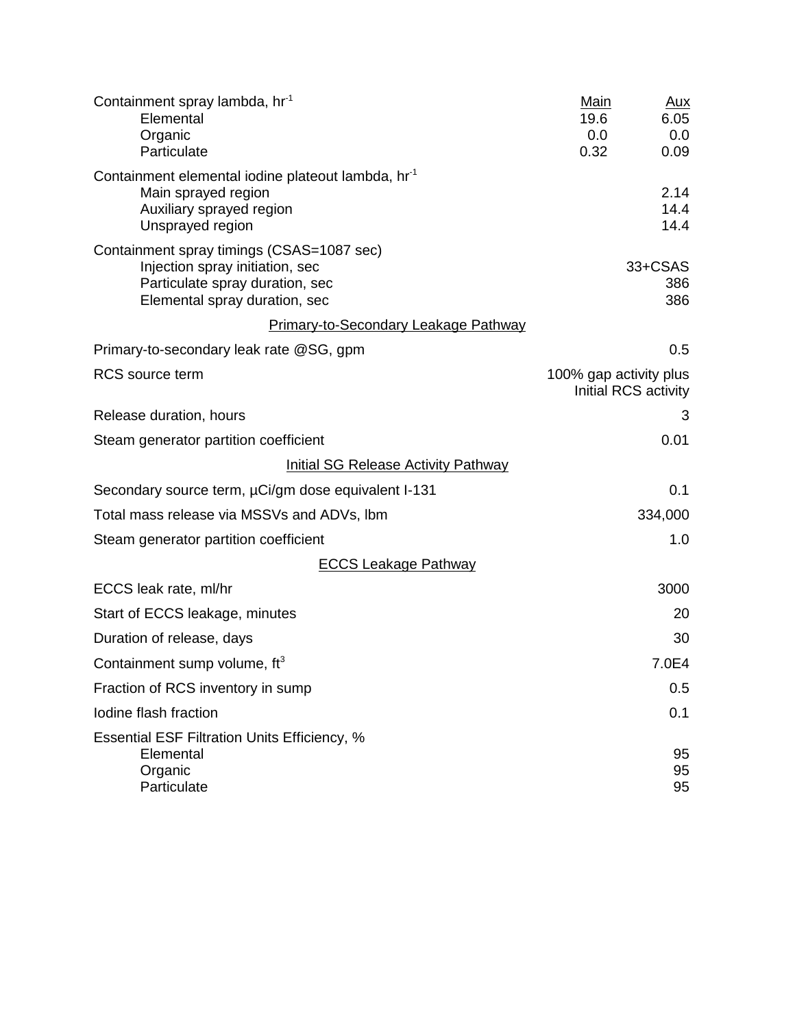| Parameter | Main | Aux |
|---|---|---|
| Containment spray lambda, $hr^{-1}$ | | |
| Elemental | 19.6 | 6.05 |
| Organic | 0.0 | 0.0 |
| Particulate | 0.32 | 0.09 |
| Containment elemental iodine plateout lambda, $hr^{-1}$ | | |
| Main sprayed region | | 2.14 |
| Auxiliary sprayed region | | 14.4 |
| Unsprayed region | | 14.4 |
| Containment spray timings (CSAS=1087 sec) | | |
| Injection spray initiation, sec | | 33+CSAS |
| Particulate spray duration, sec | | 386 |
| Elemental spray duration, sec | | 386 |

<u>Primary-to-Secondary Leakage Pathway</u>

| Parameter | Value |
|---|---|
| Primary-to-secondary leak rate @SG, gpm | 0.5 |
| RCS source term | 100% gap activity plus Initial RCS activity |
| Release duration, hours | 3 |
| Steam generator partition coefficient | 0.01 |

<u>Initial SG Release Activity Pathway</u>

| Parameter | Value |
|---|---|
| Secondary source term, µCi/gm dose equivalent I-131 | 0.1 |
| Total mass release via MSSVs and ADVs, lbm | 334,000 |
| Steam generator partition coefficient | 1.0 |

<u>ECCS Leakage Pathway</u>

| Parameter | Value |
|---|---|
| ECCS leak rate, ml/hr | 3000 |
| Start of ECCS leakage, minutes | 20 |
| Duration of release, days | 30 |
| Containment sump volume, $ft^3$ | 7.0E4 |
| Fraction of RCS inventory in sump | 0.5 |
| Iodine flash fraction | 0.1 |
| Essential ESF Filtration Units Efficiency, % | |
| Elemental | 95 |
| Organic | 95 |
| Particulate | 95 |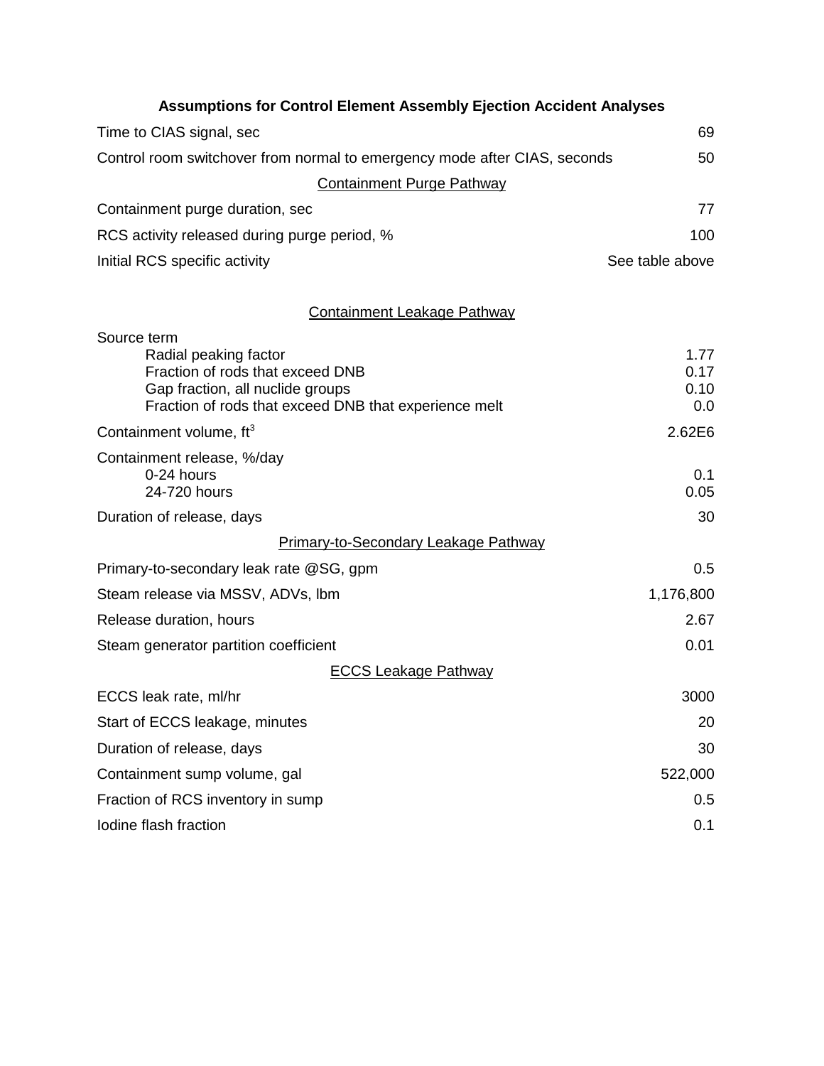**Assumptions for Control Element Assembly Ejection Accident Analyses**

| | |
|---|---|
| Time to CIAS signal, sec | 69 |
| Control room switchover from normal to emergency mode after CIAS, seconds | 50 |
| <u>Containment Purge Pathway</u> | |
| Containment purge duration, sec | 77 |
| RCS activity released during purge period, % | 100 |
| Initial RCS specific activity | See table above |
| <u>Containment Leakage Pathway</u> | |
| Source term | |
| Radial peaking factor | 1.77 |
| Fraction of rods that exceed DNB | 0.17 |
| Gap fraction, all nuclide groups | 0.10 |
| Fraction of rods that exceed DNB that experience melt | 0.0 |
| Containment volume, $ft^3$ | 2.62E6 |
| Containment release, %/day | |
| 0-24 hours | 0.1 |
| 24-720 hours | 0.05 |
| Duration of release, days | 30 |
| <u>Primary-to-Secondary Leakage Pathway</u> | |
| Primary-to-secondary leak rate @SG, gpm | 0.5 |
| Steam release via MSSV, ADVs, lbm | 1,176,800 |
| Release duration, hours | 2.67 |
| Steam generator partition coefficient | 0.01 |
| <u>ECCS Leakage Pathway</u> | |
| ECCS leak rate, ml/hr | 3000 |
| Start of ECCS leakage, minutes | 20 |
| Duration of release, days | 30 |
| Containment sump volume, gal | 522,000 |
| Fraction of RCS inventory in sump | 0.5 |
| Iodine flash fraction | 0.1 |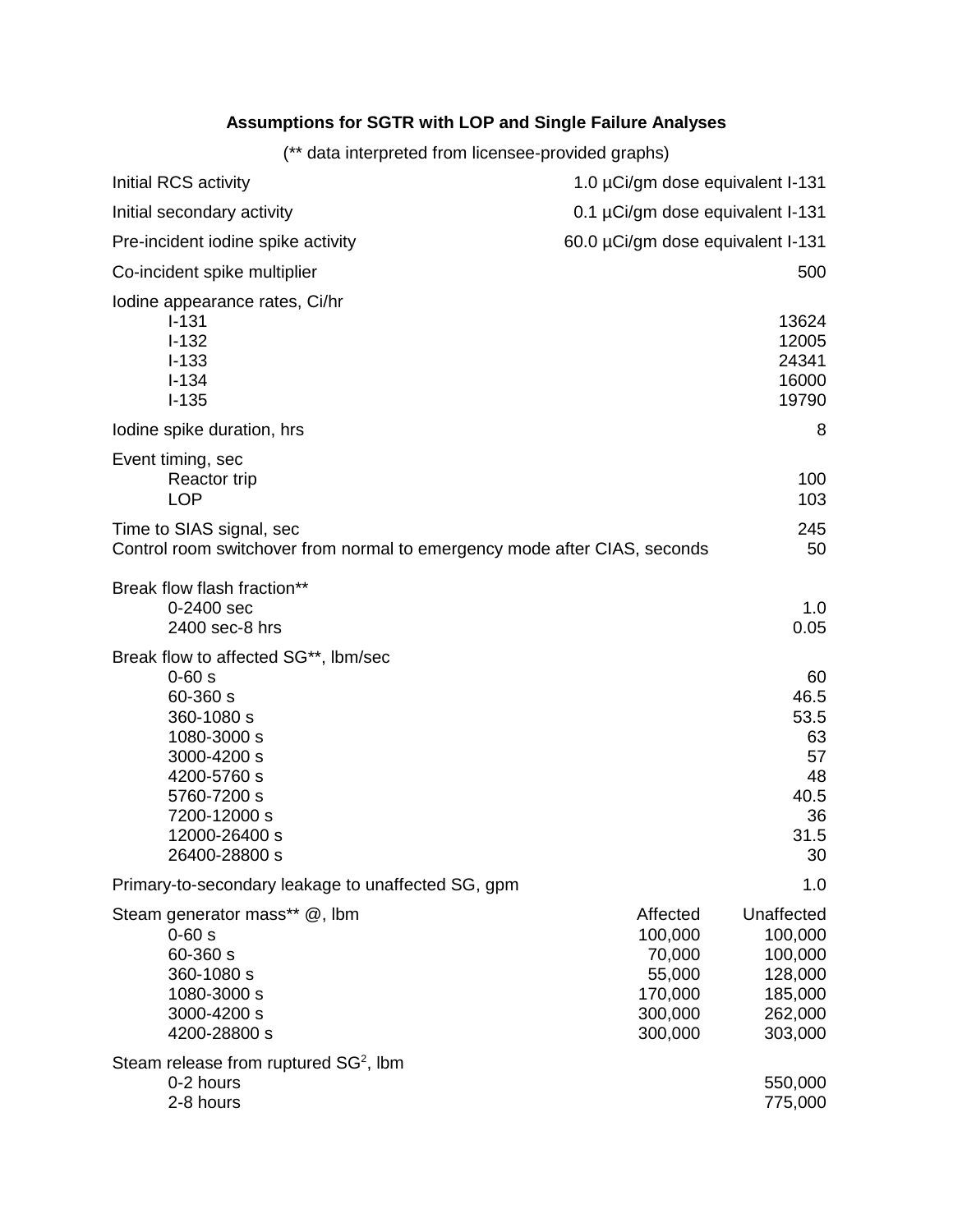**Assumptions for SGTR with LOP and Single Failure Analyses**

(** data interpreted from licensee-provided graphs)

| | | |
|---|---|---|
| Initial RCS activity | | 1.0 µCi/gm dose equivalent I-131 |
| Initial secondary activity | | 0.1 µCi/gm dose equivalent I-131 |
| Pre-incident iodine spike activity | | 60.0 µCi/gm dose equivalent I-131 |
| Co-incident spike multiplier | | 500 |
| Iodine appearance rates, Ci/hr | | |
| I-131 | | 13624 |
| I-132 | | 12005 |
| I-133 | | 24341 |
| I-134 | | 16000 |
| I-135 | | 19790 |
| Iodine spike duration, hrs | | 8 |
| Event timing, sec | | |
| Reactor trip | | 100 |
| LOP | | 103 |
| Time to SIAS signal, sec | | 245 |
| Control room switchover from normal to emergency mode after CIAS, seconds | | 50 |
| Break flow flash fraction** | | |
| 0-2400 sec | | 1.0 |
| 2400 sec-8 hrs | | 0.05 |
| Break flow to affected SG**, lbm/sec | | |
| 0-60 s | | 60 |
| 60-360 s | | 46.5 |
| 360-1080 s | | 53.5 |
| 1080-3000 s | | 63 |
| 3000-4200 s | | 57 |
| 4200-5760 s | | 48 |
| 5760-7200 s | | 40.5 |
| 7200-12000 s | | 36 |
| 12000-26400 s | | 31.5 |
| 26400-28800 s | | 30 |
| Primary-to-secondary leakage to unaffected SG, gpm | | 1.0 |
| Steam generator mass** @, lbm | Affected | Unaffected |
| 0-60 s | 100,000 | 100,000 |
| 60-360 s | 70,000 | 100,000 |
| 360-1080 s | 55,000 | 128,000 |
| 1080-3000 s | 170,000 | 185,000 |
| 3000-4200 s | 300,000 | 262,000 |
| 4200-28800 s | 300,000 | 303,000 |
| Steam release from ruptured SG[2], lbm | | |
| 0-2 hours | | 550,000 |
| 2-8 hours | | 775,000 |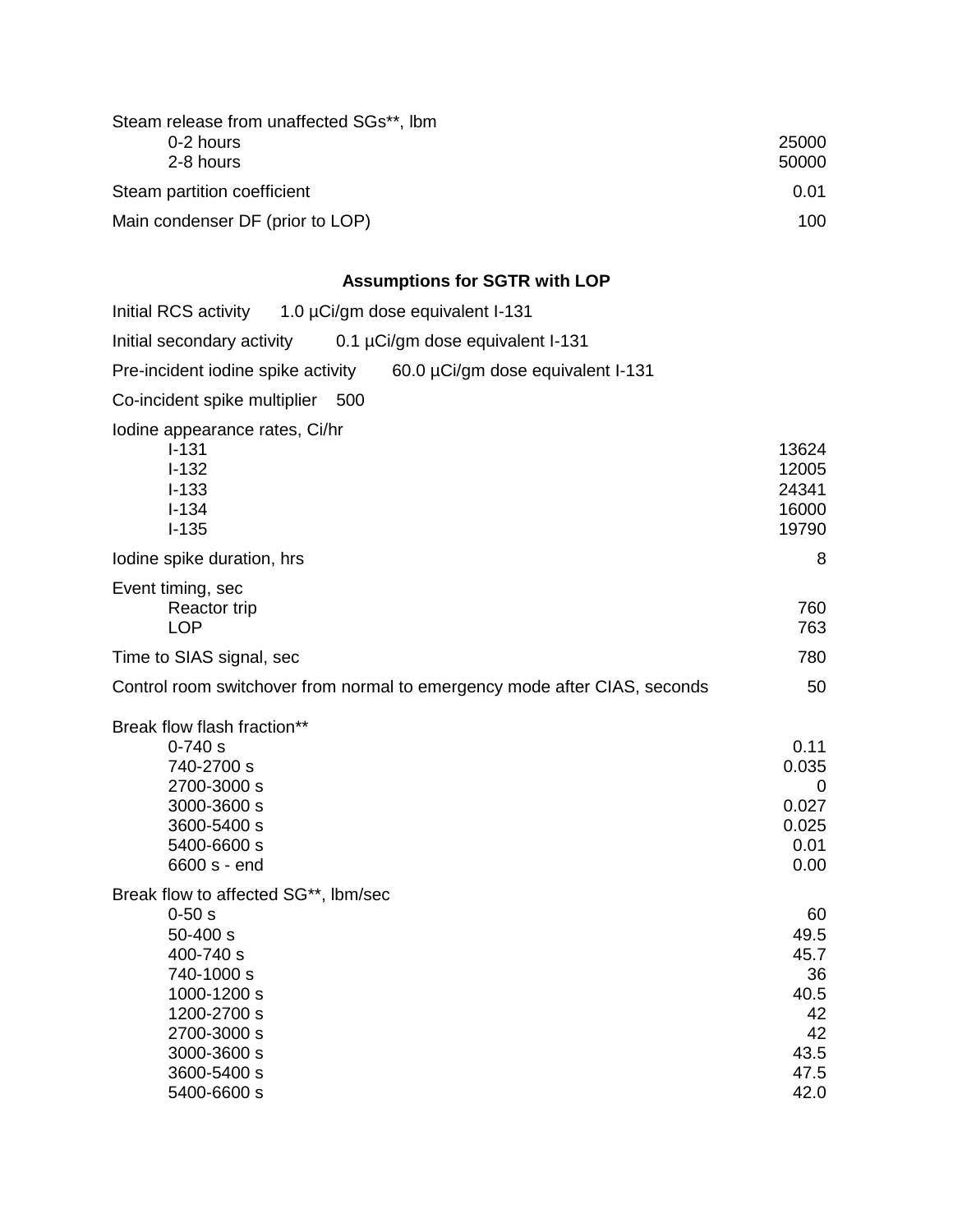| | |
|---|---|
| Steam release from unaffected SGs**, lbm | |
| 0-2 hours | 25000 |
| 2-8 hours | 50000 |
| Steam partition coefficient | 0.01 |
| Main condenser DF (prior to LOP) | 100 |

### Assumptions for SGTR with LOP

Initial RCS activity 1.0 µCi/gm dose equivalent I-131

Initial secondary activity 0.1 µCi/gm dose equivalent I-131

Pre-incident iodine spike activity 60.0 µCi/gm dose equivalent I-131

Co-incident spike multiplier 500

| | |
|---|---|
| Iodine appearance rates, Ci/hr | |
| I-131 | 13624 |
| I-132 | 12005 |
| I-133 | 24341 |
| I-134 | 16000 |
| I-135 | 19790 |
| Iodine spike duration, hrs | 8 |
| Event timing, sec | |
| Reactor trip | 760 |
| LOP | 763 |
| Time to SIAS signal, sec | 780 |
| Control room switchover from normal to emergency mode after CIAS, seconds | 50 |
| Break flow flash fraction** | |
| 0-740 s | 0.11 |
| 740-2700 s | 0.035 |
| 2700-3000 s | 0 |
| 3000-3600 s | 0.027 |
| 3600-5400 s | 0.025 |
| 5400-6600 s | 0.01 |
| 6600 s - end | 0.00 |
| Break flow to affected SG**, lbm/sec | |
| 0-50 s | 60 |
| 50-400 s | 49.5 |
| 400-740 s | 45.7 |
| 740-1000 s | 36 |
| 1000-1200 s | 40.5 |
| 1200-2700 s | 42 |
| 2700-3000 s | 42 |
| 3000-3600 s | 43.5 |
| 3600-5400 s | 47.5 |
| 5400-6600 s | 42.0 |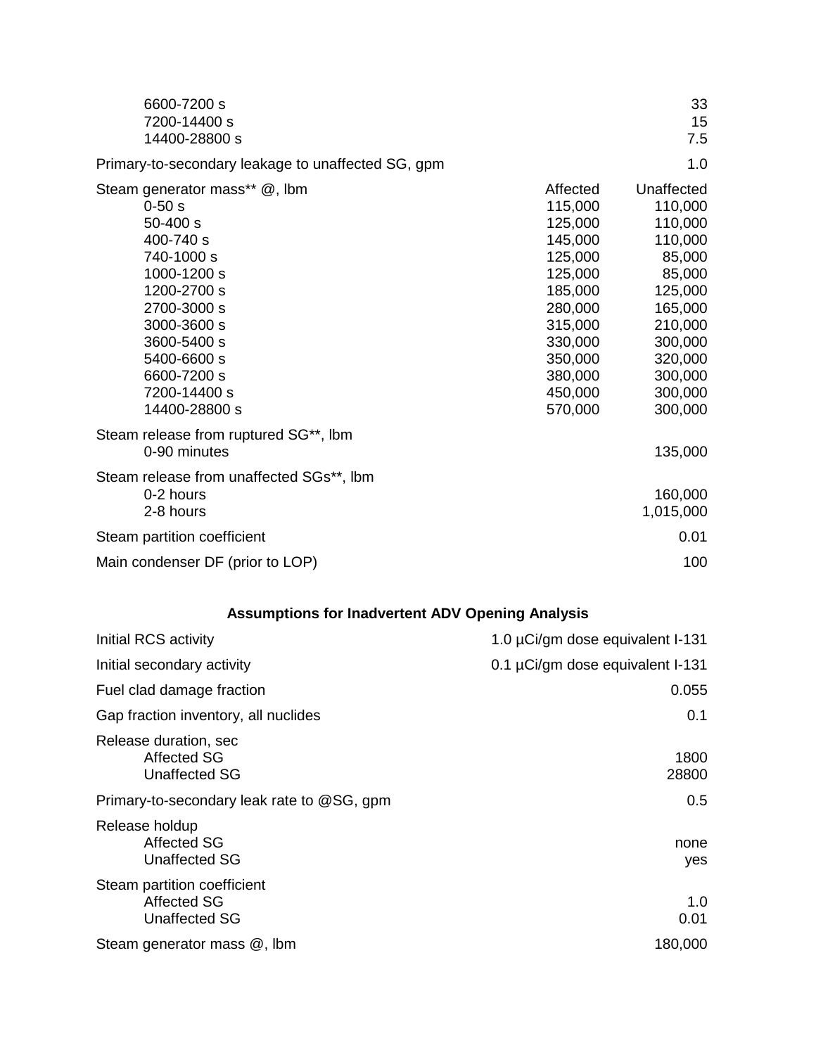| | | |
|---|---|---|
| 6600-7200 s | | 33 |
| 7200-14400 s | | 15 |
| 14400-28800 s | | 7.5 |
| Primary-to-secondary leakage to unaffected SG, gpm | | 1.0 |
| Steam generator mass** @, lbm | Affected | Unaffected |
| 0-50 s | 115,000 | 110,000 |
| 50-400 s | 125,000 | 110,000 |
| 400-740 s | 145,000 | 110,000 |
| 740-1000 s | 125,000 | 85,000 |
| 1000-1200 s | 125,000 | 85,000 |
| 1200-2700 s | 185,000 | 125,000 |
| 2700-3000 s | 280,000 | 165,000 |
| 3000-3600 s | 315,000 | 210,000 |
| 3600-5400 s | 330,000 | 300,000 |
| 5400-6600 s | 350,000 | 320,000 |
| 6600-7200 s | 380,000 | 300,000 |
| 7200-14400 s | 450,000 | 300,000 |
| 14400-28800 s | 570,000 | 300,000 |
| Steam release from ruptured SG**, lbm | | |
| 0-90 minutes | | 135,000 |
| Steam release from unaffected SGs**, lbm | | |
| 0-2 hours | | 160,000 |
| 2-8 hours | | 1,015,000 |
| Steam partition coefficient | | 0.01 |
| Main condenser DF (prior to LOP) | | 100 |

### Assumptions for Inadvertent ADV Opening Analysis

| | |
|---|---|
| Initial RCS activity | 1.0 µCi/gm dose equivalent I-131 |
| Initial secondary activity | 0.1 µCi/gm dose equivalent I-131 |
| Fuel clad damage fraction | 0.055 |
| Gap fraction inventory, all nuclides | 0.1 |
| Release duration, sec | |
| Affected SG | 1800 |
| Unaffected SG | 28800 |
| Primary-to-secondary leak rate to @SG, gpm | 0.5 |
| Release holdup | |
| Affected SG | none |
| Unaffected SG | yes |
| Steam partition coefficient | |
| Affected SG | 1.0 |
| Unaffected SG | 0.01 |
| Steam generator mass @, lbm | 180,000 |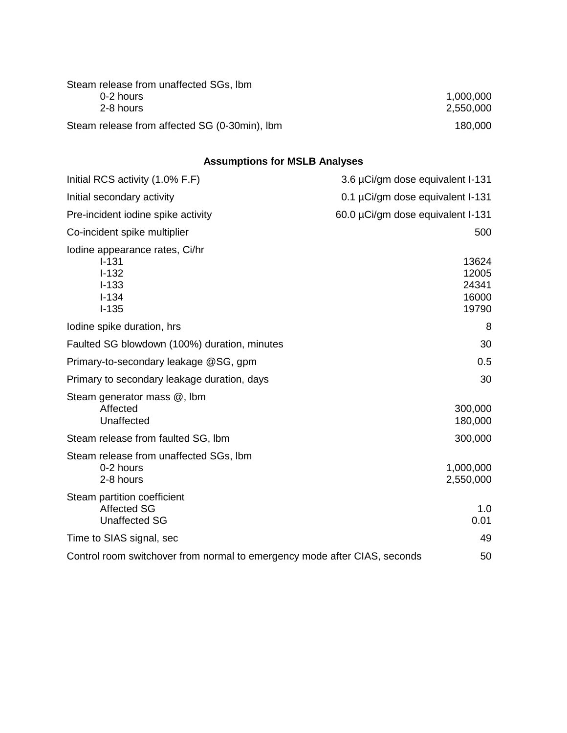| | |
|---|---|
| Steam release from unaffected SGs, lbm | |
| 0-2 hours | 1,000,000 |
| 2-8 hours | 2,550,000 |
| Steam release from affected SG (0-30min), lbm | 180,000 |

**Assumptions for MSLB Analyses**

| | |
|---|---|
| Initial RCS activity (1.0% F.F) | 3.6 µCi/gm dose equivalent I-131 |
| Initial secondary activity | 0.1 µCi/gm dose equivalent I-131 |
| Pre-incident iodine spike activity | 60.0 µCi/gm dose equivalent I-131 |
| Co-incident spike multiplier | 500 |
| Iodine appearance rates, Ci/hr | |
| I-131 | 13624 |
| I-132 | 12005 |
| I-133 | 24341 |
| I-134 | 16000 |
| I-135 | 19790 |
| Iodine spike duration, hrs | 8 |
| Faulted SG blowdown (100%) duration, minutes | 30 |
| Primary-to-secondary leakage @SG, gpm | 0.5 |
| Primary to secondary leakage duration, days | 30 |
| Steam generator mass @, lbm | |
| Affected | 300,000 |
| Unaffected | 180,000 |
| Steam release from faulted SG, lbm | 300,000 |
| Steam release from unaffected SGs, lbm | |
| 0-2 hours | 1,000,000 |
| 2-8 hours | 2,550,000 |
| Steam partition coefficient | |
| Affected SG | 1.0 |
| Unaffected SG | 0.01 |
| Time to SIAS signal, sec | 49 |
| Control room switchover from normal to emergency mode after CIAS, seconds | 50 |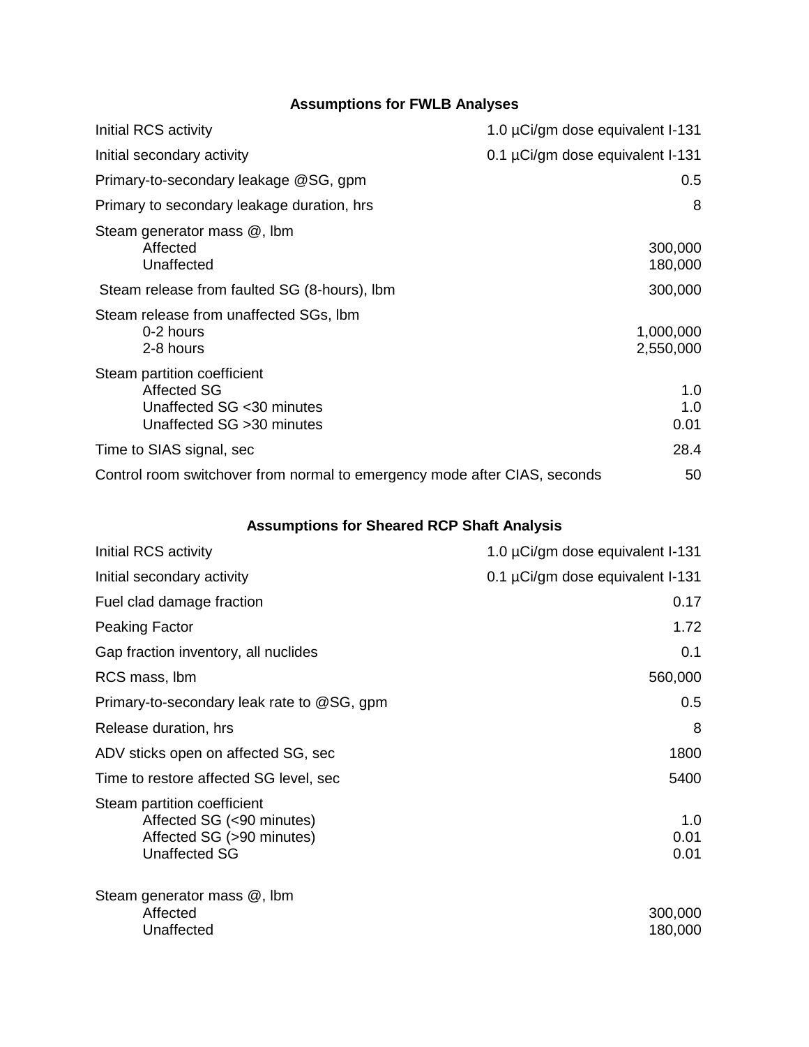**Assumptions for FWLB Analyses**

| Parameter | Value |
|---|---|
| Initial RCS activity | 1.0 µCi/gm dose equivalent I-131 |
| Initial secondary activity | 0.1 µCi/gm dose equivalent I-131 |
| Primary-to-secondary leakage @SG, gpm | 0.5 |
| Primary to secondary leakage duration, hrs | 8 |
| Steam generator mass @, lbm | |
| Affected | 300,000 |
| Unaffected | 180,000 |
| Steam release from faulted SG (8-hours), lbm | 300,000 |
| Steam release from unaffected SGs, lbm | |
| 0-2 hours | 1,000,000 |
| 2-8 hours | 2,550,000 |
| Steam partition coefficient | |
| Affected SG | 1.0 |
| Unaffected SG <30 minutes | 1.0 |
| Unaffected SG >30 minutes | 0.01 |
| Time to SIAS signal, sec | 28.4 |
| Control room switchover from normal to emergency mode after CIAS, seconds | 50 |

**Assumptions for Sheared RCP Shaft Analysis**

| Parameter | Value |
|---|---|
| Initial RCS activity | 1.0 µCi/gm dose equivalent I-131 |
| Initial secondary activity | 0.1 µCi/gm dose equivalent I-131 |
| Fuel clad damage fraction | 0.17 |
| Peaking Factor | 1.72 |
| Gap fraction inventory, all nuclides | 0.1 |
| RCS mass, lbm | 560,000 |
| Primary-to-secondary leak rate to @SG, gpm | 0.5 |
| Release duration, hrs | 8 |
| ADV sticks open on affected SG, sec | 1800 |
| Time to restore affected SG level, sec | 5400 |
| Steam partition coefficient | |
| Affected SG (<90 minutes) | 1.0 |
| Affected SG (>90 minutes) | 0.01 |
| Unaffected SG | 0.01 |
| Steam generator mass @, lbm | |
| Affected | 300,000 |
| Unaffected | 180,000 |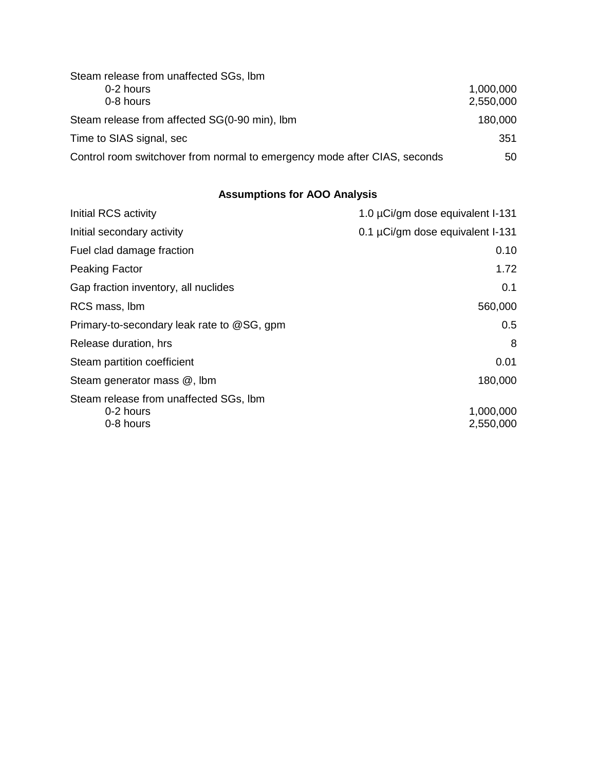| | |
|---|---|
| Steam release from unaffected SGs, lbm | |
| 0-2 hours | 1,000,000 |
| 0-8 hours | 2,550,000 |
| Steam release from affected SG(0-90 min), lbm | 180,000 |
| Time to SIAS signal, sec | 351 |
| Control room switchover from normal to emergency mode after CIAS, seconds | 50 |

**Assumptions for AOO Analysis**

| | |
|---|---|
| Initial RCS activity | 1.0 µCi/gm dose equivalent I-131 |
| Initial secondary activity | 0.1 µCi/gm dose equivalent I-131 |
| Fuel clad damage fraction | 0.10 |
| Peaking Factor | 1.72 |
| Gap fraction inventory, all nuclides | 0.1 |
| RCS mass, lbm | 560,000 |
| Primary-to-secondary leak rate to @SG, gpm | 0.5 |
| Release duration, hrs | 8 |
| Steam partition coefficient | 0.01 |
| Steam generator mass @, lbm | 180,000 |
| Steam release from unaffected SGs, lbm | |
| 0-2 hours | 1,000,000 |
| 0-8 hours | 2,550,000 |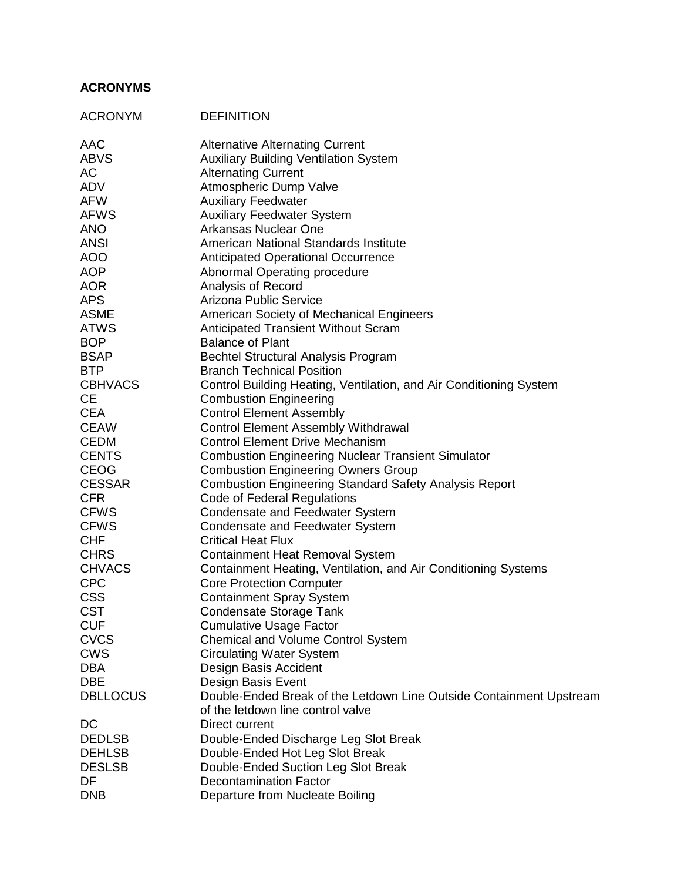**ACRONYMS**

| ACRONYM | DEFINITION |
|---|---|
| AAC | Alternative Alternating Current |
| ABVS | Auxiliary Building Ventilation System |
| AC | Alternating Current |
| ADV | Atmospheric Dump Valve |
| AFW | Auxiliary Feedwater |
| AFWS | Auxiliary Feedwater System |
| ANO | Arkansas Nuclear One |
| ANSI | American National Standards Institute |
| AOO | Anticipated Operational Occurrence |
| AOP | Abnormal Operating procedure |
| AOR | Analysis of Record |
| APS | Arizona Public Service |
| ASME | American Society of Mechanical Engineers |
| ATWS | Anticipated Transient Without Scram |
| BOP | Balance of Plant |
| BSAP | Bechtel Structural Analysis Program |
| BTP | Branch Technical Position |
| CBHVACS | Control Building Heating, Ventilation, and Air Conditioning System |
| CE | Combustion Engineering |
| CEA | Control Element Assembly |
| CEAW | Control Element Assembly Withdrawal |
| CEDM | Control Element Drive Mechanism |
| CENTS | Combustion Engineering Nuclear Transient Simulator |
| CEOG | Combustion Engineering Owners Group |
| CESSAR | Combustion Engineering Standard Safety Analysis Report |
| CFR | Code of Federal Regulations |
| CFWS | Condensate and Feedwater System |
| CFWS | Condensate and Feedwater System |
| CHF | Critical Heat Flux |
| CHRS | Containment Heat Removal System |
| CHVACS | Containment Heating, Ventilation, and Air Conditioning Systems |
| CPC | Core Protection Computer |
| CSS | Containment Spray System |
| CST | Condensate Storage Tank |
| CUF | Cumulative Usage Factor |
| CVCS | Chemical and Volume Control System |
| CWS | Circulating Water System |
| DBA | Design Basis Accident |
| DBE | Design Basis Event |
| DBLLOCUS | Double-Ended Break of the Letdown Line Outside Containment Upstream of the letdown line control valve |
| DC | Direct current |
| DEDLSB | Double-Ended Discharge Leg Slot Break |
| DEHLSB | Double-Ended Hot Leg Slot Break |
| DESLSB | Double-Ended Suction Leg Slot Break |
| DF | Decontamination Factor |
| DNB | Departure from Nucleate Boiling |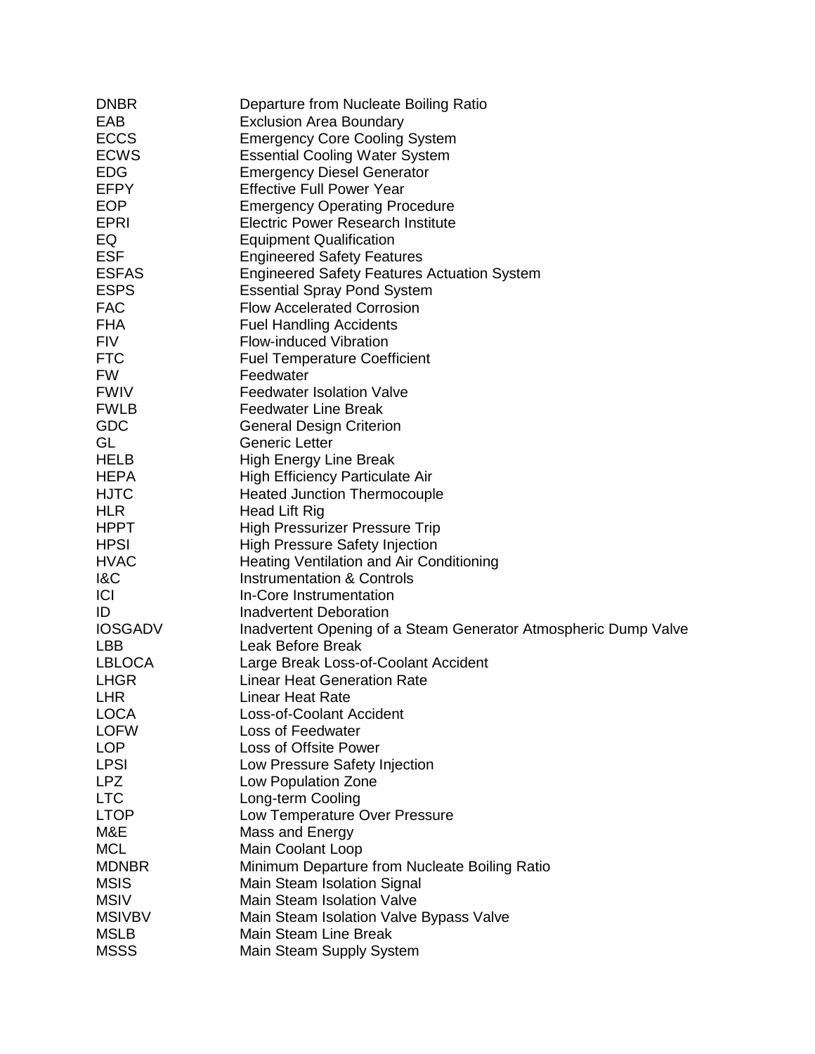| | |
|---|---|
| DNBR | Departure from Nucleate Boiling Ratio |
| EAB | Exclusion Area Boundary |
| ECCS | Emergency Core Cooling System |
| ECWS | Essential Cooling Water System |
| EDG | Emergency Diesel Generator |
| EFPY | Effective Full Power Year |
| EOP | Emergency Operating Procedure |
| EPRI | Electric Power Research Institute |
| EQ | Equipment Qualification |
| ESF | Engineered Safety Features |
| ESFAS | Engineered Safety Features Actuation System |
| ESPS | Essential Spray Pond System |
| FAC | Flow Accelerated Corrosion |
| FHA | Fuel Handling Accidents |
| FIV | Flow-induced Vibration |
| FTC | Fuel Temperature Coefficient |
| FW | Feedwater |
| FWIV | Feedwater Isolation Valve |
| FWLB | Feedwater Line Break |
| GDC | General Design Criterion |
| GL | Generic Letter |
| HELB | High Energy Line Break |
| HEPA | High Efficiency Particulate Air |
| HJTC | Heated Junction Thermocouple |
| HLR | Head Lift Rig |
| HPPT | High Pressurizer Pressure Trip |
| HPSI | High Pressure Safety Injection |
| HVAC | Heating Ventilation and Air Conditioning |
| I&C | Instrumentation & Controls |
| ICI | In-Core Instrumentation |
| ID | Inadvertent Deboration |
| IOSGADV | Inadvertent Opening of a Steam Generator Atmospheric Dump Valve |
| LBB | Leak Before Break |
| LBLOCA | Large Break Loss-of-Coolant Accident |
| LHGR | Linear Heat Generation Rate |
| LHR | Linear Heat Rate |
| LOCA | Loss-of-Coolant Accident |
| LOFW | Loss of Feedwater |
| LOP | Loss of Offsite Power |
| LPSI | Low Pressure Safety Injection |
| LPZ | Low Population Zone |
| LTC | Long-term Cooling |
| LTOP | Low Temperature Over Pressure |
| M&E | Mass and Energy |
| MCL | Main Coolant Loop |
| MDNBR | Minimum Departure from Nucleate Boiling Ratio |
| MSIS | Main Steam Isolation Signal |
| MSIV | Main Steam Isolation Valve |
| MSIVBV | Main Steam Isolation Valve Bypass Valve |
| MSLB | Main Steam Line Break |
| MSSS | Main Steam Supply System |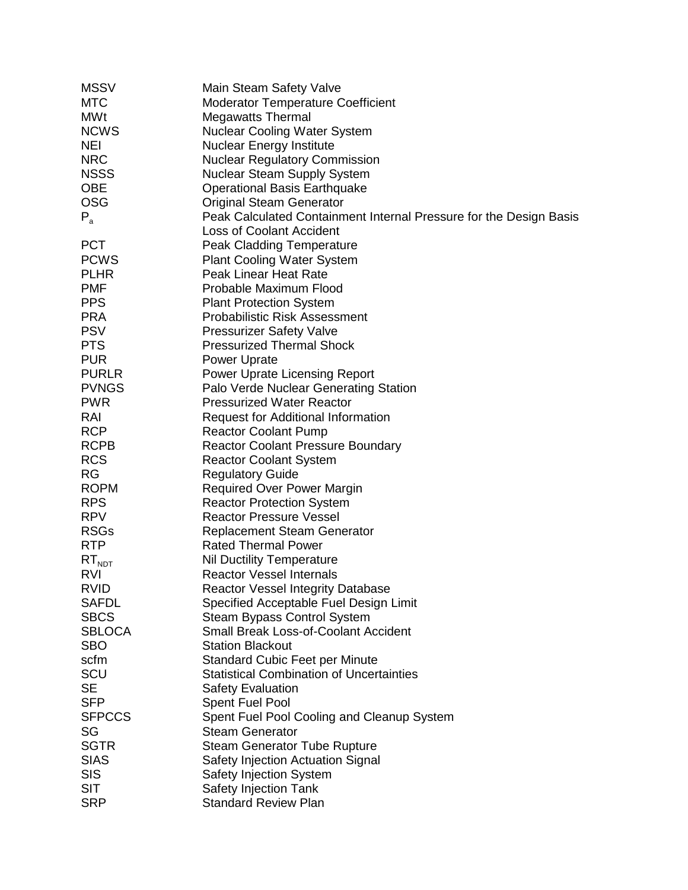| | |
|---|---|
| MSSV | Main Steam Safety Valve |
| MTC | Moderator Temperature Coefficient |
| MWt | Megawatts Thermal |
| NCWS | Nuclear Cooling Water System |
| NEI | Nuclear Energy Institute |
| NRC | Nuclear Regulatory Commission |
| NSSS | Nuclear Steam Supply System |
| OBE | Operational Basis Earthquake |
| OSG | Original Steam Generator |
| $P_a$ | Peak Calculated Containment Internal Pressure for the Design Basis Loss of Coolant Accident |
| PCT | Peak Cladding Temperature |
| PCWS | Plant Cooling Water System |
| PLHR | Peak Linear Heat Rate |
| PMF | Probable Maximum Flood |
| PPS | Plant Protection System |
| PRA | Probabilistic Risk Assessment |
| PSV | Pressurizer Safety Valve |
| PTS | Pressurized Thermal Shock |
| PUR | Power Uprate |
| PURLR | Power Uprate Licensing Report |
| PVNGS | Palo Verde Nuclear Generating Station |
| PWR | Pressurized Water Reactor |
| RAI | Request for Additional Information |
| RCP | Reactor Coolant Pump |
| RCPB | Reactor Coolant Pressure Boundary |
| RCS | Reactor Coolant System |
| RG | Regulatory Guide |
| ROPM | Required Over Power Margin |
| RPS | Reactor Protection System |
| RPV | Reactor Pressure Vessel |
| RSGs | Replacement Steam Generator |
| RTP | Rated Thermal Power |
| $RT_{NDT}$ | Nil Ductility Temperature |
| RVI | Reactor Vessel Internals |
| RVID | Reactor Vessel Integrity Database |
| SAFDL | Specified Acceptable Fuel Design Limit |
| SBCS | Steam Bypass Control System |
| SBLOCA | Small Break Loss-of-Coolant Accident |
| SBO | Station Blackout |
| scfm | Standard Cubic Feet per Minute |
| SCU | Statistical Combination of Uncertainties |
| SE | Safety Evaluation |
| SFP | Spent Fuel Pool |
| SFPCCS | Spent Fuel Pool Cooling and Cleanup System |
| SG | Steam Generator |
| SGTR | Steam Generator Tube Rupture |
| SIAS | Safety Injection Actuation Signal |
| SIS | Safety Injection System |
| SIT | Safety Injection Tank |
| SRP | Standard Review Plan |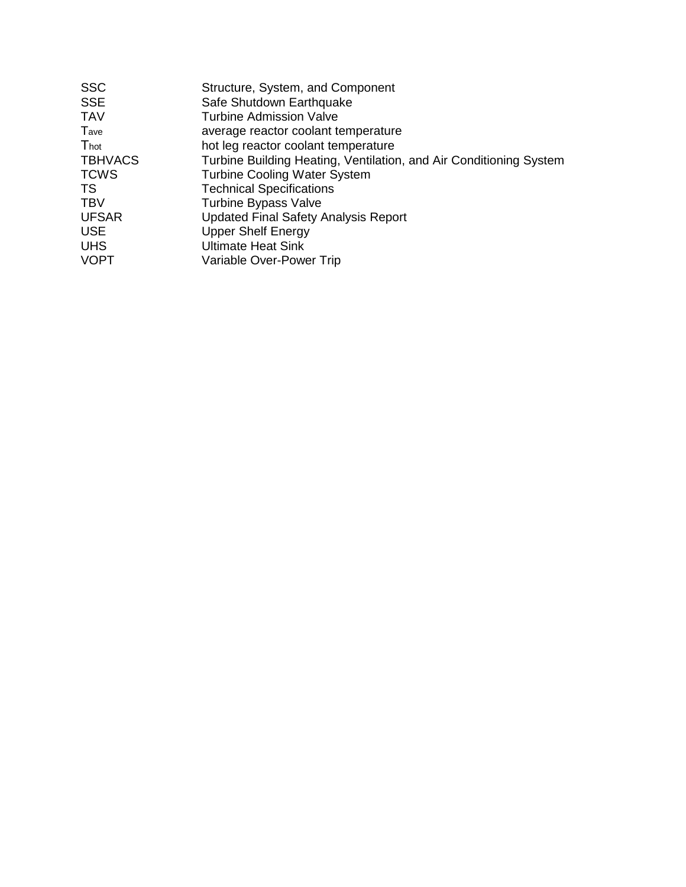| | |
|---|---|
| SSC | Structure, System, and Component |
| SSE | Safe Shutdown Earthquake |
| TAV | Turbine Admission Valve |
| $T_{ave}$ | average reactor coolant temperature |
| $T_{hot}$ | hot leg reactor coolant temperature |
| TBHVACS | Turbine Building Heating, Ventilation, and Air Conditioning System |
| TCWS | Turbine Cooling Water System |
| TS | Technical Specifications |
| TBV | Turbine Bypass Valve |
| UFSAR | Updated Final Safety Analysis Report |
| USE | Upper Shelf Energy |
| UHS | Ultimate Heat Sink |
| VOPT | Variable Over-Power Trip |